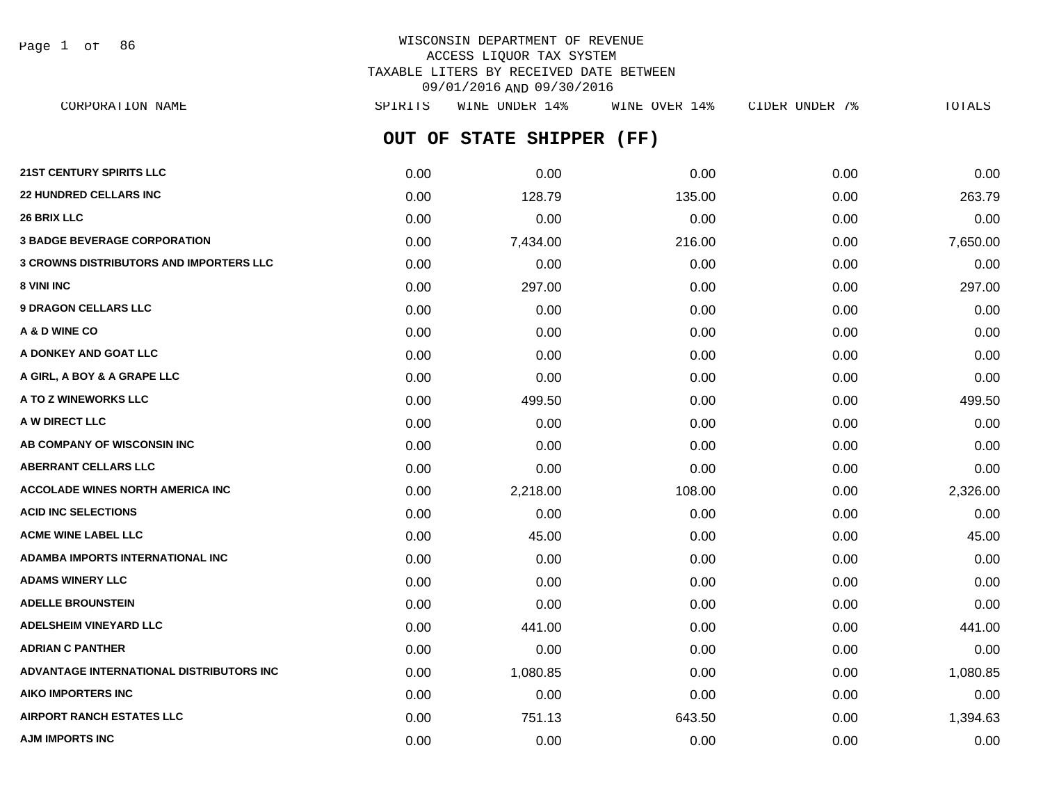WISCONSIN DEPARTMENT OF REVENUE
ACCESS LIQUOR TAX SYSTEM
TAXABLE LITERS BY RECEIVED DATE BETWEEN
09/01/2016 AND 09/30/2016

## OUT OF STATE SHIPPER (FF)

| CORPORATION NAME | SPIRITS | WINE UNDER 14% | WINE OVER 14% | CIDER UNDER 7% | TOTALS |
|---|---|---|---|---|---|
| 21ST CENTURY SPIRITS LLC | 0.00 | 0.00 | 0.00 | 0.00 | 0.00 |
| 22 HUNDRED CELLARS INC | 0.00 | 128.79 | 135.00 | 0.00 | 263.79 |
| 26 BRIX LLC | 0.00 | 0.00 | 0.00 | 0.00 | 0.00 |
| 3 BADGE BEVERAGE CORPORATION | 0.00 | 7,434.00 | 216.00 | 0.00 | 7,650.00 |
| 3 CROWNS DISTRIBUTORS AND IMPORTERS LLC | 0.00 | 0.00 | 0.00 | 0.00 | 0.00 |
| 8 VINI INC | 0.00 | 297.00 | 0.00 | 0.00 | 297.00 |
| 9 DRAGON CELLARS LLC | 0.00 | 0.00 | 0.00 | 0.00 | 0.00 |
| A & D WINE CO | 0.00 | 0.00 | 0.00 | 0.00 | 0.00 |
| A DONKEY AND GOAT LLC | 0.00 | 0.00 | 0.00 | 0.00 | 0.00 |
| A GIRL, A BOY & A GRAPE LLC | 0.00 | 0.00 | 0.00 | 0.00 | 0.00 |
| A TO Z WINEWORKS LLC | 0.00 | 499.50 | 0.00 | 0.00 | 499.50 |
| A W DIRECT LLC | 0.00 | 0.00 | 0.00 | 0.00 | 0.00 |
| AB COMPANY OF WISCONSIN INC | 0.00 | 0.00 | 0.00 | 0.00 | 0.00 |
| ABERRANT CELLARS LLC | 0.00 | 0.00 | 0.00 | 0.00 | 0.00 |
| ACCOLADE WINES NORTH AMERICA INC | 0.00 | 2,218.00 | 108.00 | 0.00 | 2,326.00 |
| ACID INC SELECTIONS | 0.00 | 0.00 | 0.00 | 0.00 | 0.00 |
| ACME WINE LABEL LLC | 0.00 | 45.00 | 0.00 | 0.00 | 45.00 |
| ADAMBA IMPORTS INTERNATIONAL INC | 0.00 | 0.00 | 0.00 | 0.00 | 0.00 |
| ADAMS WINERY LLC | 0.00 | 0.00 | 0.00 | 0.00 | 0.00 |
| ADELLE BROUNSTEIN | 0.00 | 0.00 | 0.00 | 0.00 | 0.00 |
| ADELSHEIM VINEYARD LLC | 0.00 | 441.00 | 0.00 | 0.00 | 441.00 |
| ADRIAN C PANTHER | 0.00 | 0.00 | 0.00 | 0.00 | 0.00 |
| ADVANTAGE INTERNATIONAL DISTRIBUTORS INC | 0.00 | 1,080.85 | 0.00 | 0.00 | 1,080.85 |
| AIKO IMPORTERS INC | 0.00 | 0.00 | 0.00 | 0.00 | 0.00 |
| AIRPORT RANCH ESTATES LLC | 0.00 | 751.13 | 643.50 | 0.00 | 1,394.63 |
| AJM IMPORTS INC | 0.00 | 0.00 | 0.00 | 0.00 | 0.00 |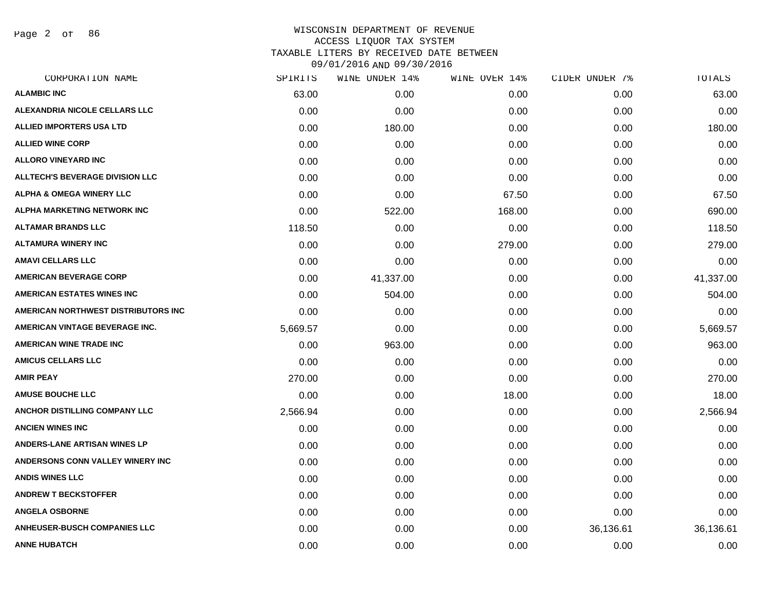WISCONSIN DEPARTMENT OF REVENUE
ACCESS LIQUOR TAX SYSTEM
TAXABLE LITERS BY RECEIVED DATE BETWEEN
09/01/2016 AND 09/30/2016

| CORPORATION NAME | SPIRITS | WINE UNDER 14% | WINE OVER 14% | CIDER UNDER 7% | TOTALS |
|---|---|---|---|---|---|
| ALAMBIC INC | 63.00 | 0.00 | 0.00 | 0.00 | 63.00 |
| ALEXANDRIA NICOLE CELLARS LLC | 0.00 | 0.00 | 0.00 | 0.00 | 0.00 |
| ALLIED IMPORTERS USA LTD | 0.00 | 180.00 | 0.00 | 0.00 | 180.00 |
| ALLIED WINE CORP | 0.00 | 0.00 | 0.00 | 0.00 | 0.00 |
| ALLORO VINEYARD INC | 0.00 | 0.00 | 0.00 | 0.00 | 0.00 |
| ALLTECH'S BEVERAGE DIVISION LLC | 0.00 | 0.00 | 0.00 | 0.00 | 0.00 |
| ALPHA & OMEGA WINERY LLC | 0.00 | 0.00 | 67.50 | 0.00 | 67.50 |
| ALPHA MARKETING NETWORK INC | 0.00 | 522.00 | 168.00 | 0.00 | 690.00 |
| ALTAMAR BRANDS LLC | 118.50 | 0.00 | 0.00 | 0.00 | 118.50 |
| ALTAMURA WINERY INC | 0.00 | 0.00 | 279.00 | 0.00 | 279.00 |
| AMAVI CELLARS LLC | 0.00 | 0.00 | 0.00 | 0.00 | 0.00 |
| AMERICAN BEVERAGE CORP | 0.00 | 41,337.00 | 0.00 | 0.00 | 41,337.00 |
| AMERICAN ESTATES WINES INC | 0.00 | 504.00 | 0.00 | 0.00 | 504.00 |
| AMERICAN NORTHWEST DISTRIBUTORS INC | 0.00 | 0.00 | 0.00 | 0.00 | 0.00 |
| AMERICAN VINTAGE BEVERAGE INC. | 5,669.57 | 0.00 | 0.00 | 0.00 | 5,669.57 |
| AMERICAN WINE TRADE INC | 0.00 | 963.00 | 0.00 | 0.00 | 963.00 |
| AMICUS CELLARS LLC | 0.00 | 0.00 | 0.00 | 0.00 | 0.00 |
| AMIR PEAY | 270.00 | 0.00 | 0.00 | 0.00 | 270.00 |
| AMUSE BOUCHE LLC | 0.00 | 0.00 | 18.00 | 0.00 | 18.00 |
| ANCHOR DISTILLING COMPANY LLC | 2,566.94 | 0.00 | 0.00 | 0.00 | 2,566.94 |
| ANCIEN WINES INC | 0.00 | 0.00 | 0.00 | 0.00 | 0.00 |
| ANDERS-LANE ARTISAN WINES LP | 0.00 | 0.00 | 0.00 | 0.00 | 0.00 |
| ANDERSONS CONN VALLEY WINERY INC | 0.00 | 0.00 | 0.00 | 0.00 | 0.00 |
| ANDIS WINES LLC | 0.00 | 0.00 | 0.00 | 0.00 | 0.00 |
| ANDREW T BECKSTOFFER | 0.00 | 0.00 | 0.00 | 0.00 | 0.00 |
| ANGELA OSBORNE | 0.00 | 0.00 | 0.00 | 0.00 | 0.00 |
| ANHEUSER-BUSCH COMPANIES LLC | 0.00 | 0.00 | 0.00 | 36,136.61 | 36,136.61 |
| ANNE HUBATCH | 0.00 | 0.00 | 0.00 | 0.00 | 0.00 |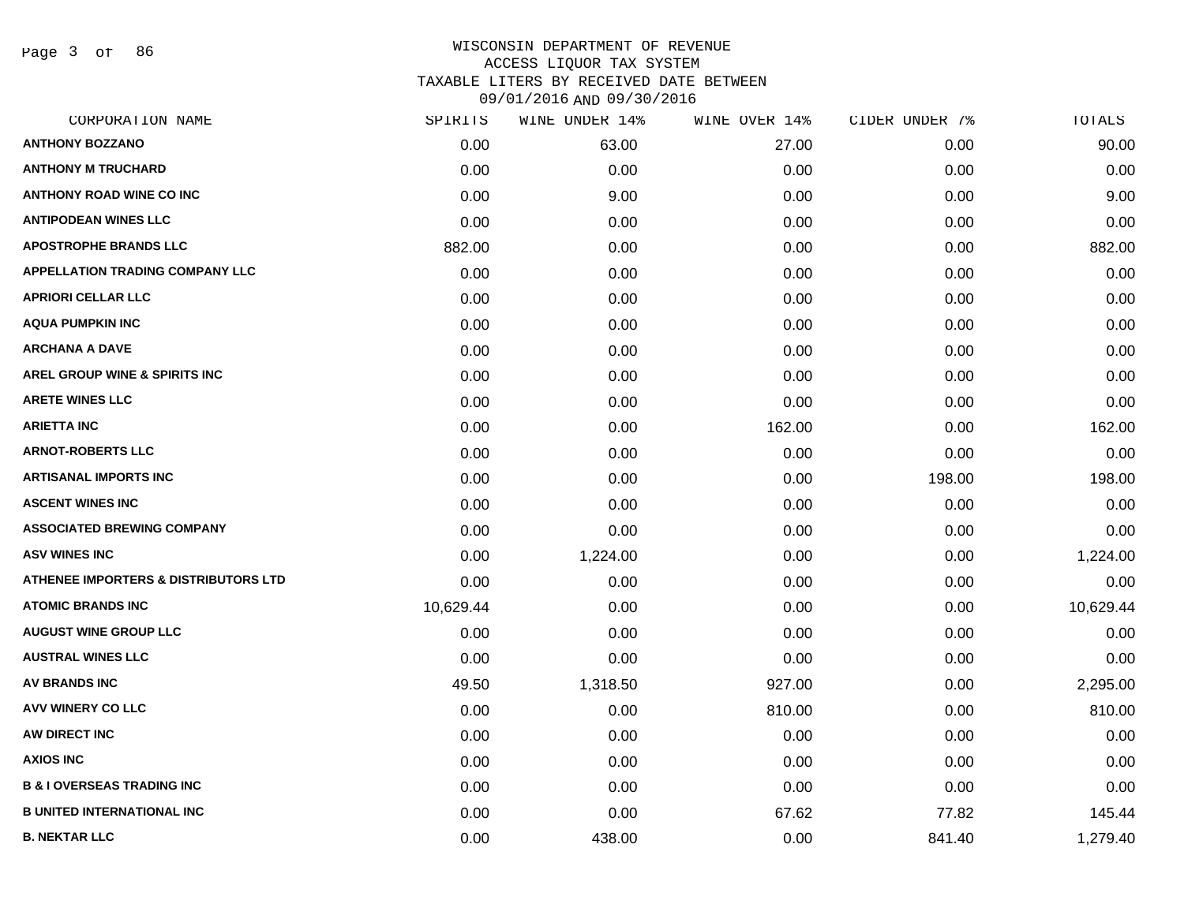WISCONSIN DEPARTMENT OF REVENUE
ACCESS LIQUOR TAX SYSTEM
TAXABLE LITERS BY RECEIVED DATE BETWEEN
09/01/2016 AND 09/30/2016

| CORPORATION NAME | SPIRITS | WINE UNDER 14% | WINE OVER 14% | CIDER UNDER 7% | TOTALS |
|---|---|---|---|---|---|
| ANTHONY BOZZANO | 0.00 | 63.00 | 27.00 | 0.00 | 90.00 |
| ANTHONY M TRUCHARD | 0.00 | 0.00 | 0.00 | 0.00 | 0.00 |
| ANTHONY ROAD WINE CO INC | 0.00 | 9.00 | 0.00 | 0.00 | 9.00 |
| ANTIPODEAN WINES LLC | 0.00 | 0.00 | 0.00 | 0.00 | 0.00 |
| APOSTROPHE BRANDS LLC | 882.00 | 0.00 | 0.00 | 0.00 | 882.00 |
| APPELLATION TRADING COMPANY LLC | 0.00 | 0.00 | 0.00 | 0.00 | 0.00 |
| APRIORI CELLAR LLC | 0.00 | 0.00 | 0.00 | 0.00 | 0.00 |
| AQUA PUMPKIN INC | 0.00 | 0.00 | 0.00 | 0.00 | 0.00 |
| ARCHANA A DAVE | 0.00 | 0.00 | 0.00 | 0.00 | 0.00 |
| AREL GROUP WINE & SPIRITS INC | 0.00 | 0.00 | 0.00 | 0.00 | 0.00 |
| ARETE WINES LLC | 0.00 | 0.00 | 0.00 | 0.00 | 0.00 |
| ARIETTA INC | 0.00 | 0.00 | 162.00 | 0.00 | 162.00 |
| ARNOT-ROBERTS LLC | 0.00 | 0.00 | 0.00 | 0.00 | 0.00 |
| ARTISANAL IMPORTS INC | 0.00 | 0.00 | 0.00 | 198.00 | 198.00 |
| ASCENT WINES INC | 0.00 | 0.00 | 0.00 | 0.00 | 0.00 |
| ASSOCIATED BREWING COMPANY | 0.00 | 0.00 | 0.00 | 0.00 | 0.00 |
| ASV WINES INC | 0.00 | 1,224.00 | 0.00 | 0.00 | 1,224.00 |
| ATHENEE IMPORTERS & DISTRIBUTORS LTD | 0.00 | 0.00 | 0.00 | 0.00 | 0.00 |
| ATOMIC BRANDS INC | 10,629.44 | 0.00 | 0.00 | 0.00 | 10,629.44 |
| AUGUST WINE GROUP LLC | 0.00 | 0.00 | 0.00 | 0.00 | 0.00 |
| AUSTRAL WINES LLC | 0.00 | 0.00 | 0.00 | 0.00 | 0.00 |
| AV BRANDS INC | 49.50 | 1,318.50 | 927.00 | 0.00 | 2,295.00 |
| AVV WINERY CO LLC | 0.00 | 0.00 | 810.00 | 0.00 | 810.00 |
| AW DIRECT INC | 0.00 | 0.00 | 0.00 | 0.00 | 0.00 |
| AXIOS INC | 0.00 | 0.00 | 0.00 | 0.00 | 0.00 |
| B & I OVERSEAS TRADING INC | 0.00 | 0.00 | 0.00 | 0.00 | 0.00 |
| B UNITED INTERNATIONAL INC | 0.00 | 0.00 | 67.62 | 77.82 | 145.44 |
| B. NEKTAR LLC | 0.00 | 438.00 | 0.00 | 841.40 | 1,279.40 |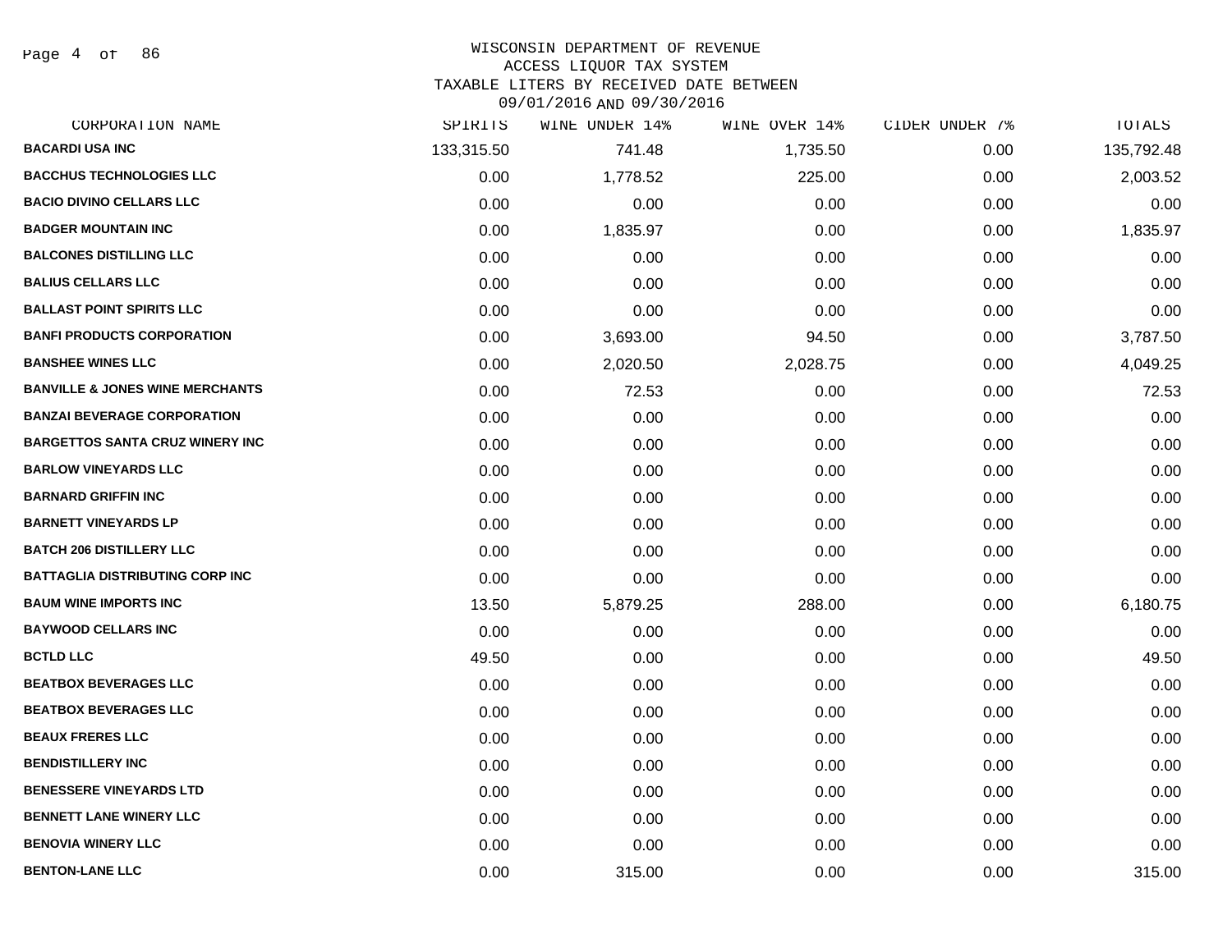# WISCONSIN DEPARTMENT OF REVENUE
## ACCESS LIQUOR TAX SYSTEM
## TAXABLE LITERS BY RECEIVED DATE BETWEEN 09/01/2016 AND 09/30/2016

| CORPORATION NAME | SPIRITS | WINE UNDER 14% | WINE OVER 14% | CIDER UNDER 7% | TOTALS |
|---|---|---|---|---|---|
| BACARDI USA INC | 133,315.50 | 741.48 | 1,735.50 | 0.00 | 135,792.48 |
| BACCHUS TECHNOLOGIES LLC | 0.00 | 1,778.52 | 225.00 | 0.00 | 2,003.52 |
| BACIO DIVINO CELLARS LLC | 0.00 | 0.00 | 0.00 | 0.00 | 0.00 |
| BADGER MOUNTAIN INC | 0.00 | 1,835.97 | 0.00 | 0.00 | 1,835.97 |
| BALCONES DISTILLING LLC | 0.00 | 0.00 | 0.00 | 0.00 | 0.00 |
| BALIUS CELLARS LLC | 0.00 | 0.00 | 0.00 | 0.00 | 0.00 |
| BALLAST POINT SPIRITS LLC | 0.00 | 0.00 | 0.00 | 0.00 | 0.00 |
| BANFI PRODUCTS CORPORATION | 0.00 | 3,693.00 | 94.50 | 0.00 | 3,787.50 |
| BANSHEE WINES LLC | 0.00 | 2,020.50 | 2,028.75 | 0.00 | 4,049.25 |
| BANVILLE & JONES WINE MERCHANTS | 0.00 | 72.53 | 0.00 | 0.00 | 72.53 |
| BANZAI BEVERAGE CORPORATION | 0.00 | 0.00 | 0.00 | 0.00 | 0.00 |
| BARGETTOS SANTA CRUZ WINERY INC | 0.00 | 0.00 | 0.00 | 0.00 | 0.00 |
| BARLOW VINEYARDS LLC | 0.00 | 0.00 | 0.00 | 0.00 | 0.00 |
| BARNARD GRIFFIN INC | 0.00 | 0.00 | 0.00 | 0.00 | 0.00 |
| BARNETT VINEYARDS LP | 0.00 | 0.00 | 0.00 | 0.00 | 0.00 |
| BATCH 206 DISTILLERY LLC | 0.00 | 0.00 | 0.00 | 0.00 | 0.00 |
| BATTAGLIA DISTRIBUTING CORP INC | 0.00 | 0.00 | 0.00 | 0.00 | 0.00 |
| BAUM WINE IMPORTS INC | 13.50 | 5,879.25 | 288.00 | 0.00 | 6,180.75 |
| BAYWOOD CELLARS INC | 0.00 | 0.00 | 0.00 | 0.00 | 0.00 |
| BCTLD LLC | 49.50 | 0.00 | 0.00 | 0.00 | 49.50 |
| BEATBOX BEVERAGES LLC | 0.00 | 0.00 | 0.00 | 0.00 | 0.00 |
| BEATBOX BEVERAGES LLC | 0.00 | 0.00 | 0.00 | 0.00 | 0.00 |
| BEAUX FRERES LLC | 0.00 | 0.00 | 0.00 | 0.00 | 0.00 |
| BENDISTILLERY INC | 0.00 | 0.00 | 0.00 | 0.00 | 0.00 |
| BENESSERE VINEYARDS LTD | 0.00 | 0.00 | 0.00 | 0.00 | 0.00 |
| BENNETT LANE WINERY LLC | 0.00 | 0.00 | 0.00 | 0.00 | 0.00 |
| BENOVIA WINERY LLC | 0.00 | 0.00 | 0.00 | 0.00 | 0.00 |
| BENTON-LANE LLC | 0.00 | 315.00 | 0.00 | 0.00 | 315.00 |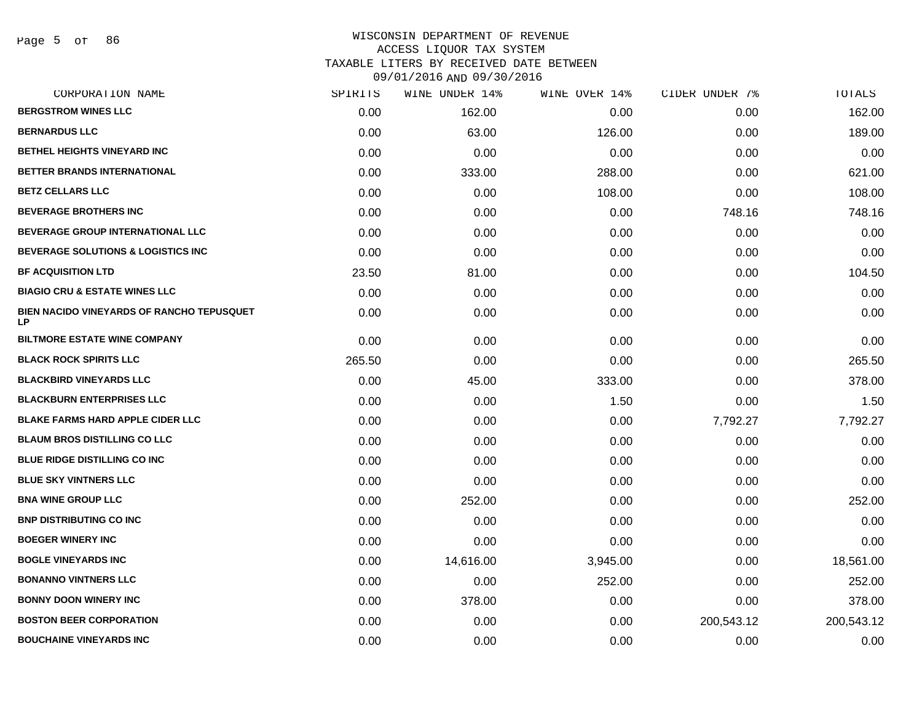WISCONSIN DEPARTMENT OF REVENUE
ACCESS LIQUOR TAX SYSTEM
TAXABLE LITERS BY RECEIVED DATE BETWEEN
09/01/2016 AND 09/30/2016

| CORPORATION NAME | SPIRITS | WINE UNDER 14% | WINE OVER 14% | CIDER UNDER 7% | TOTALS |
|---|---|---|---|---|---|
| BERGSTROM WINES LLC | 0.00 | 162.00 | 0.00 | 0.00 | 162.00 |
| BERNARDUS LLC | 0.00 | 63.00 | 126.00 | 0.00 | 189.00 |
| BETHEL HEIGHTS VINEYARD INC | 0.00 | 0.00 | 0.00 | 0.00 | 0.00 |
| BETTER BRANDS INTERNATIONAL | 0.00 | 333.00 | 288.00 | 0.00 | 621.00 |
| BETZ CELLARS LLC | 0.00 | 0.00 | 108.00 | 0.00 | 108.00 |
| BEVERAGE BROTHERS INC | 0.00 | 0.00 | 0.00 | 748.16 | 748.16 |
| BEVERAGE GROUP INTERNATIONAL LLC | 0.00 | 0.00 | 0.00 | 0.00 | 0.00 |
| BEVERAGE SOLUTIONS & LOGISTICS INC | 0.00 | 0.00 | 0.00 | 0.00 | 0.00 |
| BF ACQUISITION LTD | 23.50 | 81.00 | 0.00 | 0.00 | 104.50 |
| BIAGIO CRU & ESTATE WINES LLC | 0.00 | 0.00 | 0.00 | 0.00 | 0.00 |
| BIEN NACIDO VINEYARDS OF RANCHO TEPUSQUET LP | 0.00 | 0.00 | 0.00 | 0.00 | 0.00 |
| BILTMORE ESTATE WINE COMPANY | 0.00 | 0.00 | 0.00 | 0.00 | 0.00 |
| BLACK ROCK SPIRITS LLC | 265.50 | 0.00 | 0.00 | 0.00 | 265.50 |
| BLACKBIRD VINEYARDS LLC | 0.00 | 45.00 | 333.00 | 0.00 | 378.00 |
| BLACKBURN ENTERPRISES LLC | 0.00 | 0.00 | 1.50 | 0.00 | 1.50 |
| BLAKE FARMS HARD APPLE CIDER LLC | 0.00 | 0.00 | 0.00 | 7,792.27 | 7,792.27 |
| BLAUM BROS DISTILLING CO LLC | 0.00 | 0.00 | 0.00 | 0.00 | 0.00 |
| BLUE RIDGE DISTILLING CO INC | 0.00 | 0.00 | 0.00 | 0.00 | 0.00 |
| BLUE SKY VINTNERS LLC | 0.00 | 0.00 | 0.00 | 0.00 | 0.00 |
| BNA WINE GROUP LLC | 0.00 | 252.00 | 0.00 | 0.00 | 252.00 |
| BNP DISTRIBUTING CO INC | 0.00 | 0.00 | 0.00 | 0.00 | 0.00 |
| BOEGER WINERY INC | 0.00 | 0.00 | 0.00 | 0.00 | 0.00 |
| BOGLE VINEYARDS INC | 0.00 | 14,616.00 | 3,945.00 | 0.00 | 18,561.00 |
| BONANNO VINTNERS LLC | 0.00 | 0.00 | 252.00 | 0.00 | 252.00 |
| BONNY DOON WINERY INC | 0.00 | 378.00 | 0.00 | 0.00 | 378.00 |
| BOSTON BEER CORPORATION | 0.00 | 0.00 | 0.00 | 200,543.12 | 200,543.12 |
| BOUCHAINE VINEYARDS INC | 0.00 | 0.00 | 0.00 | 0.00 | 0.00 |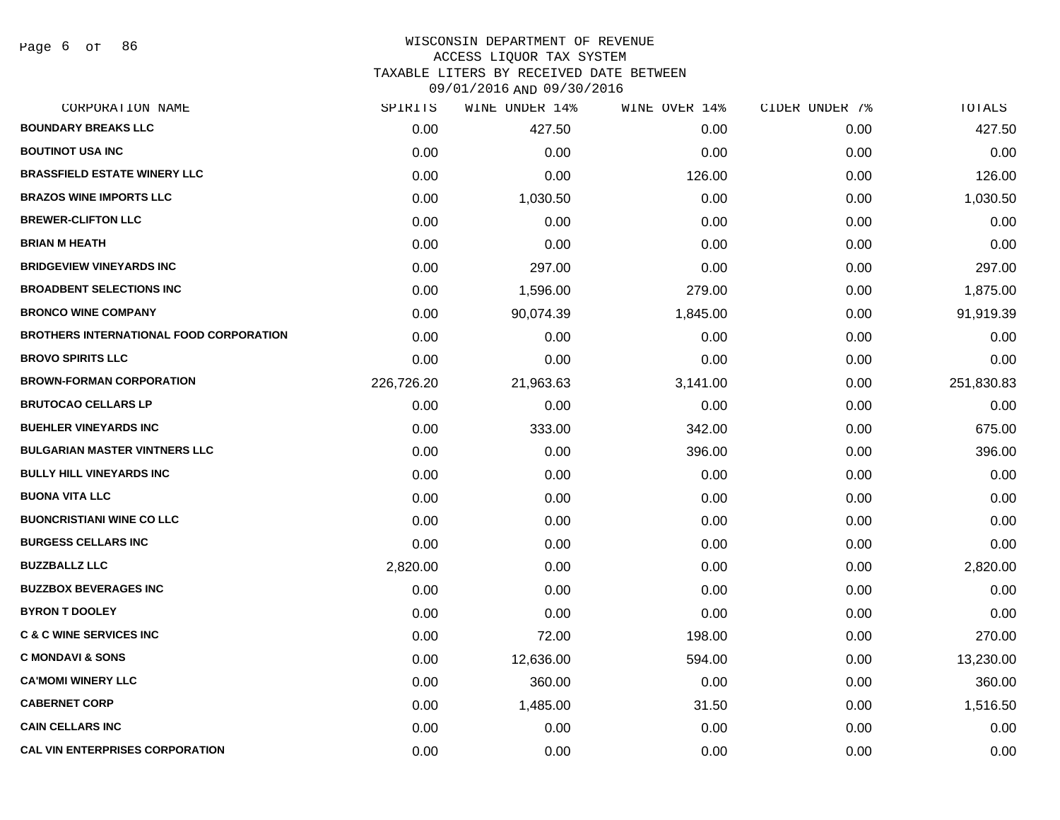# WISCONSIN DEPARTMENT OF REVENUE
## ACCESS LIQUOR TAX SYSTEM
### TAXABLE LITERS BY RECEIVED DATE BETWEEN 09/01/2016 AND 09/30/2016

| CORPORATION NAME | SPIRITS | WINE UNDER 14% | WINE OVER 14% | CIDER UNDER 7% | TOTALS |
|---|---|---|---|---|---|
| BOUNDARY BREAKS LLC | 0.00 | 427.50 | 0.00 | 0.00 | 427.50 |
| BOUTINOT USA INC | 0.00 | 0.00 | 0.00 | 0.00 | 0.00 |
| BRASSFIELD ESTATE WINERY LLC | 0.00 | 0.00 | 126.00 | 0.00 | 126.00 |
| BRAZOS WINE IMPORTS LLC | 0.00 | 1,030.50 | 0.00 | 0.00 | 1,030.50 |
| BREWER-CLIFTON LLC | 0.00 | 0.00 | 0.00 | 0.00 | 0.00 |
| BRIAN M HEATH | 0.00 | 0.00 | 0.00 | 0.00 | 0.00 |
| BRIDGEVIEW VINEYARDS INC | 0.00 | 297.00 | 0.00 | 0.00 | 297.00 |
| BROADBENT SELECTIONS INC | 0.00 | 1,596.00 | 279.00 | 0.00 | 1,875.00 |
| BRONCO WINE COMPANY | 0.00 | 90,074.39 | 1,845.00 | 0.00 | 91,919.39 |
| BROTHERS INTERNATIONAL FOOD CORPORATION | 0.00 | 0.00 | 0.00 | 0.00 | 0.00 |
| BROVO SPIRITS LLC | 0.00 | 0.00 | 0.00 | 0.00 | 0.00 |
| BROWN-FORMAN CORPORATION | 226,726.20 | 21,963.63 | 3,141.00 | 0.00 | 251,830.83 |
| BRUTOCAO CELLARS LP | 0.00 | 0.00 | 0.00 | 0.00 | 0.00 |
| BUEHLER VINEYARDS INC | 0.00 | 333.00 | 342.00 | 0.00 | 675.00 |
| BULGARIAN MASTER VINTNERS LLC | 0.00 | 0.00 | 396.00 | 0.00 | 396.00 |
| BULLY HILL VINEYARDS INC | 0.00 | 0.00 | 0.00 | 0.00 | 0.00 |
| BUONA VITA LLC | 0.00 | 0.00 | 0.00 | 0.00 | 0.00 |
| BUONCRISTIANI WINE CO LLC | 0.00 | 0.00 | 0.00 | 0.00 | 0.00 |
| BURGESS CELLARS INC | 0.00 | 0.00 | 0.00 | 0.00 | 0.00 |
| BUZZBALLZ LLC | 2,820.00 | 0.00 | 0.00 | 0.00 | 2,820.00 |
| BUZZBOX BEVERAGES INC | 0.00 | 0.00 | 0.00 | 0.00 | 0.00 |
| BYRON T DOOLEY | 0.00 | 0.00 | 0.00 | 0.00 | 0.00 |
| C & C WINE SERVICES INC | 0.00 | 72.00 | 198.00 | 0.00 | 270.00 |
| C MONDAVI & SONS | 0.00 | 12,636.00 | 594.00 | 0.00 | 13,230.00 |
| CA'MOMI WINERY LLC | 0.00 | 360.00 | 0.00 | 0.00 | 360.00 |
| CABERNET CORP | 0.00 | 1,485.00 | 31.50 | 0.00 | 1,516.50 |
| CAIN CELLARS INC | 0.00 | 0.00 | 0.00 | 0.00 | 0.00 |
| CAL VIN ENTERPRISES CORPORATION | 0.00 | 0.00 | 0.00 | 0.00 | 0.00 |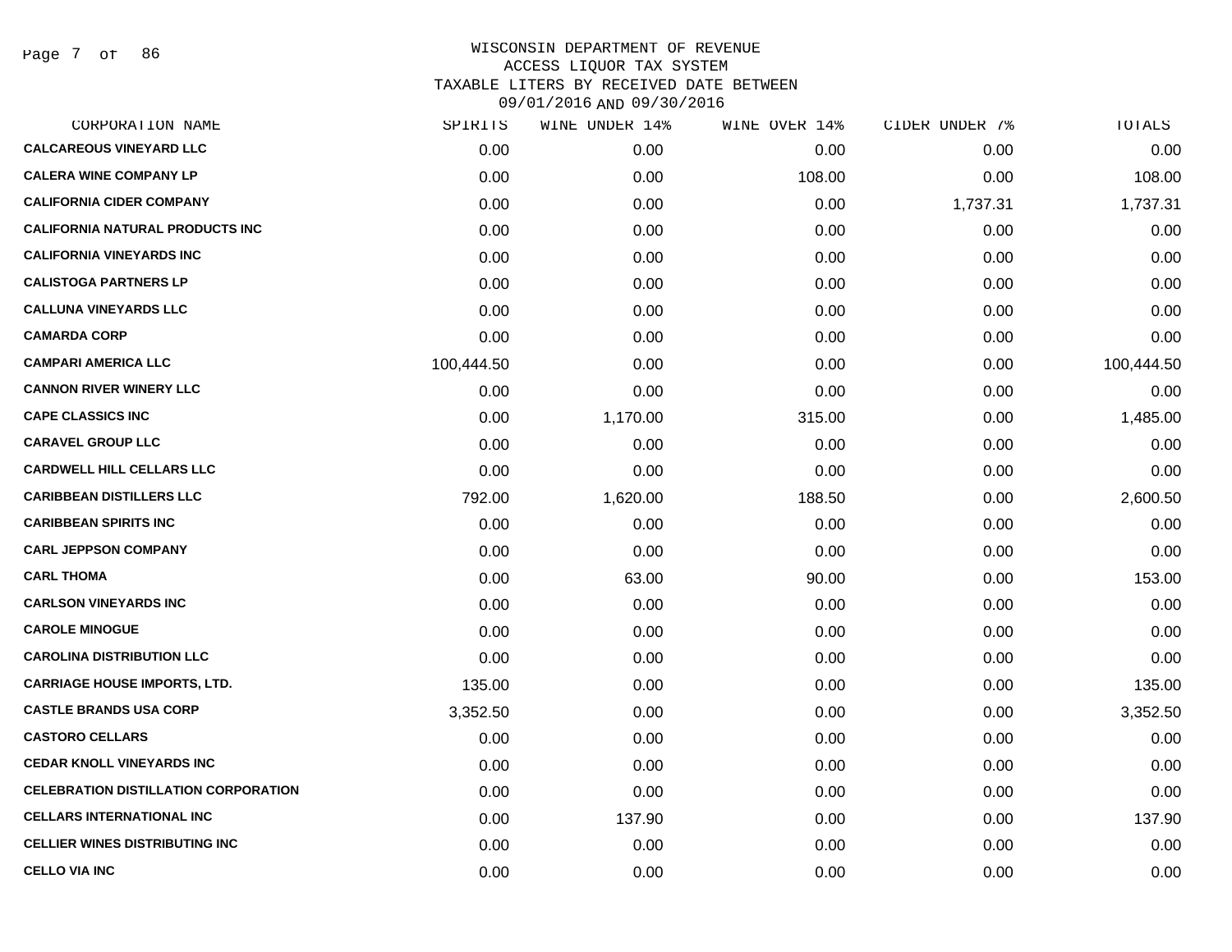WISCONSIN DEPARTMENT OF REVENUE
ACCESS LIQUOR TAX SYSTEM
TAXABLE LITERS BY RECEIVED DATE BETWEEN
09/01/2016 AND 09/30/2016

| CORPORATION NAME | SPIRITS | WINE UNDER 14% | WINE OVER 14% | CIDER UNDER 7% | TOTALS |
|---|---|---|---|---|---|
| CALCAREOUS VINEYARD LLC | 0.00 | 0.00 | 0.00 | 0.00 | 0.00 |
| CALERA WINE COMPANY LP | 0.00 | 0.00 | 108.00 | 0.00 | 108.00 |
| CALIFORNIA CIDER COMPANY | 0.00 | 0.00 | 0.00 | 1,737.31 | 1,737.31 |
| CALIFORNIA NATURAL PRODUCTS INC | 0.00 | 0.00 | 0.00 | 0.00 | 0.00 |
| CALIFORNIA VINEYARDS INC | 0.00 | 0.00 | 0.00 | 0.00 | 0.00 |
| CALISTOGA PARTNERS LP | 0.00 | 0.00 | 0.00 | 0.00 | 0.00 |
| CALLUNA VINEYARDS LLC | 0.00 | 0.00 | 0.00 | 0.00 | 0.00 |
| CAMARDA CORP | 0.00 | 0.00 | 0.00 | 0.00 | 0.00 |
| CAMPARI AMERICA LLC | 100,444.50 | 0.00 | 0.00 | 0.00 | 100,444.50 |
| CANNON RIVER WINERY LLC | 0.00 | 0.00 | 0.00 | 0.00 | 0.00 |
| CAPE CLASSICS INC | 0.00 | 1,170.00 | 315.00 | 0.00 | 1,485.00 |
| CARAVEL GROUP LLC | 0.00 | 0.00 | 0.00 | 0.00 | 0.00 |
| CARDWELL HILL CELLARS LLC | 0.00 | 0.00 | 0.00 | 0.00 | 0.00 |
| CARIBBEAN DISTILLERS LLC | 792.00 | 1,620.00 | 188.50 | 0.00 | 2,600.50 |
| CARIBBEAN SPIRITS INC | 0.00 | 0.00 | 0.00 | 0.00 | 0.00 |
| CARL JEPPSON COMPANY | 0.00 | 0.00 | 0.00 | 0.00 | 0.00 |
| CARL THOMA | 0.00 | 63.00 | 90.00 | 0.00 | 153.00 |
| CARLSON VINEYARDS INC | 0.00 | 0.00 | 0.00 | 0.00 | 0.00 |
| CAROLE MINOGUE | 0.00 | 0.00 | 0.00 | 0.00 | 0.00 |
| CAROLINA DISTRIBUTION LLC | 0.00 | 0.00 | 0.00 | 0.00 | 0.00 |
| CARRIAGE HOUSE IMPORTS, LTD. | 135.00 | 0.00 | 0.00 | 0.00 | 135.00 |
| CASTLE BRANDS USA CORP | 3,352.50 | 0.00 | 0.00 | 0.00 | 3,352.50 |
| CASTORO CELLARS | 0.00 | 0.00 | 0.00 | 0.00 | 0.00 |
| CEDAR KNOLL VINEYARDS INC | 0.00 | 0.00 | 0.00 | 0.00 | 0.00 |
| CELEBRATION DISTILLATION CORPORATION | 0.00 | 0.00 | 0.00 | 0.00 | 0.00 |
| CELLARS INTERNATIONAL INC | 0.00 | 137.90 | 0.00 | 0.00 | 137.90 |
| CELLIER WINES DISTRIBUTING INC | 0.00 | 0.00 | 0.00 | 0.00 | 0.00 |
| CELLO VIA INC | 0.00 | 0.00 | 0.00 | 0.00 | 0.00 |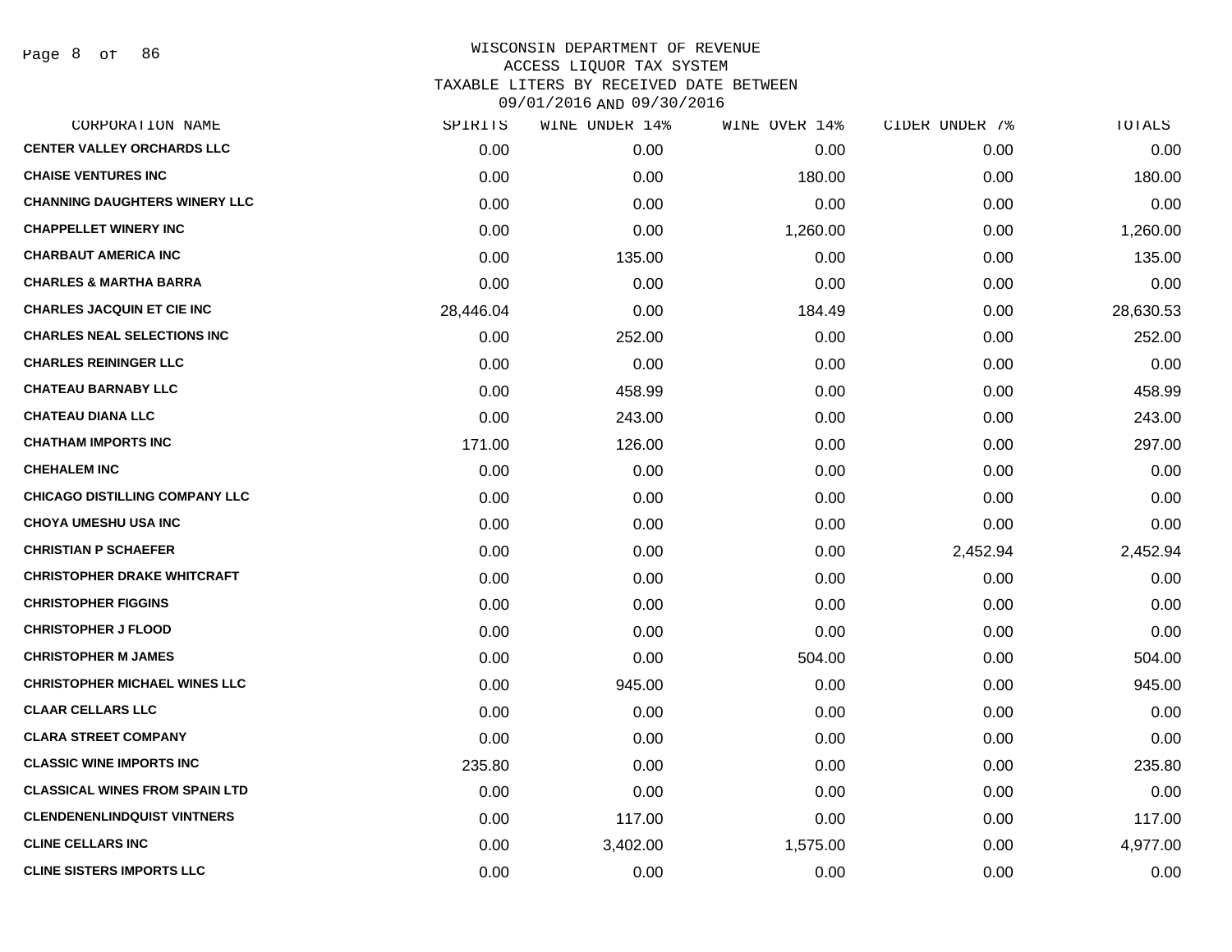# WISCONSIN DEPARTMENT OF REVENUE
## ACCESS LIQUOR TAX SYSTEM
## TAXABLE LITERS BY RECEIVED DATE BETWEEN 09/01/2016 AND 09/30/2016

| CORPORATION NAME | SPIRITS | WINE UNDER 14% | WINE OVER 14% | CIDER UNDER 7% | TOTALS |
|---|---|---|---|---|---|
| CENTER VALLEY ORCHARDS LLC | 0.00 | 0.00 | 0.00 | 0.00 | 0.00 |
| CHAISE VENTURES INC | 0.00 | 0.00 | 180.00 | 0.00 | 180.00 |
| CHANNING DAUGHTERS WINERY LLC | 0.00 | 0.00 | 0.00 | 0.00 | 0.00 |
| CHAPPELLET WINERY INC | 0.00 | 0.00 | 1,260.00 | 0.00 | 1,260.00 |
| CHARBAUT AMERICA INC | 0.00 | 135.00 | 0.00 | 0.00 | 135.00 |
| CHARLES & MARTHA BARRA | 0.00 | 0.00 | 0.00 | 0.00 | 0.00 |
| CHARLES JACQUIN ET CIE INC | 28,446.04 | 0.00 | 184.49 | 0.00 | 28,630.53 |
| CHARLES NEAL SELECTIONS INC | 0.00 | 252.00 | 0.00 | 0.00 | 252.00 |
| CHARLES REININGER LLC | 0.00 | 0.00 | 0.00 | 0.00 | 0.00 |
| CHATEAU BARNABY LLC | 0.00 | 458.99 | 0.00 | 0.00 | 458.99 |
| CHATEAU DIANA LLC | 0.00 | 243.00 | 0.00 | 0.00 | 243.00 |
| CHATHAM IMPORTS INC | 171.00 | 126.00 | 0.00 | 0.00 | 297.00 |
| CHEHALEM INC | 0.00 | 0.00 | 0.00 | 0.00 | 0.00 |
| CHICAGO DISTILLING COMPANY LLC | 0.00 | 0.00 | 0.00 | 0.00 | 0.00 |
| CHOYA UMESHU USA INC | 0.00 | 0.00 | 0.00 | 0.00 | 0.00 |
| CHRISTIAN P SCHAEFER | 0.00 | 0.00 | 0.00 | 2,452.94 | 2,452.94 |
| CHRISTOPHER DRAKE WHITCRAFT | 0.00 | 0.00 | 0.00 | 0.00 | 0.00 |
| CHRISTOPHER FIGGINS | 0.00 | 0.00 | 0.00 | 0.00 | 0.00 |
| CHRISTOPHER J FLOOD | 0.00 | 0.00 | 0.00 | 0.00 | 0.00 |
| CHRISTOPHER M JAMES | 0.00 | 0.00 | 504.00 | 0.00 | 504.00 |
| CHRISTOPHER MICHAEL WINES LLC | 0.00 | 945.00 | 0.00 | 0.00 | 945.00 |
| CLAAR CELLARS LLC | 0.00 | 0.00 | 0.00 | 0.00 | 0.00 |
| CLARA STREET COMPANY | 0.00 | 0.00 | 0.00 | 0.00 | 0.00 |
| CLASSIC WINE IMPORTS INC | 235.80 | 0.00 | 0.00 | 0.00 | 235.80 |
| CLASSICAL WINES FROM SPAIN LTD | 0.00 | 0.00 | 0.00 | 0.00 | 0.00 |
| CLENDENENLINDQUIST VINTNERS | 0.00 | 117.00 | 0.00 | 0.00 | 117.00 |
| CLINE CELLARS INC | 0.00 | 3,402.00 | 1,575.00 | 0.00 | 4,977.00 |
| CLINE SISTERS IMPORTS LLC | 0.00 | 0.00 | 0.00 | 0.00 | 0.00 |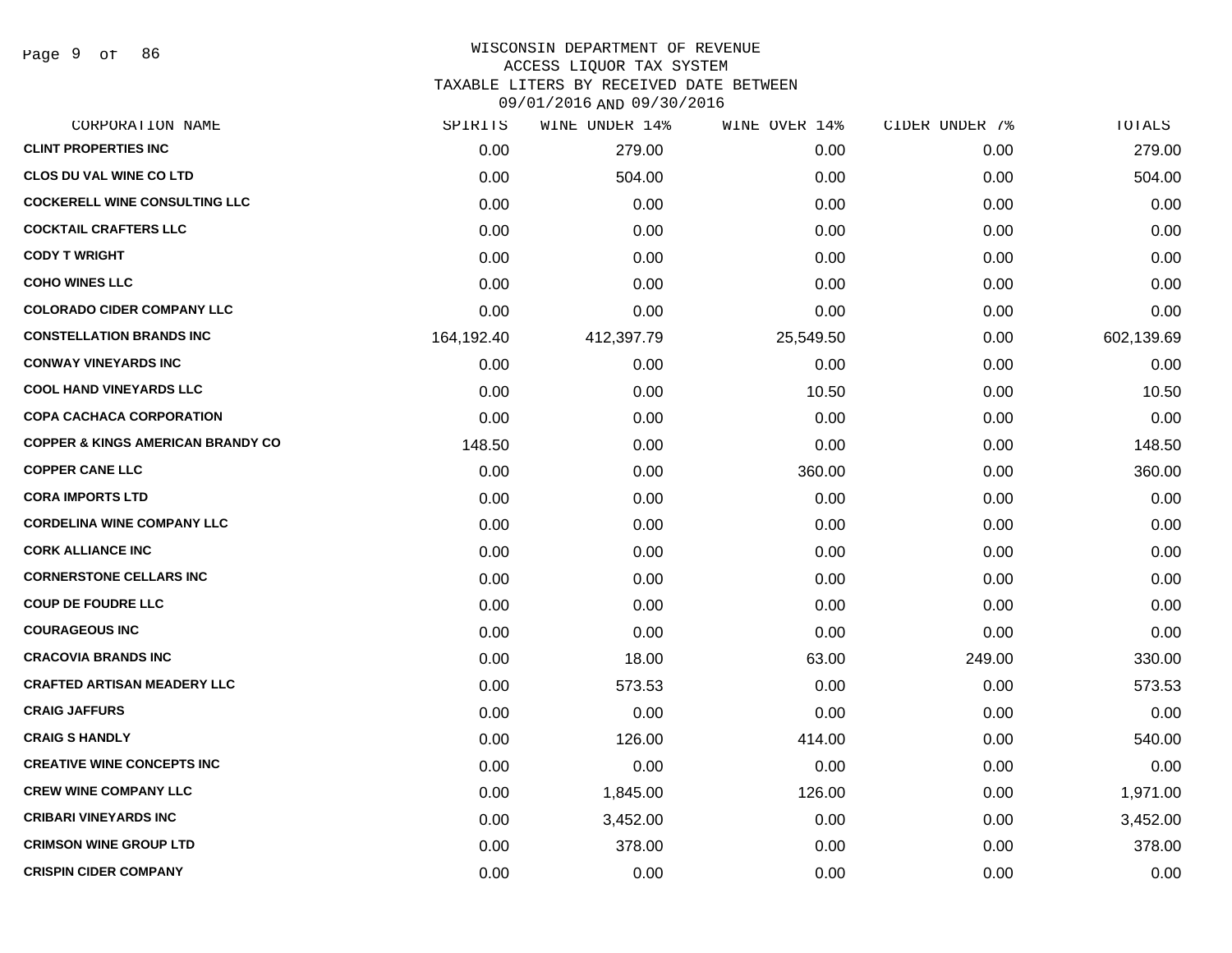# WISCONSIN DEPARTMENT OF REVENUE
## ACCESS LIQUOR TAX SYSTEM
### TAXABLE LITERS BY RECEIVED DATE BETWEEN 09/01/2016 AND 09/30/2016

| CORPORATION NAME | SPIRITS | WINE UNDER 14% | WINE OVER 14% | CIDER UNDER 7% | TOTALS |
|---|---|---|---|---|---|
| CLINT PROPERTIES INC | 0.00 | 279.00 | 0.00 | 0.00 | 279.00 |
| CLOS DU VAL WINE CO LTD | 0.00 | 504.00 | 0.00 | 0.00 | 504.00 |
| COCKERELL WINE CONSULTING LLC | 0.00 | 0.00 | 0.00 | 0.00 | 0.00 |
| COCKTAIL CRAFTERS LLC | 0.00 | 0.00 | 0.00 | 0.00 | 0.00 |
| CODY T WRIGHT | 0.00 | 0.00 | 0.00 | 0.00 | 0.00 |
| COHO WINES LLC | 0.00 | 0.00 | 0.00 | 0.00 | 0.00 |
| COLORADO CIDER COMPANY LLC | 0.00 | 0.00 | 0.00 | 0.00 | 0.00 |
| CONSTELLATION BRANDS INC | 164,192.40 | 412,397.79 | 25,549.50 | 0.00 | 602,139.69 |
| CONWAY VINEYARDS INC | 0.00 | 0.00 | 0.00 | 0.00 | 0.00 |
| COOL HAND VINEYARDS LLC | 0.00 | 0.00 | 10.50 | 0.00 | 10.50 |
| COPA CACHACA CORPORATION | 0.00 | 0.00 | 0.00 | 0.00 | 0.00 |
| COPPER & KINGS AMERICAN BRANDY CO | 148.50 | 0.00 | 0.00 | 0.00 | 148.50 |
| COPPER CANE LLC | 0.00 | 0.00 | 360.00 | 0.00 | 360.00 |
| CORA IMPORTS LTD | 0.00 | 0.00 | 0.00 | 0.00 | 0.00 |
| CORDELINA WINE COMPANY LLC | 0.00 | 0.00 | 0.00 | 0.00 | 0.00 |
| CORK ALLIANCE INC | 0.00 | 0.00 | 0.00 | 0.00 | 0.00 |
| CORNERSTONE CELLARS INC | 0.00 | 0.00 | 0.00 | 0.00 | 0.00 |
| COUP DE FOUDRE LLC | 0.00 | 0.00 | 0.00 | 0.00 | 0.00 |
| COURAGEOUS INC | 0.00 | 0.00 | 0.00 | 0.00 | 0.00 |
| CRACOVIA BRANDS INC | 0.00 | 18.00 | 63.00 | 249.00 | 330.00 |
| CRAFTED ARTISAN MEADERY LLC | 0.00 | 573.53 | 0.00 | 0.00 | 573.53 |
| CRAIG JAFFURS | 0.00 | 0.00 | 0.00 | 0.00 | 0.00 |
| CRAIG S HANDLY | 0.00 | 126.00 | 414.00 | 0.00 | 540.00 |
| CREATIVE WINE CONCEPTS INC | 0.00 | 0.00 | 0.00 | 0.00 | 0.00 |
| CREW WINE COMPANY LLC | 0.00 | 1,845.00 | 126.00 | 0.00 | 1,971.00 |
| CRIBARI VINEYARDS INC | 0.00 | 3,452.00 | 0.00 | 0.00 | 3,452.00 |
| CRIMSON WINE GROUP LTD | 0.00 | 378.00 | 0.00 | 0.00 | 378.00 |
| CRISPIN CIDER COMPANY | 0.00 | 0.00 | 0.00 | 0.00 | 0.00 |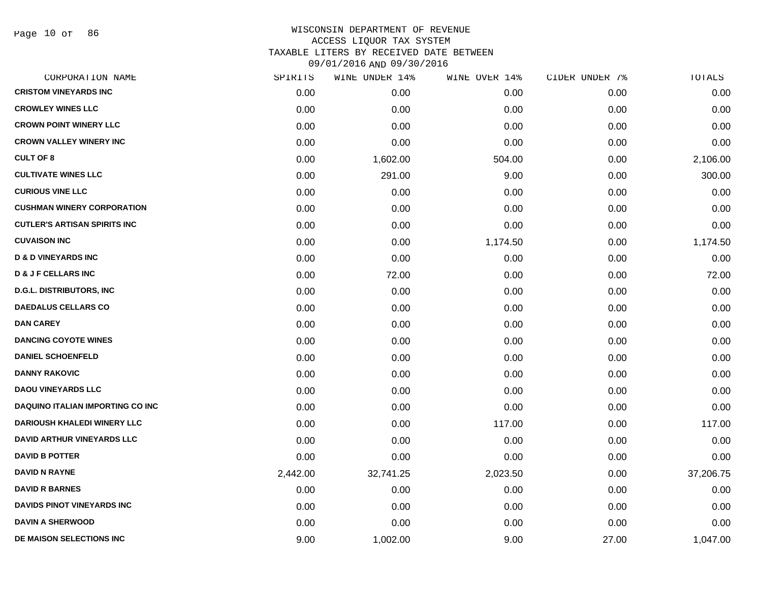# WISCONSIN DEPARTMENT OF REVENUE
## ACCESS LIQUOR TAX SYSTEM
## TAXABLE LITERS BY RECEIVED DATE BETWEEN 09/01/2016 AND 09/30/2016

| CORPORATION NAME | SPIRITS | WINE UNDER 14% | WINE OVER 14% | CIDER UNDER 7% | TOTALS |
|---|---|---|---|---|---|
| CRISTOM VINEYARDS INC | 0.00 | 0.00 | 0.00 | 0.00 | 0.00 |
| CROWLEY WINES LLC | 0.00 | 0.00 | 0.00 | 0.00 | 0.00 |
| CROWN POINT WINERY LLC | 0.00 | 0.00 | 0.00 | 0.00 | 0.00 |
| CROWN VALLEY WINERY INC | 0.00 | 0.00 | 0.00 | 0.00 | 0.00 |
| CULT OF 8 | 0.00 | 1,602.00 | 504.00 | 0.00 | 2,106.00 |
| CULTIVATE WINES LLC | 0.00 | 291.00 | 9.00 | 0.00 | 300.00 |
| CURIOUS VINE LLC | 0.00 | 0.00 | 0.00 | 0.00 | 0.00 |
| CUSHMAN WINERY CORPORATION | 0.00 | 0.00 | 0.00 | 0.00 | 0.00 |
| CUTLER'S ARTISAN SPIRITS INC | 0.00 | 0.00 | 0.00 | 0.00 | 0.00 |
| CUVAISON INC | 0.00 | 0.00 | 1,174.50 | 0.00 | 1,174.50 |
| D & D VINEYARDS INC | 0.00 | 0.00 | 0.00 | 0.00 | 0.00 |
| D & J F CELLARS INC | 0.00 | 72.00 | 0.00 | 0.00 | 72.00 |
| D.G.L. DISTRIBUTORS, INC | 0.00 | 0.00 | 0.00 | 0.00 | 0.00 |
| DAEDALUS CELLARS CO | 0.00 | 0.00 | 0.00 | 0.00 | 0.00 |
| DAN CAREY | 0.00 | 0.00 | 0.00 | 0.00 | 0.00 |
| DANCING COYOTE WINES | 0.00 | 0.00 | 0.00 | 0.00 | 0.00 |
| DANIEL SCHOENFELD | 0.00 | 0.00 | 0.00 | 0.00 | 0.00 |
| DANNY RAKOVIC | 0.00 | 0.00 | 0.00 | 0.00 | 0.00 |
| DAOU VINEYARDS LLC | 0.00 | 0.00 | 0.00 | 0.00 | 0.00 |
| DAQUINO ITALIAN IMPORTING CO INC | 0.00 | 0.00 | 0.00 | 0.00 | 0.00 |
| DARIOUSH KHALEDI WINERY LLC | 0.00 | 0.00 | 117.00 | 0.00 | 117.00 |
| DAVID ARTHUR VINEYARDS LLC | 0.00 | 0.00 | 0.00 | 0.00 | 0.00 |
| DAVID B POTTER | 0.00 | 0.00 | 0.00 | 0.00 | 0.00 |
| DAVID N RAYNE | 2,442.00 | 32,741.25 | 2,023.50 | 0.00 | 37,206.75 |
| DAVID R BARNES | 0.00 | 0.00 | 0.00 | 0.00 | 0.00 |
| DAVIDS PINOT VINEYARDS INC | 0.00 | 0.00 | 0.00 | 0.00 | 0.00 |
| DAVIN A SHERWOOD | 0.00 | 0.00 | 0.00 | 0.00 | 0.00 |
| DE MAISON SELECTIONS INC | 9.00 | 1,002.00 | 9.00 | 27.00 | 1,047.00 |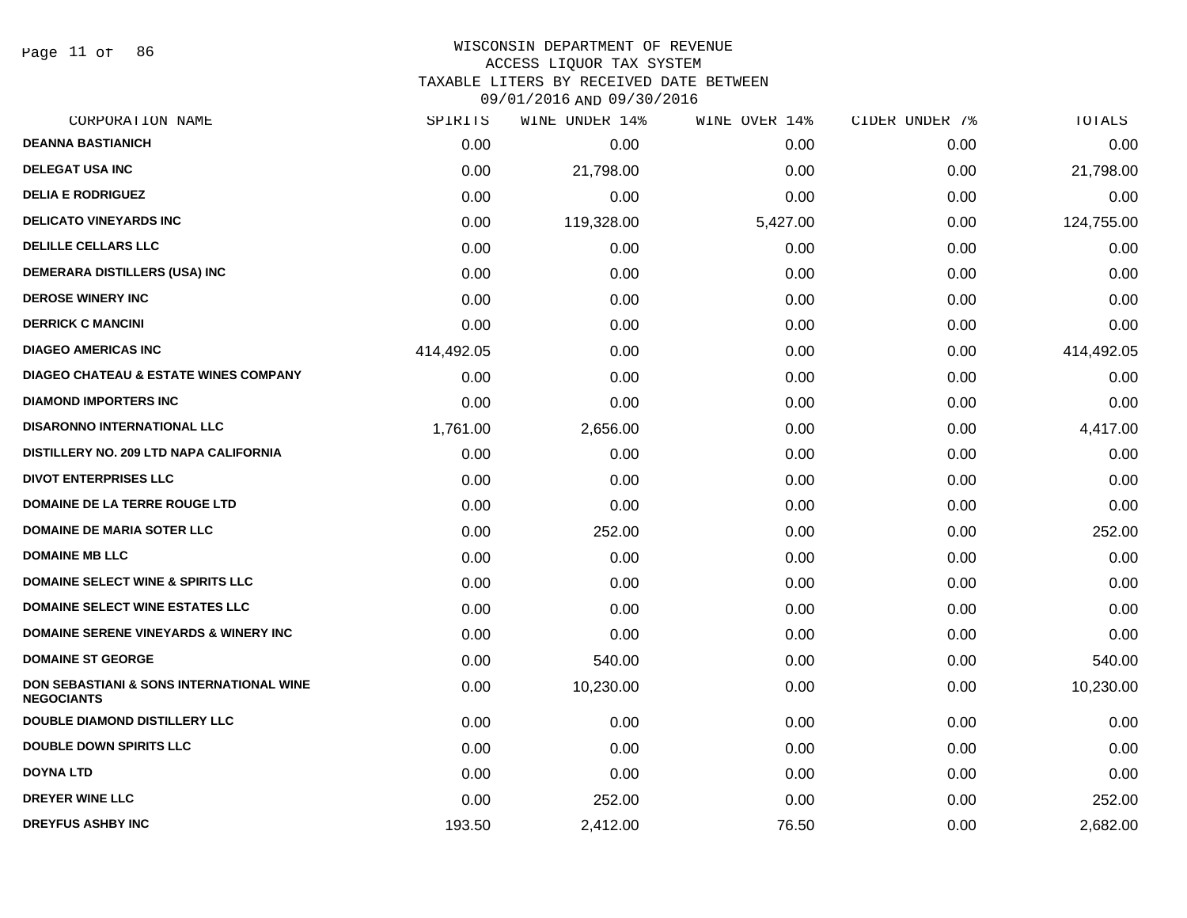WISCONSIN DEPARTMENT OF REVENUE
ACCESS LIQUOR TAX SYSTEM
TAXABLE LITERS BY RECEIVED DATE BETWEEN
09/01/2016 AND 09/30/2016

| CORPORATION NAME | SPIRITS | WINE UNDER 14% | WINE OVER 14% | CIDER UNDER 7% | TOTALS |
|---|---|---|---|---|---|
| DEANNA BASTIANICH | 0.00 | 0.00 | 0.00 | 0.00 | 0.00 |
| DELEGAT USA INC | 0.00 | 21,798.00 | 0.00 | 0.00 | 21,798.00 |
| DELIA E RODRIGUEZ | 0.00 | 0.00 | 0.00 | 0.00 | 0.00 |
| DELICATO VINEYARDS INC | 0.00 | 119,328.00 | 5,427.00 | 0.00 | 124,755.00 |
| DELILLE CELLARS LLC | 0.00 | 0.00 | 0.00 | 0.00 | 0.00 |
| DEMERARA DISTILLERS (USA) INC | 0.00 | 0.00 | 0.00 | 0.00 | 0.00 |
| DEROSE WINERY INC | 0.00 | 0.00 | 0.00 | 0.00 | 0.00 |
| DERRICK C MANCINI | 0.00 | 0.00 | 0.00 | 0.00 | 0.00 |
| DIAGEO AMERICAS INC | 414,492.05 | 0.00 | 0.00 | 0.00 | 414,492.05 |
| DIAGEO CHATEAU & ESTATE WINES COMPANY | 0.00 | 0.00 | 0.00 | 0.00 | 0.00 |
| DIAMOND IMPORTERS INC | 0.00 | 0.00 | 0.00 | 0.00 | 0.00 |
| DISARONNO INTERNATIONAL LLC | 1,761.00 | 2,656.00 | 0.00 | 0.00 | 4,417.00 |
| DISTILLERY NO. 209 LTD NAPA CALIFORNIA | 0.00 | 0.00 | 0.00 | 0.00 | 0.00 |
| DIVOT ENTERPRISES LLC | 0.00 | 0.00 | 0.00 | 0.00 | 0.00 |
| DOMAINE DE LA TERRE ROUGE LTD | 0.00 | 0.00 | 0.00 | 0.00 | 0.00 |
| DOMAINE DE MARIA SOTER LLC | 0.00 | 252.00 | 0.00 | 0.00 | 252.00 |
| DOMAINE MB LLC | 0.00 | 0.00 | 0.00 | 0.00 | 0.00 |
| DOMAINE SELECT WINE & SPIRITS LLC | 0.00 | 0.00 | 0.00 | 0.00 | 0.00 |
| DOMAINE SELECT WINE ESTATES LLC | 0.00 | 0.00 | 0.00 | 0.00 | 0.00 |
| DOMAINE SERENE VINEYARDS & WINERY INC | 0.00 | 0.00 | 0.00 | 0.00 | 0.00 |
| DOMAINE ST GEORGE | 0.00 | 540.00 | 0.00 | 0.00 | 540.00 |
| DON SEBASTIANI & SONS INTERNATIONAL WINE NEGOCIANTS | 0.00 | 10,230.00 | 0.00 | 0.00 | 10,230.00 |
| DOUBLE DIAMOND DISTILLERY LLC | 0.00 | 0.00 | 0.00 | 0.00 | 0.00 |
| DOUBLE DOWN SPIRITS LLC | 0.00 | 0.00 | 0.00 | 0.00 | 0.00 |
| DOYNA LTD | 0.00 | 0.00 | 0.00 | 0.00 | 0.00 |
| DREYER WINE LLC | 0.00 | 252.00 | 0.00 | 0.00 | 252.00 |
| DREYFUS ASHBY INC | 193.50 | 2,412.00 | 76.50 | 0.00 | 2,682.00 |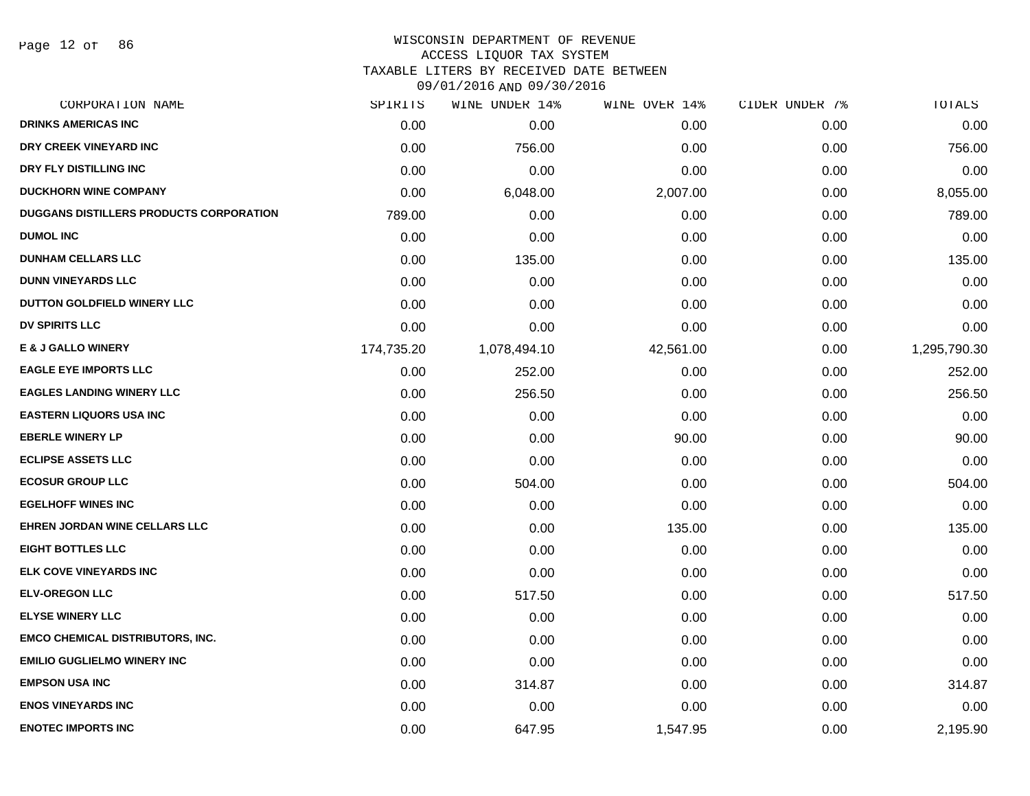# WISCONSIN DEPARTMENT OF REVENUE
## ACCESS LIQUOR TAX SYSTEM
## TAXABLE LITERS BY RECEIVED DATE BETWEEN 09/01/2016 AND 09/30/2016

| CORPORATION NAME | SPIRITS | WINE UNDER 14% | WINE OVER 14% | CIDER UNDER 7% | TOTALS |
|---|---|---|---|---|---|
| DRINKS AMERICAS INC | 0.00 | 0.00 | 0.00 | 0.00 | 0.00 |
| DRY CREEK VINEYARD INC | 0.00 | 756.00 | 0.00 | 0.00 | 756.00 |
| DRY FLY DISTILLING INC | 0.00 | 0.00 | 0.00 | 0.00 | 0.00 |
| DUCKHORN WINE COMPANY | 0.00 | 6,048.00 | 2,007.00 | 0.00 | 8,055.00 |
| DUGGANS DISTILLERS PRODUCTS CORPORATION | 789.00 | 0.00 | 0.00 | 0.00 | 789.00 |
| DUMOL INC | 0.00 | 0.00 | 0.00 | 0.00 | 0.00 |
| DUNHAM CELLARS LLC | 0.00 | 135.00 | 0.00 | 0.00 | 135.00 |
| DUNN VINEYARDS LLC | 0.00 | 0.00 | 0.00 | 0.00 | 0.00 |
| DUTTON GOLDFIELD WINERY LLC | 0.00 | 0.00 | 0.00 | 0.00 | 0.00 |
| DV SPIRITS LLC | 0.00 | 0.00 | 0.00 | 0.00 | 0.00 |
| E & J GALLO WINERY | 174,735.20 | 1,078,494.10 | 42,561.00 | 0.00 | 1,295,790.30 |
| EAGLE EYE IMPORTS LLC | 0.00 | 252.00 | 0.00 | 0.00 | 252.00 |
| EAGLES LANDING WINERY LLC | 0.00 | 256.50 | 0.00 | 0.00 | 256.50 |
| EASTERN LIQUORS USA INC | 0.00 | 0.00 | 0.00 | 0.00 | 0.00 |
| EBERLE WINERY LP | 0.00 | 0.00 | 90.00 | 0.00 | 90.00 |
| ECLIPSE ASSETS LLC | 0.00 | 0.00 | 0.00 | 0.00 | 0.00 |
| ECOSUR GROUP LLC | 0.00 | 504.00 | 0.00 | 0.00 | 504.00 |
| EGELHOFF WINES INC | 0.00 | 0.00 | 0.00 | 0.00 | 0.00 |
| EHREN JORDAN WINE CELLARS LLC | 0.00 | 0.00 | 135.00 | 0.00 | 135.00 |
| EIGHT BOTTLES LLC | 0.00 | 0.00 | 0.00 | 0.00 | 0.00 |
| ELK COVE VINEYARDS INC | 0.00 | 0.00 | 0.00 | 0.00 | 0.00 |
| ELV-OREGON LLC | 0.00 | 517.50 | 0.00 | 0.00 | 517.50 |
| ELYSE WINERY LLC | 0.00 | 0.00 | 0.00 | 0.00 | 0.00 |
| EMCO CHEMICAL DISTRIBUTORS, INC. | 0.00 | 0.00 | 0.00 | 0.00 | 0.00 |
| EMILIO GUGLIELMO WINERY INC | 0.00 | 0.00 | 0.00 | 0.00 | 0.00 |
| EMPSON USA INC | 0.00 | 314.87 | 0.00 | 0.00 | 314.87 |
| ENOS VINEYARDS INC | 0.00 | 0.00 | 0.00 | 0.00 | 0.00 |
| ENOTEC IMPORTS INC | 0.00 | 647.95 | 1,547.95 | 0.00 | 2,195.90 |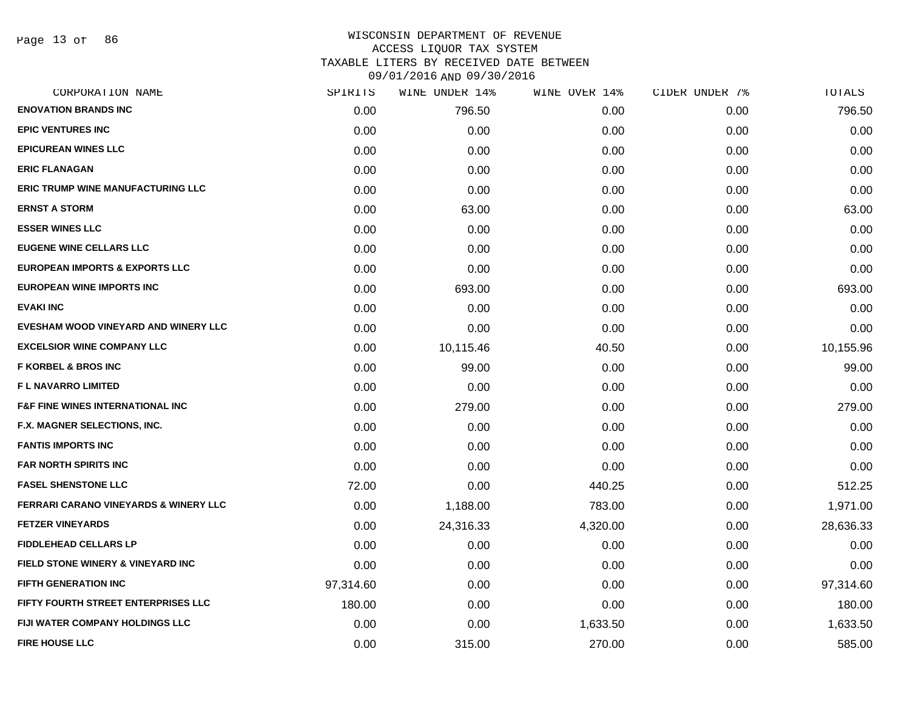# WISCONSIN DEPARTMENT OF REVENUE
## ACCESS LIQUOR TAX SYSTEM
### TAXABLE LITERS BY RECEIVED DATE BETWEEN 09/01/2016 AND 09/30/2016

| CORPORATION NAME | SPIRITS | WINE UNDER 14% | WINE OVER 14% | CIDER UNDER 7% | TOTALS |
|---|---|---|---|---|---|
| ENOVATION BRANDS INC | 0.00 | 796.50 | 0.00 | 0.00 | 796.50 |
| EPIC VENTURES INC | 0.00 | 0.00 | 0.00 | 0.00 | 0.00 |
| EPICUREAN WINES LLC | 0.00 | 0.00 | 0.00 | 0.00 | 0.00 |
| ERIC FLANAGAN | 0.00 | 0.00 | 0.00 | 0.00 | 0.00 |
| ERIC TRUMP WINE MANUFACTURING LLC | 0.00 | 0.00 | 0.00 | 0.00 | 0.00 |
| ERNST A STORM | 0.00 | 63.00 | 0.00 | 0.00 | 63.00 |
| ESSER WINES LLC | 0.00 | 0.00 | 0.00 | 0.00 | 0.00 |
| EUGENE WINE CELLARS LLC | 0.00 | 0.00 | 0.00 | 0.00 | 0.00 |
| EUROPEAN IMPORTS & EXPORTS LLC | 0.00 | 0.00 | 0.00 | 0.00 | 0.00 |
| EUROPEAN WINE IMPORTS INC | 0.00 | 693.00 | 0.00 | 0.00 | 693.00 |
| EVAKI INC | 0.00 | 0.00 | 0.00 | 0.00 | 0.00 |
| EVESHAM WOOD VINEYARD AND WINERY LLC | 0.00 | 0.00 | 0.00 | 0.00 | 0.00 |
| EXCELSIOR WINE COMPANY LLC | 0.00 | 10,115.46 | 40.50 | 0.00 | 10,155.96 |
| F KORBEL & BROS INC | 0.00 | 99.00 | 0.00 | 0.00 | 99.00 |
| F L NAVARRO LIMITED | 0.00 | 0.00 | 0.00 | 0.00 | 0.00 |
| F&F FINE WINES INTERNATIONAL INC | 0.00 | 279.00 | 0.00 | 0.00 | 279.00 |
| F.X. MAGNER SELECTIONS, INC. | 0.00 | 0.00 | 0.00 | 0.00 | 0.00 |
| FANTIS IMPORTS INC | 0.00 | 0.00 | 0.00 | 0.00 | 0.00 |
| FAR NORTH SPIRITS INC | 0.00 | 0.00 | 0.00 | 0.00 | 0.00 |
| FASEL SHENSTONE LLC | 72.00 | 0.00 | 440.25 | 0.00 | 512.25 |
| FERRARI CARANO VINEYARDS & WINERY LLC | 0.00 | 1,188.00 | 783.00 | 0.00 | 1,971.00 |
| FETZER VINEYARDS | 0.00 | 24,316.33 | 4,320.00 | 0.00 | 28,636.33 |
| FIDDLEHEAD CELLARS LP | 0.00 | 0.00 | 0.00 | 0.00 | 0.00 |
| FIELD STONE WINERY & VINEYARD INC | 0.00 | 0.00 | 0.00 | 0.00 | 0.00 |
| FIFTH GENERATION INC | 97,314.60 | 0.00 | 0.00 | 0.00 | 97,314.60 |
| FIFTY FOURTH STREET ENTERPRISES LLC | 180.00 | 0.00 | 0.00 | 0.00 | 180.00 |
| FIJI WATER COMPANY HOLDINGS LLC | 0.00 | 0.00 | 1,633.50 | 0.00 | 1,633.50 |
| FIRE HOUSE LLC | 0.00 | 315.00 | 270.00 | 0.00 | 585.00 |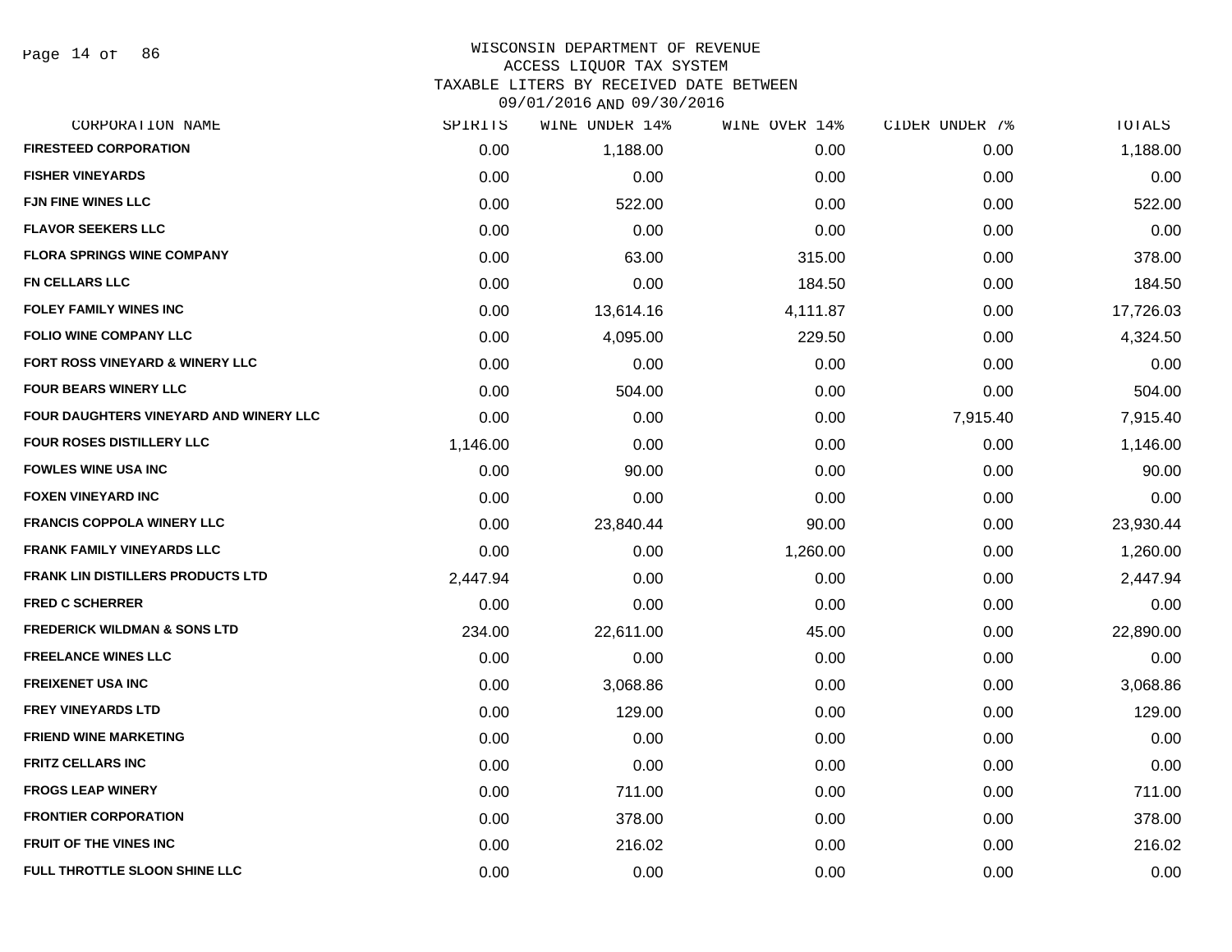WISCONSIN DEPARTMENT OF REVENUE
ACCESS LIQUOR TAX SYSTEM
TAXABLE LITERS BY RECEIVED DATE BETWEEN
09/01/2016 AND 09/30/2016

| CORPORATION NAME | SPIRITS | WINE UNDER 14% | WINE OVER 14% | CIDER UNDER 7% | TOTALS |
|---|---|---|---|---|---|
| FIRESTEED CORPORATION | 0.00 | 1,188.00 | 0.00 | 0.00 | 1,188.00 |
| FISHER VINEYARDS | 0.00 | 0.00 | 0.00 | 0.00 | 0.00 |
| FJN FINE WINES LLC | 0.00 | 522.00 | 0.00 | 0.00 | 522.00 |
| FLAVOR SEEKERS LLC | 0.00 | 0.00 | 0.00 | 0.00 | 0.00 |
| FLORA SPRINGS WINE COMPANY | 0.00 | 63.00 | 315.00 | 0.00 | 378.00 |
| FN CELLARS LLC | 0.00 | 0.00 | 184.50 | 0.00 | 184.50 |
| FOLEY FAMILY WINES INC | 0.00 | 13,614.16 | 4,111.87 | 0.00 | 17,726.03 |
| FOLIO WINE COMPANY LLC | 0.00 | 4,095.00 | 229.50 | 0.00 | 4,324.50 |
| FORT ROSS VINEYARD & WINERY LLC | 0.00 | 0.00 | 0.00 | 0.00 | 0.00 |
| FOUR BEARS WINERY LLC | 0.00 | 504.00 | 0.00 | 0.00 | 504.00 |
| FOUR DAUGHTERS VINEYARD AND WINERY LLC | 0.00 | 0.00 | 0.00 | 7,915.40 | 7,915.40 |
| FOUR ROSES DISTILLERY LLC | 1,146.00 | 0.00 | 0.00 | 0.00 | 1,146.00 |
| FOWLES WINE USA INC | 0.00 | 90.00 | 0.00 | 0.00 | 90.00 |
| FOXEN VINEYARD INC | 0.00 | 0.00 | 0.00 | 0.00 | 0.00 |
| FRANCIS COPPOLA WINERY LLC | 0.00 | 23,840.44 | 90.00 | 0.00 | 23,930.44 |
| FRANK FAMILY VINEYARDS LLC | 0.00 | 0.00 | 1,260.00 | 0.00 | 1,260.00 |
| FRANK LIN DISTILLERS PRODUCTS LTD | 2,447.94 | 0.00 | 0.00 | 0.00 | 2,447.94 |
| FRED C SCHERRER | 0.00 | 0.00 | 0.00 | 0.00 | 0.00 |
| FREDERICK WILDMAN & SONS LTD | 234.00 | 22,611.00 | 45.00 | 0.00 | 22,890.00 |
| FREELANCE WINES LLC | 0.00 | 0.00 | 0.00 | 0.00 | 0.00 |
| FREIXENET USA INC | 0.00 | 3,068.86 | 0.00 | 0.00 | 3,068.86 |
| FREY VINEYARDS LTD | 0.00 | 129.00 | 0.00 | 0.00 | 129.00 |
| FRIEND WINE MARKETING | 0.00 | 0.00 | 0.00 | 0.00 | 0.00 |
| FRITZ CELLARS INC | 0.00 | 0.00 | 0.00 | 0.00 | 0.00 |
| FROGS LEAP WINERY | 0.00 | 711.00 | 0.00 | 0.00 | 711.00 |
| FRONTIER CORPORATION | 0.00 | 378.00 | 0.00 | 0.00 | 378.00 |
| FRUIT OF THE VINES INC | 0.00 | 216.02 | 0.00 | 0.00 | 216.02 |
| FULL THROTTLE SLOON SHINE LLC | 0.00 | 0.00 | 0.00 | 0.00 | 0.00 |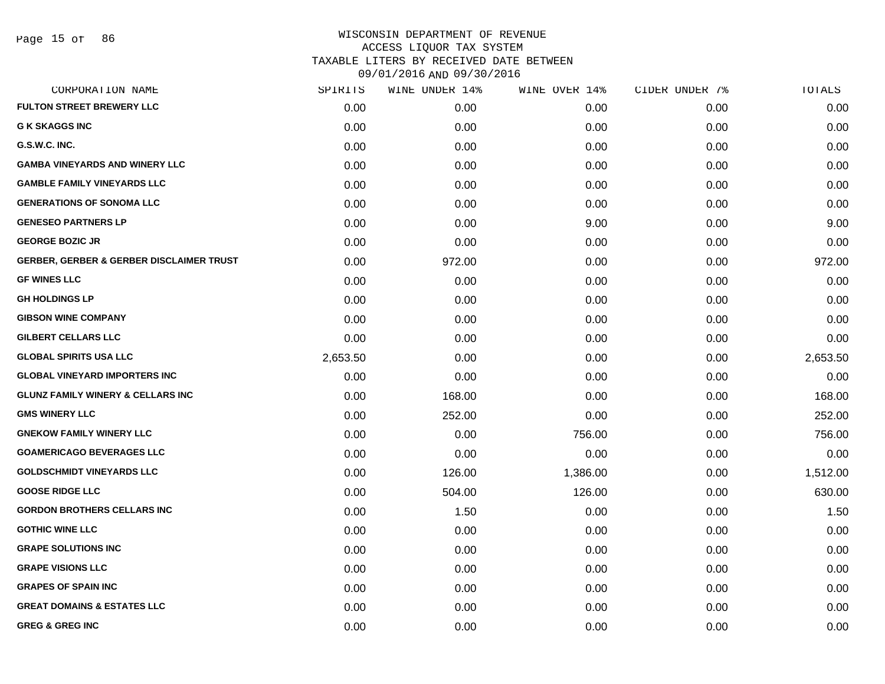# WISCONSIN DEPARTMENT OF REVENUE
## ACCESS LIQUOR TAX SYSTEM
## TAXABLE LITERS BY RECEIVED DATE BETWEEN 09/01/2016 AND 09/30/2016

| CORPORATION NAME | SPIRITS | WINE UNDER 14% | WINE OVER 14% | CIDER UNDER 7% | TOTALS |
|---|---|---|---|---|---|
| FULTON STREET BREWERY LLC | 0.00 | 0.00 | 0.00 | 0.00 | 0.00 |
| G K SKAGGS INC | 0.00 | 0.00 | 0.00 | 0.00 | 0.00 |
| G.S.W.C. INC. | 0.00 | 0.00 | 0.00 | 0.00 | 0.00 |
| GAMBA VINEYARDS AND WINERY LLC | 0.00 | 0.00 | 0.00 | 0.00 | 0.00 |
| GAMBLE FAMILY VINEYARDS LLC | 0.00 | 0.00 | 0.00 | 0.00 | 0.00 |
| GENERATIONS OF SONOMA LLC | 0.00 | 0.00 | 0.00 | 0.00 | 0.00 |
| GENESEO PARTNERS LP | 0.00 | 0.00 | 9.00 | 0.00 | 9.00 |
| GEORGE BOZIC JR | 0.00 | 0.00 | 0.00 | 0.00 | 0.00 |
| GERBER, GERBER & GERBER DISCLAIMER TRUST | 0.00 | 972.00 | 0.00 | 0.00 | 972.00 |
| GF WINES LLC | 0.00 | 0.00 | 0.00 | 0.00 | 0.00 |
| GH HOLDINGS LP | 0.00 | 0.00 | 0.00 | 0.00 | 0.00 |
| GIBSON WINE COMPANY | 0.00 | 0.00 | 0.00 | 0.00 | 0.00 |
| GILBERT CELLARS LLC | 0.00 | 0.00 | 0.00 | 0.00 | 0.00 |
| GLOBAL SPIRITS USA LLC | 2,653.50 | 0.00 | 0.00 | 0.00 | 2,653.50 |
| GLOBAL VINEYARD IMPORTERS INC | 0.00 | 0.00 | 0.00 | 0.00 | 0.00 |
| GLUNZ FAMILY WINERY & CELLARS INC | 0.00 | 168.00 | 0.00 | 0.00 | 168.00 |
| GMS WINERY LLC | 0.00 | 252.00 | 0.00 | 0.00 | 252.00 |
| GNEKOW FAMILY WINERY LLC | 0.00 | 0.00 | 756.00 | 0.00 | 756.00 |
| GOAMERICAGO BEVERAGES LLC | 0.00 | 0.00 | 0.00 | 0.00 | 0.00 |
| GOLDSCHMIDT VINEYARDS LLC | 0.00 | 126.00 | 1,386.00 | 0.00 | 1,512.00 |
| GOOSE RIDGE LLC | 0.00 | 504.00 | 126.00 | 0.00 | 630.00 |
| GORDON BROTHERS CELLARS INC | 0.00 | 1.50 | 0.00 | 0.00 | 1.50 |
| GOTHIC WINE LLC | 0.00 | 0.00 | 0.00 | 0.00 | 0.00 |
| GRAPE SOLUTIONS INC | 0.00 | 0.00 | 0.00 | 0.00 | 0.00 |
| GRAPE VISIONS LLC | 0.00 | 0.00 | 0.00 | 0.00 | 0.00 |
| GRAPES OF SPAIN INC | 0.00 | 0.00 | 0.00 | 0.00 | 0.00 |
| GREAT DOMAINS & ESTATES LLC | 0.00 | 0.00 | 0.00 | 0.00 | 0.00 |
| GREG & GREG INC | 0.00 | 0.00 | 0.00 | 0.00 | 0.00 |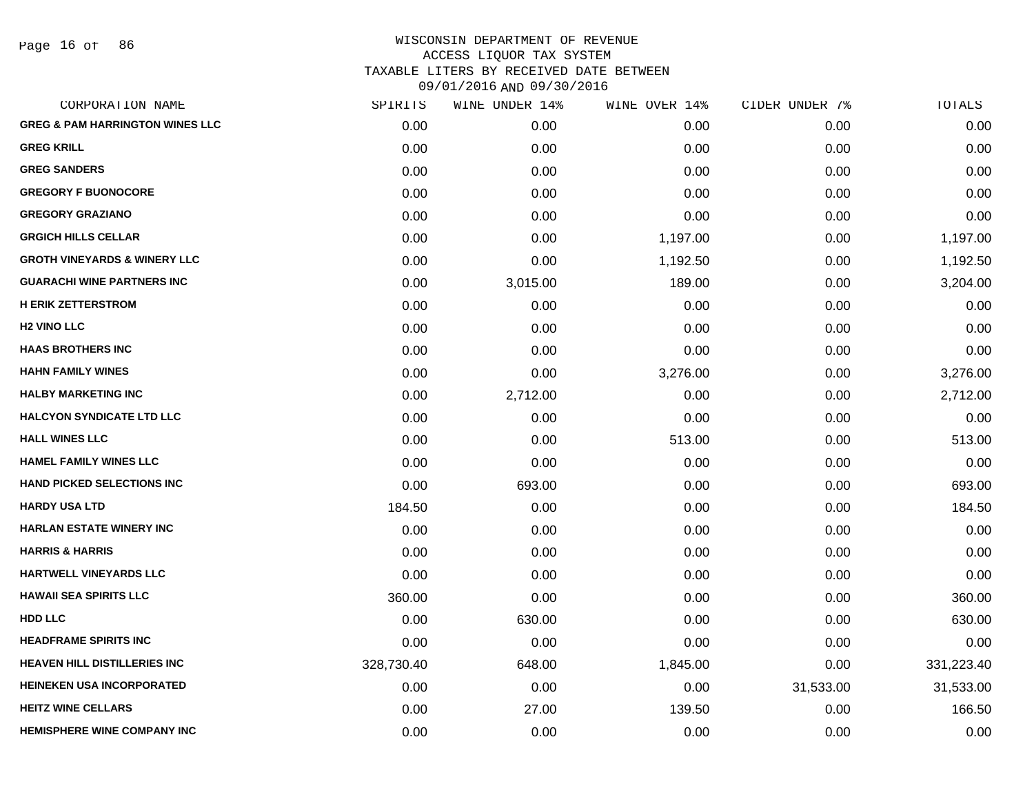WISCONSIN DEPARTMENT OF REVENUE
ACCESS LIQUOR TAX SYSTEM
TAXABLE LITERS BY RECEIVED DATE BETWEEN
09/01/2016 AND 09/30/2016

| CORPORATION NAME | SPIRITS | WINE UNDER 14% | WINE OVER 14% | CIDER UNDER 7% | TOTALS |
|---|---|---|---|---|---|
| GREG & PAM HARRINGTON WINES LLC | 0.00 | 0.00 | 0.00 | 0.00 | 0.00 |
| GREG KRILL | 0.00 | 0.00 | 0.00 | 0.00 | 0.00 |
| GREG SANDERS | 0.00 | 0.00 | 0.00 | 0.00 | 0.00 |
| GREGORY F BUONOCORE | 0.00 | 0.00 | 0.00 | 0.00 | 0.00 |
| GREGORY GRAZIANO | 0.00 | 0.00 | 0.00 | 0.00 | 0.00 |
| GRGICH HILLS CELLAR | 0.00 | 0.00 | 1,197.00 | 0.00 | 1,197.00 |
| GROTH VINEYARDS & WINERY LLC | 0.00 | 0.00 | 1,192.50 | 0.00 | 1,192.50 |
| GUARACHI WINE PARTNERS INC | 0.00 | 3,015.00 | 189.00 | 0.00 | 3,204.00 |
| H ERIK ZETTERSTROM | 0.00 | 0.00 | 0.00 | 0.00 | 0.00 |
| H2 VINO LLC | 0.00 | 0.00 | 0.00 | 0.00 | 0.00 |
| HAAS BROTHERS INC | 0.00 | 0.00 | 0.00 | 0.00 | 0.00 |
| HAHN FAMILY WINES | 0.00 | 0.00 | 3,276.00 | 0.00 | 3,276.00 |
| HALBY MARKETING INC | 0.00 | 2,712.00 | 0.00 | 0.00 | 2,712.00 |
| HALCYON SYNDICATE LTD LLC | 0.00 | 0.00 | 0.00 | 0.00 | 0.00 |
| HALL WINES LLC | 0.00 | 0.00 | 513.00 | 0.00 | 513.00 |
| HAMEL FAMILY WINES LLC | 0.00 | 0.00 | 0.00 | 0.00 | 0.00 |
| HAND PICKED SELECTIONS INC | 0.00 | 693.00 | 0.00 | 0.00 | 693.00 |
| HARDY USA LTD | 184.50 | 0.00 | 0.00 | 0.00 | 184.50 |
| HARLAN ESTATE WINERY INC | 0.00 | 0.00 | 0.00 | 0.00 | 0.00 |
| HARRIS & HARRIS | 0.00 | 0.00 | 0.00 | 0.00 | 0.00 |
| HARTWELL VINEYARDS LLC | 0.00 | 0.00 | 0.00 | 0.00 | 0.00 |
| HAWAII SEA SPIRITS LLC | 360.00 | 0.00 | 0.00 | 0.00 | 360.00 |
| HDD LLC | 0.00 | 630.00 | 0.00 | 0.00 | 630.00 |
| HEADFRAME SPIRITS INC | 0.00 | 0.00 | 0.00 | 0.00 | 0.00 |
| HEAVEN HILL DISTILLERIES INC | 328,730.40 | 648.00 | 1,845.00 | 0.00 | 331,223.40 |
| HEINEKEN USA INCORPORATED | 0.00 | 0.00 | 0.00 | 31,533.00 | 31,533.00 |
| HEITZ WINE CELLARS | 0.00 | 27.00 | 139.50 | 0.00 | 166.50 |
| HEMISPHERE WINE COMPANY INC | 0.00 | 0.00 | 0.00 | 0.00 | 0.00 |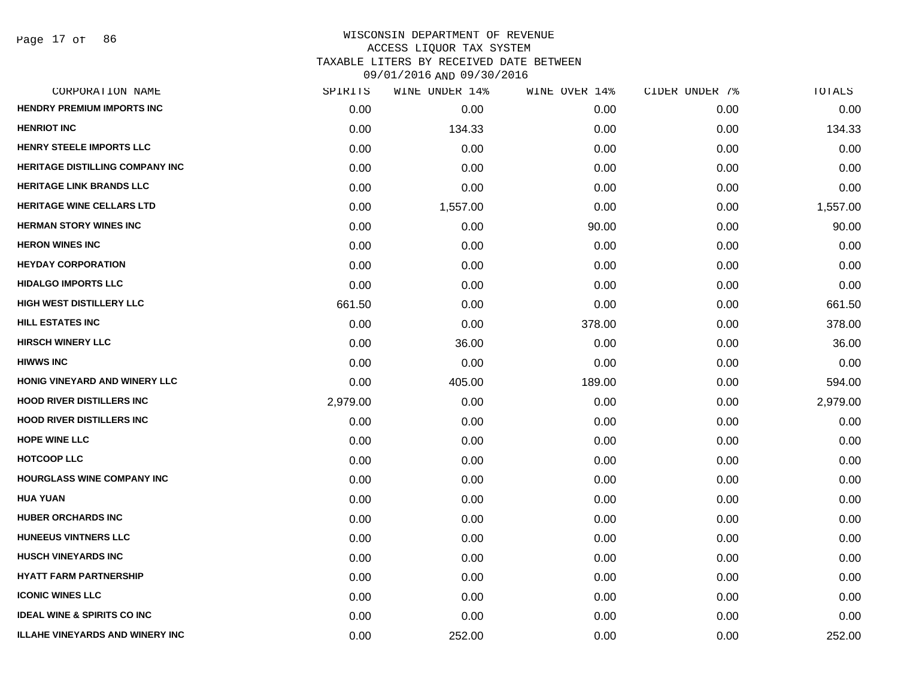# WISCONSIN DEPARTMENT OF REVENUE
## ACCESS LIQUOR TAX SYSTEM
## TAXABLE LITERS BY RECEIVED DATE BETWEEN 09/01/2016 AND 09/30/2016

| CORPORATION NAME | SPIRITS | WINE UNDER 14% | WINE OVER 14% | CIDER UNDER 7% | TOTALS |
|---|---|---|---|---|---|
| HENDRY PREMIUM IMPORTS INC | 0.00 | 0.00 | 0.00 | 0.00 | 0.00 |
| HENRIOT INC | 0.00 | 134.33 | 0.00 | 0.00 | 134.33 |
| HENRY STEELE IMPORTS LLC | 0.00 | 0.00 | 0.00 | 0.00 | 0.00 |
| HERITAGE DISTILLING COMPANY INC | 0.00 | 0.00 | 0.00 | 0.00 | 0.00 |
| HERITAGE LINK BRANDS LLC | 0.00 | 0.00 | 0.00 | 0.00 | 0.00 |
| HERITAGE WINE CELLARS LTD | 0.00 | 1,557.00 | 0.00 | 0.00 | 1,557.00 |
| HERMAN STORY WINES INC | 0.00 | 0.00 | 90.00 | 0.00 | 90.00 |
| HERON WINES INC | 0.00 | 0.00 | 0.00 | 0.00 | 0.00 |
| HEYDAY CORPORATION | 0.00 | 0.00 | 0.00 | 0.00 | 0.00 |
| HIDALGO IMPORTS LLC | 0.00 | 0.00 | 0.00 | 0.00 | 0.00 |
| HIGH WEST DISTILLERY LLC | 661.50 | 0.00 | 0.00 | 0.00 | 661.50 |
| HILL ESTATES INC | 0.00 | 0.00 | 378.00 | 0.00 | 378.00 |
| HIRSCH WINERY LLC | 0.00 | 36.00 | 0.00 | 0.00 | 36.00 |
| HIWWS INC | 0.00 | 0.00 | 0.00 | 0.00 | 0.00 |
| HONIG VINEYARD AND WINERY LLC | 0.00 | 405.00 | 189.00 | 0.00 | 594.00 |
| HOOD RIVER DISTILLERS INC | 2,979.00 | 0.00 | 0.00 | 0.00 | 2,979.00 |
| HOOD RIVER DISTILLERS INC | 0.00 | 0.00 | 0.00 | 0.00 | 0.00 |
| HOPE WINE LLC | 0.00 | 0.00 | 0.00 | 0.00 | 0.00 |
| HOTCOOP LLC | 0.00 | 0.00 | 0.00 | 0.00 | 0.00 |
| HOURGLASS WINE COMPANY INC | 0.00 | 0.00 | 0.00 | 0.00 | 0.00 |
| HUA YUAN | 0.00 | 0.00 | 0.00 | 0.00 | 0.00 |
| HUBER ORCHARDS INC | 0.00 | 0.00 | 0.00 | 0.00 | 0.00 |
| HUNEEUS VINTNERS LLC | 0.00 | 0.00 | 0.00 | 0.00 | 0.00 |
| HUSCH VINEYARDS INC | 0.00 | 0.00 | 0.00 | 0.00 | 0.00 |
| HYATT FARM PARTNERSHIP | 0.00 | 0.00 | 0.00 | 0.00 | 0.00 |
| ICONIC WINES LLC | 0.00 | 0.00 | 0.00 | 0.00 | 0.00 |
| IDEAL WINE & SPIRITS CO INC | 0.00 | 0.00 | 0.00 | 0.00 | 0.00 |
| ILLAHE VINEYARDS AND WINERY INC | 0.00 | 252.00 | 0.00 | 0.00 | 252.00 |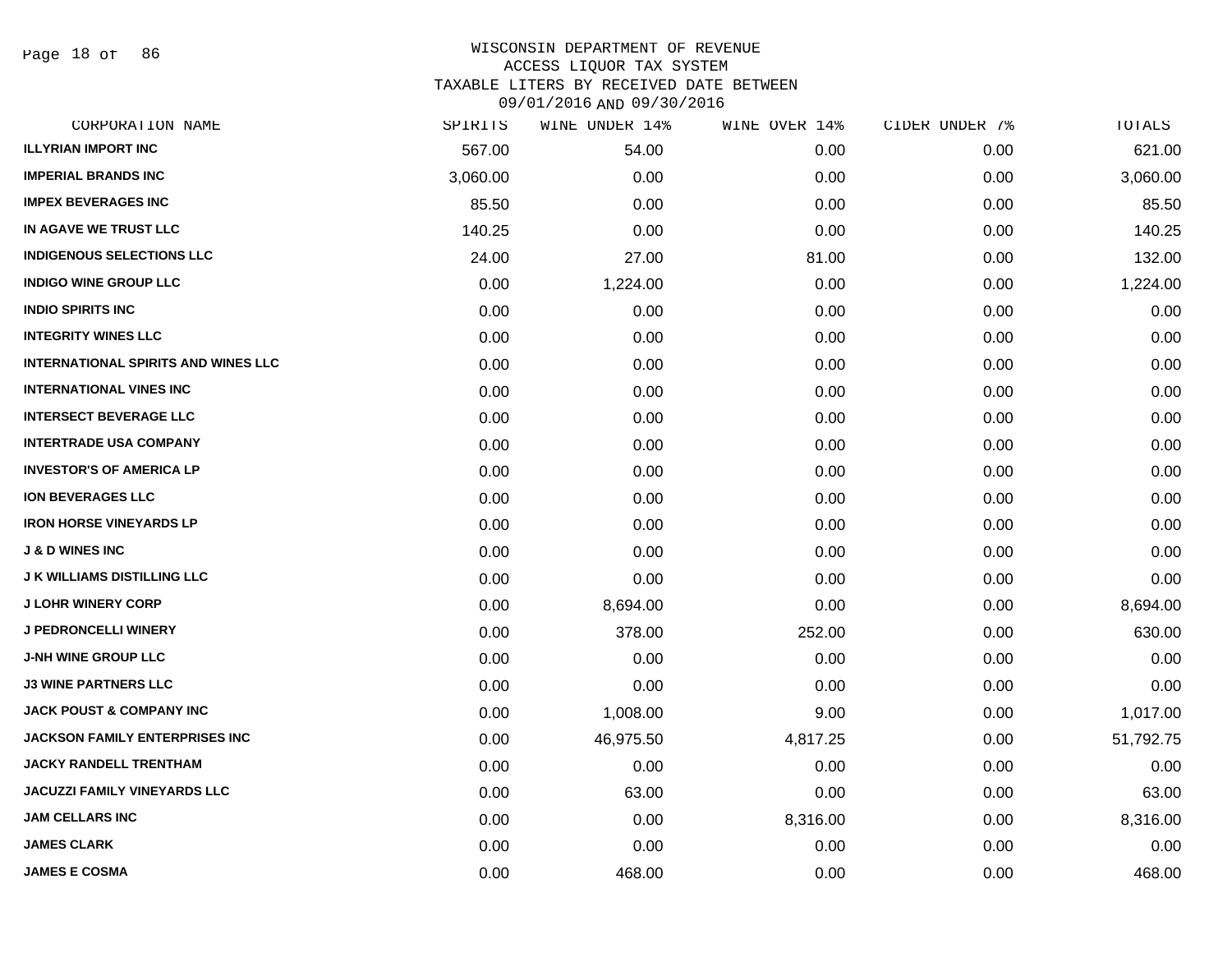WISCONSIN DEPARTMENT OF REVENUE
ACCESS LIQUOR TAX SYSTEM
TAXABLE LITERS BY RECEIVED DATE BETWEEN
09/01/2016 AND 09/30/2016

| CORPORATION NAME | SPIRITS | WINE UNDER 14% | WINE OVER 14% | CIDER UNDER 7% | TOTALS |
|---|---|---|---|---|---|
| ILLYRIAN IMPORT INC | 567.00 | 54.00 | 0.00 | 0.00 | 621.00 |
| IMPERIAL BRANDS INC | 3,060.00 | 0.00 | 0.00 | 0.00 | 3,060.00 |
| IMPEX BEVERAGES INC | 85.50 | 0.00 | 0.00 | 0.00 | 85.50 |
| IN AGAVE WE TRUST LLC | 140.25 | 0.00 | 0.00 | 0.00 | 140.25 |
| INDIGENOUS SELECTIONS LLC | 24.00 | 27.00 | 81.00 | 0.00 | 132.00 |
| INDIGO WINE GROUP LLC | 0.00 | 1,224.00 | 0.00 | 0.00 | 1,224.00 |
| INDIO SPIRITS INC | 0.00 | 0.00 | 0.00 | 0.00 | 0.00 |
| INTEGRITY WINES LLC | 0.00 | 0.00 | 0.00 | 0.00 | 0.00 |
| INTERNATIONAL SPIRITS AND WINES LLC | 0.00 | 0.00 | 0.00 | 0.00 | 0.00 |
| INTERNATIONAL VINES INC | 0.00 | 0.00 | 0.00 | 0.00 | 0.00 |
| INTERSECT BEVERAGE LLC | 0.00 | 0.00 | 0.00 | 0.00 | 0.00 |
| INTERTRADE USA COMPANY | 0.00 | 0.00 | 0.00 | 0.00 | 0.00 |
| INVESTOR'S OF AMERICA LP | 0.00 | 0.00 | 0.00 | 0.00 | 0.00 |
| ION BEVERAGES LLC | 0.00 | 0.00 | 0.00 | 0.00 | 0.00 |
| IRON HORSE VINEYARDS LP | 0.00 | 0.00 | 0.00 | 0.00 | 0.00 |
| J & D WINES INC | 0.00 | 0.00 | 0.00 | 0.00 | 0.00 |
| J K WILLIAMS DISTILLING LLC | 0.00 | 0.00 | 0.00 | 0.00 | 0.00 |
| J LOHR WINERY CORP | 0.00 | 8,694.00 | 0.00 | 0.00 | 8,694.00 |
| J PEDRONCELLI WINERY | 0.00 | 378.00 | 252.00 | 0.00 | 630.00 |
| J-NH WINE GROUP LLC | 0.00 | 0.00 | 0.00 | 0.00 | 0.00 |
| J3 WINE PARTNERS LLC | 0.00 | 0.00 | 0.00 | 0.00 | 0.00 |
| JACK POUST & COMPANY INC | 0.00 | 1,008.00 | 9.00 | 0.00 | 1,017.00 |
| JACKSON FAMILY ENTERPRISES INC | 0.00 | 46,975.50 | 4,817.25 | 0.00 | 51,792.75 |
| JACKY RANDELL TRENTHAM | 0.00 | 0.00 | 0.00 | 0.00 | 0.00 |
| JACUZZI FAMILY VINEYARDS LLC | 0.00 | 63.00 | 0.00 | 0.00 | 63.00 |
| JAM CELLARS INC | 0.00 | 0.00 | 8,316.00 | 0.00 | 8,316.00 |
| JAMES CLARK | 0.00 | 0.00 | 0.00 | 0.00 | 0.00 |
| JAMES E COSMA | 0.00 | 468.00 | 0.00 | 0.00 | 468.00 |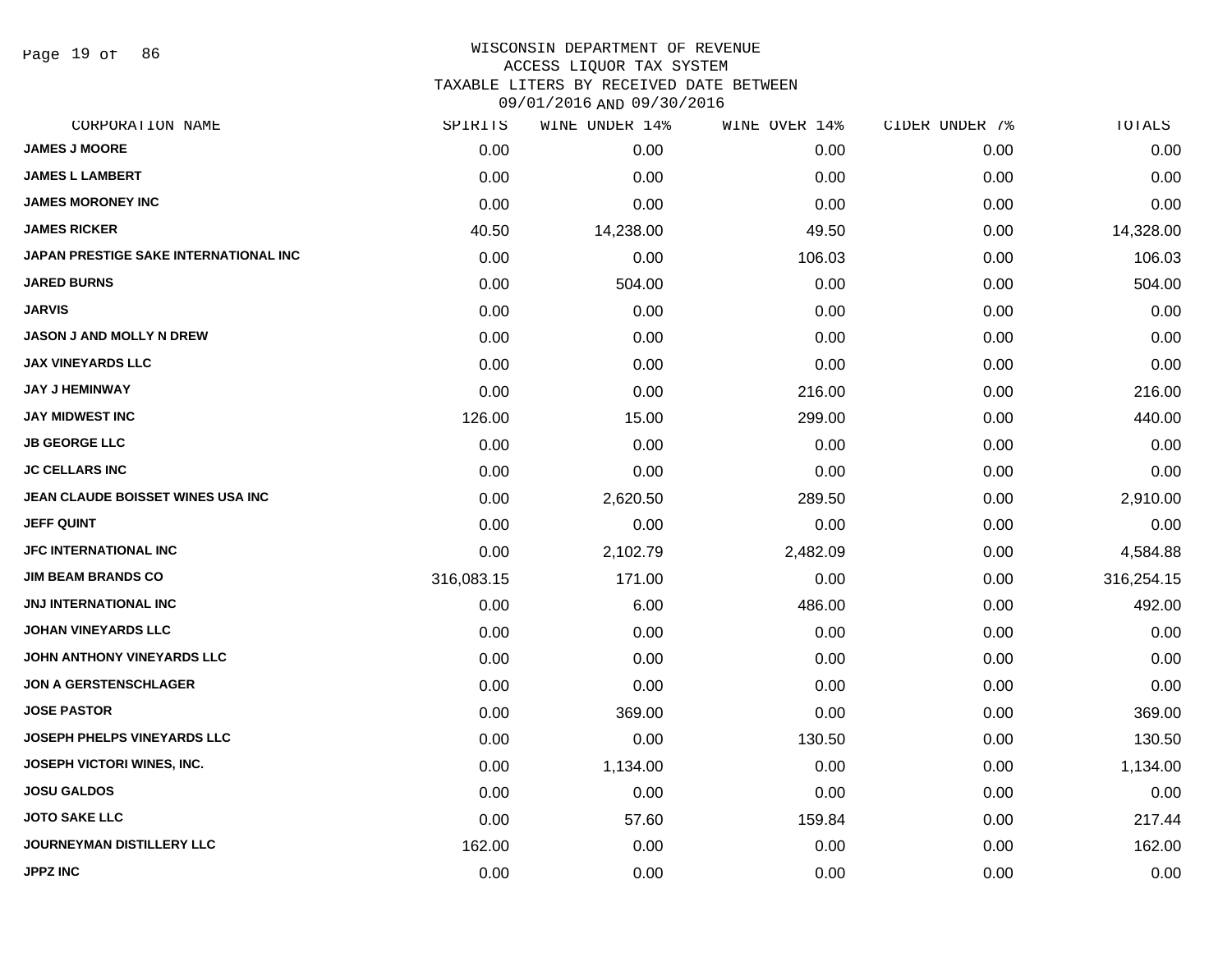WISCONSIN DEPARTMENT OF REVENUE
ACCESS LIQUOR TAX SYSTEM
TAXABLE LITERS BY RECEIVED DATE BETWEEN
09/01/2016 AND 09/30/2016

| CORPORATION NAME | SPIRITS | WINE UNDER 14% | WINE OVER 14% | CIDER UNDER 7% | TOTALS |
|---|---|---|---|---|---|
| JAMES J MOORE | 0.00 | 0.00 | 0.00 | 0.00 | 0.00 |
| JAMES L LAMBERT | 0.00 | 0.00 | 0.00 | 0.00 | 0.00 |
| JAMES MORONEY INC | 0.00 | 0.00 | 0.00 | 0.00 | 0.00 |
| JAMES RICKER | 40.50 | 14,238.00 | 49.50 | 0.00 | 14,328.00 |
| JAPAN PRESTIGE SAKE INTERNATIONAL INC | 0.00 | 0.00 | 106.03 | 0.00 | 106.03 |
| JARED BURNS | 0.00 | 504.00 | 0.00 | 0.00 | 504.00 |
| JARVIS | 0.00 | 0.00 | 0.00 | 0.00 | 0.00 |
| JASON J AND MOLLY N DREW | 0.00 | 0.00 | 0.00 | 0.00 | 0.00 |
| JAX VINEYARDS LLC | 0.00 | 0.00 | 0.00 | 0.00 | 0.00 |
| JAY J HEMINWAY | 0.00 | 0.00 | 216.00 | 0.00 | 216.00 |
| JAY MIDWEST INC | 126.00 | 15.00 | 299.00 | 0.00 | 440.00 |
| JB GEORGE LLC | 0.00 | 0.00 | 0.00 | 0.00 | 0.00 |
| JC CELLARS INC | 0.00 | 0.00 | 0.00 | 0.00 | 0.00 |
| JEAN CLAUDE BOISSET WINES USA INC | 0.00 | 2,620.50 | 289.50 | 0.00 | 2,910.00 |
| JEFF QUINT | 0.00 | 0.00 | 0.00 | 0.00 | 0.00 |
| JFC INTERNATIONAL INC | 0.00 | 2,102.79 | 2,482.09 | 0.00 | 4,584.88 |
| JIM BEAM BRANDS CO | 316,083.15 | 171.00 | 0.00 | 0.00 | 316,254.15 |
| JNJ INTERNATIONAL INC | 0.00 | 6.00 | 486.00 | 0.00 | 492.00 |
| JOHAN VINEYARDS LLC | 0.00 | 0.00 | 0.00 | 0.00 | 0.00 |
| JOHN ANTHONY VINEYARDS LLC | 0.00 | 0.00 | 0.00 | 0.00 | 0.00 |
| JON A GERSTENSCHLAGER | 0.00 | 0.00 | 0.00 | 0.00 | 0.00 |
| JOSE PASTOR | 0.00 | 369.00 | 0.00 | 0.00 | 369.00 |
| JOSEPH PHELPS VINEYARDS LLC | 0.00 | 0.00 | 130.50 | 0.00 | 130.50 |
| JOSEPH VICTORI WINES, INC. | 0.00 | 1,134.00 | 0.00 | 0.00 | 1,134.00 |
| JOSU GALDOS | 0.00 | 0.00 | 0.00 | 0.00 | 0.00 |
| JOTO SAKE LLC | 0.00 | 57.60 | 159.84 | 0.00 | 217.44 |
| JOURNEYMAN DISTILLERY LLC | 162.00 | 0.00 | 0.00 | 0.00 | 162.00 |
| JPPZ INC | 0.00 | 0.00 | 0.00 | 0.00 | 0.00 |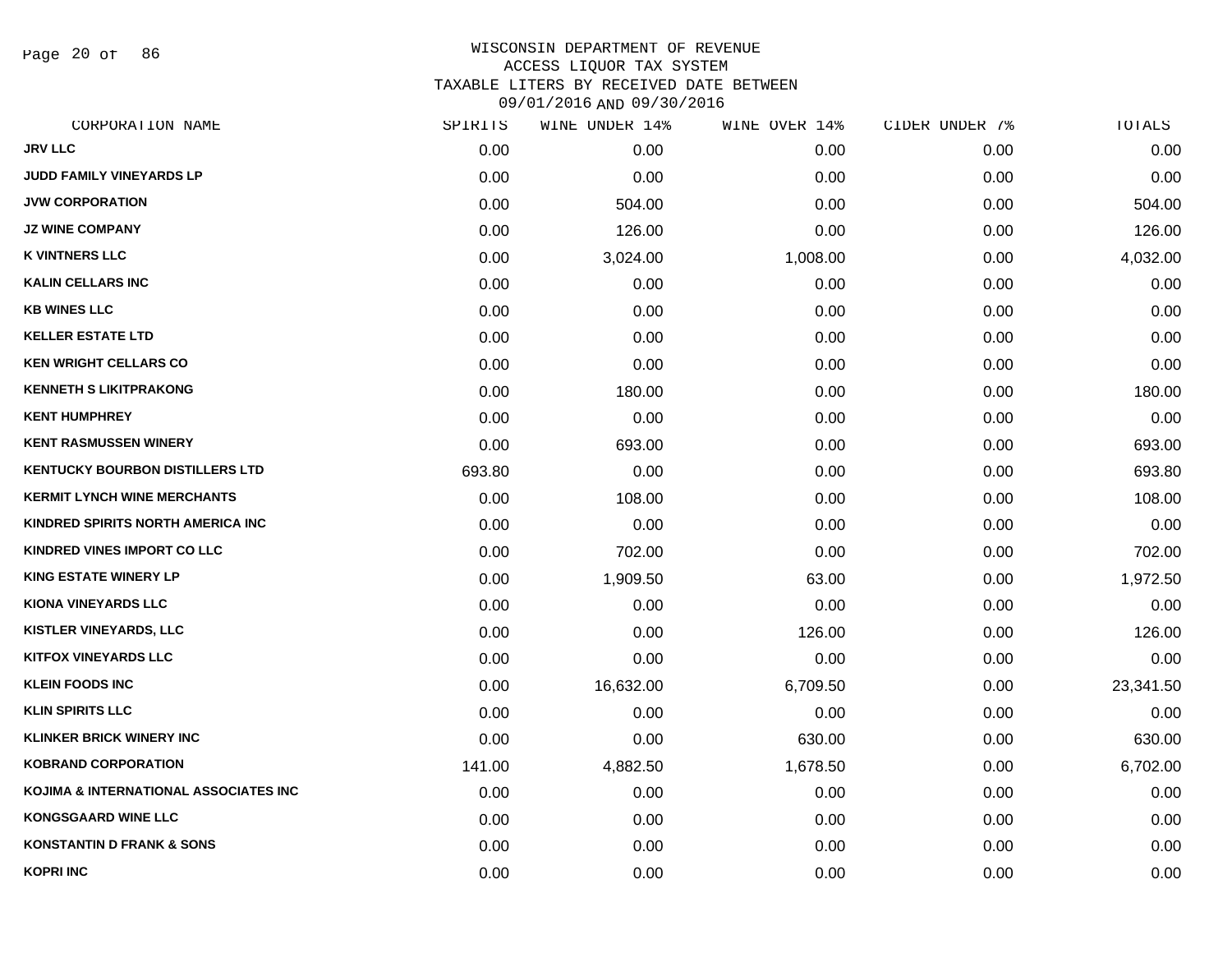WISCONSIN DEPARTMENT OF REVENUE
ACCESS LIQUOR TAX SYSTEM
TAXABLE LITERS BY RECEIVED DATE BETWEEN
09/01/2016 AND 09/30/2016

| CORPORATION NAME | SPIRITS | WINE UNDER 14% | WINE OVER 14% | CIDER UNDER 7% | TOTALS |
|---|---|---|---|---|---|
| JRV LLC | 0.00 | 0.00 | 0.00 | 0.00 | 0.00 |
| JUDD FAMILY VINEYARDS LP | 0.00 | 0.00 | 0.00 | 0.00 | 0.00 |
| JVW CORPORATION | 0.00 | 504.00 | 0.00 | 0.00 | 504.00 |
| JZ WINE COMPANY | 0.00 | 126.00 | 0.00 | 0.00 | 126.00 |
| K VINTNERS LLC | 0.00 | 3,024.00 | 1,008.00 | 0.00 | 4,032.00 |
| KALIN CELLARS INC | 0.00 | 0.00 | 0.00 | 0.00 | 0.00 |
| KB WINES LLC | 0.00 | 0.00 | 0.00 | 0.00 | 0.00 |
| KELLER ESTATE LTD | 0.00 | 0.00 | 0.00 | 0.00 | 0.00 |
| KEN WRIGHT CELLARS CO | 0.00 | 0.00 | 0.00 | 0.00 | 0.00 |
| KENNETH S LIKITPRAKONG | 0.00 | 180.00 | 0.00 | 0.00 | 180.00 |
| KENT HUMPHREY | 0.00 | 0.00 | 0.00 | 0.00 | 0.00 |
| KENT RASMUSSEN WINERY | 0.00 | 693.00 | 0.00 | 0.00 | 693.00 |
| KENTUCKY BOURBON DISTILLERS LTD | 693.80 | 0.00 | 0.00 | 0.00 | 693.80 |
| KERMIT LYNCH WINE MERCHANTS | 0.00 | 108.00 | 0.00 | 0.00 | 108.00 |
| KINDRED SPIRITS NORTH AMERICA INC | 0.00 | 0.00 | 0.00 | 0.00 | 0.00 |
| KINDRED VINES IMPORT CO LLC | 0.00 | 702.00 | 0.00 | 0.00 | 702.00 |
| KING ESTATE WINERY LP | 0.00 | 1,909.50 | 63.00 | 0.00 | 1,972.50 |
| KIONA VINEYARDS LLC | 0.00 | 0.00 | 0.00 | 0.00 | 0.00 |
| KISTLER VINEYARDS, LLC | 0.00 | 0.00 | 126.00 | 0.00 | 126.00 |
| KITFOX VINEYARDS LLC | 0.00 | 0.00 | 0.00 | 0.00 | 0.00 |
| KLEIN FOODS INC | 0.00 | 16,632.00 | 6,709.50 | 0.00 | 23,341.50 |
| KLIN SPIRITS LLC | 0.00 | 0.00 | 0.00 | 0.00 | 0.00 |
| KLINKER BRICK WINERY INC | 0.00 | 0.00 | 630.00 | 0.00 | 630.00 |
| KOBRAND CORPORATION | 141.00 | 4,882.50 | 1,678.50 | 0.00 | 6,702.00 |
| KOJIMA & INTERNATIONAL ASSOCIATES INC | 0.00 | 0.00 | 0.00 | 0.00 | 0.00 |
| KONGSGAARD WINE LLC | 0.00 | 0.00 | 0.00 | 0.00 | 0.00 |
| KONSTANTIN D FRANK & SONS | 0.00 | 0.00 | 0.00 | 0.00 | 0.00 |
| KOPRI INC | 0.00 | 0.00 | 0.00 | 0.00 | 0.00 |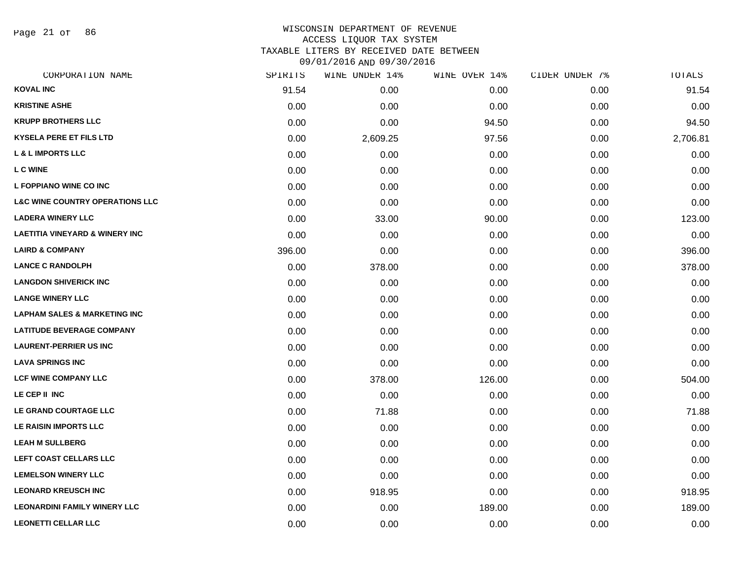WISCONSIN DEPARTMENT OF REVENUE
ACCESS LIQUOR TAX SYSTEM
TAXABLE LITERS BY RECEIVED DATE BETWEEN
09/01/2016 AND 09/30/2016

| CORPORATION NAME | SPIRITS | WINE UNDER 14% | WINE OVER 14% | CIDER UNDER 7% | TOTALS |
|---|---|---|---|---|---|
| KOVAL INC | 91.54 | 0.00 | 0.00 | 0.00 | 91.54 |
| KRISTINE ASHE | 0.00 | 0.00 | 0.00 | 0.00 | 0.00 |
| KRUPP BROTHERS LLC | 0.00 | 0.00 | 94.50 | 0.00 | 94.50 |
| KYSELA PERE ET FILS LTD | 0.00 | 2,609.25 | 97.56 | 0.00 | 2,706.81 |
| L & L IMPORTS LLC | 0.00 | 0.00 | 0.00 | 0.00 | 0.00 |
| L C WINE | 0.00 | 0.00 | 0.00 | 0.00 | 0.00 |
| L FOPPIANO WINE CO INC | 0.00 | 0.00 | 0.00 | 0.00 | 0.00 |
| L&C WINE COUNTRY OPERATIONS LLC | 0.00 | 0.00 | 0.00 | 0.00 | 0.00 |
| LADERA WINERY LLC | 0.00 | 33.00 | 90.00 | 0.00 | 123.00 |
| LAETITIA VINEYARD & WINERY INC | 0.00 | 0.00 | 0.00 | 0.00 | 0.00 |
| LAIRD & COMPANY | 396.00 | 0.00 | 0.00 | 0.00 | 396.00 |
| LANCE C RANDOLPH | 0.00 | 378.00 | 0.00 | 0.00 | 378.00 |
| LANGDON SHIVERICK INC | 0.00 | 0.00 | 0.00 | 0.00 | 0.00 |
| LANGE WINERY LLC | 0.00 | 0.00 | 0.00 | 0.00 | 0.00 |
| LAPHAM SALES & MARKETING INC | 0.00 | 0.00 | 0.00 | 0.00 | 0.00 |
| LATITUDE BEVERAGE COMPANY | 0.00 | 0.00 | 0.00 | 0.00 | 0.00 |
| LAURENT-PERRIER US INC | 0.00 | 0.00 | 0.00 | 0.00 | 0.00 |
| LAVA SPRINGS INC | 0.00 | 0.00 | 0.00 | 0.00 | 0.00 |
| LCF WINE COMPANY LLC | 0.00 | 378.00 | 126.00 | 0.00 | 504.00 |
| LE CEP II INC | 0.00 | 0.00 | 0.00 | 0.00 | 0.00 |
| LE GRAND COURTAGE LLC | 0.00 | 71.88 | 0.00 | 0.00 | 71.88 |
| LE RAISIN IMPORTS LLC | 0.00 | 0.00 | 0.00 | 0.00 | 0.00 |
| LEAH M SULLBERG | 0.00 | 0.00 | 0.00 | 0.00 | 0.00 |
| LEFT COAST CELLARS LLC | 0.00 | 0.00 | 0.00 | 0.00 | 0.00 |
| LEMELSON WINERY LLC | 0.00 | 0.00 | 0.00 | 0.00 | 0.00 |
| LEONARD KREUSCH INC | 0.00 | 918.95 | 0.00 | 0.00 | 918.95 |
| LEONARDINI FAMILY WINERY LLC | 0.00 | 0.00 | 189.00 | 0.00 | 189.00 |
| LEONETTI CELLAR LLC | 0.00 | 0.00 | 0.00 | 0.00 | 0.00 |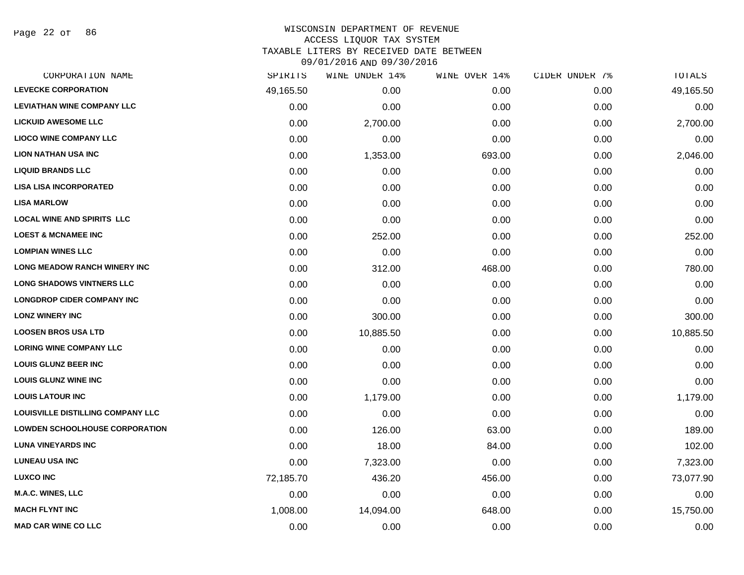WISCONSIN DEPARTMENT OF REVENUE
ACCESS LIQUOR TAX SYSTEM
TAXABLE LITERS BY RECEIVED DATE BETWEEN
09/01/2016 AND 09/30/2016

| CORPORATION NAME | SPIRITS | WINE UNDER 14% | WINE OVER 14% | CIDER UNDER 7% | TOTALS |
|---|---|---|---|---|---|
| LEVECKE CORPORATION | 49,165.50 | 0.00 | 0.00 | 0.00 | 49,165.50 |
| LEVIATHAN WINE COMPANY LLC | 0.00 | 0.00 | 0.00 | 0.00 | 0.00 |
| LICKUID AWESOME LLC | 0.00 | 2,700.00 | 0.00 | 0.00 | 2,700.00 |
| LIOCO WINE COMPANY LLC | 0.00 | 0.00 | 0.00 | 0.00 | 0.00 |
| LION NATHAN USA INC | 0.00 | 1,353.00 | 693.00 | 0.00 | 2,046.00 |
| LIQUID BRANDS LLC | 0.00 | 0.00 | 0.00 | 0.00 | 0.00 |
| LISA LISA INCORPORATED | 0.00 | 0.00 | 0.00 | 0.00 | 0.00 |
| LISA MARLOW | 0.00 | 0.00 | 0.00 | 0.00 | 0.00 |
| LOCAL WINE AND SPIRITS LLC | 0.00 | 0.00 | 0.00 | 0.00 | 0.00 |
| LOEST & MCNAMEE INC | 0.00 | 252.00 | 0.00 | 0.00 | 252.00 |
| LOMPIAN WINES LLC | 0.00 | 0.00 | 0.00 | 0.00 | 0.00 |
| LONG MEADOW RANCH WINERY INC | 0.00 | 312.00 | 468.00 | 0.00 | 780.00 |
| LONG SHADOWS VINTNERS LLC | 0.00 | 0.00 | 0.00 | 0.00 | 0.00 |
| LONGDROP CIDER COMPANY INC | 0.00 | 0.00 | 0.00 | 0.00 | 0.00 |
| LONZ WINERY INC | 0.00 | 300.00 | 0.00 | 0.00 | 300.00 |
| LOOSEN BROS USA LTD | 0.00 | 10,885.50 | 0.00 | 0.00 | 10,885.50 |
| LORING WINE COMPANY LLC | 0.00 | 0.00 | 0.00 | 0.00 | 0.00 |
| LOUIS GLUNZ BEER INC | 0.00 | 0.00 | 0.00 | 0.00 | 0.00 |
| LOUIS GLUNZ WINE INC | 0.00 | 0.00 | 0.00 | 0.00 | 0.00 |
| LOUIS LATOUR INC | 0.00 | 1,179.00 | 0.00 | 0.00 | 1,179.00 |
| LOUISVILLE DISTILLING COMPANY LLC | 0.00 | 0.00 | 0.00 | 0.00 | 0.00 |
| LOWDEN SCHOOLHOUSE CORPORATION | 0.00 | 126.00 | 63.00 | 0.00 | 189.00 |
| LUNA VINEYARDS INC | 0.00 | 18.00 | 84.00 | 0.00 | 102.00 |
| LUNEAU USA INC | 0.00 | 7,323.00 | 0.00 | 0.00 | 7,323.00 |
| LUXCO INC | 72,185.70 | 436.20 | 456.00 | 0.00 | 73,077.90 |
| M.A.C. WINES, LLC | 0.00 | 0.00 | 0.00 | 0.00 | 0.00 |
| MACH FLYNT INC | 1,008.00 | 14,094.00 | 648.00 | 0.00 | 15,750.00 |
| MAD CAR WINE CO LLC | 0.00 | 0.00 | 0.00 | 0.00 | 0.00 |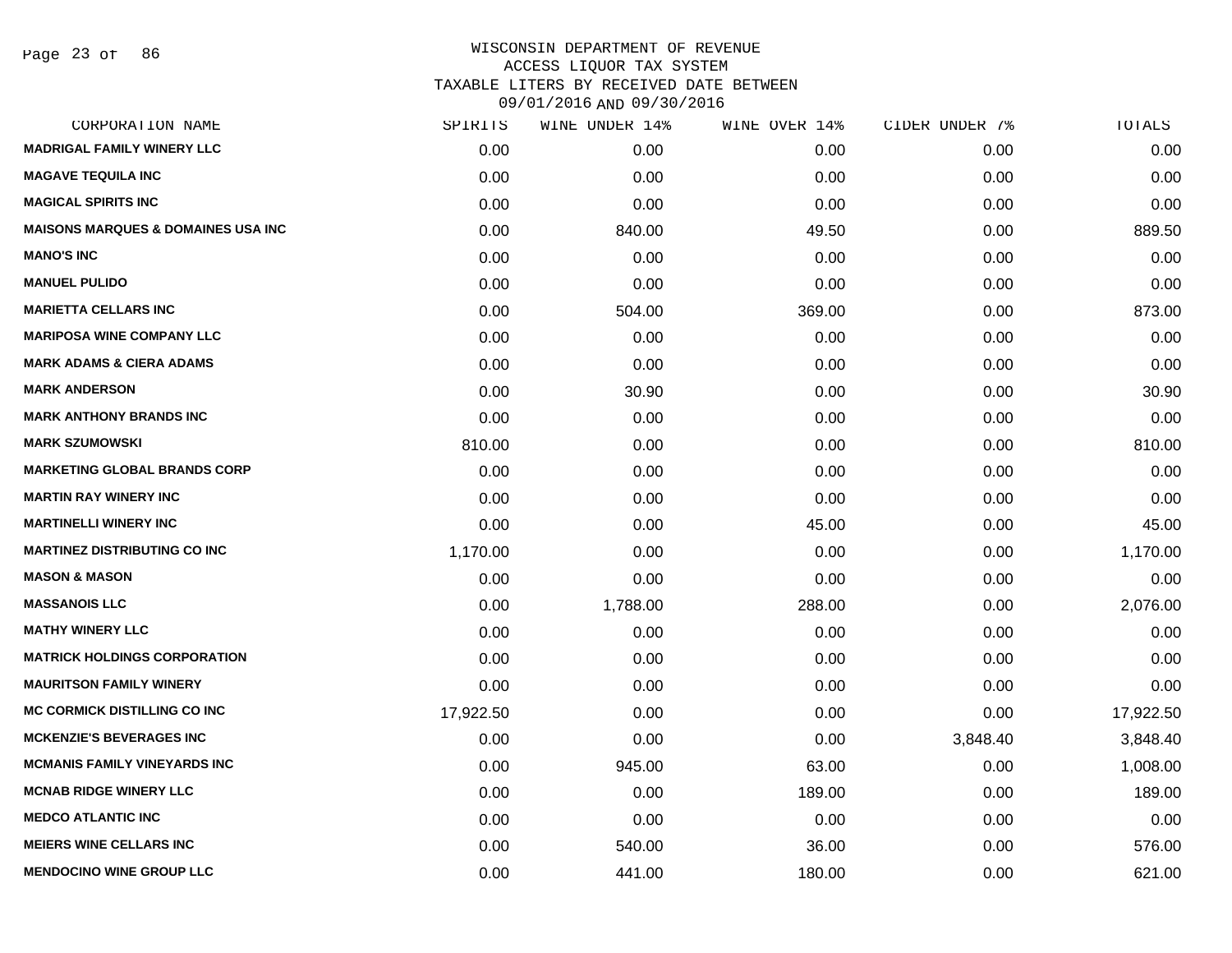WISCONSIN DEPARTMENT OF REVENUE
ACCESS LIQUOR TAX SYSTEM
TAXABLE LITERS BY RECEIVED DATE BETWEEN
09/01/2016 AND 09/30/2016

| CORPORATION NAME | SPIRITS | WINE UNDER 14% | WINE OVER 14% | CIDER UNDER 7% | TOTALS |
|---|---|---|---|---|---|
| MADRIGAL FAMILY WINERY LLC | 0.00 | 0.00 | 0.00 | 0.00 | 0.00 |
| MAGAVE TEQUILA INC | 0.00 | 0.00 | 0.00 | 0.00 | 0.00 |
| MAGICAL SPIRITS INC | 0.00 | 0.00 | 0.00 | 0.00 | 0.00 |
| MAISONS MARQUES & DOMAINES USA INC | 0.00 | 840.00 | 49.50 | 0.00 | 889.50 |
| MANO'S INC | 0.00 | 0.00 | 0.00 | 0.00 | 0.00 |
| MANUEL PULIDO | 0.00 | 0.00 | 0.00 | 0.00 | 0.00 |
| MARIETTA CELLARS INC | 0.00 | 504.00 | 369.00 | 0.00 | 873.00 |
| MARIPOSA WINE COMPANY LLC | 0.00 | 0.00 | 0.00 | 0.00 | 0.00 |
| MARK ADAMS & CIERA ADAMS | 0.00 | 0.00 | 0.00 | 0.00 | 0.00 |
| MARK ANDERSON | 0.00 | 30.90 | 0.00 | 0.00 | 30.90 |
| MARK ANTHONY BRANDS INC | 0.00 | 0.00 | 0.00 | 0.00 | 0.00 |
| MARK SZUMOWSKI | 810.00 | 0.00 | 0.00 | 0.00 | 810.00 |
| MARKETING GLOBAL BRANDS CORP | 0.00 | 0.00 | 0.00 | 0.00 | 0.00 |
| MARTIN RAY WINERY INC | 0.00 | 0.00 | 0.00 | 0.00 | 0.00 |
| MARTINELLI WINERY INC | 0.00 | 0.00 | 45.00 | 0.00 | 45.00 |
| MARTINEZ DISTRIBUTING CO INC | 1,170.00 | 0.00 | 0.00 | 0.00 | 1,170.00 |
| MASON & MASON | 0.00 | 0.00 | 0.00 | 0.00 | 0.00 |
| MASSANOIS LLC | 0.00 | 1,788.00 | 288.00 | 0.00 | 2,076.00 |
| MATHY WINERY LLC | 0.00 | 0.00 | 0.00 | 0.00 | 0.00 |
| MATRICK HOLDINGS CORPORATION | 0.00 | 0.00 | 0.00 | 0.00 | 0.00 |
| MAURITSON FAMILY WINERY | 0.00 | 0.00 | 0.00 | 0.00 | 0.00 |
| MC CORMICK DISTILLING CO INC | 17,922.50 | 0.00 | 0.00 | 0.00 | 17,922.50 |
| MCKENZIE'S BEVERAGES INC | 0.00 | 0.00 | 0.00 | 3,848.40 | 3,848.40 |
| MCMANIS FAMILY VINEYARDS INC | 0.00 | 945.00 | 63.00 | 0.00 | 1,008.00 |
| MCNAB RIDGE WINERY LLC | 0.00 | 0.00 | 189.00 | 0.00 | 189.00 |
| MEDCO ATLANTIC INC | 0.00 | 0.00 | 0.00 | 0.00 | 0.00 |
| MEIERS WINE CELLARS INC | 0.00 | 540.00 | 36.00 | 0.00 | 576.00 |
| MENDOCINO WINE GROUP LLC | 0.00 | 441.00 | 180.00 | 0.00 | 621.00 |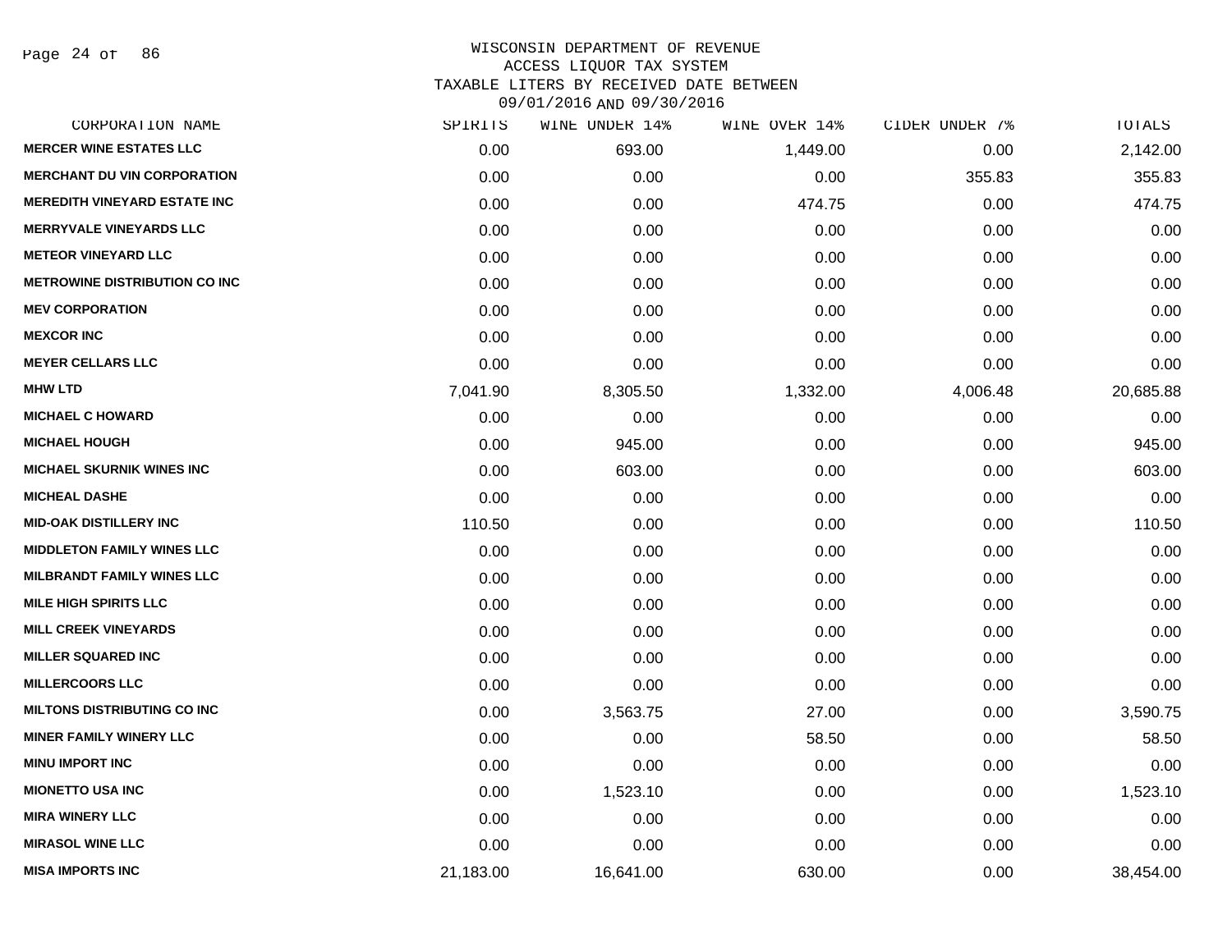# WISCONSIN DEPARTMENT OF REVENUE
## ACCESS LIQUOR TAX SYSTEM
### TAXABLE LITERS BY RECEIVED DATE BETWEEN 09/01/2016 AND 09/30/2016

| CORPORATION NAME | SPIRITS | WINE UNDER 14% | WINE OVER 14% | CIDER UNDER 7% | TOTALS |
|---|---|---|---|---|---|
| MERCER WINE ESTATES LLC | 0.00 | 693.00 | 1,449.00 | 0.00 | 2,142.00 |
| MERCHANT DU VIN CORPORATION | 0.00 | 0.00 | 0.00 | 355.83 | 355.83 |
| MEREDITH VINEYARD ESTATE INC | 0.00 | 0.00 | 474.75 | 0.00 | 474.75 |
| MERRYVALE VINEYARDS LLC | 0.00 | 0.00 | 0.00 | 0.00 | 0.00 |
| METEOR VINEYARD LLC | 0.00 | 0.00 | 0.00 | 0.00 | 0.00 |
| METROWINE DISTRIBUTION CO INC | 0.00 | 0.00 | 0.00 | 0.00 | 0.00 |
| MEV CORPORATION | 0.00 | 0.00 | 0.00 | 0.00 | 0.00 |
| MEXCOR INC | 0.00 | 0.00 | 0.00 | 0.00 | 0.00 |
| MEYER CELLARS LLC | 0.00 | 0.00 | 0.00 | 0.00 | 0.00 |
| MHW LTD | 7,041.90 | 8,305.50 | 1,332.00 | 4,006.48 | 20,685.88 |
| MICHAEL C HOWARD | 0.00 | 0.00 | 0.00 | 0.00 | 0.00 |
| MICHAEL HOUGH | 0.00 | 945.00 | 0.00 | 0.00 | 945.00 |
| MICHAEL SKURNIK WINES INC | 0.00 | 603.00 | 0.00 | 0.00 | 603.00 |
| MICHEAL DASHE | 0.00 | 0.00 | 0.00 | 0.00 | 0.00 |
| MID-OAK DISTILLERY INC | 110.50 | 0.00 | 0.00 | 0.00 | 110.50 |
| MIDDLETON FAMILY WINES LLC | 0.00 | 0.00 | 0.00 | 0.00 | 0.00 |
| MILBRANDT FAMILY WINES LLC | 0.00 | 0.00 | 0.00 | 0.00 | 0.00 |
| MILE HIGH SPIRITS LLC | 0.00 | 0.00 | 0.00 | 0.00 | 0.00 |
| MILL CREEK VINEYARDS | 0.00 | 0.00 | 0.00 | 0.00 | 0.00 |
| MILLER SQUARED INC | 0.00 | 0.00 | 0.00 | 0.00 | 0.00 |
| MILLERCOORS LLC | 0.00 | 0.00 | 0.00 | 0.00 | 0.00 |
| MILTONS DISTRIBUTING CO INC | 0.00 | 3,563.75 | 27.00 | 0.00 | 3,590.75 |
| MINER FAMILY WINERY LLC | 0.00 | 0.00 | 58.50 | 0.00 | 58.50 |
| MINU IMPORT INC | 0.00 | 0.00 | 0.00 | 0.00 | 0.00 |
| MIONETTO USA INC | 0.00 | 1,523.10 | 0.00 | 0.00 | 1,523.10 |
| MIRA WINERY LLC | 0.00 | 0.00 | 0.00 | 0.00 | 0.00 |
| MIRASOL WINE LLC | 0.00 | 0.00 | 0.00 | 0.00 | 0.00 |
| MISA IMPORTS INC | 21,183.00 | 16,641.00 | 630.00 | 0.00 | 38,454.00 |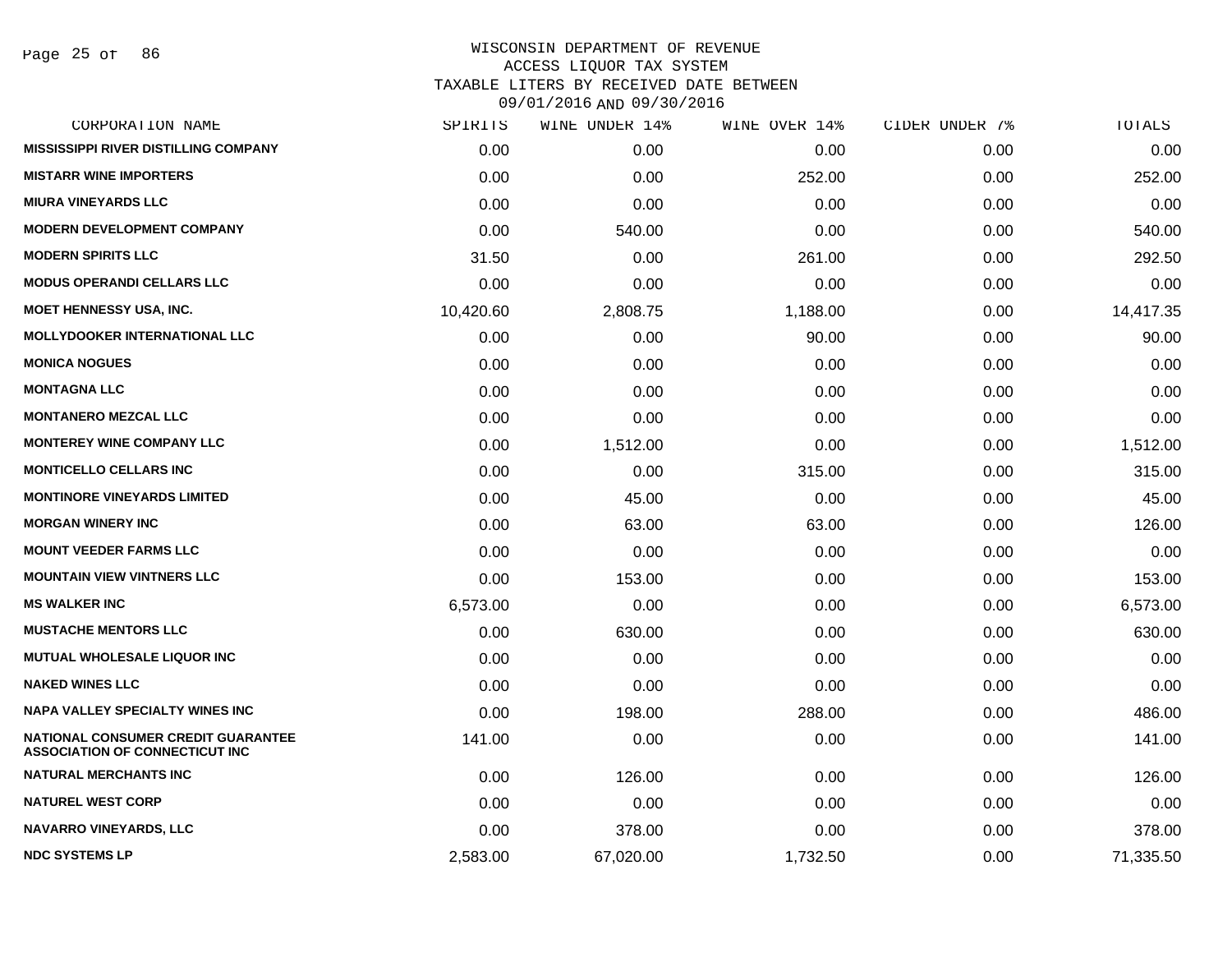WISCONSIN DEPARTMENT OF REVENUE
ACCESS LIQUOR TAX SYSTEM
TAXABLE LITERS BY RECEIVED DATE BETWEEN
09/01/2016 AND 09/30/2016

| CORPORATION NAME | SPIRITS | WINE UNDER 14% | WINE OVER 14% | CIDER UNDER 7% | TOTALS |
|---|---|---|---|---|---|
| MISSISSIPPI RIVER DISTILLING COMPANY | 0.00 | 0.00 | 0.00 | 0.00 | 0.00 |
| MISTARR WINE IMPORTERS | 0.00 | 0.00 | 252.00 | 0.00 | 252.00 |
| MIURA VINEYARDS LLC | 0.00 | 0.00 | 0.00 | 0.00 | 0.00 |
| MODERN DEVELOPMENT COMPANY | 0.00 | 540.00 | 0.00 | 0.00 | 540.00 |
| MODERN SPIRITS LLC | 31.50 | 0.00 | 261.00 | 0.00 | 292.50 |
| MODUS OPERANDI CELLARS LLC | 0.00 | 0.00 | 0.00 | 0.00 | 0.00 |
| MOET HENNESSY USA, INC. | 10,420.60 | 2,808.75 | 1,188.00 | 0.00 | 14,417.35 |
| MOLLYDOOKER INTERNATIONAL LLC | 0.00 | 0.00 | 90.00 | 0.00 | 90.00 |
| MONICA NOGUES | 0.00 | 0.00 | 0.00 | 0.00 | 0.00 |
| MONTAGNA LLC | 0.00 | 0.00 | 0.00 | 0.00 | 0.00 |
| MONTANERO MEZCAL LLC | 0.00 | 0.00 | 0.00 | 0.00 | 0.00 |
| MONTEREY WINE COMPANY LLC | 0.00 | 1,512.00 | 0.00 | 0.00 | 1,512.00 |
| MONTICELLO CELLARS INC | 0.00 | 0.00 | 315.00 | 0.00 | 315.00 |
| MONTINORE VINEYARDS LIMITED | 0.00 | 45.00 | 0.00 | 0.00 | 45.00 |
| MORGAN WINERY INC | 0.00 | 63.00 | 63.00 | 0.00 | 126.00 |
| MOUNT VEEDER FARMS LLC | 0.00 | 0.00 | 0.00 | 0.00 | 0.00 |
| MOUNTAIN VIEW VINTNERS LLC | 0.00 | 153.00 | 0.00 | 0.00 | 153.00 |
| MS WALKER INC | 6,573.00 | 0.00 | 0.00 | 0.00 | 6,573.00 |
| MUSTACHE MENTORS LLC | 0.00 | 630.00 | 0.00 | 0.00 | 630.00 |
| MUTUAL WHOLESALE LIQUOR INC | 0.00 | 0.00 | 0.00 | 0.00 | 0.00 |
| NAKED WINES LLC | 0.00 | 0.00 | 0.00 | 0.00 | 0.00 |
| NAPA VALLEY SPECIALTY WINES INC | 0.00 | 198.00 | 288.00 | 0.00 | 486.00 |
| NATIONAL CONSUMER CREDIT GUARANTEE ASSOCIATION OF CONNECTICUT INC | 141.00 | 0.00 | 0.00 | 0.00 | 141.00 |
| NATURAL MERCHANTS INC | 0.00 | 126.00 | 0.00 | 0.00 | 126.00 |
| NATUREL WEST CORP | 0.00 | 0.00 | 0.00 | 0.00 | 0.00 |
| NAVARRO VINEYARDS, LLC | 0.00 | 378.00 | 0.00 | 0.00 | 378.00 |
| NDC SYSTEMS LP | 2,583.00 | 67,020.00 | 1,732.50 | 0.00 | 71,335.50 |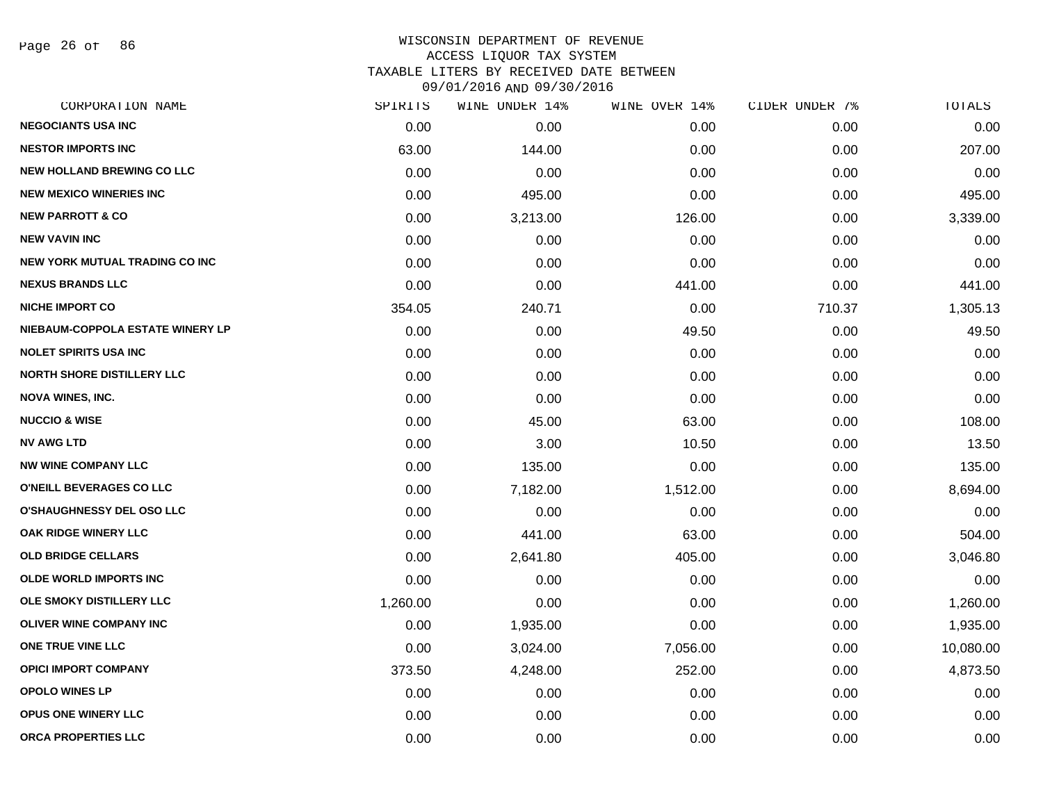# WISCONSIN DEPARTMENT OF REVENUE
## ACCESS LIQUOR TAX SYSTEM
## TAXABLE LITERS BY RECEIVED DATE BETWEEN 09/01/2016 AND 09/30/2016

| CORPORATION NAME | SPIRITS | WINE UNDER 14% | WINE OVER 14% | CIDER UNDER 7% | TOTALS |
|---|---|---|---|---|---|
| NEGOCIANTS USA INC | 0.00 | 0.00 | 0.00 | 0.00 | 0.00 |
| NESTOR IMPORTS INC | 63.00 | 144.00 | 0.00 | 0.00 | 207.00 |
| NEW HOLLAND BREWING CO LLC | 0.00 | 0.00 | 0.00 | 0.00 | 0.00 |
| NEW MEXICO WINERIES INC | 0.00 | 495.00 | 0.00 | 0.00 | 495.00 |
| NEW PARROTT & CO | 0.00 | 3,213.00 | 126.00 | 0.00 | 3,339.00 |
| NEW VAVIN INC | 0.00 | 0.00 | 0.00 | 0.00 | 0.00 |
| NEW YORK MUTUAL TRADING CO INC | 0.00 | 0.00 | 0.00 | 0.00 | 0.00 |
| NEXUS BRANDS LLC | 0.00 | 0.00 | 441.00 | 0.00 | 441.00 |
| NICHE IMPORT CO | 354.05 | 240.71 | 0.00 | 710.37 | 1,305.13 |
| NIEBAUM-COPPOLA ESTATE WINERY LP | 0.00 | 0.00 | 49.50 | 0.00 | 49.50 |
| NOLET SPIRITS USA INC | 0.00 | 0.00 | 0.00 | 0.00 | 0.00 |
| NORTH SHORE DISTILLERY LLC | 0.00 | 0.00 | 0.00 | 0.00 | 0.00 |
| NOVA WINES, INC. | 0.00 | 0.00 | 0.00 | 0.00 | 0.00 |
| NUCCIO & WISE | 0.00 | 45.00 | 63.00 | 0.00 | 108.00 |
| NV AWG LTD | 0.00 | 3.00 | 10.50 | 0.00 | 13.50 |
| NW WINE COMPANY LLC | 0.00 | 135.00 | 0.00 | 0.00 | 135.00 |
| O'NEILL BEVERAGES CO LLC | 0.00 | 7,182.00 | 1,512.00 | 0.00 | 8,694.00 |
| O'SHAUGHNESSY DEL OSO LLC | 0.00 | 0.00 | 0.00 | 0.00 | 0.00 |
| OAK RIDGE WINERY LLC | 0.00 | 441.00 | 63.00 | 0.00 | 504.00 |
| OLD BRIDGE CELLARS | 0.00 | 2,641.80 | 405.00 | 0.00 | 3,046.80 |
| OLDE WORLD IMPORTS INC | 0.00 | 0.00 | 0.00 | 0.00 | 0.00 |
| OLE SMOKY DISTILLERY LLC | 1,260.00 | 0.00 | 0.00 | 0.00 | 1,260.00 |
| OLIVER WINE COMPANY INC | 0.00 | 1,935.00 | 0.00 | 0.00 | 1,935.00 |
| ONE TRUE VINE LLC | 0.00 | 3,024.00 | 7,056.00 | 0.00 | 10,080.00 |
| OPICI IMPORT COMPANY | 373.50 | 4,248.00 | 252.00 | 0.00 | 4,873.50 |
| OPOLO WINES LP | 0.00 | 0.00 | 0.00 | 0.00 | 0.00 |
| OPUS ONE WINERY LLC | 0.00 | 0.00 | 0.00 | 0.00 | 0.00 |
| ORCA PROPERTIES LLC | 0.00 | 0.00 | 0.00 | 0.00 | 0.00 |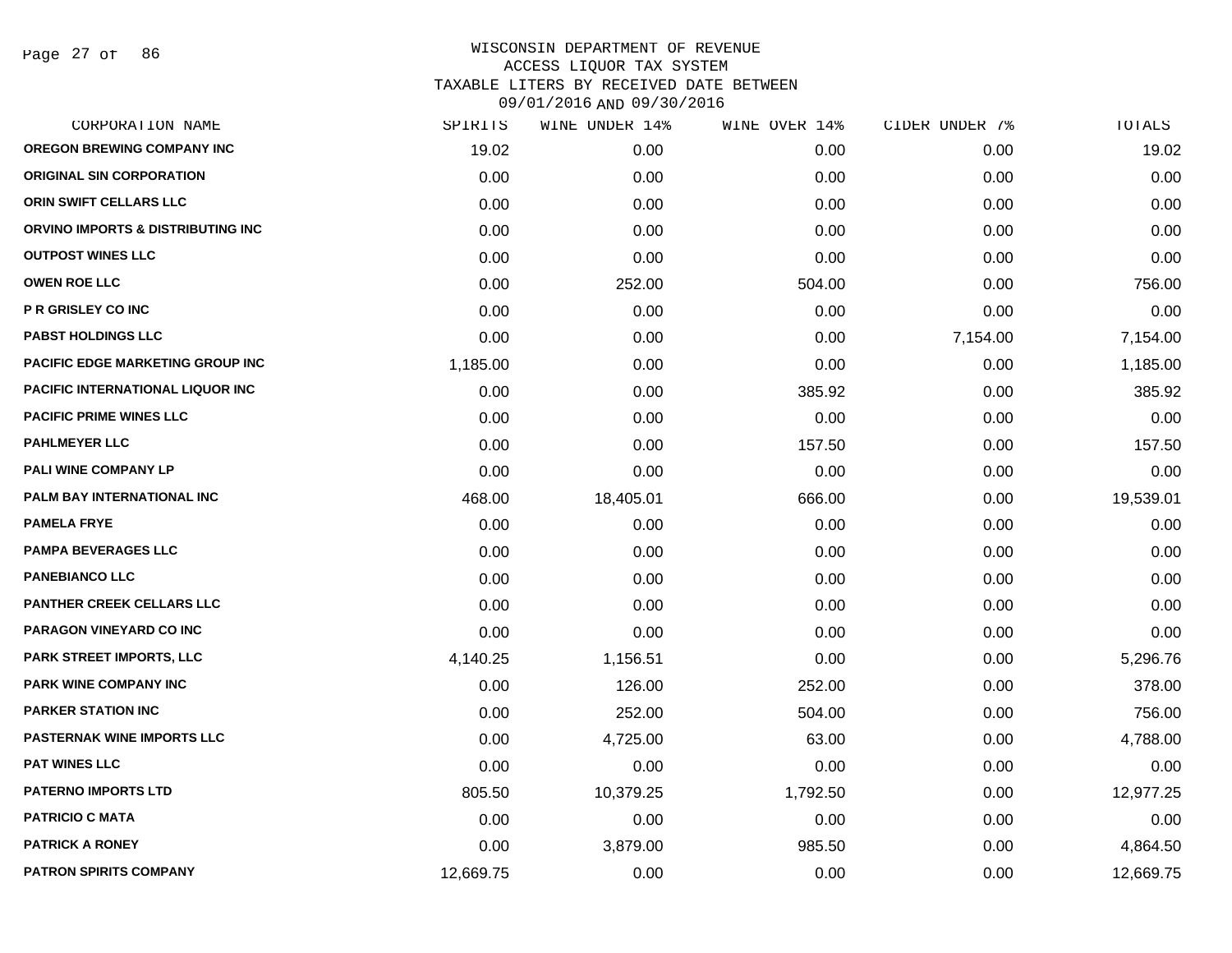# WISCONSIN DEPARTMENT OF REVENUE
## ACCESS LIQUOR TAX SYSTEM
### TAXABLE LITERS BY RECEIVED DATE BETWEEN 09/01/2016 AND 09/30/2016

| CORPORATION NAME | SPIRITS | WINE UNDER 14% | WINE OVER 14% | CIDER UNDER 7% | TOTALS |
|---|---|---|---|---|---|
| OREGON BREWING COMPANY INC | 19.02 | 0.00 | 0.00 | 0.00 | 19.02 |
| ORIGINAL SIN CORPORATION | 0.00 | 0.00 | 0.00 | 0.00 | 0.00 |
| ORIN SWIFT CELLARS LLC | 0.00 | 0.00 | 0.00 | 0.00 | 0.00 |
| ORVINO IMPORTS & DISTRIBUTING INC | 0.00 | 0.00 | 0.00 | 0.00 | 0.00 |
| OUTPOST WINES LLC | 0.00 | 0.00 | 0.00 | 0.00 | 0.00 |
| OWEN ROE LLC | 0.00 | 252.00 | 504.00 | 0.00 | 756.00 |
| P R GRISLEY CO INC | 0.00 | 0.00 | 0.00 | 0.00 | 0.00 |
| PABST HOLDINGS LLC | 0.00 | 0.00 | 0.00 | 7,154.00 | 7,154.00 |
| PACIFIC EDGE MARKETING GROUP INC | 1,185.00 | 0.00 | 0.00 | 0.00 | 1,185.00 |
| PACIFIC INTERNATIONAL LIQUOR INC | 0.00 | 0.00 | 385.92 | 0.00 | 385.92 |
| PACIFIC PRIME WINES LLC | 0.00 | 0.00 | 0.00 | 0.00 | 0.00 |
| PAHLMEYER LLC | 0.00 | 0.00 | 157.50 | 0.00 | 157.50 |
| PALI WINE COMPANY LP | 0.00 | 0.00 | 0.00 | 0.00 | 0.00 |
| PALM BAY INTERNATIONAL INC | 468.00 | 18,405.01 | 666.00 | 0.00 | 19,539.01 |
| PAMELA FRYE | 0.00 | 0.00 | 0.00 | 0.00 | 0.00 |
| PAMPA BEVERAGES LLC | 0.00 | 0.00 | 0.00 | 0.00 | 0.00 |
| PANEBIANCO LLC | 0.00 | 0.00 | 0.00 | 0.00 | 0.00 |
| PANTHER CREEK CELLARS LLC | 0.00 | 0.00 | 0.00 | 0.00 | 0.00 |
| PARAGON VINEYARD CO INC | 0.00 | 0.00 | 0.00 | 0.00 | 0.00 |
| PARK STREET IMPORTS, LLC | 4,140.25 | 1,156.51 | 0.00 | 0.00 | 5,296.76 |
| PARK WINE COMPANY INC | 0.00 | 126.00 | 252.00 | 0.00 | 378.00 |
| PARKER STATION INC | 0.00 | 252.00 | 504.00 | 0.00 | 756.00 |
| PASTERNAK WINE IMPORTS LLC | 0.00 | 4,725.00 | 63.00 | 0.00 | 4,788.00 |
| PAT WINES LLC | 0.00 | 0.00 | 0.00 | 0.00 | 0.00 |
| PATERNO IMPORTS LTD | 805.50 | 10,379.25 | 1,792.50 | 0.00 | 12,977.25 |
| PATRICIO C MATA | 0.00 | 0.00 | 0.00 | 0.00 | 0.00 |
| PATRICK A RONEY | 0.00 | 3,879.00 | 985.50 | 0.00 | 4,864.50 |
| PATRON SPIRITS COMPANY | 12,669.75 | 0.00 | 0.00 | 0.00 | 12,669.75 |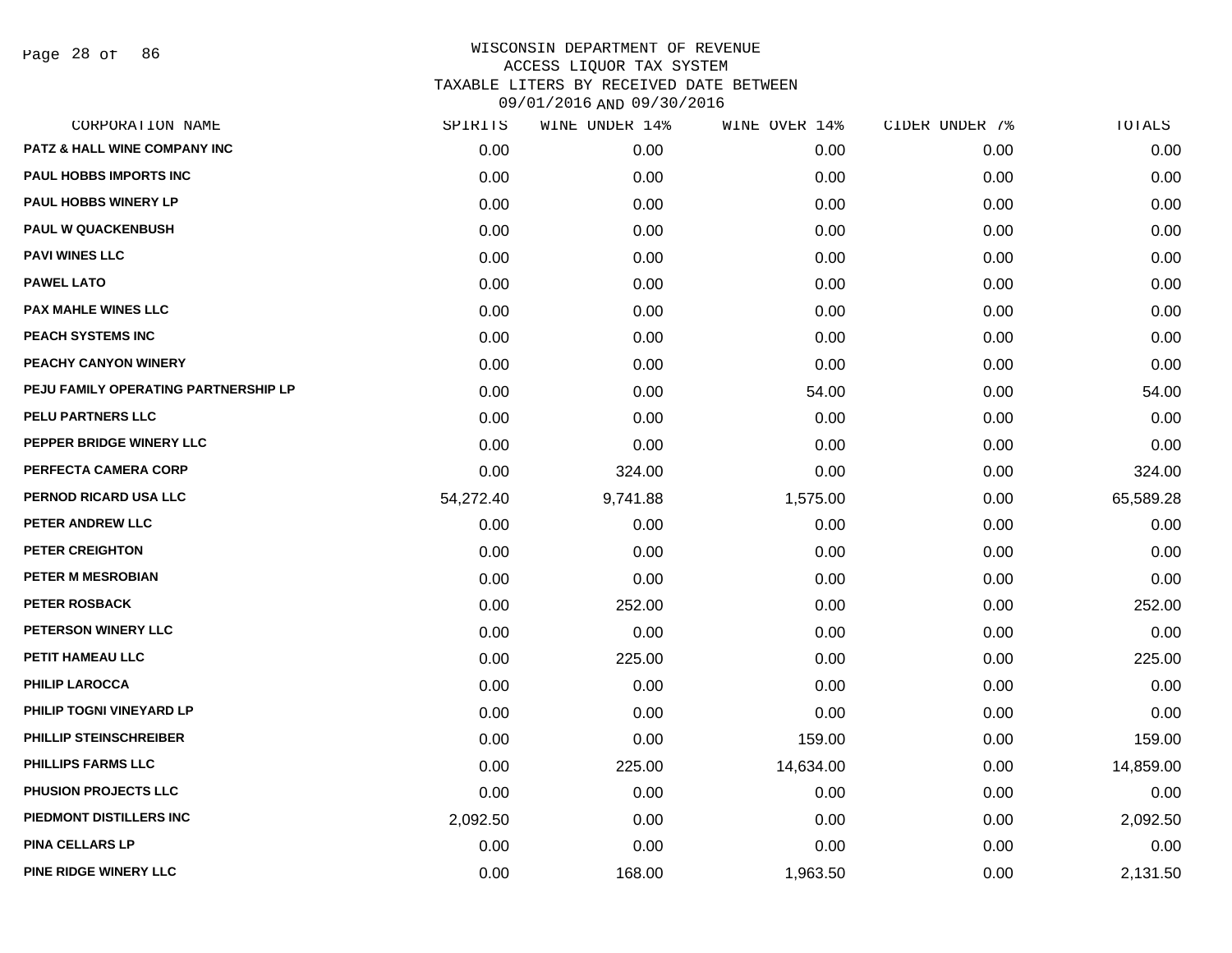# WISCONSIN DEPARTMENT OF REVENUE
## ACCESS LIQUOR TAX SYSTEM
## TAXABLE LITERS BY RECEIVED DATE BETWEEN 09/01/2016 AND 09/30/2016

| CORPORATION NAME | SPIRITS | WINE UNDER 14% | WINE OVER 14% | CIDER UNDER 7% | TOTALS |
|---|---|---|---|---|---|
| PATZ & HALL WINE COMPANY INC | 0.00 | 0.00 | 0.00 | 0.00 | 0.00 |
| PAUL HOBBS IMPORTS INC | 0.00 | 0.00 | 0.00 | 0.00 | 0.00 |
| PAUL HOBBS WINERY LP | 0.00 | 0.00 | 0.00 | 0.00 | 0.00 |
| PAUL W QUACKENBUSH | 0.00 | 0.00 | 0.00 | 0.00 | 0.00 |
| PAVI WINES LLC | 0.00 | 0.00 | 0.00 | 0.00 | 0.00 |
| PAWEL LATO | 0.00 | 0.00 | 0.00 | 0.00 | 0.00 |
| PAX MAHLE WINES LLC | 0.00 | 0.00 | 0.00 | 0.00 | 0.00 |
| PEACH SYSTEMS INC | 0.00 | 0.00 | 0.00 | 0.00 | 0.00 |
| PEACHY CANYON WINERY | 0.00 | 0.00 | 0.00 | 0.00 | 0.00 |
| PEJU FAMILY OPERATING PARTNERSHIP LP | 0.00 | 0.00 | 54.00 | 0.00 | 54.00 |
| PELU PARTNERS LLC | 0.00 | 0.00 | 0.00 | 0.00 | 0.00 |
| PEPPER BRIDGE WINERY LLC | 0.00 | 0.00 | 0.00 | 0.00 | 0.00 |
| PERFECTA CAMERA CORP | 0.00 | 324.00 | 0.00 | 0.00 | 324.00 |
| PERNOD RICARD USA LLC | 54,272.40 | 9,741.88 | 1,575.00 | 0.00 | 65,589.28 |
| PETER ANDREW LLC | 0.00 | 0.00 | 0.00 | 0.00 | 0.00 |
| PETER CREIGHTON | 0.00 | 0.00 | 0.00 | 0.00 | 0.00 |
| PETER M MESROBIAN | 0.00 | 0.00 | 0.00 | 0.00 | 0.00 |
| PETER ROSBACK | 0.00 | 252.00 | 0.00 | 0.00 | 252.00 |
| PETERSON WINERY LLC | 0.00 | 0.00 | 0.00 | 0.00 | 0.00 |
| PETIT HAMEAU LLC | 0.00 | 225.00 | 0.00 | 0.00 | 225.00 |
| PHILIP LAROCCA | 0.00 | 0.00 | 0.00 | 0.00 | 0.00 |
| PHILIP TOGNI VINEYARD LP | 0.00 | 0.00 | 0.00 | 0.00 | 0.00 |
| PHILLIP STEINSCHREIBER | 0.00 | 0.00 | 159.00 | 0.00 | 159.00 |
| PHILLIPS FARMS LLC | 0.00 | 225.00 | 14,634.00 | 0.00 | 14,859.00 |
| PHUSION PROJECTS LLC | 0.00 | 0.00 | 0.00 | 0.00 | 0.00 |
| PIEDMONT DISTILLERS INC | 2,092.50 | 0.00 | 0.00 | 0.00 | 2,092.50 |
| PINA CELLARS LP | 0.00 | 0.00 | 0.00 | 0.00 | 0.00 |
| PINE RIDGE WINERY LLC | 0.00 | 168.00 | 1,963.50 | 0.00 | 2,131.50 |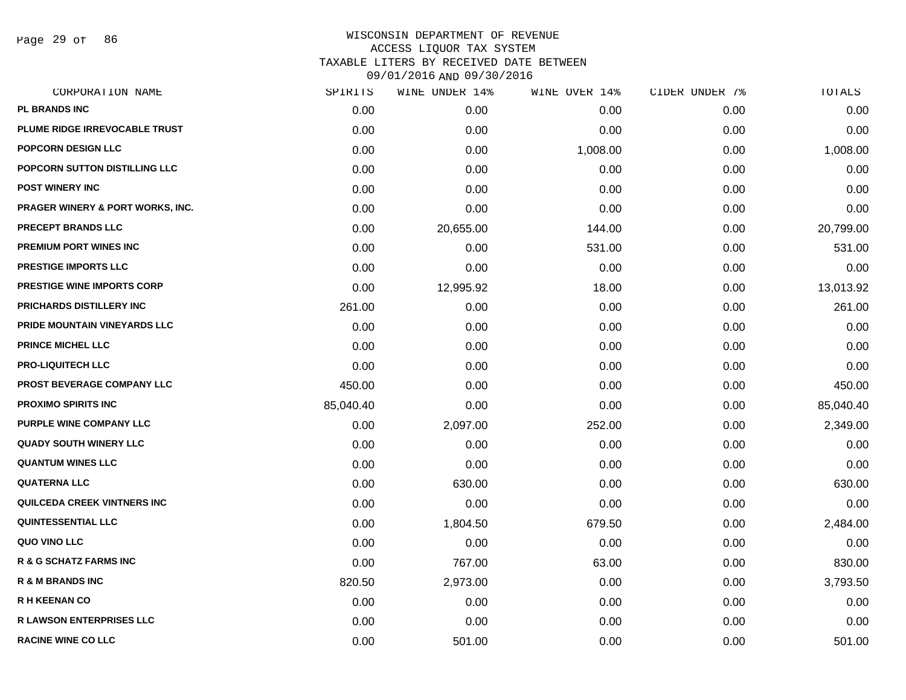WISCONSIN DEPARTMENT OF REVENUE
ACCESS LIQUOR TAX SYSTEM
TAXABLE LITERS BY RECEIVED DATE BETWEEN
09/01/2016 AND 09/30/2016

| CORPORATION NAME | SPIRITS | WINE UNDER 14% | WINE OVER 14% | CIDER UNDER 7% | TOTALS |
|---|---|---|---|---|---|
| PL BRANDS INC | 0.00 | 0.00 | 0.00 | 0.00 | 0.00 |
| PLUME RIDGE IRREVOCABLE TRUST | 0.00 | 0.00 | 0.00 | 0.00 | 0.00 |
| POPCORN DESIGN LLC | 0.00 | 0.00 | 1,008.00 | 0.00 | 1,008.00 |
| POPCORN SUTTON DISTILLING LLC | 0.00 | 0.00 | 0.00 | 0.00 | 0.00 |
| POST WINERY INC | 0.00 | 0.00 | 0.00 | 0.00 | 0.00 |
| PRAGER WINERY & PORT WORKS, INC. | 0.00 | 0.00 | 0.00 | 0.00 | 0.00 |
| PRECEPT BRANDS LLC | 0.00 | 20,655.00 | 144.00 | 0.00 | 20,799.00 |
| PREMIUM PORT WINES INC | 0.00 | 0.00 | 531.00 | 0.00 | 531.00 |
| PRESTIGE IMPORTS LLC | 0.00 | 0.00 | 0.00 | 0.00 | 0.00 |
| PRESTIGE WINE IMPORTS CORP | 0.00 | 12,995.92 | 18.00 | 0.00 | 13,013.92 |
| PRICHARDS DISTILLERY INC | 261.00 | 0.00 | 0.00 | 0.00 | 261.00 |
| PRIDE MOUNTAIN VINEYARDS LLC | 0.00 | 0.00 | 0.00 | 0.00 | 0.00 |
| PRINCE MICHEL LLC | 0.00 | 0.00 | 0.00 | 0.00 | 0.00 |
| PRO-LIQUITECH LLC | 0.00 | 0.00 | 0.00 | 0.00 | 0.00 |
| PROST BEVERAGE COMPANY LLC | 450.00 | 0.00 | 0.00 | 0.00 | 450.00 |
| PROXIMO SPIRITS INC | 85,040.40 | 0.00 | 0.00 | 0.00 | 85,040.40 |
| PURPLE WINE COMPANY LLC | 0.00 | 2,097.00 | 252.00 | 0.00 | 2,349.00 |
| QUADY SOUTH WINERY LLC | 0.00 | 0.00 | 0.00 | 0.00 | 0.00 |
| QUANTUM WINES LLC | 0.00 | 0.00 | 0.00 | 0.00 | 0.00 |
| QUATERNA LLC | 0.00 | 630.00 | 0.00 | 0.00 | 630.00 |
| QUILCEDA CREEK VINTNERS INC | 0.00 | 0.00 | 0.00 | 0.00 | 0.00 |
| QUINTESSENTIAL LLC | 0.00 | 1,804.50 | 679.50 | 0.00 | 2,484.00 |
| QUO VINO LLC | 0.00 | 0.00 | 0.00 | 0.00 | 0.00 |
| R & G SCHATZ FARMS INC | 0.00 | 767.00 | 63.00 | 0.00 | 830.00 |
| R & M BRANDS INC | 820.50 | 2,973.00 | 0.00 | 0.00 | 3,793.50 |
| R H KEENAN CO | 0.00 | 0.00 | 0.00 | 0.00 | 0.00 |
| R LAWSON ENTERPRISES LLC | 0.00 | 0.00 | 0.00 | 0.00 | 0.00 |
| RACINE WINE CO LLC | 0.00 | 501.00 | 0.00 | 0.00 | 501.00 |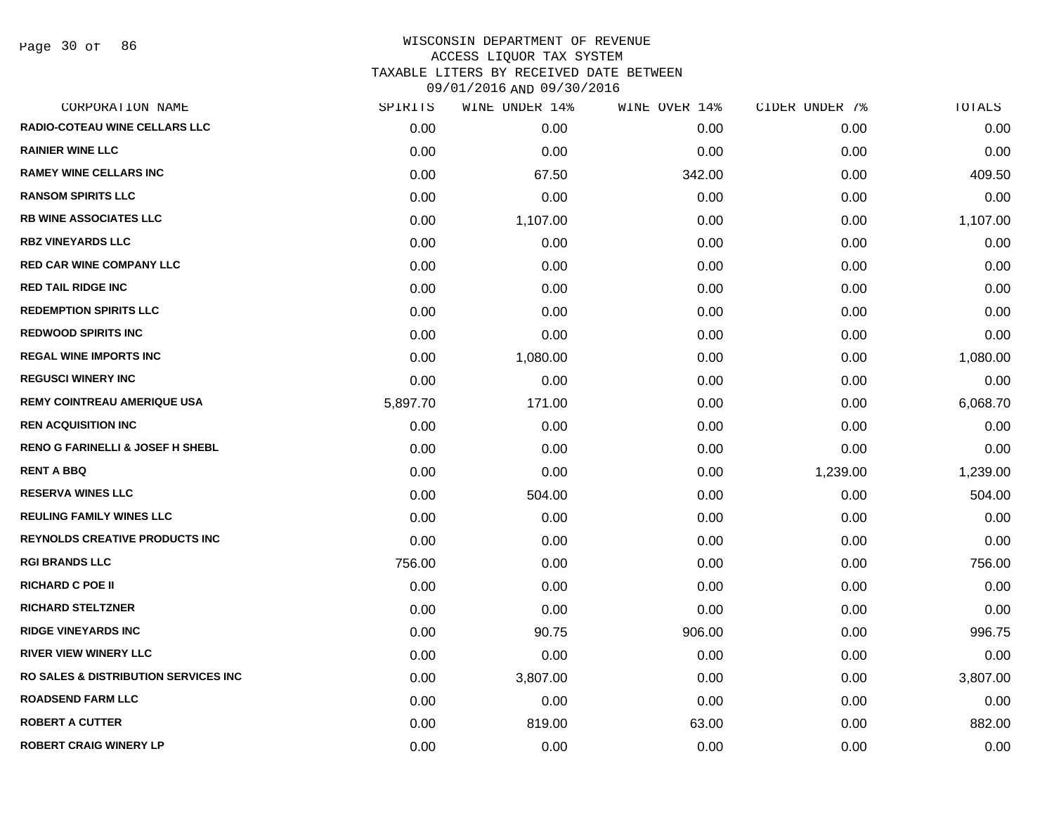# WISCONSIN DEPARTMENT OF REVENUE
## ACCESS LIQUOR TAX SYSTEM
### TAXABLE LITERS BY RECEIVED DATE BETWEEN 09/01/2016 AND 09/30/2016

| CORPORATION NAME | SPIRITS | WINE UNDER 14% | WINE OVER 14% | CIDER UNDER 7% | TOTALS |
|---|---|---|---|---|---|
| RADIO-COTEAU WINE CELLARS LLC | 0.00 | 0.00 | 0.00 | 0.00 | 0.00 |
| RAINIER WINE LLC | 0.00 | 0.00 | 0.00 | 0.00 | 0.00 |
| RAMEY WINE CELLARS INC | 0.00 | 67.50 | 342.00 | 0.00 | 409.50 |
| RANSOM SPIRITS LLC | 0.00 | 0.00 | 0.00 | 0.00 | 0.00 |
| RB WINE ASSOCIATES LLC | 0.00 | 1,107.00 | 0.00 | 0.00 | 1,107.00 |
| RBZ VINEYARDS LLC | 0.00 | 0.00 | 0.00 | 0.00 | 0.00 |
| RED CAR WINE COMPANY LLC | 0.00 | 0.00 | 0.00 | 0.00 | 0.00 |
| RED TAIL RIDGE INC | 0.00 | 0.00 | 0.00 | 0.00 | 0.00 |
| REDEMPTION SPIRITS LLC | 0.00 | 0.00 | 0.00 | 0.00 | 0.00 |
| REDWOOD SPIRITS INC | 0.00 | 0.00 | 0.00 | 0.00 | 0.00 |
| REGAL WINE IMPORTS INC | 0.00 | 1,080.00 | 0.00 | 0.00 | 1,080.00 |
| REGUSCI WINERY INC | 0.00 | 0.00 | 0.00 | 0.00 | 0.00 |
| REMY COINTREAU AMERIQUE USA | 5,897.70 | 171.00 | 0.00 | 0.00 | 6,068.70 |
| REN ACQUISITION INC | 0.00 | 0.00 | 0.00 | 0.00 | 0.00 |
| RENO G FARINELLI & JOSEF H SHEBL | 0.00 | 0.00 | 0.00 | 0.00 | 0.00 |
| RENT A BBQ | 0.00 | 0.00 | 0.00 | 1,239.00 | 1,239.00 |
| RESERVA WINES LLC | 0.00 | 504.00 | 0.00 | 0.00 | 504.00 |
| REULING FAMILY WINES LLC | 0.00 | 0.00 | 0.00 | 0.00 | 0.00 |
| REYNOLDS CREATIVE PRODUCTS INC | 0.00 | 0.00 | 0.00 | 0.00 | 0.00 |
| RGI BRANDS LLC | 756.00 | 0.00 | 0.00 | 0.00 | 756.00 |
| RICHARD C POE II | 0.00 | 0.00 | 0.00 | 0.00 | 0.00 |
| RICHARD STELTZNER | 0.00 | 0.00 | 0.00 | 0.00 | 0.00 |
| RIDGE VINEYARDS INC | 0.00 | 90.75 | 906.00 | 0.00 | 996.75 |
| RIVER VIEW WINERY LLC | 0.00 | 0.00 | 0.00 | 0.00 | 0.00 |
| RO SALES & DISTRIBUTION SERVICES INC | 0.00 | 3,807.00 | 0.00 | 0.00 | 3,807.00 |
| ROADSEND FARM LLC | 0.00 | 0.00 | 0.00 | 0.00 | 0.00 |
| ROBERT A CUTTER | 0.00 | 819.00 | 63.00 | 0.00 | 882.00 |
| ROBERT CRAIG WINERY LP | 0.00 | 0.00 | 0.00 | 0.00 | 0.00 |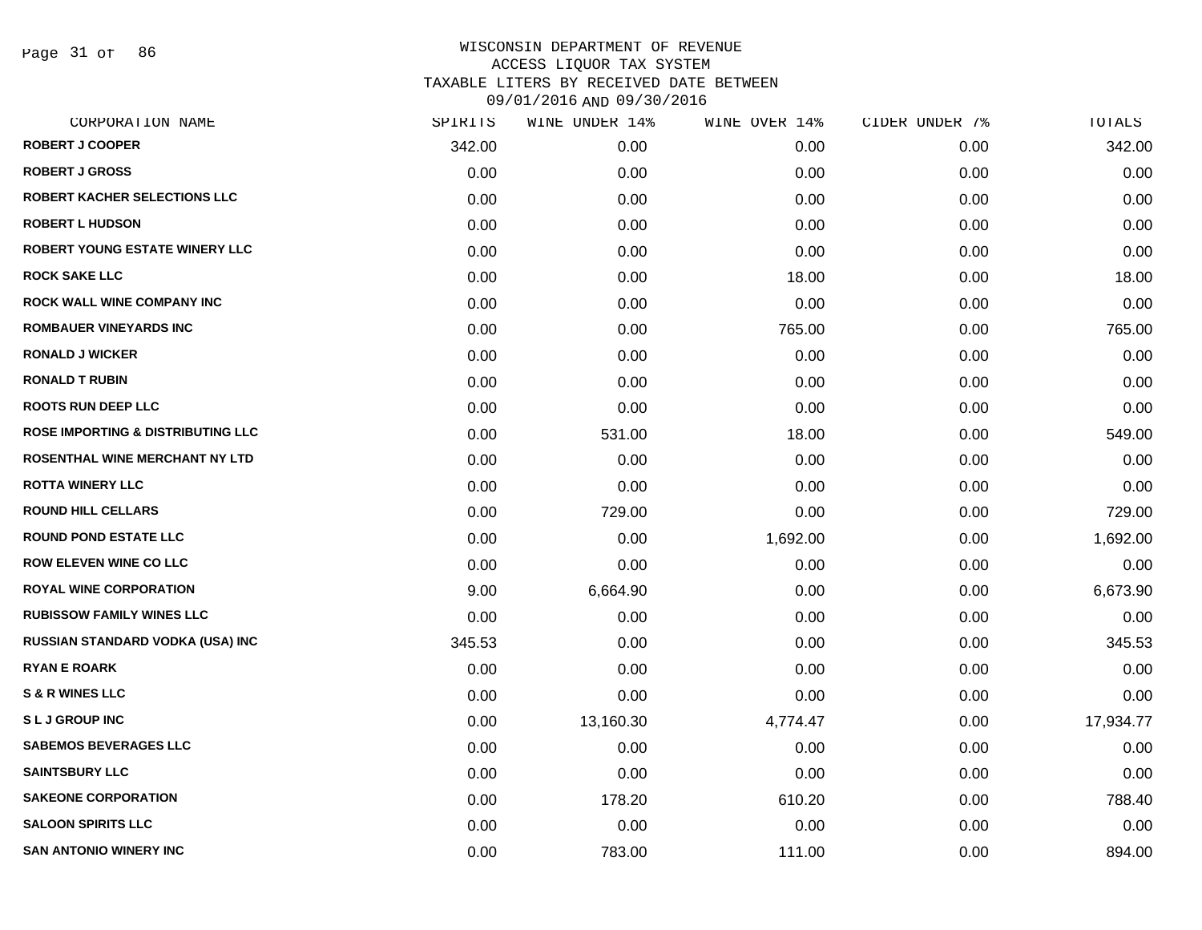WISCONSIN DEPARTMENT OF REVENUE
ACCESS LIQUOR TAX SYSTEM
TAXABLE LITERS BY RECEIVED DATE BETWEEN
09/01/2016 AND 09/30/2016

| CORPORATION NAME | SPIRITS | WINE UNDER 14% | WINE OVER 14% | CIDER UNDER 7% | TOTALS |
|---|---|---|---|---|---|
| ROBERT J COOPER | 342.00 | 0.00 | 0.00 | 0.00 | 342.00 |
| ROBERT J GROSS | 0.00 | 0.00 | 0.00 | 0.00 | 0.00 |
| ROBERT KACHER SELECTIONS LLC | 0.00 | 0.00 | 0.00 | 0.00 | 0.00 |
| ROBERT L HUDSON | 0.00 | 0.00 | 0.00 | 0.00 | 0.00 |
| ROBERT YOUNG ESTATE WINERY LLC | 0.00 | 0.00 | 0.00 | 0.00 | 0.00 |
| ROCK SAKE LLC | 0.00 | 0.00 | 18.00 | 0.00 | 18.00 |
| ROCK WALL WINE COMPANY INC | 0.00 | 0.00 | 0.00 | 0.00 | 0.00 |
| ROMBAUER VINEYARDS INC | 0.00 | 0.00 | 765.00 | 0.00 | 765.00 |
| RONALD J WICKER | 0.00 | 0.00 | 0.00 | 0.00 | 0.00 |
| RONALD T RUBIN | 0.00 | 0.00 | 0.00 | 0.00 | 0.00 |
| ROOTS RUN DEEP LLC | 0.00 | 0.00 | 0.00 | 0.00 | 0.00 |
| ROSE IMPORTING & DISTRIBUTING LLC | 0.00 | 531.00 | 18.00 | 0.00 | 549.00 |
| ROSENTHAL WINE MERCHANT NY LTD | 0.00 | 0.00 | 0.00 | 0.00 | 0.00 |
| ROTTA WINERY LLC | 0.00 | 0.00 | 0.00 | 0.00 | 0.00 |
| ROUND HILL CELLARS | 0.00 | 729.00 | 0.00 | 0.00 | 729.00 |
| ROUND POND ESTATE LLC | 0.00 | 0.00 | 1,692.00 | 0.00 | 1,692.00 |
| ROW ELEVEN WINE CO LLC | 0.00 | 0.00 | 0.00 | 0.00 | 0.00 |
| ROYAL WINE CORPORATION | 9.00 | 6,664.90 | 0.00 | 0.00 | 6,673.90 |
| RUBISSOW FAMILY WINES LLC | 0.00 | 0.00 | 0.00 | 0.00 | 0.00 |
| RUSSIAN STANDARD VODKA (USA) INC | 345.53 | 0.00 | 0.00 | 0.00 | 345.53 |
| RYAN E ROARK | 0.00 | 0.00 | 0.00 | 0.00 | 0.00 |
| S & R WINES LLC | 0.00 | 0.00 | 0.00 | 0.00 | 0.00 |
| S L J GROUP INC | 0.00 | 13,160.30 | 4,774.47 | 0.00 | 17,934.77 |
| SABEMOS BEVERAGES LLC | 0.00 | 0.00 | 0.00 | 0.00 | 0.00 |
| SAINTSBURY LLC | 0.00 | 0.00 | 0.00 | 0.00 | 0.00 |
| SAKEONE CORPORATION | 0.00 | 178.20 | 610.20 | 0.00 | 788.40 |
| SALOON SPIRITS LLC | 0.00 | 0.00 | 0.00 | 0.00 | 0.00 |
| SAN ANTONIO WINERY INC | 0.00 | 783.00 | 111.00 | 0.00 | 894.00 |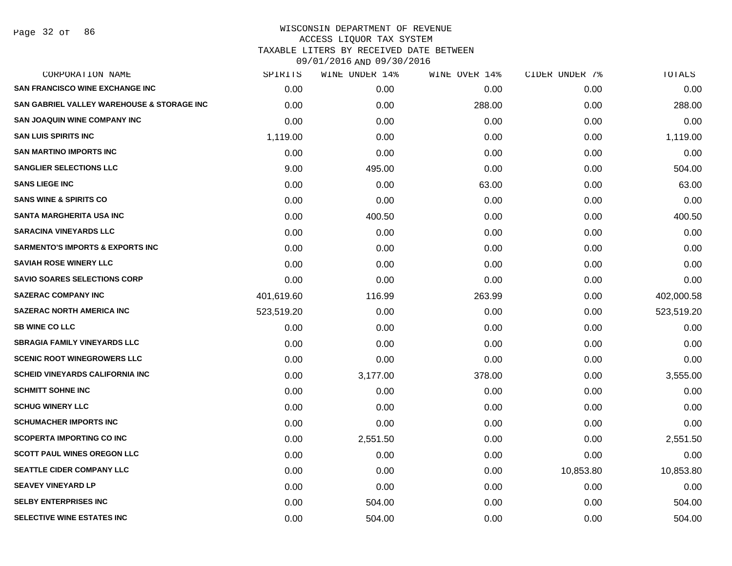WISCONSIN DEPARTMENT OF REVENUE
ACCESS LIQUOR TAX SYSTEM
TAXABLE LITERS BY RECEIVED DATE BETWEEN
09/01/2016 AND 09/30/2016

| CORPORATION NAME | SPIRITS | WINE UNDER 14% | WINE OVER 14% | CIDER UNDER 7% | TOTALS |
|---|---|---|---|---|---|
| SAN FRANCISCO WINE EXCHANGE INC | 0.00 | 0.00 | 0.00 | 0.00 | 0.00 |
| SAN GABRIEL VALLEY WAREHOUSE & STORAGE INC | 0.00 | 0.00 | 288.00 | 0.00 | 288.00 |
| SAN JOAQUIN WINE COMPANY INC | 0.00 | 0.00 | 0.00 | 0.00 | 0.00 |
| SAN LUIS SPIRITS INC | 1,119.00 | 0.00 | 0.00 | 0.00 | 1,119.00 |
| SAN MARTINO IMPORTS INC | 0.00 | 0.00 | 0.00 | 0.00 | 0.00 |
| SANGLIER SELECTIONS LLC | 9.00 | 495.00 | 0.00 | 0.00 | 504.00 |
| SANS LIEGE INC | 0.00 | 0.00 | 63.00 | 0.00 | 63.00 |
| SANS WINE & SPIRITS CO | 0.00 | 0.00 | 0.00 | 0.00 | 0.00 |
| SANTA MARGHERITA USA INC | 0.00 | 400.50 | 0.00 | 0.00 | 400.50 |
| SARACINA VINEYARDS LLC | 0.00 | 0.00 | 0.00 | 0.00 | 0.00 |
| SARMENTO'S IMPORTS & EXPORTS INC | 0.00 | 0.00 | 0.00 | 0.00 | 0.00 |
| SAVIAH ROSE WINERY LLC | 0.00 | 0.00 | 0.00 | 0.00 | 0.00 |
| SAVIO SOARES SELECTIONS CORP | 0.00 | 0.00 | 0.00 | 0.00 | 0.00 |
| SAZERAC COMPANY INC | 401,619.60 | 116.99 | 263.99 | 0.00 | 402,000.58 |
| SAZERAC NORTH AMERICA INC | 523,519.20 | 0.00 | 0.00 | 0.00 | 523,519.20 |
| SB WINE CO LLC | 0.00 | 0.00 | 0.00 | 0.00 | 0.00 |
| SBRAGIA FAMILY VINEYARDS LLC | 0.00 | 0.00 | 0.00 | 0.00 | 0.00 |
| SCENIC ROOT WINEGROWERS LLC | 0.00 | 0.00 | 0.00 | 0.00 | 0.00 |
| SCHEID VINEYARDS CALIFORNIA INC | 0.00 | 3,177.00 | 378.00 | 0.00 | 3,555.00 |
| SCHMITT SOHNE INC | 0.00 | 0.00 | 0.00 | 0.00 | 0.00 |
| SCHUG WINERY LLC | 0.00 | 0.00 | 0.00 | 0.00 | 0.00 |
| SCHUMACHER IMPORTS INC | 0.00 | 0.00 | 0.00 | 0.00 | 0.00 |
| SCOPERTA IMPORTING CO INC | 0.00 | 2,551.50 | 0.00 | 0.00 | 2,551.50 |
| SCOTT PAUL WINES OREGON LLC | 0.00 | 0.00 | 0.00 | 0.00 | 0.00 |
| SEATTLE CIDER COMPANY LLC | 0.00 | 0.00 | 0.00 | 10,853.80 | 10,853.80 |
| SEAVEY VINEYARD LP | 0.00 | 0.00 | 0.00 | 0.00 | 0.00 |
| SELBY ENTERPRISES INC | 0.00 | 504.00 | 0.00 | 0.00 | 504.00 |
| SELECTIVE WINE ESTATES INC | 0.00 | 504.00 | 0.00 | 0.00 | 504.00 |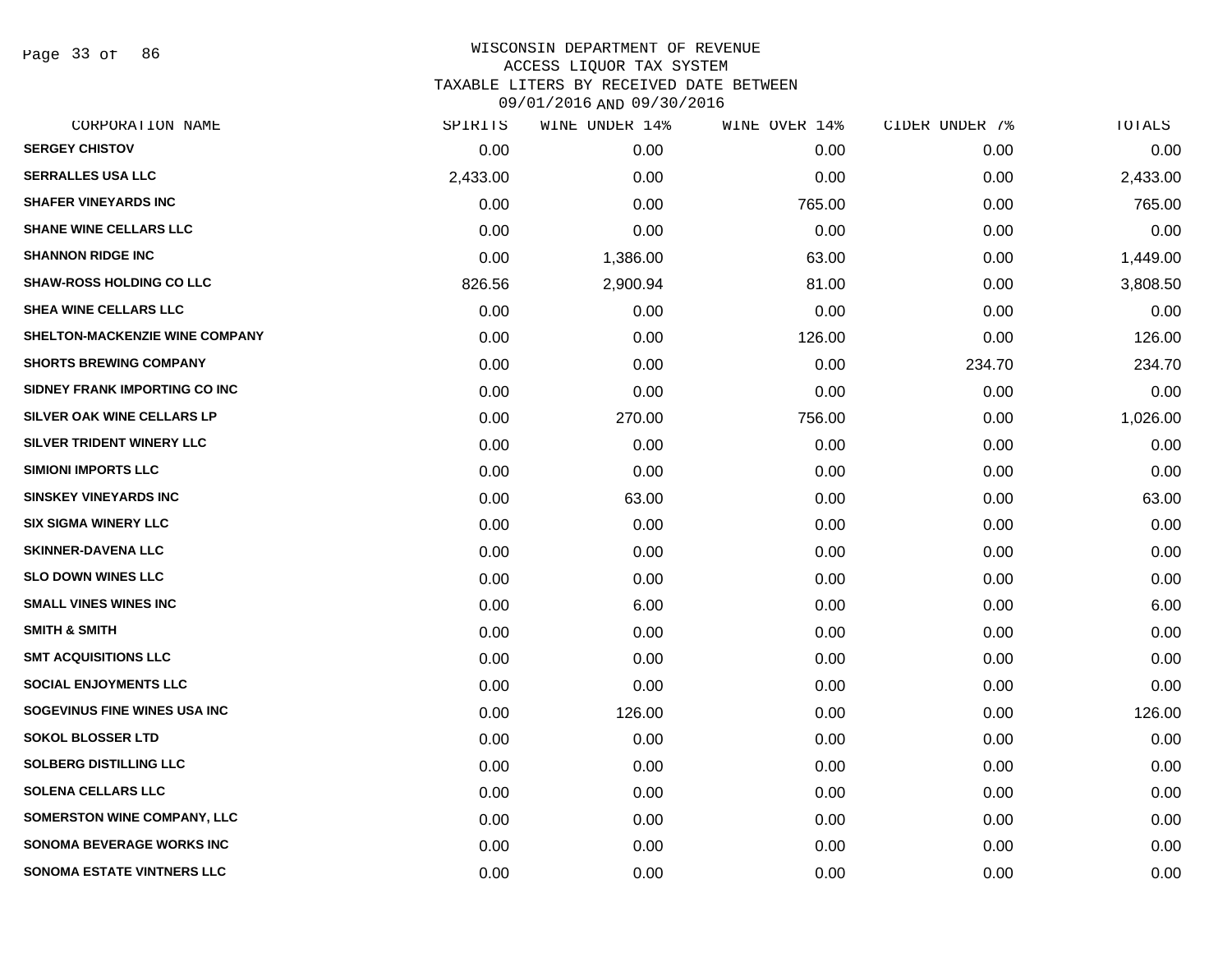WISCONSIN DEPARTMENT OF REVENUE
ACCESS LIQUOR TAX SYSTEM
TAXABLE LITERS BY RECEIVED DATE BETWEEN
09/01/2016 AND 09/30/2016

| CORPORATION NAME | SPIRITS | WINE UNDER 14% | WINE OVER 14% | CIDER UNDER 7% | TOTALS |
|---|---|---|---|---|---|
| SERGEY CHISTOV | 0.00 | 0.00 | 0.00 | 0.00 | 0.00 |
| SERRALLES USA LLC | 2,433.00 | 0.00 | 0.00 | 0.00 | 2,433.00 |
| SHAFER VINEYARDS INC | 0.00 | 0.00 | 765.00 | 0.00 | 765.00 |
| SHANE WINE CELLARS LLC | 0.00 | 0.00 | 0.00 | 0.00 | 0.00 |
| SHANNON RIDGE INC | 0.00 | 1,386.00 | 63.00 | 0.00 | 1,449.00 |
| SHAW-ROSS HOLDING CO LLC | 826.56 | 2,900.94 | 81.00 | 0.00 | 3,808.50 |
| SHEA WINE CELLARS LLC | 0.00 | 0.00 | 0.00 | 0.00 | 0.00 |
| SHELTON-MACKENZIE WINE COMPANY | 0.00 | 0.00 | 126.00 | 0.00 | 126.00 |
| SHORTS BREWING COMPANY | 0.00 | 0.00 | 0.00 | 234.70 | 234.70 |
| SIDNEY FRANK IMPORTING CO INC | 0.00 | 0.00 | 0.00 | 0.00 | 0.00 |
| SILVER OAK WINE CELLARS LP | 0.00 | 270.00 | 756.00 | 0.00 | 1,026.00 |
| SILVER TRIDENT WINERY LLC | 0.00 | 0.00 | 0.00 | 0.00 | 0.00 |
| SIMIONI IMPORTS LLC | 0.00 | 0.00 | 0.00 | 0.00 | 0.00 |
| SINSKEY VINEYARDS INC | 0.00 | 63.00 | 0.00 | 0.00 | 63.00 |
| SIX SIGMA WINERY LLC | 0.00 | 0.00 | 0.00 | 0.00 | 0.00 |
| SKINNER-DAVENA LLC | 0.00 | 0.00 | 0.00 | 0.00 | 0.00 |
| SLO DOWN WINES LLC | 0.00 | 0.00 | 0.00 | 0.00 | 0.00 |
| SMALL VINES WINES INC | 0.00 | 6.00 | 0.00 | 0.00 | 6.00 |
| SMITH & SMITH | 0.00 | 0.00 | 0.00 | 0.00 | 0.00 |
| SMT ACQUISITIONS LLC | 0.00 | 0.00 | 0.00 | 0.00 | 0.00 |
| SOCIAL ENJOYMENTS LLC | 0.00 | 0.00 | 0.00 | 0.00 | 0.00 |
| SOGEVINUS FINE WINES USA INC | 0.00 | 126.00 | 0.00 | 0.00 | 126.00 |
| SOKOL BLOSSER LTD | 0.00 | 0.00 | 0.00 | 0.00 | 0.00 |
| SOLBERG DISTILLING LLC | 0.00 | 0.00 | 0.00 | 0.00 | 0.00 |
| SOLENA CELLARS LLC | 0.00 | 0.00 | 0.00 | 0.00 | 0.00 |
| SOMERSTON WINE COMPANY, LLC | 0.00 | 0.00 | 0.00 | 0.00 | 0.00 |
| SONOMA BEVERAGE WORKS INC | 0.00 | 0.00 | 0.00 | 0.00 | 0.00 |
| SONOMA ESTATE VINTNERS LLC | 0.00 | 0.00 | 0.00 | 0.00 | 0.00 |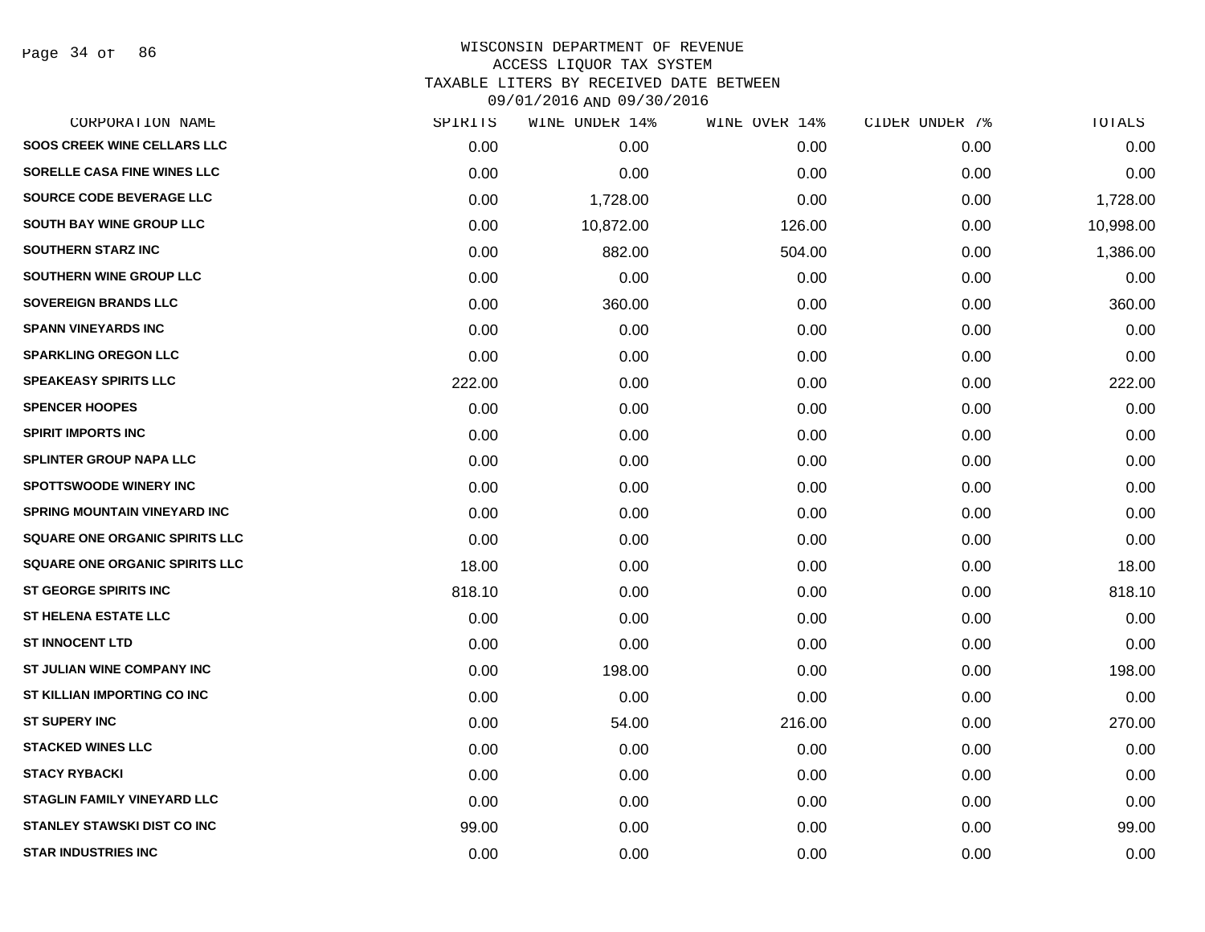# WISCONSIN DEPARTMENT OF REVENUE
## ACCESS LIQUOR TAX SYSTEM
## TAXABLE LITERS BY RECEIVED DATE BETWEEN 09/01/2016 AND 09/30/2016

| CORPORATION NAME | SPIRITS | WINE UNDER 14% | WINE OVER 14% | CIDER UNDER 7% | TOTALS |
|---|---|---|---|---|---|
| SOOS CREEK WINE CELLARS LLC | 0.00 | 0.00 | 0.00 | 0.00 | 0.00 |
| SORELLE CASA FINE WINES LLC | 0.00 | 0.00 | 0.00 | 0.00 | 0.00 |
| SOURCE CODE BEVERAGE LLC | 0.00 | 1,728.00 | 0.00 | 0.00 | 1,728.00 |
| SOUTH BAY WINE GROUP LLC | 0.00 | 10,872.00 | 126.00 | 0.00 | 10,998.00 |
| SOUTHERN STARZ INC | 0.00 | 882.00 | 504.00 | 0.00 | 1,386.00 |
| SOUTHERN WINE GROUP LLC | 0.00 | 0.00 | 0.00 | 0.00 | 0.00 |
| SOVEREIGN BRANDS LLC | 0.00 | 360.00 | 0.00 | 0.00 | 360.00 |
| SPANN VINEYARDS INC | 0.00 | 0.00 | 0.00 | 0.00 | 0.00 |
| SPARKLING OREGON LLC | 0.00 | 0.00 | 0.00 | 0.00 | 0.00 |
| SPEAKEASY SPIRITS LLC | 222.00 | 0.00 | 0.00 | 0.00 | 222.00 |
| SPENCER HOOPES | 0.00 | 0.00 | 0.00 | 0.00 | 0.00 |
| SPIRIT IMPORTS INC | 0.00 | 0.00 | 0.00 | 0.00 | 0.00 |
| SPLINTER GROUP NAPA LLC | 0.00 | 0.00 | 0.00 | 0.00 | 0.00 |
| SPOTTSWOODE WINERY INC | 0.00 | 0.00 | 0.00 | 0.00 | 0.00 |
| SPRING MOUNTAIN VINEYARD INC | 0.00 | 0.00 | 0.00 | 0.00 | 0.00 |
| SQUARE ONE ORGANIC SPIRITS LLC | 0.00 | 0.00 | 0.00 | 0.00 | 0.00 |
| SQUARE ONE ORGANIC SPIRITS LLC | 18.00 | 0.00 | 0.00 | 0.00 | 18.00 |
| ST GEORGE SPIRITS INC | 818.10 | 0.00 | 0.00 | 0.00 | 818.10 |
| ST HELENA ESTATE LLC | 0.00 | 0.00 | 0.00 | 0.00 | 0.00 |
| ST INNOCENT LTD | 0.00 | 0.00 | 0.00 | 0.00 | 0.00 |
| ST JULIAN WINE COMPANY INC | 0.00 | 198.00 | 0.00 | 0.00 | 198.00 |
| ST KILLIAN IMPORTING CO INC | 0.00 | 0.00 | 0.00 | 0.00 | 0.00 |
| ST SUPERY INC | 0.00 | 54.00 | 216.00 | 0.00 | 270.00 |
| STACKED WINES LLC | 0.00 | 0.00 | 0.00 | 0.00 | 0.00 |
| STACY RYBACKI | 0.00 | 0.00 | 0.00 | 0.00 | 0.00 |
| STAGLIN FAMILY VINEYARD LLC | 0.00 | 0.00 | 0.00 | 0.00 | 0.00 |
| STANLEY STAWSKI DIST CO INC | 99.00 | 0.00 | 0.00 | 0.00 | 99.00 |
| STAR INDUSTRIES INC | 0.00 | 0.00 | 0.00 | 0.00 | 0.00 |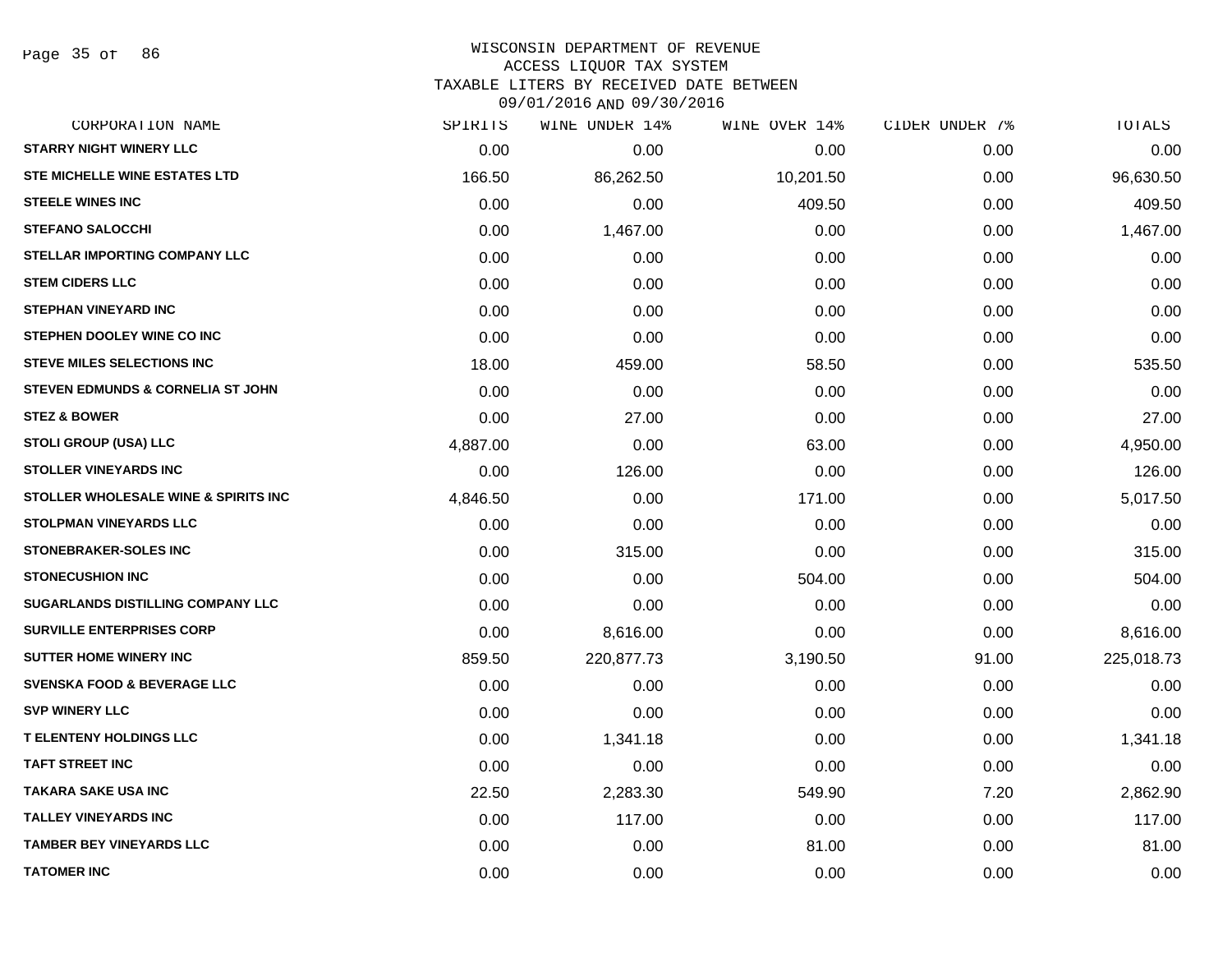WISCONSIN DEPARTMENT OF REVENUE
ACCESS LIQUOR TAX SYSTEM
TAXABLE LITERS BY RECEIVED DATE BETWEEN
09/01/2016 AND 09/30/2016

| CORPORATION NAME | SPIRITS | WINE UNDER 14% | WINE OVER 14% | CIDER UNDER 7% | TOTALS |
|---|---|---|---|---|---|
| STARRY NIGHT WINERY LLC | 0.00 | 0.00 | 0.00 | 0.00 | 0.00 |
| STE MICHELLE WINE ESTATES LTD | 166.50 | 86,262.50 | 10,201.50 | 0.00 | 96,630.50 |
| STEELE WINES INC | 0.00 | 0.00 | 409.50 | 0.00 | 409.50 |
| STEFANO SALOCCHI | 0.00 | 1,467.00 | 0.00 | 0.00 | 1,467.00 |
| STELLAR IMPORTING COMPANY LLC | 0.00 | 0.00 | 0.00 | 0.00 | 0.00 |
| STEM CIDERS LLC | 0.00 | 0.00 | 0.00 | 0.00 | 0.00 |
| STEPHAN VINEYARD INC | 0.00 | 0.00 | 0.00 | 0.00 | 0.00 |
| STEPHEN DOOLEY WINE CO INC | 0.00 | 0.00 | 0.00 | 0.00 | 0.00 |
| STEVE MILES SELECTIONS INC | 18.00 | 459.00 | 58.50 | 0.00 | 535.50 |
| STEVEN EDMUNDS & CORNELIA ST JOHN | 0.00 | 0.00 | 0.00 | 0.00 | 0.00 |
| STEZ & BOWER | 0.00 | 27.00 | 0.00 | 0.00 | 27.00 |
| STOLI GROUP (USA) LLC | 4,887.00 | 0.00 | 63.00 | 0.00 | 4,950.00 |
| STOLLER VINEYARDS INC | 0.00 | 126.00 | 0.00 | 0.00 | 126.00 |
| STOLLER WHOLESALE WINE & SPIRITS INC | 4,846.50 | 0.00 | 171.00 | 0.00 | 5,017.50 |
| STOLPMAN VINEYARDS LLC | 0.00 | 0.00 | 0.00 | 0.00 | 0.00 |
| STONEBRAKER-SOLES INC | 0.00 | 315.00 | 0.00 | 0.00 | 315.00 |
| STONECUSHION INC | 0.00 | 0.00 | 504.00 | 0.00 | 504.00 |
| SUGARLANDS DISTILLING COMPANY LLC | 0.00 | 0.00 | 0.00 | 0.00 | 0.00 |
| SURVILLE ENTERPRISES CORP | 0.00 | 8,616.00 | 0.00 | 0.00 | 8,616.00 |
| SUTTER HOME WINERY INC | 859.50 | 220,877.73 | 3,190.50 | 91.00 | 225,018.73 |
| SVENSKA FOOD & BEVERAGE LLC | 0.00 | 0.00 | 0.00 | 0.00 | 0.00 |
| SVP WINERY LLC | 0.00 | 0.00 | 0.00 | 0.00 | 0.00 |
| T ELENTENY HOLDINGS LLC | 0.00 | 1,341.18 | 0.00 | 0.00 | 1,341.18 |
| TAFT STREET INC | 0.00 | 0.00 | 0.00 | 0.00 | 0.00 |
| TAKARA SAKE USA INC | 22.50 | 2,283.30 | 549.90 | 7.20 | 2,862.90 |
| TALLEY VINEYARDS INC | 0.00 | 117.00 | 0.00 | 0.00 | 117.00 |
| TAMBER BEY VINEYARDS LLC | 0.00 | 0.00 | 81.00 | 0.00 | 81.00 |
| TATOMER INC | 0.00 | 0.00 | 0.00 | 0.00 | 0.00 |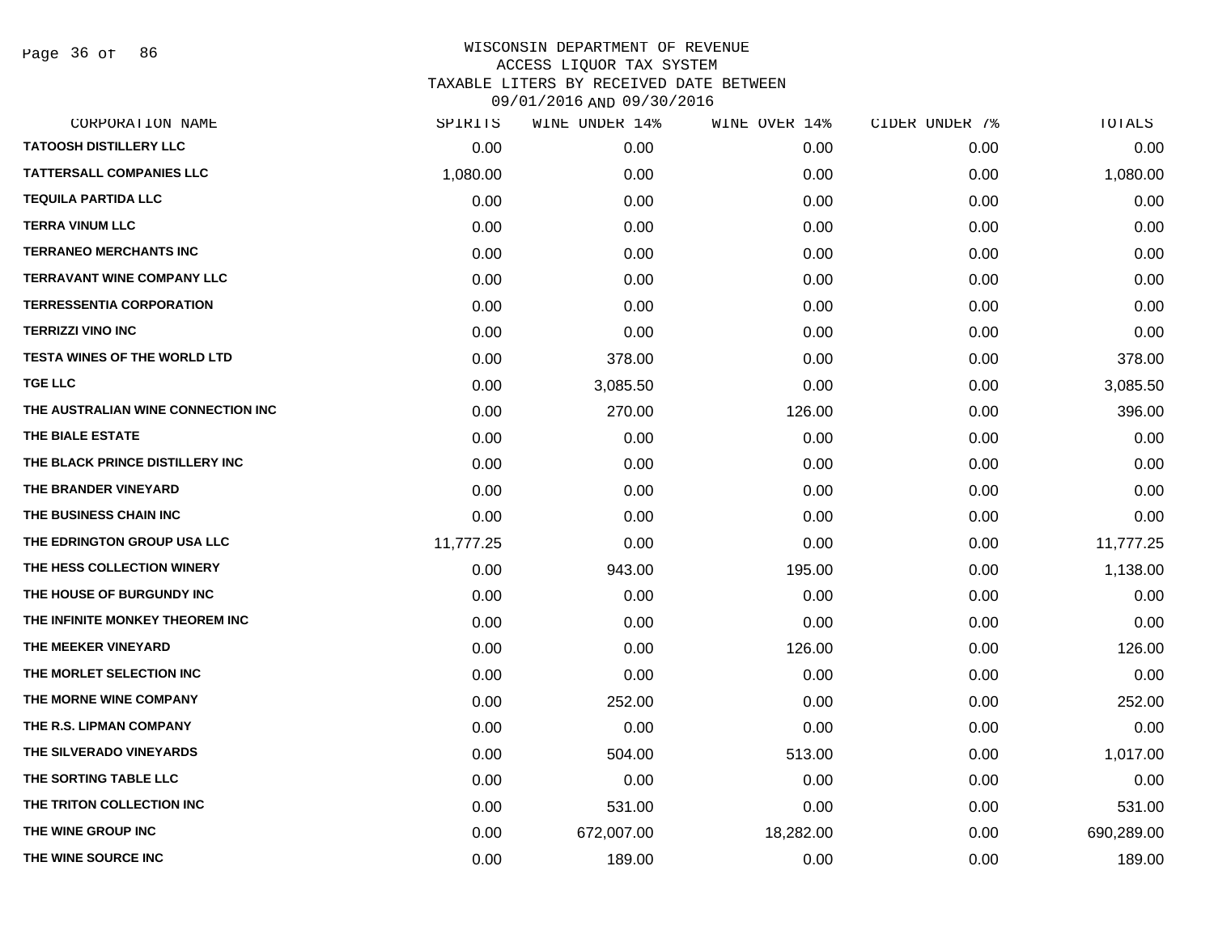# WISCONSIN DEPARTMENT OF REVENUE
## ACCESS LIQUOR TAX SYSTEM
### TAXABLE LITERS BY RECEIVED DATE BETWEEN 09/01/2016 AND 09/30/2016

| CORPORATION NAME | SPIRITS | WINE UNDER 14% | WINE OVER 14% | CIDER UNDER 7% | TOTALS |
|---|---|---|---|---|---|
| TATOOSH DISTILLERY LLC | 0.00 | 0.00 | 0.00 | 0.00 | 0.00 |
| TATTERSALL COMPANIES LLC | 1,080.00 | 0.00 | 0.00 | 0.00 | 1,080.00 |
| TEQUILA PARTIDA LLC | 0.00 | 0.00 | 0.00 | 0.00 | 0.00 |
| TERRA VINUM LLC | 0.00 | 0.00 | 0.00 | 0.00 | 0.00 |
| TERRANEO MERCHANTS INC | 0.00 | 0.00 | 0.00 | 0.00 | 0.00 |
| TERRAVANT WINE COMPANY LLC | 0.00 | 0.00 | 0.00 | 0.00 | 0.00 |
| TERRESSENTIA CORPORATION | 0.00 | 0.00 | 0.00 | 0.00 | 0.00 |
| TERRIZZI VINO INC | 0.00 | 0.00 | 0.00 | 0.00 | 0.00 |
| TESTA WINES OF THE WORLD LTD | 0.00 | 378.00 | 0.00 | 0.00 | 378.00 |
| TGE LLC | 0.00 | 3,085.50 | 0.00 | 0.00 | 3,085.50 |
| THE AUSTRALIAN WINE CONNECTION INC | 0.00 | 270.00 | 126.00 | 0.00 | 396.00 |
| THE BIALE ESTATE | 0.00 | 0.00 | 0.00 | 0.00 | 0.00 |
| THE BLACK PRINCE DISTILLERY INC | 0.00 | 0.00 | 0.00 | 0.00 | 0.00 |
| THE BRANDER VINEYARD | 0.00 | 0.00 | 0.00 | 0.00 | 0.00 |
| THE BUSINESS CHAIN INC | 0.00 | 0.00 | 0.00 | 0.00 | 0.00 |
| THE EDRINGTON GROUP USA LLC | 11,777.25 | 0.00 | 0.00 | 0.00 | 11,777.25 |
| THE HESS COLLECTION WINERY | 0.00 | 943.00 | 195.00 | 0.00 | 1,138.00 |
| THE HOUSE OF BURGUNDY INC | 0.00 | 0.00 | 0.00 | 0.00 | 0.00 |
| THE INFINITE MONKEY THEOREM INC | 0.00 | 0.00 | 0.00 | 0.00 | 0.00 |
| THE MEEKER VINEYARD | 0.00 | 0.00 | 126.00 | 0.00 | 126.00 |
| THE MORLET SELECTION INC | 0.00 | 0.00 | 0.00 | 0.00 | 0.00 |
| THE MORNE WINE COMPANY | 0.00 | 252.00 | 0.00 | 0.00 | 252.00 |
| THE R.S. LIPMAN COMPANY | 0.00 | 0.00 | 0.00 | 0.00 | 0.00 |
| THE SILVERADO VINEYARDS | 0.00 | 504.00 | 513.00 | 0.00 | 1,017.00 |
| THE SORTING TABLE LLC | 0.00 | 0.00 | 0.00 | 0.00 | 0.00 |
| THE TRITON COLLECTION INC | 0.00 | 531.00 | 0.00 | 0.00 | 531.00 |
| THE WINE GROUP INC | 0.00 | 672,007.00 | 18,282.00 | 0.00 | 690,289.00 |
| THE WINE SOURCE INC | 0.00 | 189.00 | 0.00 | 0.00 | 189.00 |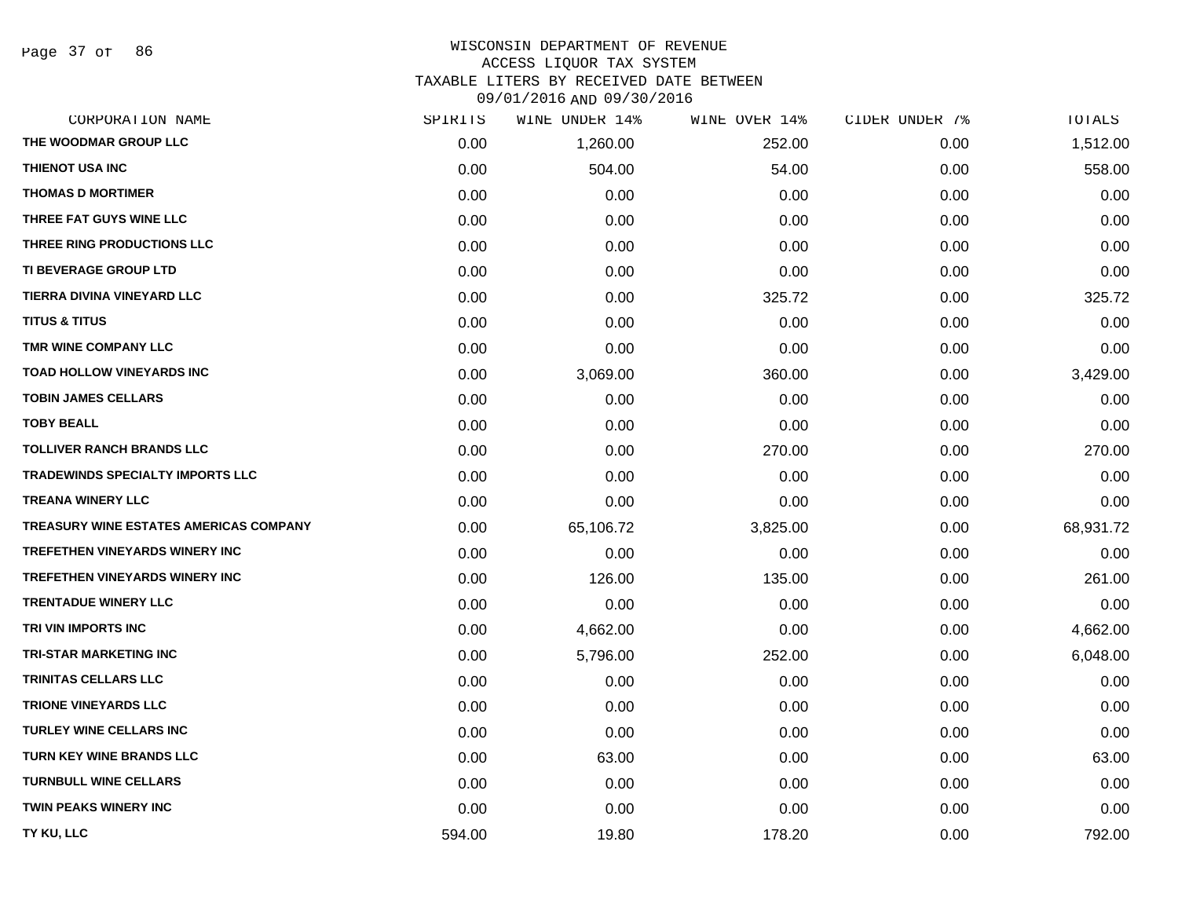WISCONSIN DEPARTMENT OF REVENUE
ACCESS LIQUOR TAX SYSTEM
TAXABLE LITERS BY RECEIVED DATE BETWEEN
09/01/2016 AND 09/30/2016

| CORPORATION NAME | SPIRITS | WINE UNDER 14% | WINE OVER 14% | CIDER UNDER 7% | TOTALS |
|---|---|---|---|---|---|
| THE WOODMAR GROUP LLC | 0.00 | 1,260.00 | 252.00 | 0.00 | 1,512.00 |
| THIENOT USA INC | 0.00 | 504.00 | 54.00 | 0.00 | 558.00 |
| THOMAS D MORTIMER | 0.00 | 0.00 | 0.00 | 0.00 | 0.00 |
| THREE FAT GUYS WINE LLC | 0.00 | 0.00 | 0.00 | 0.00 | 0.00 |
| THREE RING PRODUCTIONS LLC | 0.00 | 0.00 | 0.00 | 0.00 | 0.00 |
| TI BEVERAGE GROUP LTD | 0.00 | 0.00 | 0.00 | 0.00 | 0.00 |
| TIERRA DIVINA VINEYARD LLC | 0.00 | 0.00 | 325.72 | 0.00 | 325.72 |
| TITUS & TITUS | 0.00 | 0.00 | 0.00 | 0.00 | 0.00 |
| TMR WINE COMPANY LLC | 0.00 | 0.00 | 0.00 | 0.00 | 0.00 |
| TOAD HOLLOW VINEYARDS INC | 0.00 | 3,069.00 | 360.00 | 0.00 | 3,429.00 |
| TOBIN JAMES CELLARS | 0.00 | 0.00 | 0.00 | 0.00 | 0.00 |
| TOBY BEALL | 0.00 | 0.00 | 0.00 | 0.00 | 0.00 |
| TOLLIVER RANCH BRANDS LLC | 0.00 | 0.00 | 270.00 | 0.00 | 270.00 |
| TRADEWINDS SPECIALTY IMPORTS LLC | 0.00 | 0.00 | 0.00 | 0.00 | 0.00 |
| TREANA WINERY LLC | 0.00 | 0.00 | 0.00 | 0.00 | 0.00 |
| TREASURY WINE ESTATES AMERICAS COMPANY | 0.00 | 65,106.72 | 3,825.00 | 0.00 | 68,931.72 |
| TREFETHEN VINEYARDS WINERY INC | 0.00 | 0.00 | 0.00 | 0.00 | 0.00 |
| TREFETHEN VINEYARDS WINERY INC | 0.00 | 126.00 | 135.00 | 0.00 | 261.00 |
| TRENTADUE WINERY LLC | 0.00 | 0.00 | 0.00 | 0.00 | 0.00 |
| TRI VIN IMPORTS INC | 0.00 | 4,662.00 | 0.00 | 0.00 | 4,662.00 |
| TRI-STAR MARKETING INC | 0.00 | 5,796.00 | 252.00 | 0.00 | 6,048.00 |
| TRINITAS CELLARS LLC | 0.00 | 0.00 | 0.00 | 0.00 | 0.00 |
| TRIONE VINEYARDS LLC | 0.00 | 0.00 | 0.00 | 0.00 | 0.00 |
| TURLEY WINE CELLARS INC | 0.00 | 0.00 | 0.00 | 0.00 | 0.00 |
| TURN KEY WINE BRANDS LLC | 0.00 | 63.00 | 0.00 | 0.00 | 63.00 |
| TURNBULL WINE CELLARS | 0.00 | 0.00 | 0.00 | 0.00 | 0.00 |
| TWIN PEAKS WINERY INC | 0.00 | 0.00 | 0.00 | 0.00 | 0.00 |
| TY KU, LLC | 594.00 | 19.80 | 178.20 | 0.00 | 792.00 |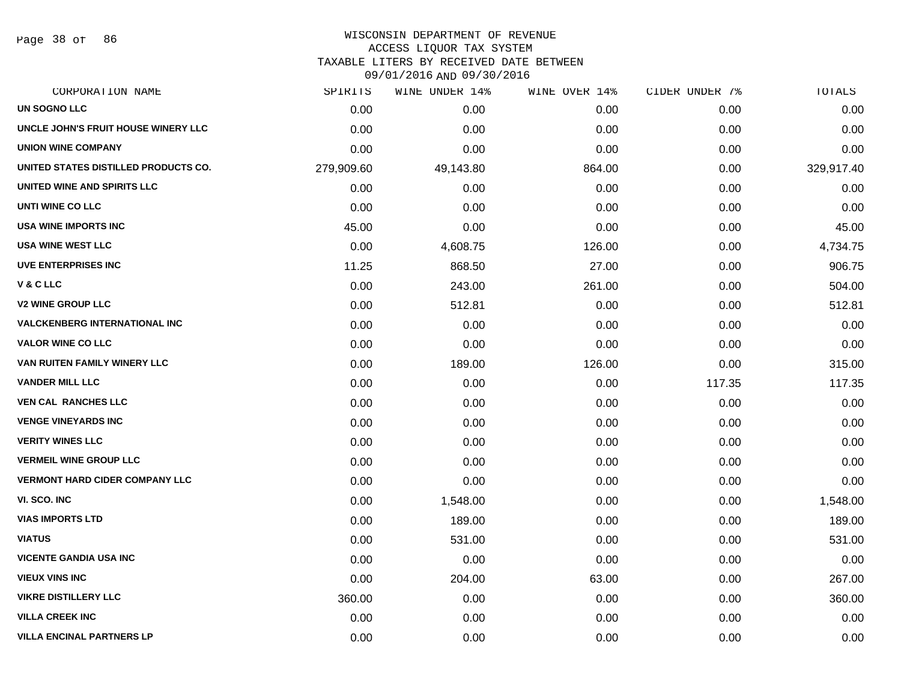WISCONSIN DEPARTMENT OF REVENUE
ACCESS LIQUOR TAX SYSTEM
TAXABLE LITERS BY RECEIVED DATE BETWEEN
09/01/2016 AND 09/30/2016

| CORPORATION NAME | SPIRITS | WINE UNDER 14% | WINE OVER 14% | CIDER UNDER 7% | TOTALS |
|---|---|---|---|---|---|
| UN SOGNO LLC | 0.00 | 0.00 | 0.00 | 0.00 | 0.00 |
| UNCLE JOHN'S FRUIT HOUSE WINERY LLC | 0.00 | 0.00 | 0.00 | 0.00 | 0.00 |
| UNION WINE COMPANY | 0.00 | 0.00 | 0.00 | 0.00 | 0.00 |
| UNITED STATES DISTILLED PRODUCTS CO. | 279,909.60 | 49,143.80 | 864.00 | 0.00 | 329,917.40 |
| UNITED WINE AND SPIRITS LLC | 0.00 | 0.00 | 0.00 | 0.00 | 0.00 |
| UNTI WINE CO LLC | 0.00 | 0.00 | 0.00 | 0.00 | 0.00 |
| USA WINE IMPORTS INC | 45.00 | 0.00 | 0.00 | 0.00 | 45.00 |
| USA WINE WEST LLC | 0.00 | 4,608.75 | 126.00 | 0.00 | 4,734.75 |
| UVE ENTERPRISES INC | 11.25 | 868.50 | 27.00 | 0.00 | 906.75 |
| V & C LLC | 0.00 | 243.00 | 261.00 | 0.00 | 504.00 |
| V2 WINE GROUP LLC | 0.00 | 512.81 | 0.00 | 0.00 | 512.81 |
| VALCKENBERG INTERNATIONAL INC | 0.00 | 0.00 | 0.00 | 0.00 | 0.00 |
| VALOR WINE CO LLC | 0.00 | 0.00 | 0.00 | 0.00 | 0.00 |
| VAN RUITEN FAMILY WINERY LLC | 0.00 | 189.00 | 126.00 | 0.00 | 315.00 |
| VANDER MILL LLC | 0.00 | 0.00 | 0.00 | 117.35 | 117.35 |
| VEN CAL RANCHES LLC | 0.00 | 0.00 | 0.00 | 0.00 | 0.00 |
| VENGE VINEYARDS INC | 0.00 | 0.00 | 0.00 | 0.00 | 0.00 |
| VERITY WINES LLC | 0.00 | 0.00 | 0.00 | 0.00 | 0.00 |
| VERMEIL WINE GROUP LLC | 0.00 | 0.00 | 0.00 | 0.00 | 0.00 |
| VERMONT HARD CIDER COMPANY LLC | 0.00 | 0.00 | 0.00 | 0.00 | 0.00 |
| VI. SCO. INC | 0.00 | 1,548.00 | 0.00 | 0.00 | 1,548.00 |
| VIAS IMPORTS LTD | 0.00 | 189.00 | 0.00 | 0.00 | 189.00 |
| VIATUS | 0.00 | 531.00 | 0.00 | 0.00 | 531.00 |
| VICENTE GANDIA USA INC | 0.00 | 0.00 | 0.00 | 0.00 | 0.00 |
| VIEUX VINS INC | 0.00 | 204.00 | 63.00 | 0.00 | 267.00 |
| VIKRE DISTILLERY LLC | 360.00 | 0.00 | 0.00 | 0.00 | 360.00 |
| VILLA CREEK INC | 0.00 | 0.00 | 0.00 | 0.00 | 0.00 |
| VILLA ENCINAL PARTNERS LP | 0.00 | 0.00 | 0.00 | 0.00 | 0.00 |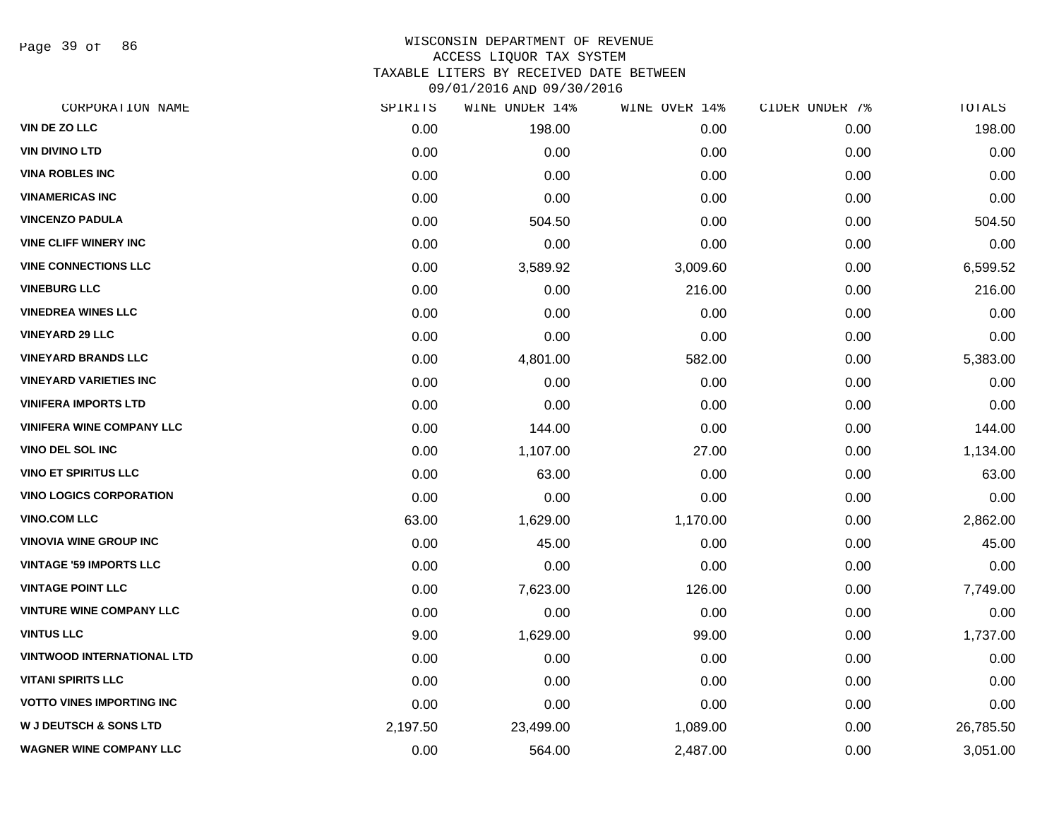WISCONSIN DEPARTMENT OF REVENUE
ACCESS LIQUOR TAX SYSTEM
TAXABLE LITERS BY RECEIVED DATE BETWEEN
09/01/2016 AND 09/30/2016

| CORPORATION NAME | SPIRITS | WINE UNDER 14% | WINE OVER 14% | CIDER UNDER 7% | TOTALS |
|---|---|---|---|---|---|
| VIN DE ZO LLC | 0.00 | 198.00 | 0.00 | 0.00 | 198.00 |
| VIN DIVINO LTD | 0.00 | 0.00 | 0.00 | 0.00 | 0.00 |
| VINA ROBLES INC | 0.00 | 0.00 | 0.00 | 0.00 | 0.00 |
| VINAMERICAS INC | 0.00 | 0.00 | 0.00 | 0.00 | 0.00 |
| VINCENZO PADULA | 0.00 | 504.50 | 0.00 | 0.00 | 504.50 |
| VINE CLIFF WINERY INC | 0.00 | 0.00 | 0.00 | 0.00 | 0.00 |
| VINE CONNECTIONS LLC | 0.00 | 3,589.92 | 3,009.60 | 0.00 | 6,599.52 |
| VINEBURG LLC | 0.00 | 0.00 | 216.00 | 0.00 | 216.00 |
| VINEDREA WINES LLC | 0.00 | 0.00 | 0.00 | 0.00 | 0.00 |
| VINEYARD 29 LLC | 0.00 | 0.00 | 0.00 | 0.00 | 0.00 |
| VINEYARD BRANDS LLC | 0.00 | 4,801.00 | 582.00 | 0.00 | 5,383.00 |
| VINEYARD VARIETIES INC | 0.00 | 0.00 | 0.00 | 0.00 | 0.00 |
| VINIFERA IMPORTS LTD | 0.00 | 0.00 | 0.00 | 0.00 | 0.00 |
| VINIFERA WINE COMPANY LLC | 0.00 | 144.00 | 0.00 | 0.00 | 144.00 |
| VINO DEL SOL INC | 0.00 | 1,107.00 | 27.00 | 0.00 | 1,134.00 |
| VINO ET SPIRITUS LLC | 0.00 | 63.00 | 0.00 | 0.00 | 63.00 |
| VINO LOGICS CORPORATION | 0.00 | 0.00 | 0.00 | 0.00 | 0.00 |
| VINO.COM LLC | 63.00 | 1,629.00 | 1,170.00 | 0.00 | 2,862.00 |
| VINOVIA WINE GROUP INC | 0.00 | 45.00 | 0.00 | 0.00 | 45.00 |
| VINTAGE '59 IMPORTS LLC | 0.00 | 0.00 | 0.00 | 0.00 | 0.00 |
| VINTAGE POINT LLC | 0.00 | 7,623.00 | 126.00 | 0.00 | 7,749.00 |
| VINTURE WINE COMPANY LLC | 0.00 | 0.00 | 0.00 | 0.00 | 0.00 |
| VINTUS LLC | 9.00 | 1,629.00 | 99.00 | 0.00 | 1,737.00 |
| VINTWOOD INTERNATIONAL LTD | 0.00 | 0.00 | 0.00 | 0.00 | 0.00 |
| VITANI SPIRITS LLC | 0.00 | 0.00 | 0.00 | 0.00 | 0.00 |
| VOTTO VINES IMPORTING INC | 0.00 | 0.00 | 0.00 | 0.00 | 0.00 |
| W J DEUTSCH & SONS LTD | 2,197.50 | 23,499.00 | 1,089.00 | 0.00 | 26,785.50 |
| WAGNER WINE COMPANY LLC | 0.00 | 564.00 | 2,487.00 | 0.00 | 3,051.00 |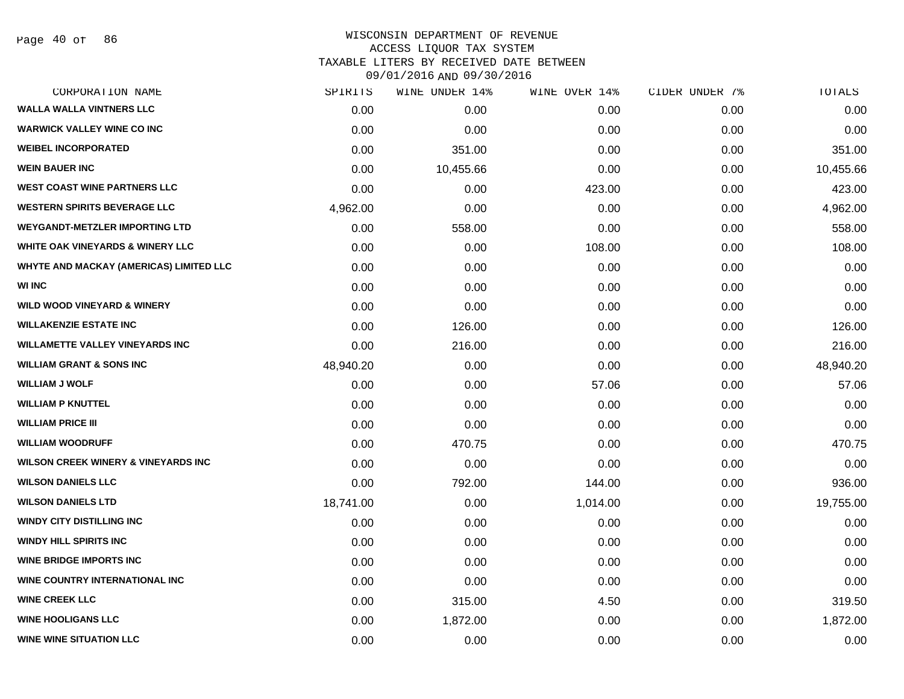WISCONSIN DEPARTMENT OF REVENUE
ACCESS LIQUOR TAX SYSTEM
TAXABLE LITERS BY RECEIVED DATE BETWEEN
09/01/2016 AND 09/30/2016

| CORPORATION NAME | SPIRITS | WINE UNDER 14% | WINE OVER 14% | CIDER UNDER 7% | TOTALS |
|---|---|---|---|---|---|
| WALLA WALLA VINTNERS LLC | 0.00 | 0.00 | 0.00 | 0.00 | 0.00 |
| WARWICK VALLEY WINE CO INC | 0.00 | 0.00 | 0.00 | 0.00 | 0.00 |
| WEIBEL INCORPORATED | 0.00 | 351.00 | 0.00 | 0.00 | 351.00 |
| WEIN BAUER INC | 0.00 | 10,455.66 | 0.00 | 0.00 | 10,455.66 |
| WEST COAST WINE PARTNERS LLC | 0.00 | 0.00 | 423.00 | 0.00 | 423.00 |
| WESTERN SPIRITS BEVERAGE LLC | 4,962.00 | 0.00 | 0.00 | 0.00 | 4,962.00 |
| WEYGANDT-METZLER IMPORTING LTD | 0.00 | 558.00 | 0.00 | 0.00 | 558.00 |
| WHITE OAK VINEYARDS & WINERY LLC | 0.00 | 0.00 | 108.00 | 0.00 | 108.00 |
| WHYTE AND MACKAY (AMERICAS) LIMITED LLC | 0.00 | 0.00 | 0.00 | 0.00 | 0.00 |
| WI INC | 0.00 | 0.00 | 0.00 | 0.00 | 0.00 |
| WILD WOOD VINEYARD & WINERY | 0.00 | 0.00 | 0.00 | 0.00 | 0.00 |
| WILLAKENZIE ESTATE INC | 0.00 | 126.00 | 0.00 | 0.00 | 126.00 |
| WILLAMETTE VALLEY VINEYARDS INC | 0.00 | 216.00 | 0.00 | 0.00 | 216.00 |
| WILLIAM GRANT & SONS INC | 48,940.20 | 0.00 | 0.00 | 0.00 | 48,940.20 |
| WILLIAM J WOLF | 0.00 | 0.00 | 57.06 | 0.00 | 57.06 |
| WILLIAM P KNUTTEL | 0.00 | 0.00 | 0.00 | 0.00 | 0.00 |
| WILLIAM PRICE III | 0.00 | 0.00 | 0.00 | 0.00 | 0.00 |
| WILLIAM WOODRUFF | 0.00 | 470.75 | 0.00 | 0.00 | 470.75 |
| WILSON CREEK WINERY & VINEYARDS INC | 0.00 | 0.00 | 0.00 | 0.00 | 0.00 |
| WILSON DANIELS LLC | 0.00 | 792.00 | 144.00 | 0.00 | 936.00 |
| WILSON DANIELS LTD | 18,741.00 | 0.00 | 1,014.00 | 0.00 | 19,755.00 |
| WINDY CITY DISTILLING INC | 0.00 | 0.00 | 0.00 | 0.00 | 0.00 |
| WINDY HILL SPIRITS INC | 0.00 | 0.00 | 0.00 | 0.00 | 0.00 |
| WINE BRIDGE IMPORTS INC | 0.00 | 0.00 | 0.00 | 0.00 | 0.00 |
| WINE COUNTRY INTERNATIONAL INC | 0.00 | 0.00 | 0.00 | 0.00 | 0.00 |
| WINE CREEK LLC | 0.00 | 315.00 | 4.50 | 0.00 | 319.50 |
| WINE HOOLIGANS LLC | 0.00 | 1,872.00 | 0.00 | 0.00 | 1,872.00 |
| WINE WINE SITUATION LLC | 0.00 | 0.00 | 0.00 | 0.00 | 0.00 |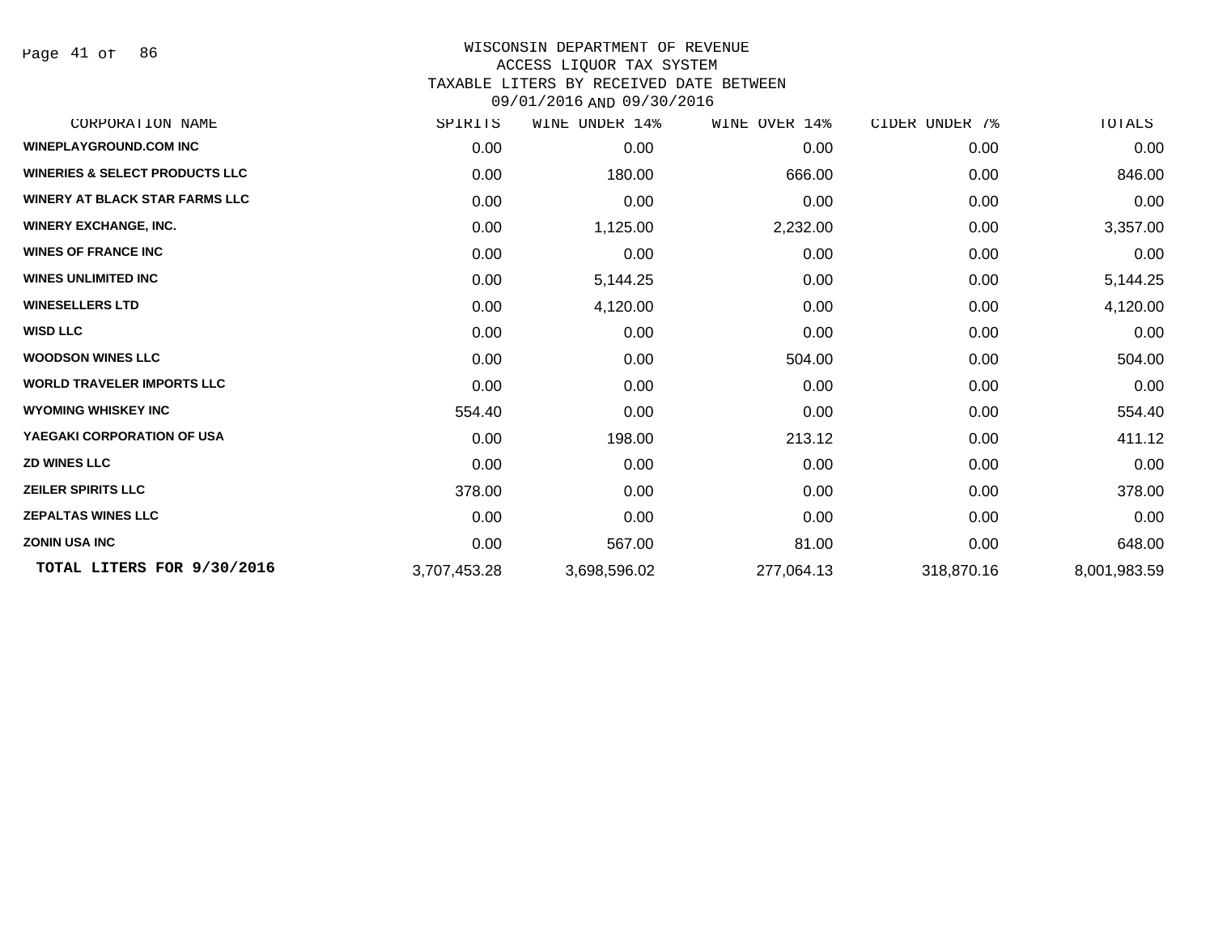WISCONSIN DEPARTMENT OF REVENUE
ACCESS LIQUOR TAX SYSTEM
TAXABLE LITERS BY RECEIVED DATE BETWEEN
09/01/2016 AND 09/30/2016

| CORPORATION NAME | SPIRITS | WINE UNDER 14% | WINE OVER 14% | CIDER UNDER 7% | TOTALS |
|---|---|---|---|---|---|
| WINEPLAYGROUND.COM INC | 0.00 | 0.00 | 0.00 | 0.00 | 0.00 |
| WINERIES & SELECT PRODUCTS LLC | 0.00 | 180.00 | 666.00 | 0.00 | 846.00 |
| WINERY AT BLACK STAR FARMS LLC | 0.00 | 0.00 | 0.00 | 0.00 | 0.00 |
| WINERY EXCHANGE, INC. | 0.00 | 1,125.00 | 2,232.00 | 0.00 | 3,357.00 |
| WINES OF FRANCE INC | 0.00 | 0.00 | 0.00 | 0.00 | 0.00 |
| WINES UNLIMITED INC | 0.00 | 5,144.25 | 0.00 | 0.00 | 5,144.25 |
| WINESELLERS LTD | 0.00 | 4,120.00 | 0.00 | 0.00 | 4,120.00 |
| WISD LLC | 0.00 | 0.00 | 0.00 | 0.00 | 0.00 |
| WOODSON WINES LLC | 0.00 | 0.00 | 504.00 | 0.00 | 504.00 |
| WORLD TRAVELER IMPORTS LLC | 0.00 | 0.00 | 0.00 | 0.00 | 0.00 |
| WYOMING WHISKEY INC | 554.40 | 0.00 | 0.00 | 0.00 | 554.40 |
| YAEGAKI CORPORATION OF USA | 0.00 | 198.00 | 213.12 | 0.00 | 411.12 |
| ZD WINES LLC | 0.00 | 0.00 | 0.00 | 0.00 | 0.00 |
| ZEILER SPIRITS LLC | 378.00 | 0.00 | 0.00 | 0.00 | 378.00 |
| ZEPALTAS WINES LLC | 0.00 | 0.00 | 0.00 | 0.00 | 0.00 |
| ZONIN USA INC | 0.00 | 567.00 | 81.00 | 0.00 | 648.00 |
| **TOTAL LITERS FOR 9/30/2016** | 3,707,453.28 | 3,698,596.02 | 277,064.13 | 318,870.16 | 8,001,983.59 |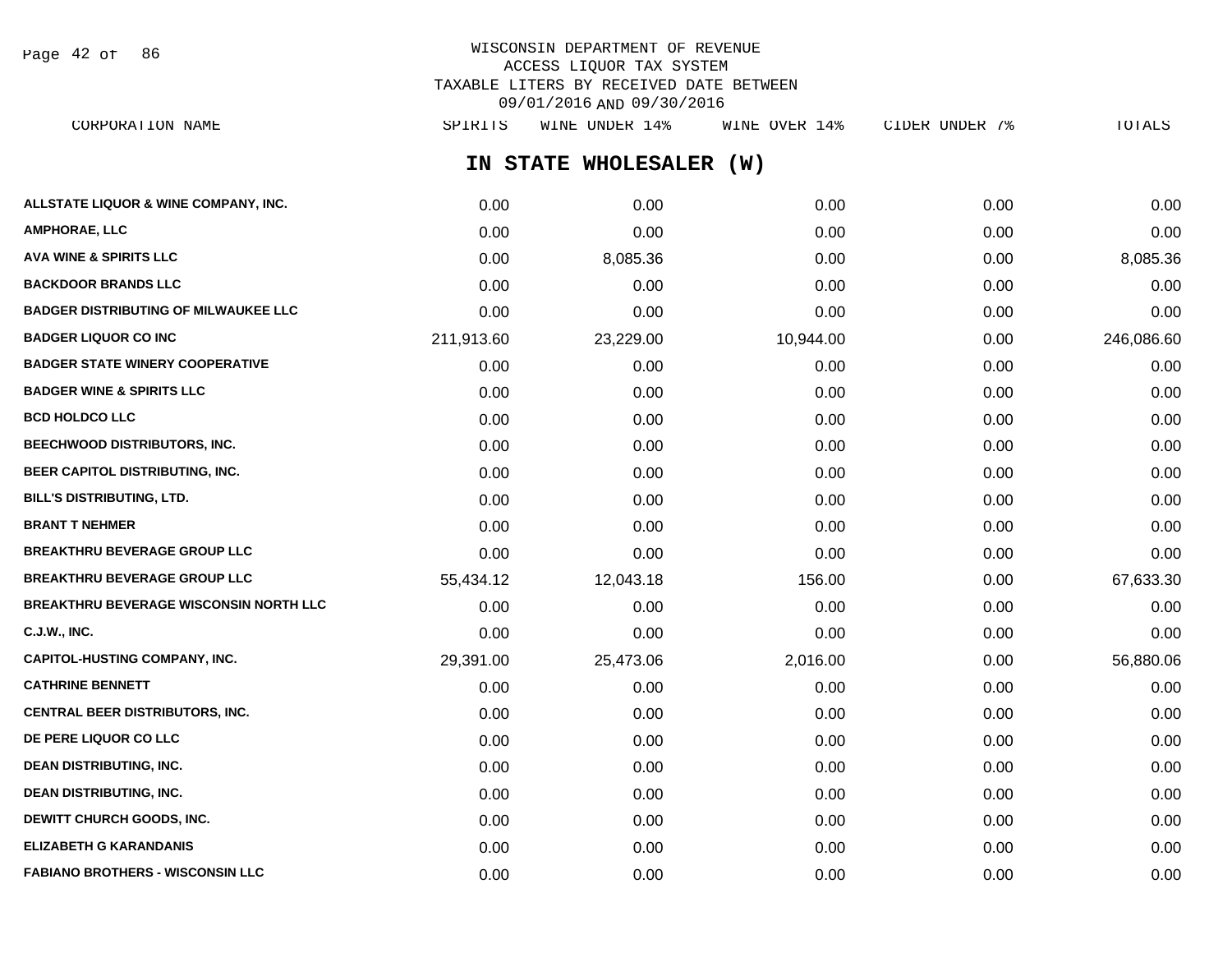WISCONSIN DEPARTMENT OF REVENUE
ACCESS LIQUOR TAX SYSTEM
TAXABLE LITERS BY RECEIVED DATE BETWEEN
09/01/2016 AND 09/30/2016

## IN STATE WHOLESALER (W)

| CORPORATION NAME | SPIRITS | WINE UNDER 14% | WINE OVER 14% | CIDER UNDER 7% | TOTALS |
|---|---|---|---|---|---|
| ALLSTATE LIQUOR & WINE COMPANY, INC. | 0.00 | 0.00 | 0.00 | 0.00 | 0.00 |
| AMPHORAE, LLC | 0.00 | 0.00 | 0.00 | 0.00 | 0.00 |
| AVA WINE & SPIRITS LLC | 0.00 | 8,085.36 | 0.00 | 0.00 | 8,085.36 |
| BACKDOOR BRANDS LLC | 0.00 | 0.00 | 0.00 | 0.00 | 0.00 |
| BADGER DISTRIBUTING OF MILWAUKEE LLC | 0.00 | 0.00 | 0.00 | 0.00 | 0.00 |
| BADGER LIQUOR CO INC | 211,913.60 | 23,229.00 | 10,944.00 | 0.00 | 246,086.60 |
| BADGER STATE WINERY COOPERATIVE | 0.00 | 0.00 | 0.00 | 0.00 | 0.00 |
| BADGER WINE & SPIRITS LLC | 0.00 | 0.00 | 0.00 | 0.00 | 0.00 |
| BCD HOLDCO LLC | 0.00 | 0.00 | 0.00 | 0.00 | 0.00 |
| BEECHWOOD DISTRIBUTORS, INC. | 0.00 | 0.00 | 0.00 | 0.00 | 0.00 |
| BEER CAPITOL DISTRIBUTING, INC. | 0.00 | 0.00 | 0.00 | 0.00 | 0.00 |
| BILL'S DISTRIBUTING, LTD. | 0.00 | 0.00 | 0.00 | 0.00 | 0.00 |
| BRANT T NEHMER | 0.00 | 0.00 | 0.00 | 0.00 | 0.00 |
| BREAKTHRU BEVERAGE GROUP LLC | 0.00 | 0.00 | 0.00 | 0.00 | 0.00 |
| BREAKTHRU BEVERAGE GROUP LLC | 55,434.12 | 12,043.18 | 156.00 | 0.00 | 67,633.30 |
| BREAKTHRU BEVERAGE WISCONSIN NORTH LLC | 0.00 | 0.00 | 0.00 | 0.00 | 0.00 |
| C.J.W., INC. | 0.00 | 0.00 | 0.00 | 0.00 | 0.00 |
| CAPITOL-HUSTING COMPANY, INC. | 29,391.00 | 25,473.06 | 2,016.00 | 0.00 | 56,880.06 |
| CATHRINE BENNETT | 0.00 | 0.00 | 0.00 | 0.00 | 0.00 |
| CENTRAL BEER DISTRIBUTORS, INC. | 0.00 | 0.00 | 0.00 | 0.00 | 0.00 |
| DE PERE LIQUOR CO LLC | 0.00 | 0.00 | 0.00 | 0.00 | 0.00 |
| DEAN DISTRIBUTING, INC. | 0.00 | 0.00 | 0.00 | 0.00 | 0.00 |
| DEAN DISTRIBUTING, INC. | 0.00 | 0.00 | 0.00 | 0.00 | 0.00 |
| DEWITT CHURCH GOODS, INC. | 0.00 | 0.00 | 0.00 | 0.00 | 0.00 |
| ELIZABETH G KARANDANIS | 0.00 | 0.00 | 0.00 | 0.00 | 0.00 |
| FABIANO BROTHERS - WISCONSIN LLC | 0.00 | 0.00 | 0.00 | 0.00 | 0.00 |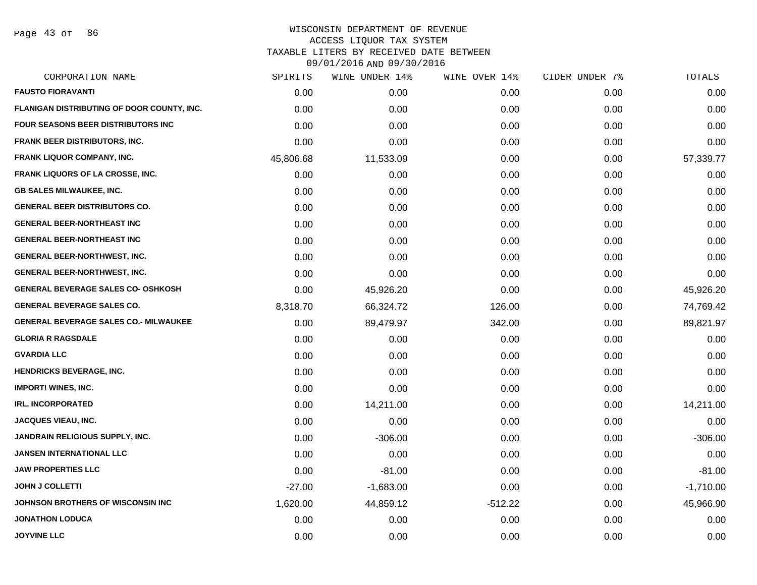WISCONSIN DEPARTMENT OF REVENUE
ACCESS LIQUOR TAX SYSTEM
TAXABLE LITERS BY RECEIVED DATE BETWEEN
09/01/2016 AND 09/30/2016

| CORPORATION NAME | SPIRITS | WINE UNDER 14% | WINE OVER 14% | CIDER UNDER 7% | TOTALS |
|---|---|---|---|---|---|
| FAUSTO FIORAVANTI | 0.00 | 0.00 | 0.00 | 0.00 | 0.00 |
| FLANIGAN DISTRIBUTING OF DOOR COUNTY, INC. | 0.00 | 0.00 | 0.00 | 0.00 | 0.00 |
| FOUR SEASONS BEER DISTRIBUTORS INC | 0.00 | 0.00 | 0.00 | 0.00 | 0.00 |
| FRANK BEER DISTRIBUTORS, INC. | 0.00 | 0.00 | 0.00 | 0.00 | 0.00 |
| FRANK LIQUOR COMPANY, INC. | 45,806.68 | 11,533.09 | 0.00 | 0.00 | 57,339.77 |
| FRANK LIQUORS OF LA CROSSE, INC. | 0.00 | 0.00 | 0.00 | 0.00 | 0.00 |
| GB SALES MILWAUKEE, INC. | 0.00 | 0.00 | 0.00 | 0.00 | 0.00 |
| GENERAL BEER DISTRIBUTORS CO. | 0.00 | 0.00 | 0.00 | 0.00 | 0.00 |
| GENERAL BEER-NORTHEAST INC | 0.00 | 0.00 | 0.00 | 0.00 | 0.00 |
| GENERAL BEER-NORTHEAST INC | 0.00 | 0.00 | 0.00 | 0.00 | 0.00 |
| GENERAL BEER-NORTHWEST, INC. | 0.00 | 0.00 | 0.00 | 0.00 | 0.00 |
| GENERAL BEER-NORTHWEST, INC. | 0.00 | 0.00 | 0.00 | 0.00 | 0.00 |
| GENERAL BEVERAGE SALES CO- OSHKOSH | 0.00 | 45,926.20 | 0.00 | 0.00 | 45,926.20 |
| GENERAL BEVERAGE SALES CO. | 8,318.70 | 66,324.72 | 126.00 | 0.00 | 74,769.42 |
| GENERAL BEVERAGE SALES CO.- MILWAUKEE | 0.00 | 89,479.97 | 342.00 | 0.00 | 89,821.97 |
| GLORIA R RAGSDALE | 0.00 | 0.00 | 0.00 | 0.00 | 0.00 |
| GVARDIA LLC | 0.00 | 0.00 | 0.00 | 0.00 | 0.00 |
| HENDRICKS BEVERAGE, INC. | 0.00 | 0.00 | 0.00 | 0.00 | 0.00 |
| IMPORT! WINES, INC. | 0.00 | 0.00 | 0.00 | 0.00 | 0.00 |
| IRL, INCORPORATED | 0.00 | 14,211.00 | 0.00 | 0.00 | 14,211.00 |
| JACQUES VIEAU, INC. | 0.00 | 0.00 | 0.00 | 0.00 | 0.00 |
| JANDRAIN RELIGIOUS SUPPLY, INC. | 0.00 | -306.00 | 0.00 | 0.00 | -306.00 |
| JANSEN INTERNATIONAL LLC | 0.00 | 0.00 | 0.00 | 0.00 | 0.00 |
| JAW PROPERTIES LLC | 0.00 | -81.00 | 0.00 | 0.00 | -81.00 |
| JOHN J COLLETTI | -27.00 | -1,683.00 | 0.00 | 0.00 | -1,710.00 |
| JOHNSON BROTHERS OF WISCONSIN INC | 1,620.00 | 44,859.12 | -512.22 | 0.00 | 45,966.90 |
| JONATHON LODUCA | 0.00 | 0.00 | 0.00 | 0.00 | 0.00 |
| JOYVINE LLC | 0.00 | 0.00 | 0.00 | 0.00 | 0.00 |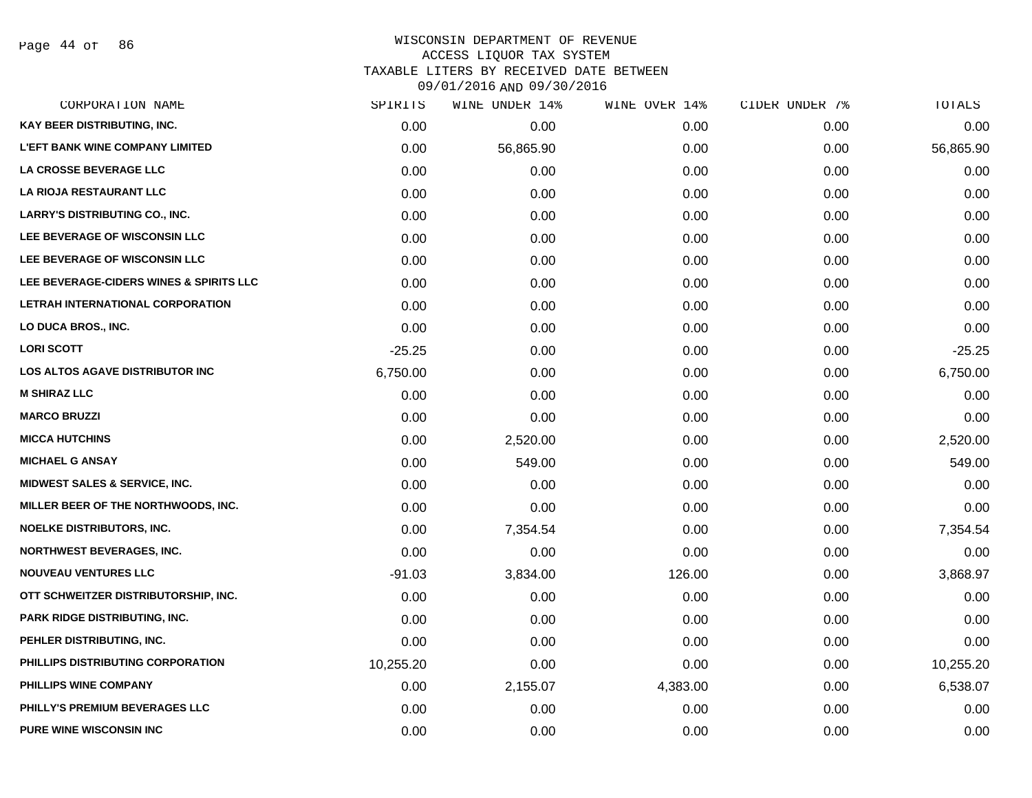# WISCONSIN DEPARTMENT OF REVENUE
## ACCESS LIQUOR TAX SYSTEM
## TAXABLE LITERS BY RECEIVED DATE BETWEEN 09/01/2016 AND 09/30/2016

| CORPORATION NAME | SPIRITS | WINE UNDER 14% | WINE OVER 14% | CIDER UNDER 7% | TOTALS |
|---|---|---|---|---|---|
| KAY BEER DISTRIBUTING, INC. | 0.00 | 0.00 | 0.00 | 0.00 | 0.00 |
| L'EFT BANK WINE COMPANY LIMITED | 0.00 | 56,865.90 | 0.00 | 0.00 | 56,865.90 |
| LA CROSSE BEVERAGE LLC | 0.00 | 0.00 | 0.00 | 0.00 | 0.00 |
| LA RIOJA RESTAURANT LLC | 0.00 | 0.00 | 0.00 | 0.00 | 0.00 |
| LARRY'S DISTRIBUTING CO., INC. | 0.00 | 0.00 | 0.00 | 0.00 | 0.00 |
| LEE BEVERAGE OF WISCONSIN LLC | 0.00 | 0.00 | 0.00 | 0.00 | 0.00 |
| LEE BEVERAGE OF WISCONSIN LLC | 0.00 | 0.00 | 0.00 | 0.00 | 0.00 |
| LEE BEVERAGE-CIDERS WINES & SPIRITS LLC | 0.00 | 0.00 | 0.00 | 0.00 | 0.00 |
| LETRAH INTERNATIONAL CORPORATION | 0.00 | 0.00 | 0.00 | 0.00 | 0.00 |
| LO DUCA BROS., INC. | 0.00 | 0.00 | 0.00 | 0.00 | 0.00 |
| LORI SCOTT | -25.25 | 0.00 | 0.00 | 0.00 | -25.25 |
| LOS ALTOS AGAVE DISTRIBUTOR INC | 6,750.00 | 0.00 | 0.00 | 0.00 | 6,750.00 |
| M SHIRAZ LLC | 0.00 | 0.00 | 0.00 | 0.00 | 0.00 |
| MARCO BRUZZI | 0.00 | 0.00 | 0.00 | 0.00 | 0.00 |
| MICCA HUTCHINS | 0.00 | 2,520.00 | 0.00 | 0.00 | 2,520.00 |
| MICHAEL G ANSAY | 0.00 | 549.00 | 0.00 | 0.00 | 549.00 |
| MIDWEST SALES & SERVICE, INC. | 0.00 | 0.00 | 0.00 | 0.00 | 0.00 |
| MILLER BEER OF THE NORTHWOODS, INC. | 0.00 | 0.00 | 0.00 | 0.00 | 0.00 |
| NOELKE DISTRIBUTORS, INC. | 0.00 | 7,354.54 | 0.00 | 0.00 | 7,354.54 |
| NORTHWEST BEVERAGES, INC. | 0.00 | 0.00 | 0.00 | 0.00 | 0.00 |
| NOUVEAU VENTURES LLC | -91.03 | 3,834.00 | 126.00 | 0.00 | 3,868.97 |
| OTT SCHWEITZER DISTRIBUTORSHIP, INC. | 0.00 | 0.00 | 0.00 | 0.00 | 0.00 |
| PARK RIDGE DISTRIBUTING, INC. | 0.00 | 0.00 | 0.00 | 0.00 | 0.00 |
| PEHLER DISTRIBUTING, INC. | 0.00 | 0.00 | 0.00 | 0.00 | 0.00 |
| PHILLIPS DISTRIBUTING CORPORATION | 10,255.20 | 0.00 | 0.00 | 0.00 | 10,255.20 |
| PHILLIPS WINE COMPANY | 0.00 | 2,155.07 | 4,383.00 | 0.00 | 6,538.07 |
| PHILLY'S PREMIUM BEVERAGES LLC | 0.00 | 0.00 | 0.00 | 0.00 | 0.00 |
| PURE WINE WISCONSIN INC | 0.00 | 0.00 | 0.00 | 0.00 | 0.00 |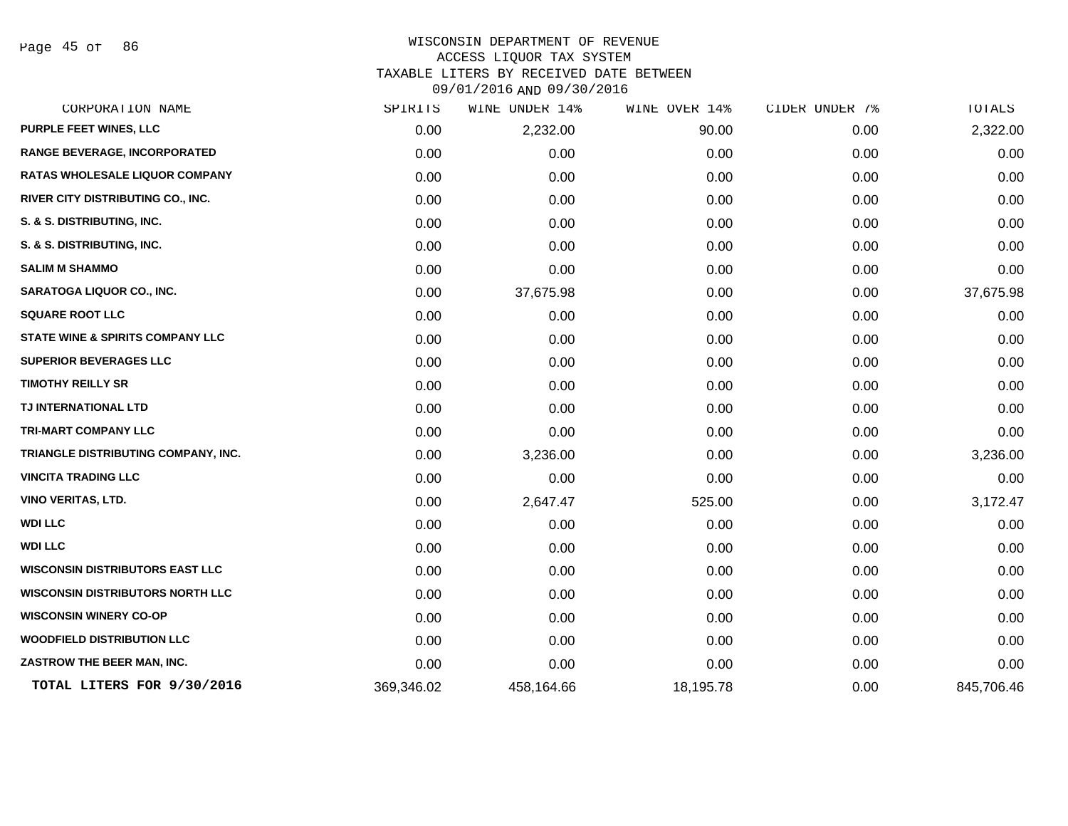# WISCONSIN DEPARTMENT OF REVENUE
## ACCESS LIQUOR TAX SYSTEM
## TAXABLE LITERS BY RECEIVED DATE BETWEEN 09/01/2016 AND 09/30/2016

| CORPORATION NAME | SPIRITS | WINE UNDER 14% | WINE OVER 14% | CIDER UNDER 7% | TOTALS |
|---|---|---|---|---|---|
| PURPLE FEET WINES, LLC | 0.00 | 2,232.00 | 90.00 | 0.00 | 2,322.00 |
| RANGE BEVERAGE, INCORPORATED | 0.00 | 0.00 | 0.00 | 0.00 | 0.00 |
| RATAS WHOLESALE LIQUOR COMPANY | 0.00 | 0.00 | 0.00 | 0.00 | 0.00 |
| RIVER CITY DISTRIBUTING CO., INC. | 0.00 | 0.00 | 0.00 | 0.00 | 0.00 |
| S. & S. DISTRIBUTING, INC. | 0.00 | 0.00 | 0.00 | 0.00 | 0.00 |
| S. & S. DISTRIBUTING, INC. | 0.00 | 0.00 | 0.00 | 0.00 | 0.00 |
| SALIM M SHAMMO | 0.00 | 0.00 | 0.00 | 0.00 | 0.00 |
| SARATOGA LIQUOR CO., INC. | 0.00 | 37,675.98 | 0.00 | 0.00 | 37,675.98 |
| SQUARE ROOT LLC | 0.00 | 0.00 | 0.00 | 0.00 | 0.00 |
| STATE WINE & SPIRITS COMPANY LLC | 0.00 | 0.00 | 0.00 | 0.00 | 0.00 |
| SUPERIOR BEVERAGES LLC | 0.00 | 0.00 | 0.00 | 0.00 | 0.00 |
| TIMOTHY REILLY SR | 0.00 | 0.00 | 0.00 | 0.00 | 0.00 |
| TJ INTERNATIONAL LTD | 0.00 | 0.00 | 0.00 | 0.00 | 0.00 |
| TRI-MART COMPANY LLC | 0.00 | 0.00 | 0.00 | 0.00 | 0.00 |
| TRIANGLE DISTRIBUTING COMPANY, INC. | 0.00 | 3,236.00 | 0.00 | 0.00 | 3,236.00 |
| VINCITA TRADING LLC | 0.00 | 0.00 | 0.00 | 0.00 | 0.00 |
| VINO VERITAS, LTD. | 0.00 | 2,647.47 | 525.00 | 0.00 | 3,172.47 |
| WDI LLC | 0.00 | 0.00 | 0.00 | 0.00 | 0.00 |
| WDI LLC | 0.00 | 0.00 | 0.00 | 0.00 | 0.00 |
| WISCONSIN DISTRIBUTORS EAST LLC | 0.00 | 0.00 | 0.00 | 0.00 | 0.00 |
| WISCONSIN DISTRIBUTORS NORTH LLC | 0.00 | 0.00 | 0.00 | 0.00 | 0.00 |
| WISCONSIN WINERY CO-OP | 0.00 | 0.00 | 0.00 | 0.00 | 0.00 |
| WOODFIELD DISTRIBUTION LLC | 0.00 | 0.00 | 0.00 | 0.00 | 0.00 |
| ZASTROW THE BEER MAN, INC. | 0.00 | 0.00 | 0.00 | 0.00 | 0.00 |
| **TOTAL LITERS FOR 9/30/2016** | 369,346.02 | 458,164.66 | 18,195.78 | 0.00 | 845,706.46 |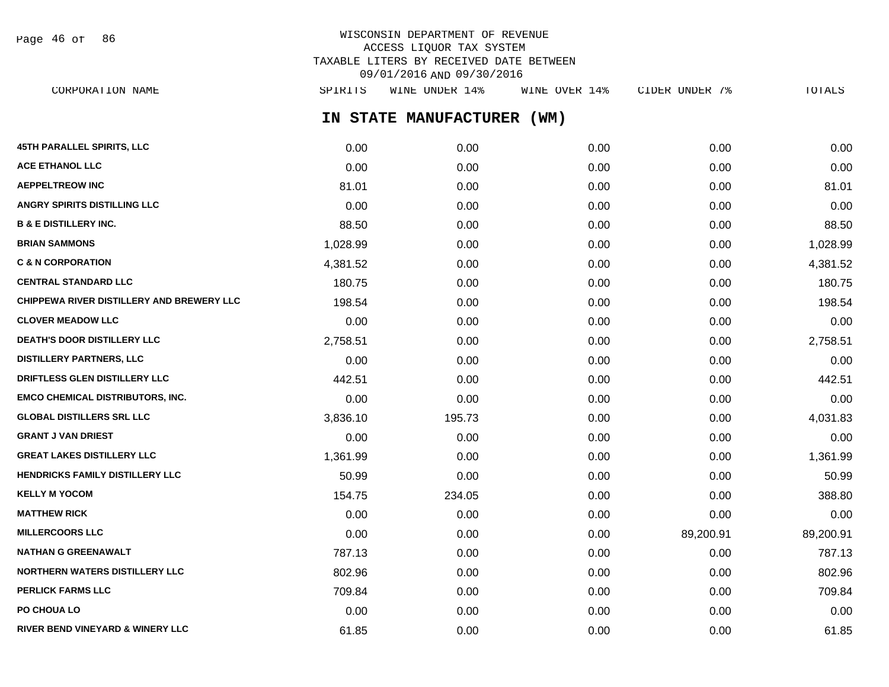WISCONSIN DEPARTMENT OF REVENUE
ACCESS LIQUOR TAX SYSTEM
TAXABLE LITERS BY RECEIVED DATE BETWEEN
09/01/2016 AND 09/30/2016

## IN STATE MANUFACTURER (WM)

| CORPORATION NAME | SPIRITS | WINE UNDER 14% | WINE OVER 14% | CIDER UNDER 7% | TOTALS |
|---|---|---|---|---|---|
| 45TH PARALLEL SPIRITS, LLC | 0.00 | 0.00 | 0.00 | 0.00 | 0.00 |
| ACE ETHANOL LLC | 0.00 | 0.00 | 0.00 | 0.00 | 0.00 |
| AEPPELTREOW INC | 81.01 | 0.00 | 0.00 | 0.00 | 81.01 |
| ANGRY SPIRITS DISTILLING LLC | 0.00 | 0.00 | 0.00 | 0.00 | 0.00 |
| B & E DISTILLERY INC. | 88.50 | 0.00 | 0.00 | 0.00 | 88.50 |
| BRIAN SAMMONS | 1,028.99 | 0.00 | 0.00 | 0.00 | 1,028.99 |
| C & N CORPORATION | 4,381.52 | 0.00 | 0.00 | 0.00 | 4,381.52 |
| CENTRAL STANDARD LLC | 180.75 | 0.00 | 0.00 | 0.00 | 180.75 |
| CHIPPEWA RIVER DISTILLERY AND BREWERY LLC | 198.54 | 0.00 | 0.00 | 0.00 | 198.54 |
| CLOVER MEADOW LLC | 0.00 | 0.00 | 0.00 | 0.00 | 0.00 |
| DEATH'S DOOR DISTILLERY LLC | 2,758.51 | 0.00 | 0.00 | 0.00 | 2,758.51 |
| DISTILLERY PARTNERS, LLC | 0.00 | 0.00 | 0.00 | 0.00 | 0.00 |
| DRIFTLESS GLEN DISTILLERY LLC | 442.51 | 0.00 | 0.00 | 0.00 | 442.51 |
| EMCO CHEMICAL DISTRIBUTORS, INC. | 0.00 | 0.00 | 0.00 | 0.00 | 0.00 |
| GLOBAL DISTILLERS SRL LLC | 3,836.10 | 195.73 | 0.00 | 0.00 | 4,031.83 |
| GRANT J VAN DRIEST | 0.00 | 0.00 | 0.00 | 0.00 | 0.00 |
| GREAT LAKES DISTILLERY LLC | 1,361.99 | 0.00 | 0.00 | 0.00 | 1,361.99 |
| HENDRICKS FAMILY DISTILLERY LLC | 50.99 | 0.00 | 0.00 | 0.00 | 50.99 |
| KELLY M YOCOM | 154.75 | 234.05 | 0.00 | 0.00 | 388.80 |
| MATTHEW RICK | 0.00 | 0.00 | 0.00 | 0.00 | 0.00 |
| MILLERCOORS LLC | 0.00 | 0.00 | 0.00 | 89,200.91 | 89,200.91 |
| NATHAN G GREENAWALT | 787.13 | 0.00 | 0.00 | 0.00 | 787.13 |
| NORTHERN WATERS DISTILLERY LLC | 802.96 | 0.00 | 0.00 | 0.00 | 802.96 |
| PERLICK FARMS LLC | 709.84 | 0.00 | 0.00 | 0.00 | 709.84 |
| PO CHOUA LO | 0.00 | 0.00 | 0.00 | 0.00 | 0.00 |
| RIVER BEND VINEYARD & WINERY LLC | 61.85 | 0.00 | 0.00 | 0.00 | 61.85 |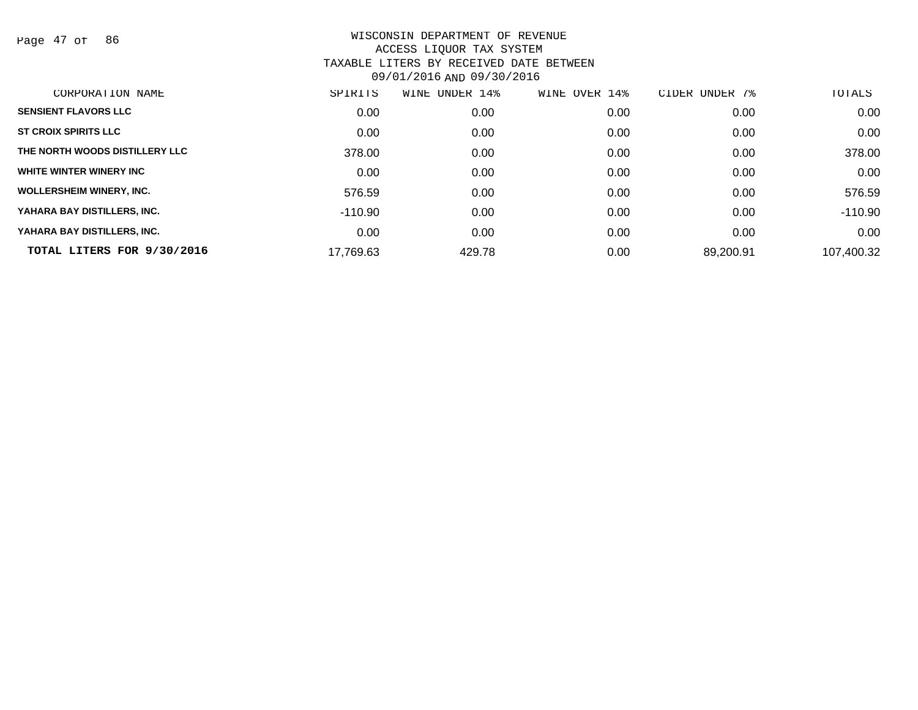WISCONSIN DEPARTMENT OF REVENUE
ACCESS LIQUOR TAX SYSTEM
TAXABLE LITERS BY RECEIVED DATE BETWEEN
09/01/2016 AND 09/30/2016

| CORPORATION NAME | SPIRITS | WINE UNDER 14% | WINE OVER 14% | CIDER UNDER 7% | TOTALS |
|---|---|---|---|---|---|
| SENSIENT FLAVORS LLC | 0.00 | 0.00 | 0.00 | 0.00 | 0.00 |
| ST CROIX SPIRITS LLC | 0.00 | 0.00 | 0.00 | 0.00 | 0.00 |
| THE NORTH WOODS DISTILLERY LLC | 378.00 | 0.00 | 0.00 | 0.00 | 378.00 |
| WHITE WINTER WINERY INC | 0.00 | 0.00 | 0.00 | 0.00 | 0.00 |
| WOLLERSHEIM WINERY, INC. | 576.59 | 0.00 | 0.00 | 0.00 | 576.59 |
| YAHARA BAY DISTILLERS, INC. | -110.90 | 0.00 | 0.00 | 0.00 | -110.90 |
| YAHARA BAY DISTILLERS, INC. | 0.00 | 0.00 | 0.00 | 0.00 | 0.00 |
| **TOTAL LITERS FOR 9/30/2016** | 17,769.63 | 429.78 | 0.00 | 89,200.91 | 107,400.32 |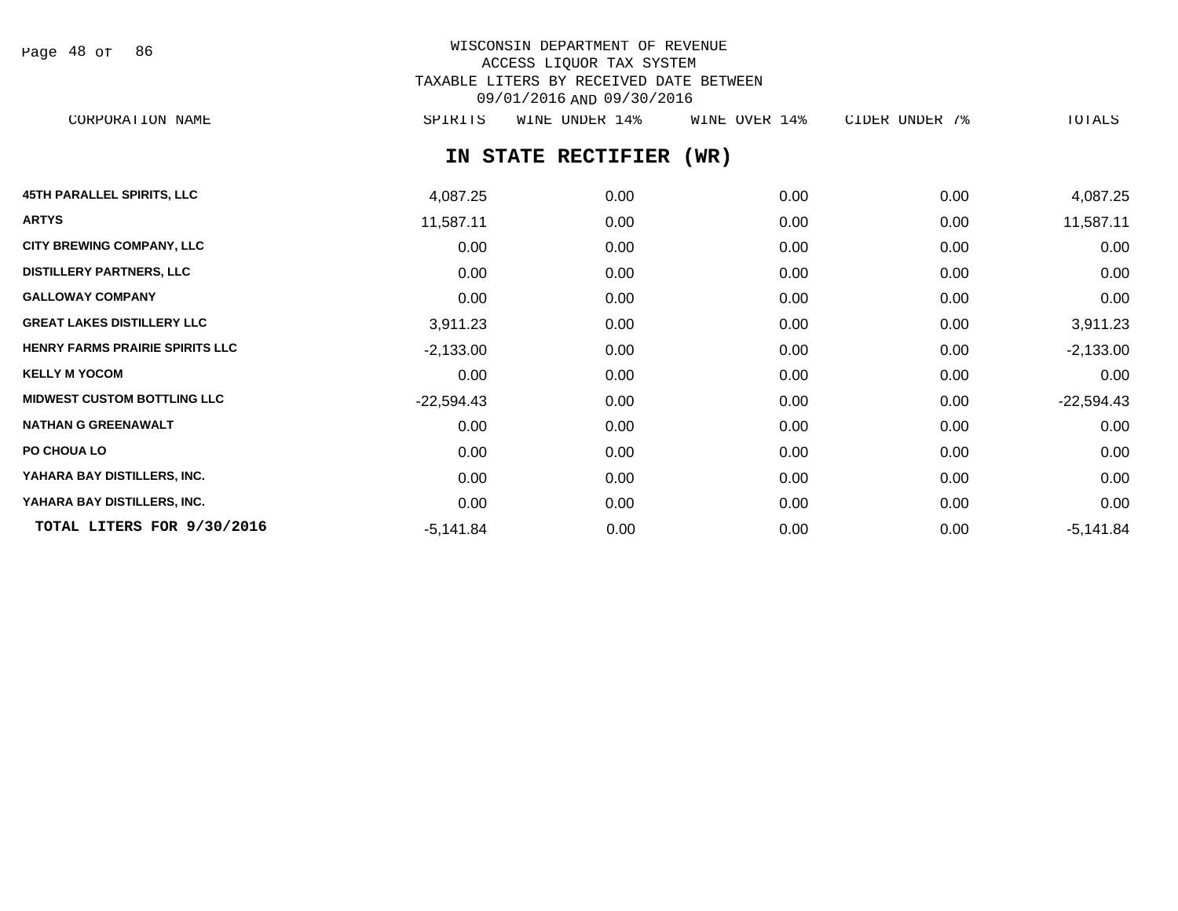WISCONSIN DEPARTMENT OF REVENUE
ACCESS LIQUOR TAX SYSTEM
TAXABLE LITERS BY RECEIVED DATE BETWEEN
09/01/2016 AND 09/30/2016

## IN STATE RECTIFIER (WR)

| CORPORATION NAME | SPIRITS | WINE UNDER 14% | WINE OVER 14% | CIDER UNDER 7% | TOTALS |
|---|---|---|---|---|---|
| 45TH PARALLEL SPIRITS, LLC | 4,087.25 | 0.00 | 0.00 | 0.00 | 4,087.25 |
| ARTYS | 11,587.11 | 0.00 | 0.00 | 0.00 | 11,587.11 |
| CITY BREWING COMPANY, LLC | 0.00 | 0.00 | 0.00 | 0.00 | 0.00 |
| DISTILLERY PARTNERS, LLC | 0.00 | 0.00 | 0.00 | 0.00 | 0.00 |
| GALLOWAY COMPANY | 0.00 | 0.00 | 0.00 | 0.00 | 0.00 |
| GREAT LAKES DISTILLERY LLC | 3,911.23 | 0.00 | 0.00 | 0.00 | 3,911.23 |
| HENRY FARMS PRAIRIE SPIRITS LLC | -2,133.00 | 0.00 | 0.00 | 0.00 | -2,133.00 |
| KELLY M YOCOM | 0.00 | 0.00 | 0.00 | 0.00 | 0.00 |
| MIDWEST CUSTOM BOTTLING LLC | -22,594.43 | 0.00 | 0.00 | 0.00 | -22,594.43 |
| NATHAN G GREENAWALT | 0.00 | 0.00 | 0.00 | 0.00 | 0.00 |
| PO CHOUA LO | 0.00 | 0.00 | 0.00 | 0.00 | 0.00 |
| YAHARA BAY DISTILLERS, INC. | 0.00 | 0.00 | 0.00 | 0.00 | 0.00 |
| YAHARA BAY DISTILLERS, INC. | 0.00 | 0.00 | 0.00 | 0.00 | 0.00 |
| **TOTAL LITERS FOR 9/30/2016** | -5,141.84 | 0.00 | 0.00 | 0.00 | -5,141.84 |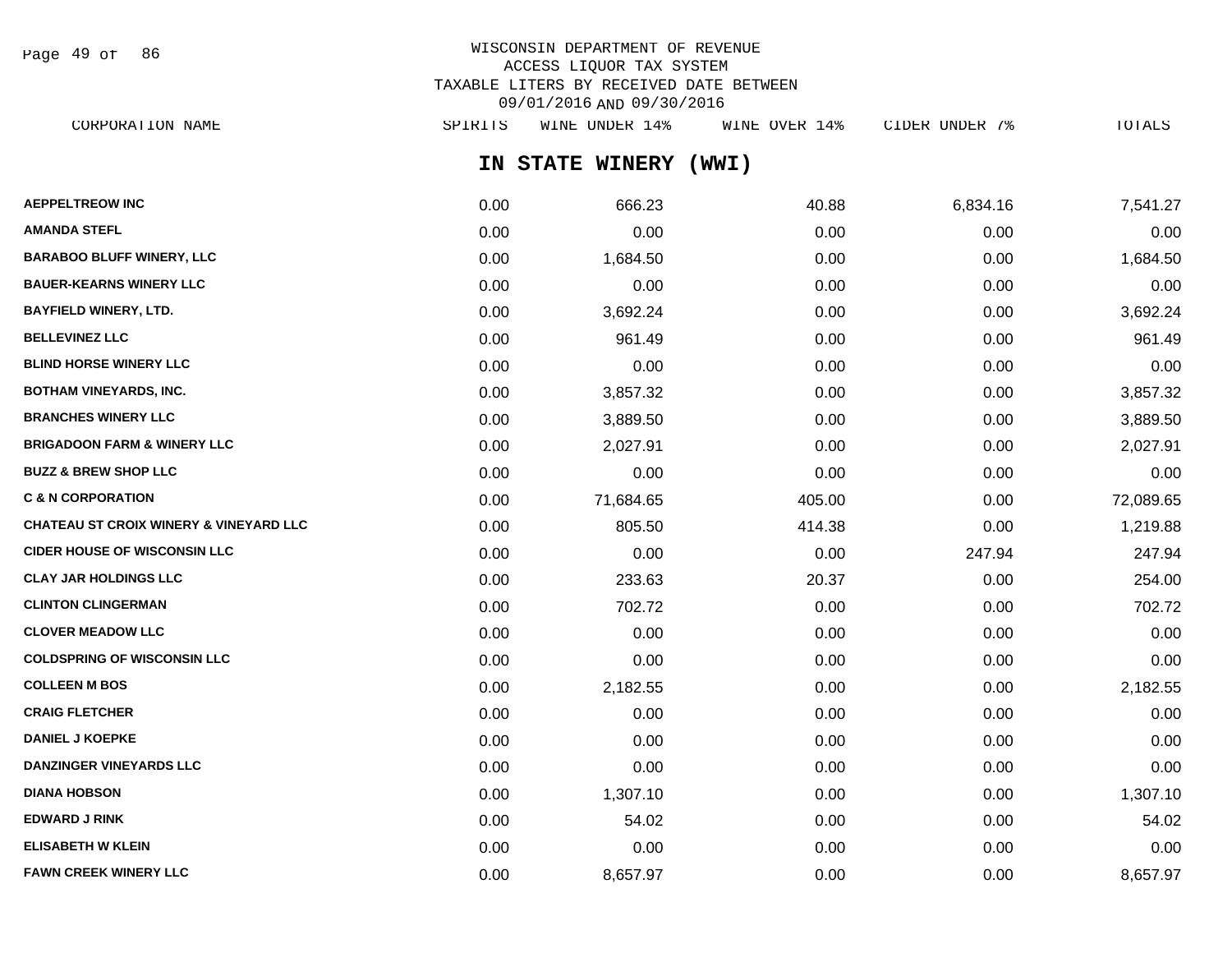WISCONSIN DEPARTMENT OF REVENUE
ACCESS LIQUOR TAX SYSTEM
TAXABLE LITERS BY RECEIVED DATE BETWEEN
09/01/2016 AND 09/30/2016

## IN STATE WINERY (WWI)

| CORPORATION NAME | SPIRITS | WINE UNDER 14% | WINE OVER 14% | CIDER UNDER 7% | TOTALS |
|---|---|---|---|---|---|
| **AEPPELTREOW INC** | 0.00 | 666.23 | 40.88 | 6,834.16 | 7,541.27 |
| **AMANDA STEFL** | 0.00 | 0.00 | 0.00 | 0.00 | 0.00 |
| **BARABOO BLUFF WINERY, LLC** | 0.00 | 1,684.50 | 0.00 | 0.00 | 1,684.50 |
| **BAUER-KEARNS WINERY LLC** | 0.00 | 0.00 | 0.00 | 0.00 | 0.00 |
| **BAYFIELD WINERY, LTD.** | 0.00 | 3,692.24 | 0.00 | 0.00 | 3,692.24 |
| **BELLEVINEZ LLC** | 0.00 | 961.49 | 0.00 | 0.00 | 961.49 |
| **BLIND HORSE WINERY LLC** | 0.00 | 0.00 | 0.00 | 0.00 | 0.00 |
| **BOTHAM VINEYARDS, INC.** | 0.00 | 3,857.32 | 0.00 | 0.00 | 3,857.32 |
| **BRANCHES WINERY LLC** | 0.00 | 3,889.50 | 0.00 | 0.00 | 3,889.50 |
| **BRIGADOON FARM & WINERY LLC** | 0.00 | 2,027.91 | 0.00 | 0.00 | 2,027.91 |
| **BUZZ & BREW SHOP LLC** | 0.00 | 0.00 | 0.00 | 0.00 | 0.00 |
| **C & N CORPORATION** | 0.00 | 71,684.65 | 405.00 | 0.00 | 72,089.65 |
| **CHATEAU ST CROIX WINERY & VINEYARD LLC** | 0.00 | 805.50 | 414.38 | 0.00 | 1,219.88 |
| **CIDER HOUSE OF WISCONSIN LLC** | 0.00 | 0.00 | 0.00 | 247.94 | 247.94 |
| **CLAY JAR HOLDINGS LLC** | 0.00 | 233.63 | 20.37 | 0.00 | 254.00 |
| **CLINTON CLINGERMAN** | 0.00 | 702.72 | 0.00 | 0.00 | 702.72 |
| **CLOVER MEADOW LLC** | 0.00 | 0.00 | 0.00 | 0.00 | 0.00 |
| **COLDSPRING OF WISCONSIN LLC** | 0.00 | 0.00 | 0.00 | 0.00 | 0.00 |
| **COLLEEN M BOS** | 0.00 | 2,182.55 | 0.00 | 0.00 | 2,182.55 |
| **CRAIG FLETCHER** | 0.00 | 0.00 | 0.00 | 0.00 | 0.00 |
| **DANIEL J KOEPKE** | 0.00 | 0.00 | 0.00 | 0.00 | 0.00 |
| **DANZINGER VINEYARDS LLC** | 0.00 | 0.00 | 0.00 | 0.00 | 0.00 |
| **DIANA HOBSON** | 0.00 | 1,307.10 | 0.00 | 0.00 | 1,307.10 |
| **EDWARD J RINK** | 0.00 | 54.02 | 0.00 | 0.00 | 54.02 |
| **ELISABETH W KLEIN** | 0.00 | 0.00 | 0.00 | 0.00 | 0.00 |
| **FAWN CREEK WINERY LLC** | 0.00 | 8,657.97 | 0.00 | 0.00 | 8,657.97 |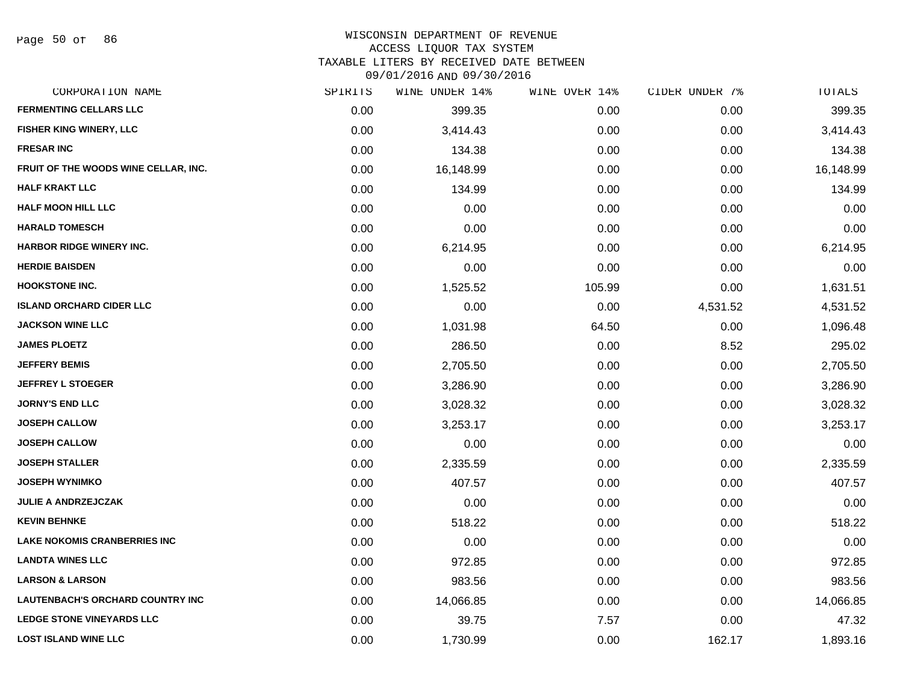WISCONSIN DEPARTMENT OF REVENUE
ACCESS LIQUOR TAX SYSTEM
TAXABLE LITERS BY RECEIVED DATE BETWEEN
09/01/2016 AND 09/30/2016

| CORPORATION NAME | SPIRITS | WINE UNDER 14% | WINE OVER 14% | CIDER UNDER 7% | TOTALS |
|---|---|---|---|---|---|
| FERMENTING CELLARS LLC | 0.00 | 399.35 | 0.00 | 0.00 | 399.35 |
| FISHER KING WINERY, LLC | 0.00 | 3,414.43 | 0.00 | 0.00 | 3,414.43 |
| FRESAR INC | 0.00 | 134.38 | 0.00 | 0.00 | 134.38 |
| FRUIT OF THE WOODS WINE CELLAR, INC. | 0.00 | 16,148.99 | 0.00 | 0.00 | 16,148.99 |
| HALF KRAKT LLC | 0.00 | 134.99 | 0.00 | 0.00 | 134.99 |
| HALF MOON HILL LLC | 0.00 | 0.00 | 0.00 | 0.00 | 0.00 |
| HARALD TOMESCH | 0.00 | 0.00 | 0.00 | 0.00 | 0.00 |
| HARBOR RIDGE WINERY INC. | 0.00 | 6,214.95 | 0.00 | 0.00 | 6,214.95 |
| HERDIE BAISDEN | 0.00 | 0.00 | 0.00 | 0.00 | 0.00 |
| HOOKSTONE INC. | 0.00 | 1,525.52 | 105.99 | 0.00 | 1,631.51 |
| ISLAND ORCHARD CIDER LLC | 0.00 | 0.00 | 0.00 | 4,531.52 | 4,531.52 |
| JACKSON WINE LLC | 0.00 | 1,031.98 | 64.50 | 0.00 | 1,096.48 |
| JAMES PLOETZ | 0.00 | 286.50 | 0.00 | 8.52 | 295.02 |
| JEFFERY BEMIS | 0.00 | 2,705.50 | 0.00 | 0.00 | 2,705.50 |
| JEFFREY L STOEGER | 0.00 | 3,286.90 | 0.00 | 0.00 | 3,286.90 |
| JORNY'S END LLC | 0.00 | 3,028.32 | 0.00 | 0.00 | 3,028.32 |
| JOSEPH CALLOW | 0.00 | 3,253.17 | 0.00 | 0.00 | 3,253.17 |
| JOSEPH CALLOW | 0.00 | 0.00 | 0.00 | 0.00 | 0.00 |
| JOSEPH STALLER | 0.00 | 2,335.59 | 0.00 | 0.00 | 2,335.59 |
| JOSEPH WYNIMKO | 0.00 | 407.57 | 0.00 | 0.00 | 407.57 |
| JULIE A ANDRZEJCZAK | 0.00 | 0.00 | 0.00 | 0.00 | 0.00 |
| KEVIN BEHNKE | 0.00 | 518.22 | 0.00 | 0.00 | 518.22 |
| LAKE NOKOMIS CRANBERRIES INC | 0.00 | 0.00 | 0.00 | 0.00 | 0.00 |
| LANDTA WINES LLC | 0.00 | 972.85 | 0.00 | 0.00 | 972.85 |
| LARSON & LARSON | 0.00 | 983.56 | 0.00 | 0.00 | 983.56 |
| LAUTENBACH'S ORCHARD COUNTRY INC | 0.00 | 14,066.85 | 0.00 | 0.00 | 14,066.85 |
| LEDGE STONE VINEYARDS LLC | 0.00 | 39.75 | 7.57 | 0.00 | 47.32 |
| LOST ISLAND WINE LLC | 0.00 | 1,730.99 | 0.00 | 162.17 | 1,893.16 |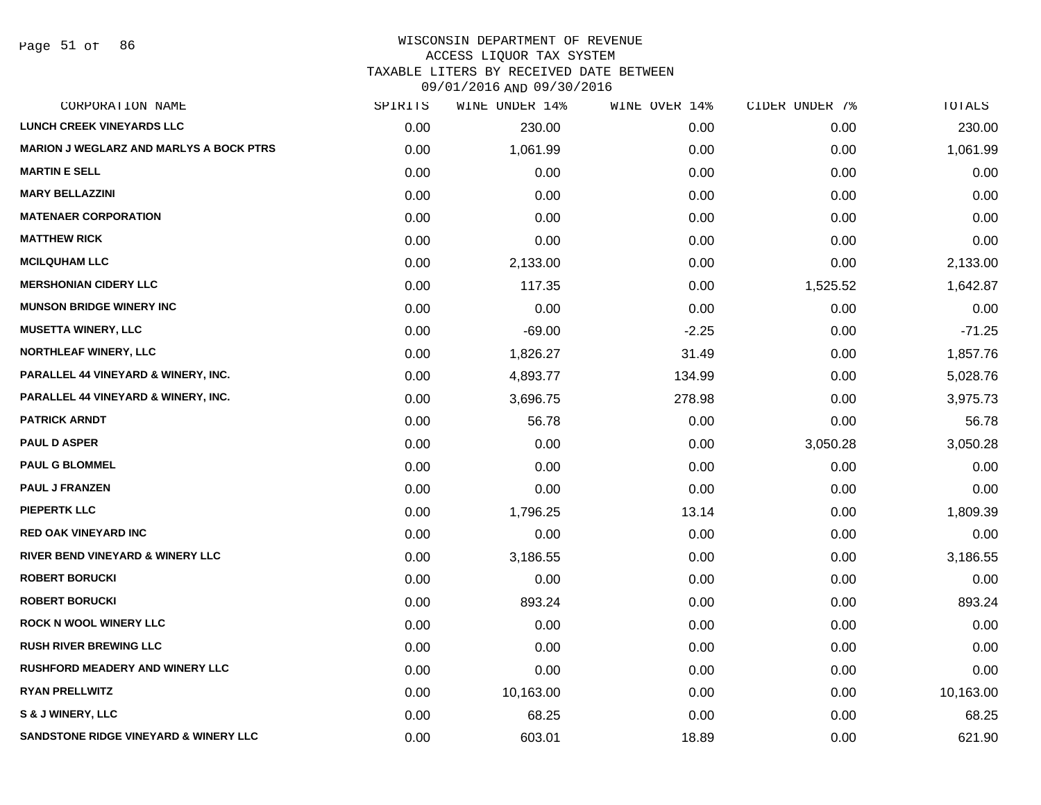# WISCONSIN DEPARTMENT OF REVENUE
## ACCESS LIQUOR TAX SYSTEM
## TAXABLE LITERS BY RECEIVED DATE BETWEEN 09/01/2016 AND 09/30/2016

| CORPORATION NAME | SPIRITS | WINE UNDER 14% | WINE OVER 14% | CIDER UNDER 7% | TOTALS |
|---|---|---|---|---|---|
| LUNCH CREEK VINEYARDS LLC | 0.00 | 230.00 | 0.00 | 0.00 | 230.00 |
| MARION J WEGLARZ AND MARLYS A BOCK PTRS | 0.00 | 1,061.99 | 0.00 | 0.00 | 1,061.99 |
| MARTIN E SELL | 0.00 | 0.00 | 0.00 | 0.00 | 0.00 |
| MARY BELLAZZINI | 0.00 | 0.00 | 0.00 | 0.00 | 0.00 |
| MATENAER CORPORATION | 0.00 | 0.00 | 0.00 | 0.00 | 0.00 |
| MATTHEW RICK | 0.00 | 0.00 | 0.00 | 0.00 | 0.00 |
| MCILQUHAM LLC | 0.00 | 2,133.00 | 0.00 | 0.00 | 2,133.00 |
| MERSHONIAN CIDERY LLC | 0.00 | 117.35 | 0.00 | 1,525.52 | 1,642.87 |
| MUNSON BRIDGE WINERY INC | 0.00 | 0.00 | 0.00 | 0.00 | 0.00 |
| MUSETTA WINERY, LLC | 0.00 | -69.00 | -2.25 | 0.00 | -71.25 |
| NORTHLEAF WINERY, LLC | 0.00 | 1,826.27 | 31.49 | 0.00 | 1,857.76 |
| PARALLEL 44 VINEYARD & WINERY, INC. | 0.00 | 4,893.77 | 134.99 | 0.00 | 5,028.76 |
| PARALLEL 44 VINEYARD & WINERY, INC. | 0.00 | 3,696.75 | 278.98 | 0.00 | 3,975.73 |
| PATRICK ARNDT | 0.00 | 56.78 | 0.00 | 0.00 | 56.78 |
| PAUL D ASPER | 0.00 | 0.00 | 0.00 | 3,050.28 | 3,050.28 |
| PAUL G BLOMMEL | 0.00 | 0.00 | 0.00 | 0.00 | 0.00 |
| PAUL J FRANZEN | 0.00 | 0.00 | 0.00 | 0.00 | 0.00 |
| PIEPERTK LLC | 0.00 | 1,796.25 | 13.14 | 0.00 | 1,809.39 |
| RED OAK VINEYARD INC | 0.00 | 0.00 | 0.00 | 0.00 | 0.00 |
| RIVER BEND VINEYARD & WINERY LLC | 0.00 | 3,186.55 | 0.00 | 0.00 | 3,186.55 |
| ROBERT BORUCKI | 0.00 | 0.00 | 0.00 | 0.00 | 0.00 |
| ROBERT BORUCKI | 0.00 | 893.24 | 0.00 | 0.00 | 893.24 |
| ROCK N WOOL WINERY LLC | 0.00 | 0.00 | 0.00 | 0.00 | 0.00 |
| RUSH RIVER BREWING LLC | 0.00 | 0.00 | 0.00 | 0.00 | 0.00 |
| RUSHFORD MEADERY AND WINERY LLC | 0.00 | 0.00 | 0.00 | 0.00 | 0.00 |
| RYAN PRELLWITZ | 0.00 | 10,163.00 | 0.00 | 0.00 | 10,163.00 |
| S & J WINERY, LLC | 0.00 | 68.25 | 0.00 | 0.00 | 68.25 |
| SANDSTONE RIDGE VINEYARD & WINERY LLC | 0.00 | 603.01 | 18.89 | 0.00 | 621.90 |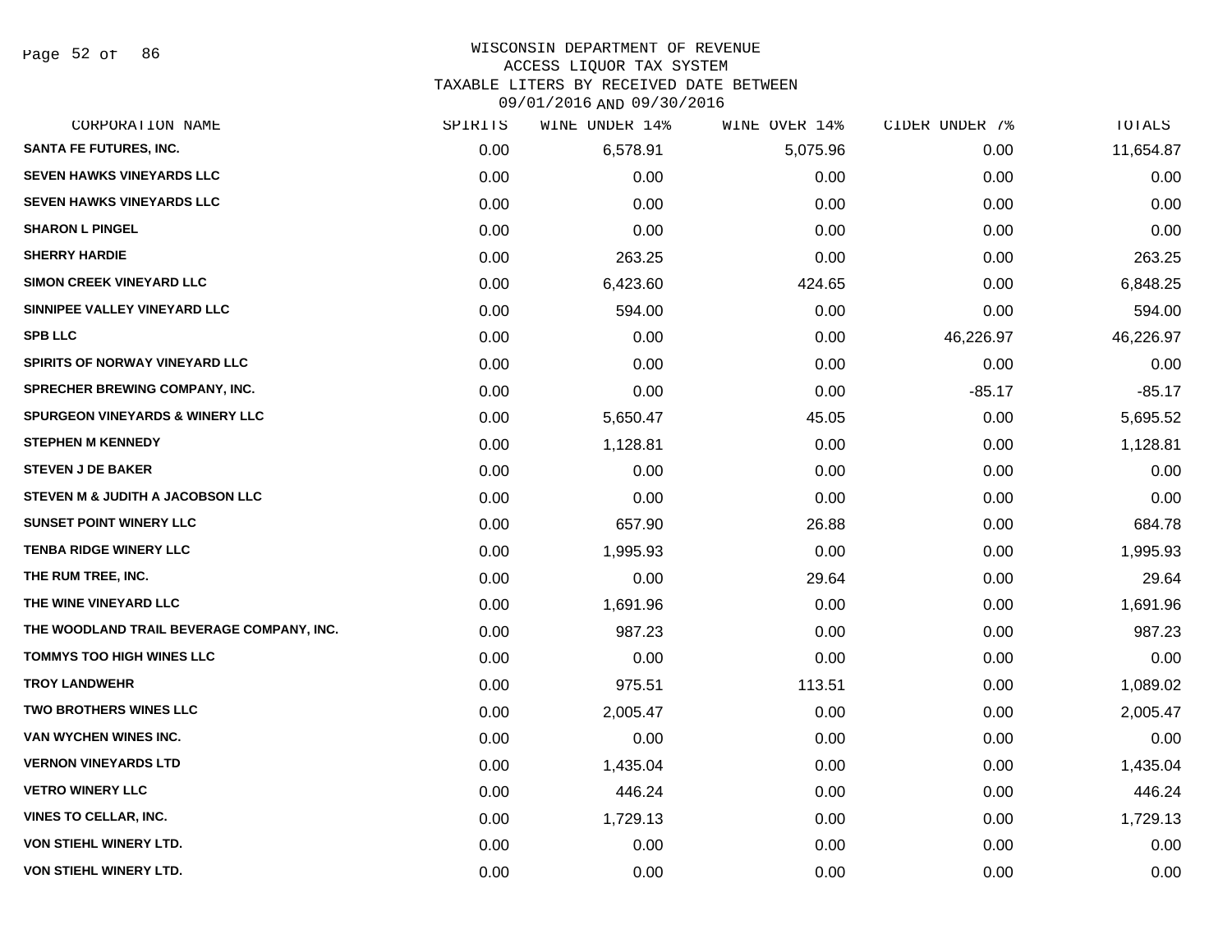WISCONSIN DEPARTMENT OF REVENUE
ACCESS LIQUOR TAX SYSTEM
TAXABLE LITERS BY RECEIVED DATE BETWEEN
09/01/2016 AND 09/30/2016

| CORPORATION NAME | SPIRITS | WINE UNDER 14% | WINE OVER 14% | CIDER UNDER 7% | TOTALS |
|---|---|---|---|---|---|
| SANTA FE FUTURES, INC. | 0.00 | 6,578.91 | 5,075.96 | 0.00 | 11,654.87 |
| SEVEN HAWKS VINEYARDS LLC | 0.00 | 0.00 | 0.00 | 0.00 | 0.00 |
| SEVEN HAWKS VINEYARDS LLC | 0.00 | 0.00 | 0.00 | 0.00 | 0.00 |
| SHARON L PINGEL | 0.00 | 0.00 | 0.00 | 0.00 | 0.00 |
| SHERRY HARDIE | 0.00 | 263.25 | 0.00 | 0.00 | 263.25 |
| SIMON CREEK VINEYARD LLC | 0.00 | 6,423.60 | 424.65 | 0.00 | 6,848.25 |
| SINNIPEE VALLEY VINEYARD LLC | 0.00 | 594.00 | 0.00 | 0.00 | 594.00 |
| SPB LLC | 0.00 | 0.00 | 0.00 | 46,226.97 | 46,226.97 |
| SPIRITS OF NORWAY VINEYARD LLC | 0.00 | 0.00 | 0.00 | 0.00 | 0.00 |
| SPRECHER BREWING COMPANY, INC. | 0.00 | 0.00 | 0.00 | -85.17 | -85.17 |
| SPURGEON VINEYARDS & WINERY LLC | 0.00 | 5,650.47 | 45.05 | 0.00 | 5,695.52 |
| STEPHEN M KENNEDY | 0.00 | 1,128.81 | 0.00 | 0.00 | 1,128.81 |
| STEVEN J DE BAKER | 0.00 | 0.00 | 0.00 | 0.00 | 0.00 |
| STEVEN M & JUDITH A JACOBSON LLC | 0.00 | 0.00 | 0.00 | 0.00 | 0.00 |
| SUNSET POINT WINERY LLC | 0.00 | 657.90 | 26.88 | 0.00 | 684.78 |
| TENBA RIDGE WINERY LLC | 0.00 | 1,995.93 | 0.00 | 0.00 | 1,995.93 |
| THE RUM TREE, INC. | 0.00 | 0.00 | 29.64 | 0.00 | 29.64 |
| THE WINE VINEYARD LLC | 0.00 | 1,691.96 | 0.00 | 0.00 | 1,691.96 |
| THE WOODLAND TRAIL BEVERAGE COMPANY, INC. | 0.00 | 987.23 | 0.00 | 0.00 | 987.23 |
| TOMMYS TOO HIGH WINES LLC | 0.00 | 0.00 | 0.00 | 0.00 | 0.00 |
| TROY LANDWEHR | 0.00 | 975.51 | 113.51 | 0.00 | 1,089.02 |
| TWO BROTHERS WINES LLC | 0.00 | 2,005.47 | 0.00 | 0.00 | 2,005.47 |
| VAN WYCHEN WINES INC. | 0.00 | 0.00 | 0.00 | 0.00 | 0.00 |
| VERNON VINEYARDS LTD | 0.00 | 1,435.04 | 0.00 | 0.00 | 1,435.04 |
| VETRO WINERY LLC | 0.00 | 446.24 | 0.00 | 0.00 | 446.24 |
| VINES TO CELLAR, INC. | 0.00 | 1,729.13 | 0.00 | 0.00 | 1,729.13 |
| VON STIEHL WINERY LTD. | 0.00 | 0.00 | 0.00 | 0.00 | 0.00 |
| VON STIEHL WINERY LTD. | 0.00 | 0.00 | 0.00 | 0.00 | 0.00 |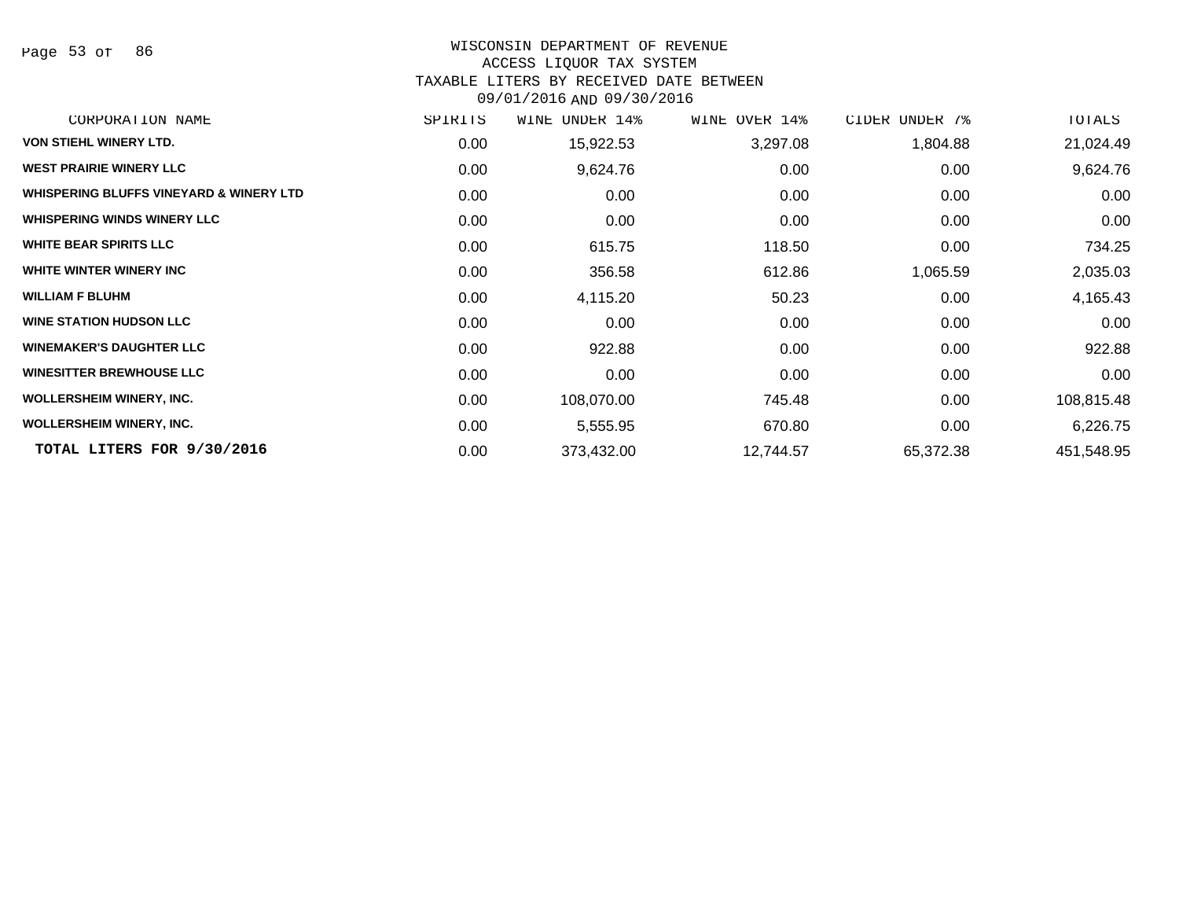WISCONSIN DEPARTMENT OF REVENUE
ACCESS LIQUOR TAX SYSTEM
TAXABLE LITERS BY RECEIVED DATE BETWEEN
09/01/2016 AND 09/30/2016

| CORPORATION NAME | SPIRITS | WINE UNDER 14% | WINE OVER 14% | CIDER UNDER 7% | TOTALS |
|---|---|---|---|---|---|
| VON STIEHL WINERY LTD. | 0.00 | 15,922.53 | 3,297.08 | 1,804.88 | 21,024.49 |
| WEST PRAIRIE WINERY LLC | 0.00 | 9,624.76 | 0.00 | 0.00 | 9,624.76 |
| WHISPERING BLUFFS VINEYARD & WINERY LTD | 0.00 | 0.00 | 0.00 | 0.00 | 0.00 |
| WHISPERING WINDS WINERY LLC | 0.00 | 0.00 | 0.00 | 0.00 | 0.00 |
| WHITE BEAR SPIRITS LLC | 0.00 | 615.75 | 118.50 | 0.00 | 734.25 |
| WHITE WINTER WINERY INC | 0.00 | 356.58 | 612.86 | 1,065.59 | 2,035.03 |
| WILLIAM F BLUHM | 0.00 | 4,115.20 | 50.23 | 0.00 | 4,165.43 |
| WINE STATION HUDSON LLC | 0.00 | 0.00 | 0.00 | 0.00 | 0.00 |
| WINEMAKER'S DAUGHTER LLC | 0.00 | 922.88 | 0.00 | 0.00 | 922.88 |
| WINESITTER BREWHOUSE LLC | 0.00 | 0.00 | 0.00 | 0.00 | 0.00 |
| WOLLERSHEIM WINERY, INC. | 0.00 | 108,070.00 | 745.48 | 0.00 | 108,815.48 |
| WOLLERSHEIM WINERY, INC. | 0.00 | 5,555.95 | 670.80 | 0.00 | 6,226.75 |
| **TOTAL LITERS FOR 9/30/2016** | 0.00 | 373,432.00 | 12,744.57 | 65,372.38 | 451,548.95 |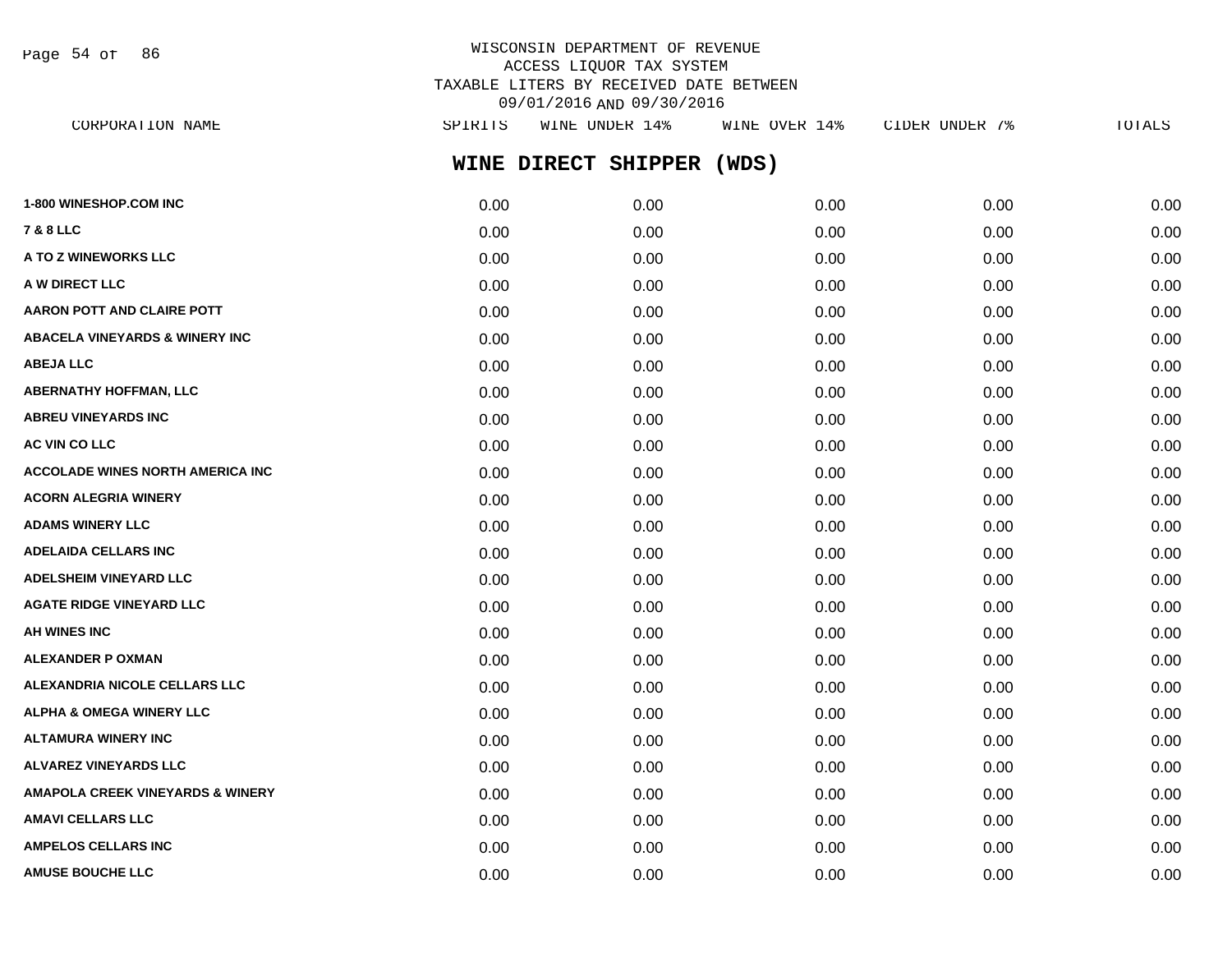WISCONSIN DEPARTMENT OF REVENUE
ACCESS LIQUOR TAX SYSTEM
TAXABLE LITERS BY RECEIVED DATE BETWEEN
09/01/2016 AND 09/30/2016

## WINE DIRECT SHIPPER (WDS)

| CORPORATION NAME | SPIRITS | WINE UNDER 14% | WINE OVER 14% | CIDER UNDER 7% | TOTALS |
|---|---|---|---|---|---|
| 1-800 WINESHOP.COM INC | 0.00 | 0.00 | 0.00 | 0.00 | 0.00 |
| 7 & 8 LLC | 0.00 | 0.00 | 0.00 | 0.00 | 0.00 |
| A TO Z WINEWORKS LLC | 0.00 | 0.00 | 0.00 | 0.00 | 0.00 |
| A W DIRECT LLC | 0.00 | 0.00 | 0.00 | 0.00 | 0.00 |
| AARON POTT AND CLAIRE POTT | 0.00 | 0.00 | 0.00 | 0.00 | 0.00 |
| ABACELA VINEYARDS & WINERY INC | 0.00 | 0.00 | 0.00 | 0.00 | 0.00 |
| ABEJA LLC | 0.00 | 0.00 | 0.00 | 0.00 | 0.00 |
| ABERNATHY HOFFMAN, LLC | 0.00 | 0.00 | 0.00 | 0.00 | 0.00 |
| ABREU VINEYARDS INC | 0.00 | 0.00 | 0.00 | 0.00 | 0.00 |
| AC VIN CO LLC | 0.00 | 0.00 | 0.00 | 0.00 | 0.00 |
| ACCOLADE WINES NORTH AMERICA INC | 0.00 | 0.00 | 0.00 | 0.00 | 0.00 |
| ACORN ALEGRIA WINERY | 0.00 | 0.00 | 0.00 | 0.00 | 0.00 |
| ADAMS WINERY LLC | 0.00 | 0.00 | 0.00 | 0.00 | 0.00 |
| ADELAIDA CELLARS INC | 0.00 | 0.00 | 0.00 | 0.00 | 0.00 |
| ADELSHEIM VINEYARD LLC | 0.00 | 0.00 | 0.00 | 0.00 | 0.00 |
| AGATE RIDGE VINEYARD LLC | 0.00 | 0.00 | 0.00 | 0.00 | 0.00 |
| AH WINES INC | 0.00 | 0.00 | 0.00 | 0.00 | 0.00 |
| ALEXANDER P OXMAN | 0.00 | 0.00 | 0.00 | 0.00 | 0.00 |
| ALEXANDRIA NICOLE CELLARS LLC | 0.00 | 0.00 | 0.00 | 0.00 | 0.00 |
| ALPHA & OMEGA WINERY LLC | 0.00 | 0.00 | 0.00 | 0.00 | 0.00 |
| ALTAMURA WINERY INC | 0.00 | 0.00 | 0.00 | 0.00 | 0.00 |
| ALVAREZ VINEYARDS LLC | 0.00 | 0.00 | 0.00 | 0.00 | 0.00 |
| AMAPOLA CREEK VINEYARDS & WINERY | 0.00 | 0.00 | 0.00 | 0.00 | 0.00 |
| AMAVI CELLARS LLC | 0.00 | 0.00 | 0.00 | 0.00 | 0.00 |
| AMPELOS CELLARS INC | 0.00 | 0.00 | 0.00 | 0.00 | 0.00 |
| AMUSE BOUCHE LLC | 0.00 | 0.00 | 0.00 | 0.00 | 0.00 |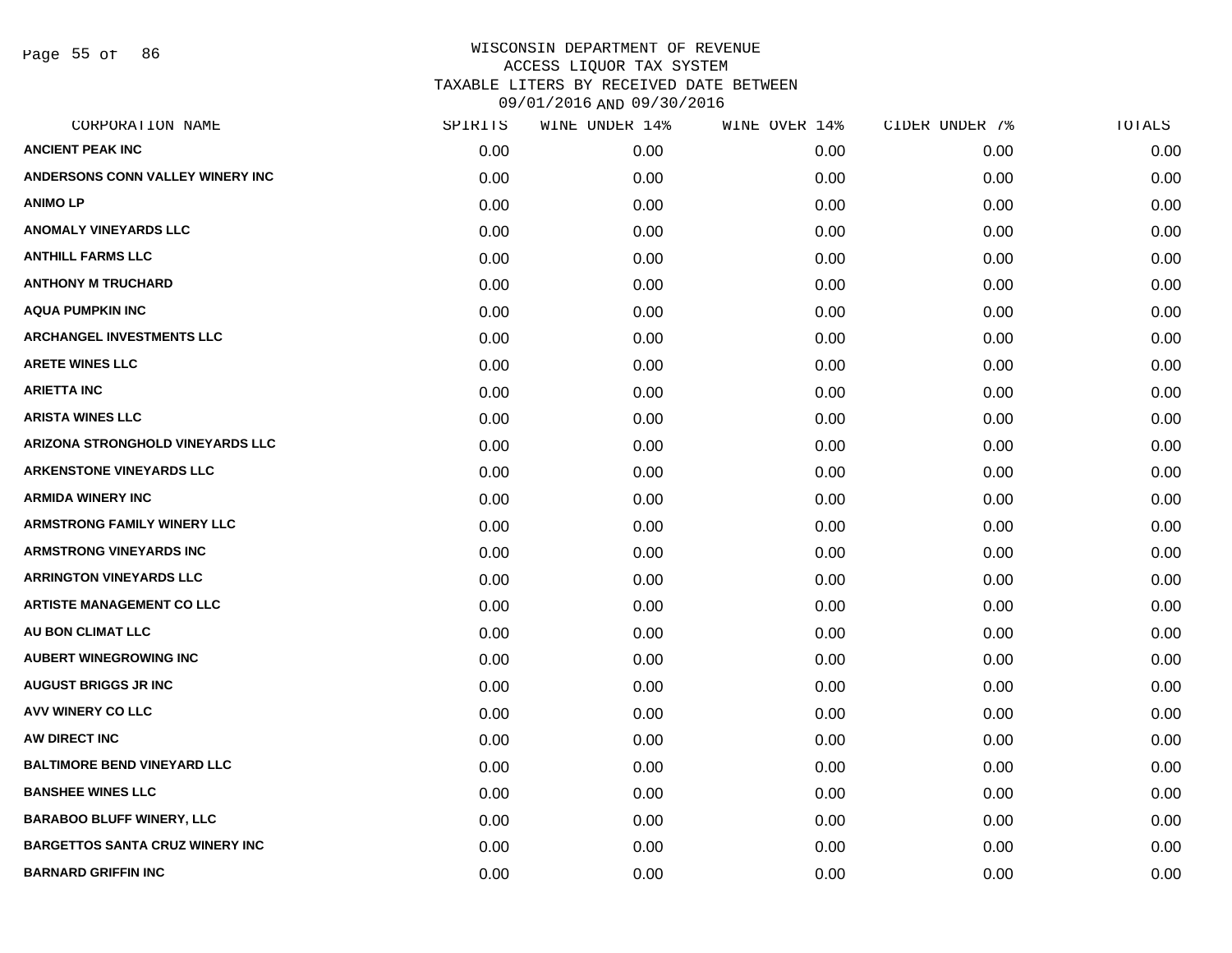WISCONSIN DEPARTMENT OF REVENUE
ACCESS LIQUOR TAX SYSTEM
TAXABLE LITERS BY RECEIVED DATE BETWEEN
09/01/2016 AND 09/30/2016

| CORPORATION NAME | SPIRITS | WINE UNDER 14% | WINE OVER 14% | CIDER UNDER 7% | TOTALS |
|---|---|---|---|---|---|
| ANCIENT PEAK INC | 0.00 | 0.00 | 0.00 | 0.00 | 0.00 |
| ANDERSONS CONN VALLEY WINERY INC | 0.00 | 0.00 | 0.00 | 0.00 | 0.00 |
| ANIMO LP | 0.00 | 0.00 | 0.00 | 0.00 | 0.00 |
| ANOMALY VINEYARDS LLC | 0.00 | 0.00 | 0.00 | 0.00 | 0.00 |
| ANTHILL FARMS LLC | 0.00 | 0.00 | 0.00 | 0.00 | 0.00 |
| ANTHONY M TRUCHARD | 0.00 | 0.00 | 0.00 | 0.00 | 0.00 |
| AQUA PUMPKIN INC | 0.00 | 0.00 | 0.00 | 0.00 | 0.00 |
| ARCHANGEL INVESTMENTS LLC | 0.00 | 0.00 | 0.00 | 0.00 | 0.00 |
| ARETE WINES LLC | 0.00 | 0.00 | 0.00 | 0.00 | 0.00 |
| ARIETTA INC | 0.00 | 0.00 | 0.00 | 0.00 | 0.00 |
| ARISTA WINES LLC | 0.00 | 0.00 | 0.00 | 0.00 | 0.00 |
| ARIZONA STRONGHOLD VINEYARDS LLC | 0.00 | 0.00 | 0.00 | 0.00 | 0.00 |
| ARKENSTONE VINEYARDS LLC | 0.00 | 0.00 | 0.00 | 0.00 | 0.00 |
| ARMIDA WINERY INC | 0.00 | 0.00 | 0.00 | 0.00 | 0.00 |
| ARMSTRONG FAMILY WINERY LLC | 0.00 | 0.00 | 0.00 | 0.00 | 0.00 |
| ARMSTRONG VINEYARDS INC | 0.00 | 0.00 | 0.00 | 0.00 | 0.00 |
| ARRINGTON VINEYARDS LLC | 0.00 | 0.00 | 0.00 | 0.00 | 0.00 |
| ARTISTE MANAGEMENT CO LLC | 0.00 | 0.00 | 0.00 | 0.00 | 0.00 |
| AU BON CLIMAT LLC | 0.00 | 0.00 | 0.00 | 0.00 | 0.00 |
| AUBERT WINEGROWING INC | 0.00 | 0.00 | 0.00 | 0.00 | 0.00 |
| AUGUST BRIGGS JR INC | 0.00 | 0.00 | 0.00 | 0.00 | 0.00 |
| AVV WINERY CO LLC | 0.00 | 0.00 | 0.00 | 0.00 | 0.00 |
| AW DIRECT INC | 0.00 | 0.00 | 0.00 | 0.00 | 0.00 |
| BALTIMORE BEND VINEYARD LLC | 0.00 | 0.00 | 0.00 | 0.00 | 0.00 |
| BANSHEE WINES LLC | 0.00 | 0.00 | 0.00 | 0.00 | 0.00 |
| BARABOO BLUFF WINERY, LLC | 0.00 | 0.00 | 0.00 | 0.00 | 0.00 |
| BARGETTOS SANTA CRUZ WINERY INC | 0.00 | 0.00 | 0.00 | 0.00 | 0.00 |
| BARNARD GRIFFIN INC | 0.00 | 0.00 | 0.00 | 0.00 | 0.00 |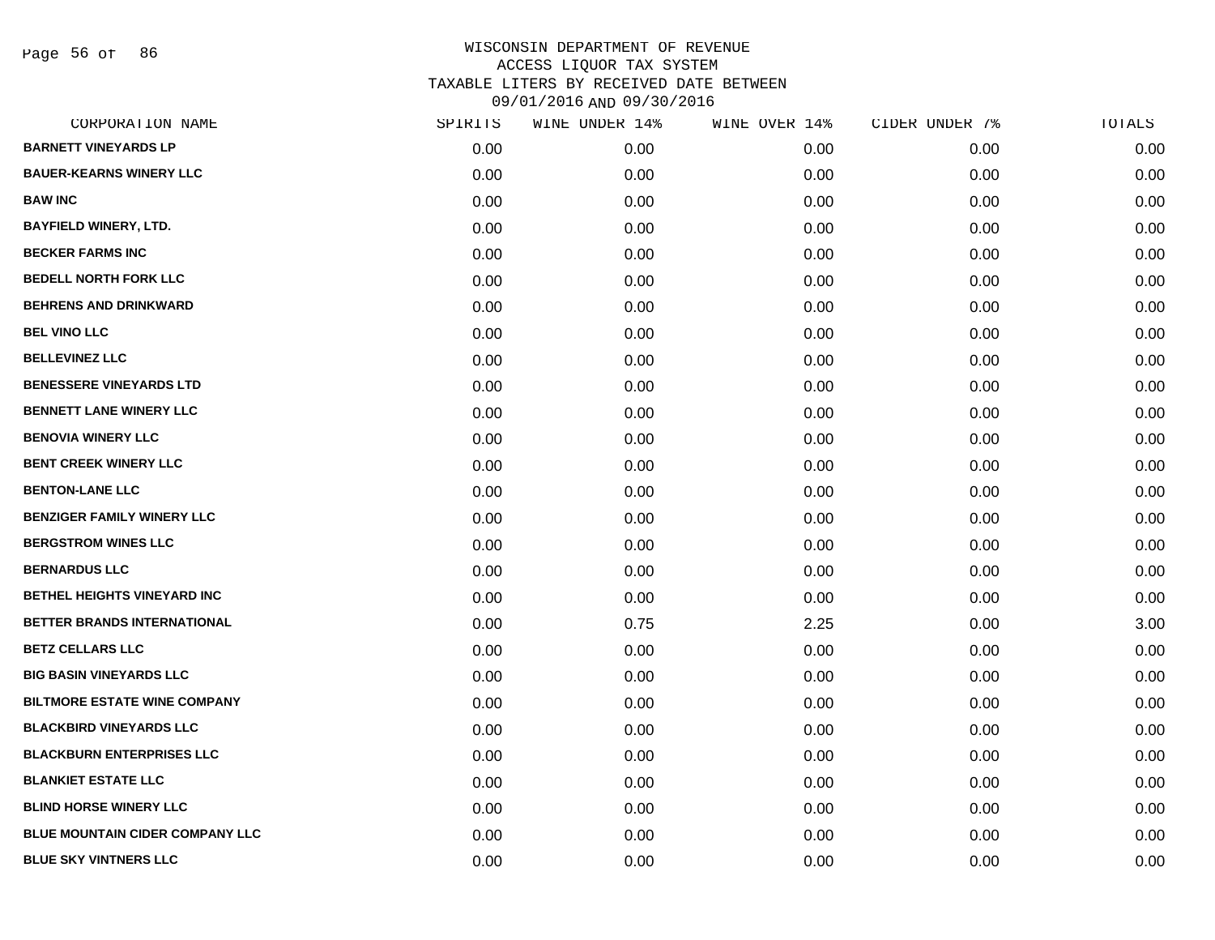# WISCONSIN DEPARTMENT OF REVENUE
## ACCESS LIQUOR TAX SYSTEM
## TAXABLE LITERS BY RECEIVED DATE BETWEEN 09/01/2016 AND 09/30/2016

| CORPORATION NAME | SPIRITS | WINE UNDER 14% | WINE OVER 14% | CIDER UNDER 7% | TOTALS |
|---|---|---|---|---|---|
| BARNETT VINEYARDS LP | 0.00 | 0.00 | 0.00 | 0.00 | 0.00 |
| BAUER-KEARNS WINERY LLC | 0.00 | 0.00 | 0.00 | 0.00 | 0.00 |
| BAW INC | 0.00 | 0.00 | 0.00 | 0.00 | 0.00 |
| BAYFIELD WINERY, LTD. | 0.00 | 0.00 | 0.00 | 0.00 | 0.00 |
| BECKER FARMS INC | 0.00 | 0.00 | 0.00 | 0.00 | 0.00 |
| BEDELL NORTH FORK LLC | 0.00 | 0.00 | 0.00 | 0.00 | 0.00 |
| BEHRENS AND DRINKWARD | 0.00 | 0.00 | 0.00 | 0.00 | 0.00 |
| BEL VINO LLC | 0.00 | 0.00 | 0.00 | 0.00 | 0.00 |
| BELLEVINEZ LLC | 0.00 | 0.00 | 0.00 | 0.00 | 0.00 |
| BENESSERE VINEYARDS LTD | 0.00 | 0.00 | 0.00 | 0.00 | 0.00 |
| BENNETT LANE WINERY LLC | 0.00 | 0.00 | 0.00 | 0.00 | 0.00 |
| BENOVIA WINERY LLC | 0.00 | 0.00 | 0.00 | 0.00 | 0.00 |
| BENT CREEK WINERY LLC | 0.00 | 0.00 | 0.00 | 0.00 | 0.00 |
| BENTON-LANE LLC | 0.00 | 0.00 | 0.00 | 0.00 | 0.00 |
| BENZIGER FAMILY WINERY LLC | 0.00 | 0.00 | 0.00 | 0.00 | 0.00 |
| BERGSTROM WINES LLC | 0.00 | 0.00 | 0.00 | 0.00 | 0.00 |
| BERNARDUS LLC | 0.00 | 0.00 | 0.00 | 0.00 | 0.00 |
| BETHEL HEIGHTS VINEYARD INC | 0.00 | 0.00 | 0.00 | 0.00 | 0.00 |
| BETTER BRANDS INTERNATIONAL | 0.00 | 0.75 | 2.25 | 0.00 | 3.00 |
| BETZ CELLARS LLC | 0.00 | 0.00 | 0.00 | 0.00 | 0.00 |
| BIG BASIN VINEYARDS LLC | 0.00 | 0.00 | 0.00 | 0.00 | 0.00 |
| BILTMORE ESTATE WINE COMPANY | 0.00 | 0.00 | 0.00 | 0.00 | 0.00 |
| BLACKBIRD VINEYARDS LLC | 0.00 | 0.00 | 0.00 | 0.00 | 0.00 |
| BLACKBURN ENTERPRISES LLC | 0.00 | 0.00 | 0.00 | 0.00 | 0.00 |
| BLANKIET ESTATE LLC | 0.00 | 0.00 | 0.00 | 0.00 | 0.00 |
| BLIND HORSE WINERY LLC | 0.00 | 0.00 | 0.00 | 0.00 | 0.00 |
| BLUE MOUNTAIN CIDER COMPANY LLC | 0.00 | 0.00 | 0.00 | 0.00 | 0.00 |
| BLUE SKY VINTNERS LLC | 0.00 | 0.00 | 0.00 | 0.00 | 0.00 |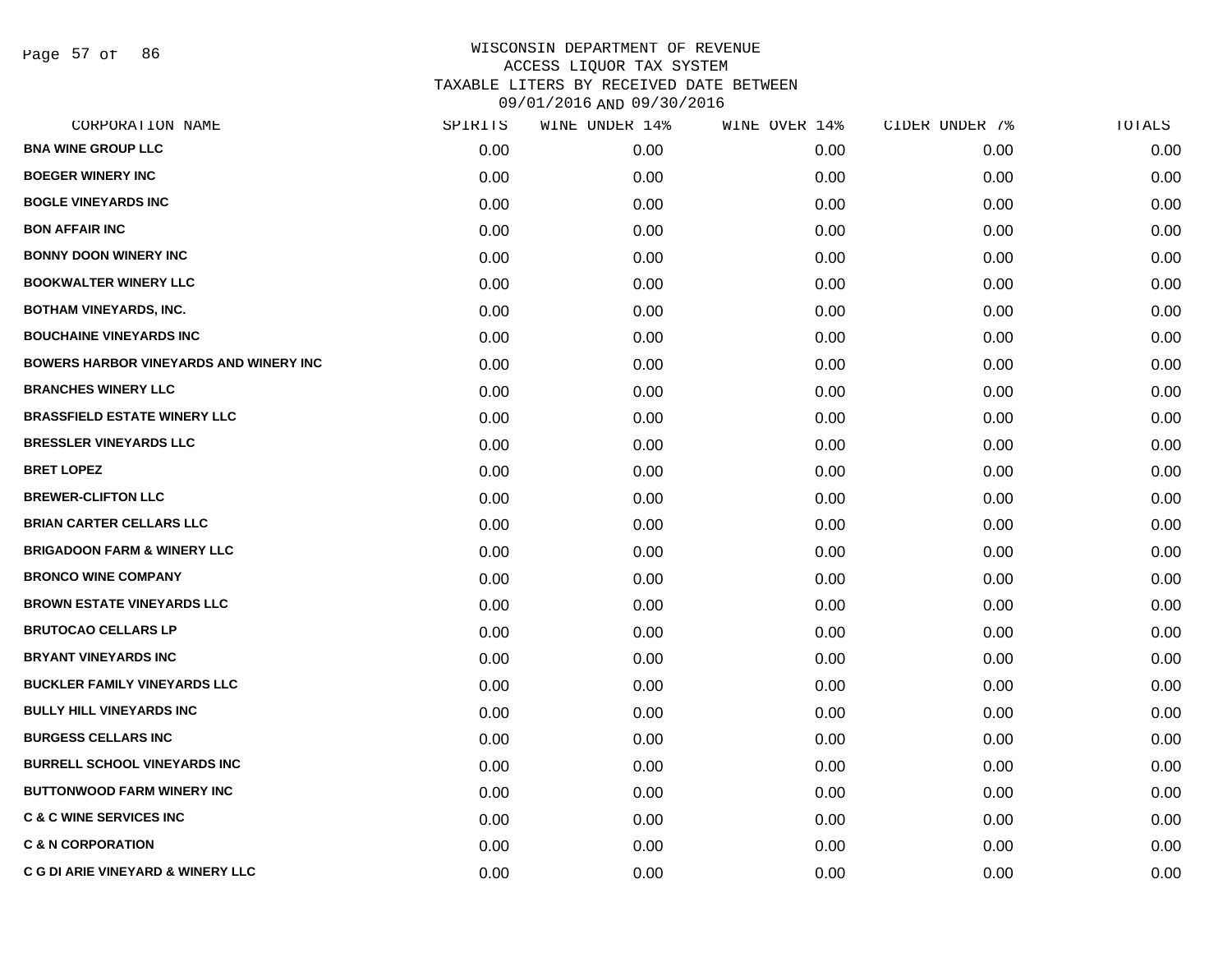WISCONSIN DEPARTMENT OF REVENUE
ACCESS LIQUOR TAX SYSTEM
TAXABLE LITERS BY RECEIVED DATE BETWEEN
09/01/2016 AND 09/30/2016

| CORPORATION NAME | SPIRITS | WINE UNDER 14% | WINE OVER 14% | CIDER UNDER 7% | TOTALS |
|---|---|---|---|---|---|
| BNA WINE GROUP LLC | 0.00 | 0.00 | 0.00 | 0.00 | 0.00 |
| BOEGER WINERY INC | 0.00 | 0.00 | 0.00 | 0.00 | 0.00 |
| BOGLE VINEYARDS INC | 0.00 | 0.00 | 0.00 | 0.00 | 0.00 |
| BON AFFAIR INC | 0.00 | 0.00 | 0.00 | 0.00 | 0.00 |
| BONNY DOON WINERY INC | 0.00 | 0.00 | 0.00 | 0.00 | 0.00 |
| BOOKWALTER WINERY LLC | 0.00 | 0.00 | 0.00 | 0.00 | 0.00 |
| BOTHAM VINEYARDS, INC. | 0.00 | 0.00 | 0.00 | 0.00 | 0.00 |
| BOUCHAINE VINEYARDS INC | 0.00 | 0.00 | 0.00 | 0.00 | 0.00 |
| BOWERS HARBOR VINEYARDS AND WINERY INC | 0.00 | 0.00 | 0.00 | 0.00 | 0.00 |
| BRANCHES WINERY LLC | 0.00 | 0.00 | 0.00 | 0.00 | 0.00 |
| BRASSFIELD ESTATE WINERY LLC | 0.00 | 0.00 | 0.00 | 0.00 | 0.00 |
| BRESSLER VINEYARDS LLC | 0.00 | 0.00 | 0.00 | 0.00 | 0.00 |
| BRET LOPEZ | 0.00 | 0.00 | 0.00 | 0.00 | 0.00 |
| BREWER-CLIFTON LLC | 0.00 | 0.00 | 0.00 | 0.00 | 0.00 |
| BRIAN CARTER CELLARS LLC | 0.00 | 0.00 | 0.00 | 0.00 | 0.00 |
| BRIGADOON FARM & WINERY LLC | 0.00 | 0.00 | 0.00 | 0.00 | 0.00 |
| BRONCO WINE COMPANY | 0.00 | 0.00 | 0.00 | 0.00 | 0.00 |
| BROWN ESTATE VINEYARDS LLC | 0.00 | 0.00 | 0.00 | 0.00 | 0.00 |
| BRUTOCAO CELLARS LP | 0.00 | 0.00 | 0.00 | 0.00 | 0.00 |
| BRYANT VINEYARDS INC | 0.00 | 0.00 | 0.00 | 0.00 | 0.00 |
| BUCKLER FAMILY VINEYARDS LLC | 0.00 | 0.00 | 0.00 | 0.00 | 0.00 |
| BULLY HILL VINEYARDS INC | 0.00 | 0.00 | 0.00 | 0.00 | 0.00 |
| BURGESS CELLARS INC | 0.00 | 0.00 | 0.00 | 0.00 | 0.00 |
| BURRELL SCHOOL VINEYARDS INC | 0.00 | 0.00 | 0.00 | 0.00 | 0.00 |
| BUTTONWOOD FARM WINERY INC | 0.00 | 0.00 | 0.00 | 0.00 | 0.00 |
| C & C WINE SERVICES INC | 0.00 | 0.00 | 0.00 | 0.00 | 0.00 |
| C & N CORPORATION | 0.00 | 0.00 | 0.00 | 0.00 | 0.00 |
| C G DI ARIE VINEYARD & WINERY LLC | 0.00 | 0.00 | 0.00 | 0.00 | 0.00 |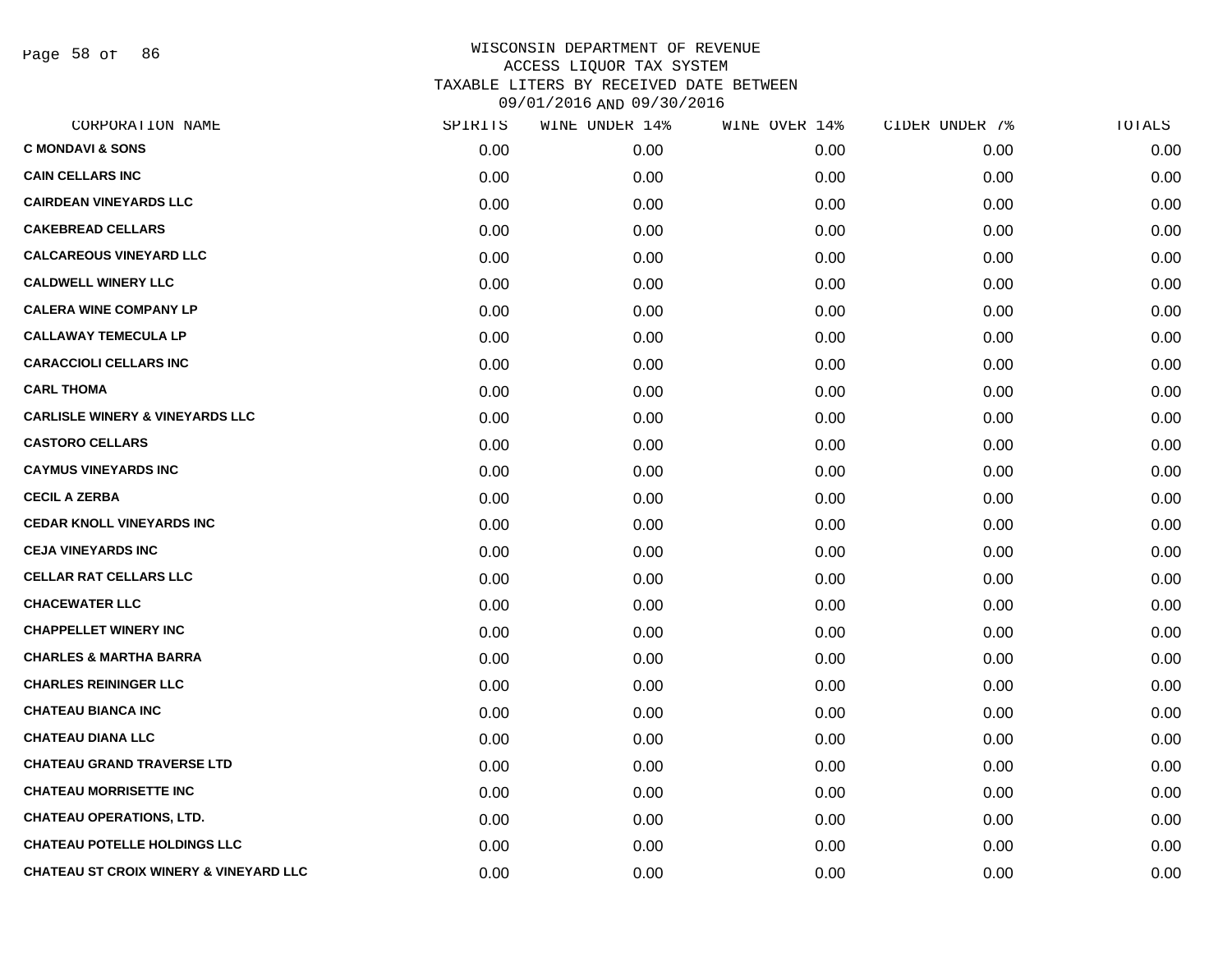# WISCONSIN DEPARTMENT OF REVENUE
## ACCESS LIQUOR TAX SYSTEM
## TAXABLE LITERS BY RECEIVED DATE BETWEEN 09/01/2016 AND 09/30/2016

| CORPORATION NAME | SPIRITS | WINE UNDER 14% | WINE OVER 14% | CIDER UNDER 7% | TOTALS |
|---|---|---|---|---|---|
| C MONDAVI & SONS | 0.00 | 0.00 | 0.00 | 0.00 | 0.00 |
| CAIN CELLARS INC | 0.00 | 0.00 | 0.00 | 0.00 | 0.00 |
| CAIRDEAN VINEYARDS LLC | 0.00 | 0.00 | 0.00 | 0.00 | 0.00 |
| CAKEBREAD CELLARS | 0.00 | 0.00 | 0.00 | 0.00 | 0.00 |
| CALCAREOUS VINEYARD LLC | 0.00 | 0.00 | 0.00 | 0.00 | 0.00 |
| CALDWELL WINERY LLC | 0.00 | 0.00 | 0.00 | 0.00 | 0.00 |
| CALERA WINE COMPANY LP | 0.00 | 0.00 | 0.00 | 0.00 | 0.00 |
| CALLAWAY TEMECULA LP | 0.00 | 0.00 | 0.00 | 0.00 | 0.00 |
| CARACCIOLI CELLARS INC | 0.00 | 0.00 | 0.00 | 0.00 | 0.00 |
| CARL THOMA | 0.00 | 0.00 | 0.00 | 0.00 | 0.00 |
| CARLISLE WINERY & VINEYARDS LLC | 0.00 | 0.00 | 0.00 | 0.00 | 0.00 |
| CASTORO CELLARS | 0.00 | 0.00 | 0.00 | 0.00 | 0.00 |
| CAYMUS VINEYARDS INC | 0.00 | 0.00 | 0.00 | 0.00 | 0.00 |
| CECIL A ZERBA | 0.00 | 0.00 | 0.00 | 0.00 | 0.00 |
| CEDAR KNOLL VINEYARDS INC | 0.00 | 0.00 | 0.00 | 0.00 | 0.00 |
| CEJA VINEYARDS INC | 0.00 | 0.00 | 0.00 | 0.00 | 0.00 |
| CELLAR RAT CELLARS LLC | 0.00 | 0.00 | 0.00 | 0.00 | 0.00 |
| CHACEWATER LLC | 0.00 | 0.00 | 0.00 | 0.00 | 0.00 |
| CHAPPELLET WINERY INC | 0.00 | 0.00 | 0.00 | 0.00 | 0.00 |
| CHARLES & MARTHA BARRA | 0.00 | 0.00 | 0.00 | 0.00 | 0.00 |
| CHARLES REININGER LLC | 0.00 | 0.00 | 0.00 | 0.00 | 0.00 |
| CHATEAU BIANCA INC | 0.00 | 0.00 | 0.00 | 0.00 | 0.00 |
| CHATEAU DIANA LLC | 0.00 | 0.00 | 0.00 | 0.00 | 0.00 |
| CHATEAU GRAND TRAVERSE LTD | 0.00 | 0.00 | 0.00 | 0.00 | 0.00 |
| CHATEAU MORRISETTE INC | 0.00 | 0.00 | 0.00 | 0.00 | 0.00 |
| CHATEAU OPERATIONS, LTD. | 0.00 | 0.00 | 0.00 | 0.00 | 0.00 |
| CHATEAU POTELLE HOLDINGS LLC | 0.00 | 0.00 | 0.00 | 0.00 | 0.00 |
| CHATEAU ST CROIX WINERY & VINEYARD LLC | 0.00 | 0.00 | 0.00 | 0.00 | 0.00 |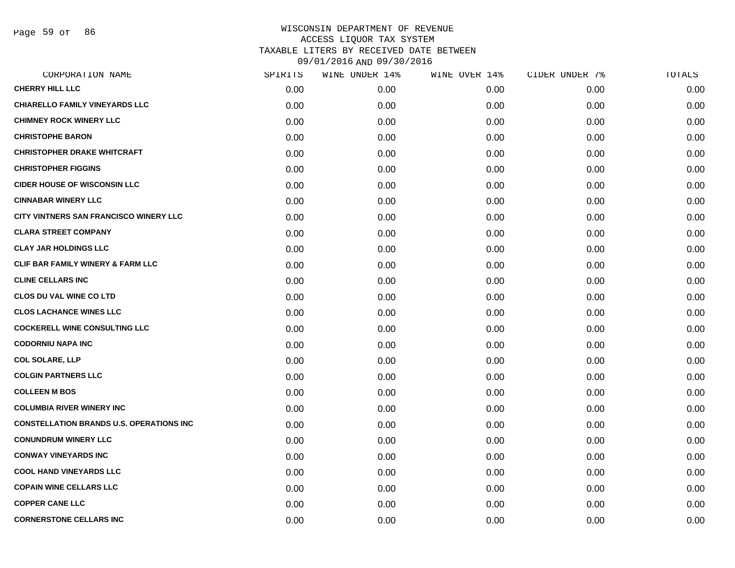WISCONSIN DEPARTMENT OF REVENUE
ACCESS LIQUOR TAX SYSTEM
TAXABLE LITERS BY RECEIVED DATE BETWEEN
09/01/2016 AND 09/30/2016

| CORPORATION NAME | SPIRITS | WINE UNDER 14% | WINE OVER 14% | CIDER UNDER 7% | TOTALS |
|---|---|---|---|---|---|
| CHERRY HILL LLC | 0.00 | 0.00 | 0.00 | 0.00 | 0.00 |
| CHIARELLO FAMILY VINEYARDS LLC | 0.00 | 0.00 | 0.00 | 0.00 | 0.00 |
| CHIMNEY ROCK WINERY LLC | 0.00 | 0.00 | 0.00 | 0.00 | 0.00 |
| CHRISTOPHE BARON | 0.00 | 0.00 | 0.00 | 0.00 | 0.00 |
| CHRISTOPHER DRAKE WHITCRAFT | 0.00 | 0.00 | 0.00 | 0.00 | 0.00 |
| CHRISTOPHER FIGGINS | 0.00 | 0.00 | 0.00 | 0.00 | 0.00 |
| CIDER HOUSE OF WISCONSIN LLC | 0.00 | 0.00 | 0.00 | 0.00 | 0.00 |
| CINNABAR WINERY LLC | 0.00 | 0.00 | 0.00 | 0.00 | 0.00 |
| CITY VINTNERS SAN FRANCISCO WINERY LLC | 0.00 | 0.00 | 0.00 | 0.00 | 0.00 |
| CLARA STREET COMPANY | 0.00 | 0.00 | 0.00 | 0.00 | 0.00 |
| CLAY JAR HOLDINGS LLC | 0.00 | 0.00 | 0.00 | 0.00 | 0.00 |
| CLIF BAR FAMILY WINERY & FARM LLC | 0.00 | 0.00 | 0.00 | 0.00 | 0.00 |
| CLINE CELLARS INC | 0.00 | 0.00 | 0.00 | 0.00 | 0.00 |
| CLOS DU VAL WINE CO LTD | 0.00 | 0.00 | 0.00 | 0.00 | 0.00 |
| CLOS LACHANCE WINES LLC | 0.00 | 0.00 | 0.00 | 0.00 | 0.00 |
| COCKERELL WINE CONSULTING LLC | 0.00 | 0.00 | 0.00 | 0.00 | 0.00 |
| CODORNIU NAPA INC | 0.00 | 0.00 | 0.00 | 0.00 | 0.00 |
| COL SOLARE, LLP | 0.00 | 0.00 | 0.00 | 0.00 | 0.00 |
| COLGIN PARTNERS LLC | 0.00 | 0.00 | 0.00 | 0.00 | 0.00 |
| COLLEEN M BOS | 0.00 | 0.00 | 0.00 | 0.00 | 0.00 |
| COLUMBIA RIVER WINERY INC | 0.00 | 0.00 | 0.00 | 0.00 | 0.00 |
| CONSTELLATION BRANDS U.S. OPERATIONS INC | 0.00 | 0.00 | 0.00 | 0.00 | 0.00 |
| CONUNDRUM WINERY LLC | 0.00 | 0.00 | 0.00 | 0.00 | 0.00 |
| CONWAY VINEYARDS INC | 0.00 | 0.00 | 0.00 | 0.00 | 0.00 |
| COOL HAND VINEYARDS LLC | 0.00 | 0.00 | 0.00 | 0.00 | 0.00 |
| COPAIN WINE CELLARS LLC | 0.00 | 0.00 | 0.00 | 0.00 | 0.00 |
| COPPER CANE LLC | 0.00 | 0.00 | 0.00 | 0.00 | 0.00 |
| CORNERSTONE CELLARS INC | 0.00 | 0.00 | 0.00 | 0.00 | 0.00 |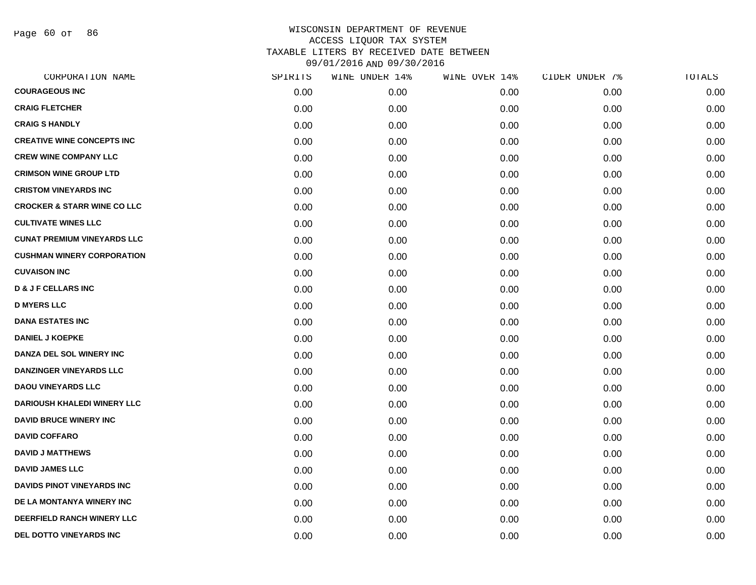# WISCONSIN DEPARTMENT OF REVENUE
## ACCESS LIQUOR TAX SYSTEM
## TAXABLE LITERS BY RECEIVED DATE BETWEEN 09/01/2016 AND 09/30/2016

| CORPORATION NAME | SPIRITS | WINE UNDER 14% | WINE OVER 14% | CIDER UNDER 7% | TOTALS |
|---|---|---|---|---|---|
| COURAGEOUS INC | 0.00 | 0.00 | 0.00 | 0.00 | 0.00 |
| CRAIG FLETCHER | 0.00 | 0.00 | 0.00 | 0.00 | 0.00 |
| CRAIG S HANDLY | 0.00 | 0.00 | 0.00 | 0.00 | 0.00 |
| CREATIVE WINE CONCEPTS INC | 0.00 | 0.00 | 0.00 | 0.00 | 0.00 |
| CREW WINE COMPANY LLC | 0.00 | 0.00 | 0.00 | 0.00 | 0.00 |
| CRIMSON WINE GROUP LTD | 0.00 | 0.00 | 0.00 | 0.00 | 0.00 |
| CRISTOM VINEYARDS INC | 0.00 | 0.00 | 0.00 | 0.00 | 0.00 |
| CROCKER & STARR WINE CO LLC | 0.00 | 0.00 | 0.00 | 0.00 | 0.00 |
| CULTIVATE WINES LLC | 0.00 | 0.00 | 0.00 | 0.00 | 0.00 |
| CUNAT PREMIUM VINEYARDS LLC | 0.00 | 0.00 | 0.00 | 0.00 | 0.00 |
| CUSHMAN WINERY CORPORATION | 0.00 | 0.00 | 0.00 | 0.00 | 0.00 |
| CUVAISON INC | 0.00 | 0.00 | 0.00 | 0.00 | 0.00 |
| D & J F CELLARS INC | 0.00 | 0.00 | 0.00 | 0.00 | 0.00 |
| D MYERS LLC | 0.00 | 0.00 | 0.00 | 0.00 | 0.00 |
| DANA ESTATES INC | 0.00 | 0.00 | 0.00 | 0.00 | 0.00 |
| DANIEL J KOEPKE | 0.00 | 0.00 | 0.00 | 0.00 | 0.00 |
| DANZA DEL SOL WINERY INC | 0.00 | 0.00 | 0.00 | 0.00 | 0.00 |
| DANZINGER VINEYARDS LLC | 0.00 | 0.00 | 0.00 | 0.00 | 0.00 |
| DAOU VINEYARDS LLC | 0.00 | 0.00 | 0.00 | 0.00 | 0.00 |
| DARIOUSH KHALEDI WINERY LLC | 0.00 | 0.00 | 0.00 | 0.00 | 0.00 |
| DAVID BRUCE WINERY INC | 0.00 | 0.00 | 0.00 | 0.00 | 0.00 |
| DAVID COFFARO | 0.00 | 0.00 | 0.00 | 0.00 | 0.00 |
| DAVID J MATTHEWS | 0.00 | 0.00 | 0.00 | 0.00 | 0.00 |
| DAVID JAMES LLC | 0.00 | 0.00 | 0.00 | 0.00 | 0.00 |
| DAVIDS PINOT VINEYARDS INC | 0.00 | 0.00 | 0.00 | 0.00 | 0.00 |
| DE LA MONTANYA WINERY INC | 0.00 | 0.00 | 0.00 | 0.00 | 0.00 |
| DEERFIELD RANCH WINERY LLC | 0.00 | 0.00 | 0.00 | 0.00 | 0.00 |
| DEL DOTTO VINEYARDS INC | 0.00 | 0.00 | 0.00 | 0.00 | 0.00 |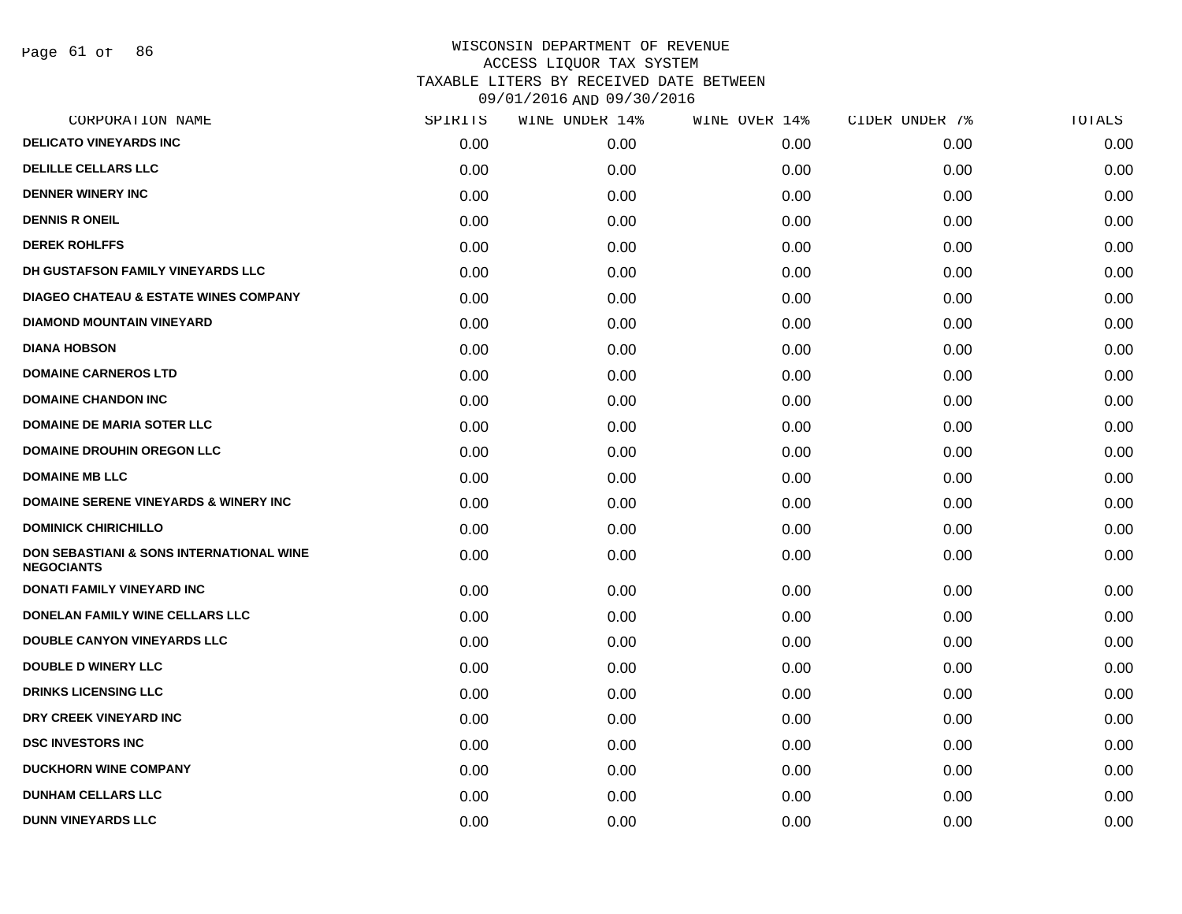# WISCONSIN DEPARTMENT OF REVENUE
## ACCESS LIQUOR TAX SYSTEM
## TAXABLE LITERS BY RECEIVED DATE BETWEEN 09/01/2016 AND 09/30/2016

| CORPORATION NAME | SPIRITS | WINE UNDER 14% | WINE OVER 14% | CIDER UNDER 7% | TOTALS |
|---|---|---|---|---|---|
| DELICATO VINEYARDS INC | 0.00 | 0.00 | 0.00 | 0.00 | 0.00 |
| DELILLE CELLARS LLC | 0.00 | 0.00 | 0.00 | 0.00 | 0.00 |
| DENNER WINERY INC | 0.00 | 0.00 | 0.00 | 0.00 | 0.00 |
| DENNIS R ONEIL | 0.00 | 0.00 | 0.00 | 0.00 | 0.00 |
| DEREK ROHLFFS | 0.00 | 0.00 | 0.00 | 0.00 | 0.00 |
| DH GUSTAFSON FAMILY VINEYARDS LLC | 0.00 | 0.00 | 0.00 | 0.00 | 0.00 |
| DIAGEO CHATEAU & ESTATE WINES COMPANY | 0.00 | 0.00 | 0.00 | 0.00 | 0.00 |
| DIAMOND MOUNTAIN VINEYARD | 0.00 | 0.00 | 0.00 | 0.00 | 0.00 |
| DIANA HOBSON | 0.00 | 0.00 | 0.00 | 0.00 | 0.00 |
| DOMAINE CARNEROS LTD | 0.00 | 0.00 | 0.00 | 0.00 | 0.00 |
| DOMAINE CHANDON INC | 0.00 | 0.00 | 0.00 | 0.00 | 0.00 |
| DOMAINE DE MARIA SOTER LLC | 0.00 | 0.00 | 0.00 | 0.00 | 0.00 |
| DOMAINE DROUHIN OREGON LLC | 0.00 | 0.00 | 0.00 | 0.00 | 0.00 |
| DOMAINE MB LLC | 0.00 | 0.00 | 0.00 | 0.00 | 0.00 |
| DOMAINE SERENE VINEYARDS & WINERY INC | 0.00 | 0.00 | 0.00 | 0.00 | 0.00 |
| DOMINICK CHIRICHILLO | 0.00 | 0.00 | 0.00 | 0.00 | 0.00 |
| DON SEBASTIANI & SONS INTERNATIONAL WINE NEGOCIANTS | 0.00 | 0.00 | 0.00 | 0.00 | 0.00 |
| DONATI FAMILY VINEYARD INC | 0.00 | 0.00 | 0.00 | 0.00 | 0.00 |
| DONELAN FAMILY WINE CELLARS LLC | 0.00 | 0.00 | 0.00 | 0.00 | 0.00 |
| DOUBLE CANYON VINEYARDS LLC | 0.00 | 0.00 | 0.00 | 0.00 | 0.00 |
| DOUBLE D WINERY LLC | 0.00 | 0.00 | 0.00 | 0.00 | 0.00 |
| DRINKS LICENSING LLC | 0.00 | 0.00 | 0.00 | 0.00 | 0.00 |
| DRY CREEK VINEYARD INC | 0.00 | 0.00 | 0.00 | 0.00 | 0.00 |
| DSC INVESTORS INC | 0.00 | 0.00 | 0.00 | 0.00 | 0.00 |
| DUCKHORN WINE COMPANY | 0.00 | 0.00 | 0.00 | 0.00 | 0.00 |
| DUNHAM CELLARS LLC | 0.00 | 0.00 | 0.00 | 0.00 | 0.00 |
| DUNN VINEYARDS LLC | 0.00 | 0.00 | 0.00 | 0.00 | 0.00 |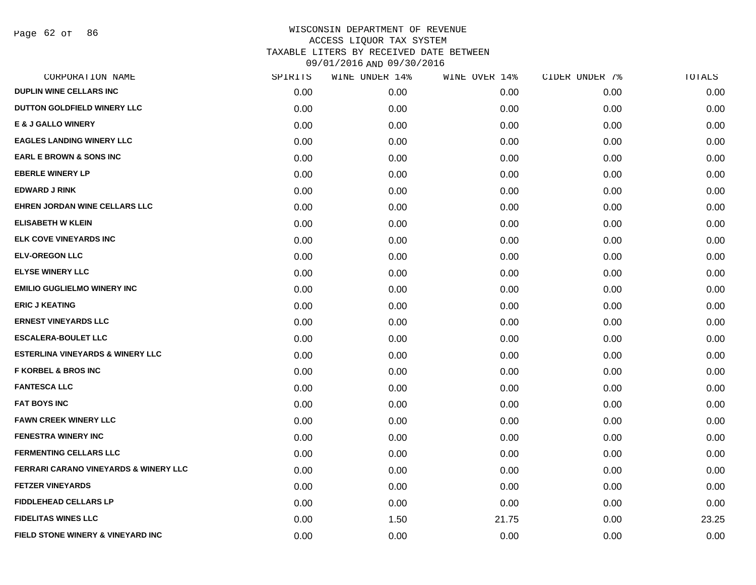WISCONSIN DEPARTMENT OF REVENUE
ACCESS LIQUOR TAX SYSTEM
TAXABLE LITERS BY RECEIVED DATE BETWEEN
09/01/2016 AND 09/30/2016

| CORPORATION NAME | SPIRITS | WINE UNDER 14% | WINE OVER 14% | CIDER UNDER 7% | TOTALS |
|---|---|---|---|---|---|
| DUPLIN WINE CELLARS INC | 0.00 | 0.00 | 0.00 | 0.00 | 0.00 |
| DUTTON GOLDFIELD WINERY LLC | 0.00 | 0.00 | 0.00 | 0.00 | 0.00 |
| E & J GALLO WINERY | 0.00 | 0.00 | 0.00 | 0.00 | 0.00 |
| EAGLES LANDING WINERY LLC | 0.00 | 0.00 | 0.00 | 0.00 | 0.00 |
| EARL E BROWN & SONS INC | 0.00 | 0.00 | 0.00 | 0.00 | 0.00 |
| EBERLE WINERY LP | 0.00 | 0.00 | 0.00 | 0.00 | 0.00 |
| EDWARD J RINK | 0.00 | 0.00 | 0.00 | 0.00 | 0.00 |
| EHREN JORDAN WINE CELLARS LLC | 0.00 | 0.00 | 0.00 | 0.00 | 0.00 |
| ELISABETH W KLEIN | 0.00 | 0.00 | 0.00 | 0.00 | 0.00 |
| ELK COVE VINEYARDS INC | 0.00 | 0.00 | 0.00 | 0.00 | 0.00 |
| ELV-OREGON LLC | 0.00 | 0.00 | 0.00 | 0.00 | 0.00 |
| ELYSE WINERY LLC | 0.00 | 0.00 | 0.00 | 0.00 | 0.00 |
| EMILIO GUGLIELMO WINERY INC | 0.00 | 0.00 | 0.00 | 0.00 | 0.00 |
| ERIC J KEATING | 0.00 | 0.00 | 0.00 | 0.00 | 0.00 |
| ERNEST VINEYARDS LLC | 0.00 | 0.00 | 0.00 | 0.00 | 0.00 |
| ESCALERA-BOULET LLC | 0.00 | 0.00 | 0.00 | 0.00 | 0.00 |
| ESTERLINA VINEYARDS & WINERY LLC | 0.00 | 0.00 | 0.00 | 0.00 | 0.00 |
| F KORBEL & BROS INC | 0.00 | 0.00 | 0.00 | 0.00 | 0.00 |
| FANTESCA LLC | 0.00 | 0.00 | 0.00 | 0.00 | 0.00 |
| FAT BOYS INC | 0.00 | 0.00 | 0.00 | 0.00 | 0.00 |
| FAWN CREEK WINERY LLC | 0.00 | 0.00 | 0.00 | 0.00 | 0.00 |
| FENESTRA WINERY INC | 0.00 | 0.00 | 0.00 | 0.00 | 0.00 |
| FERMENTING CELLARS LLC | 0.00 | 0.00 | 0.00 | 0.00 | 0.00 |
| FERRARI CARANO VINEYARDS & WINERY LLC | 0.00 | 0.00 | 0.00 | 0.00 | 0.00 |
| FETZER VINEYARDS | 0.00 | 0.00 | 0.00 | 0.00 | 0.00 |
| FIDDLEHEAD CELLARS LP | 0.00 | 0.00 | 0.00 | 0.00 | 0.00 |
| FIDELITAS WINES LLC | 0.00 | 1.50 | 21.75 | 0.00 | 23.25 |
| FIELD STONE WINERY & VINEYARD INC | 0.00 | 0.00 | 0.00 | 0.00 | 0.00 |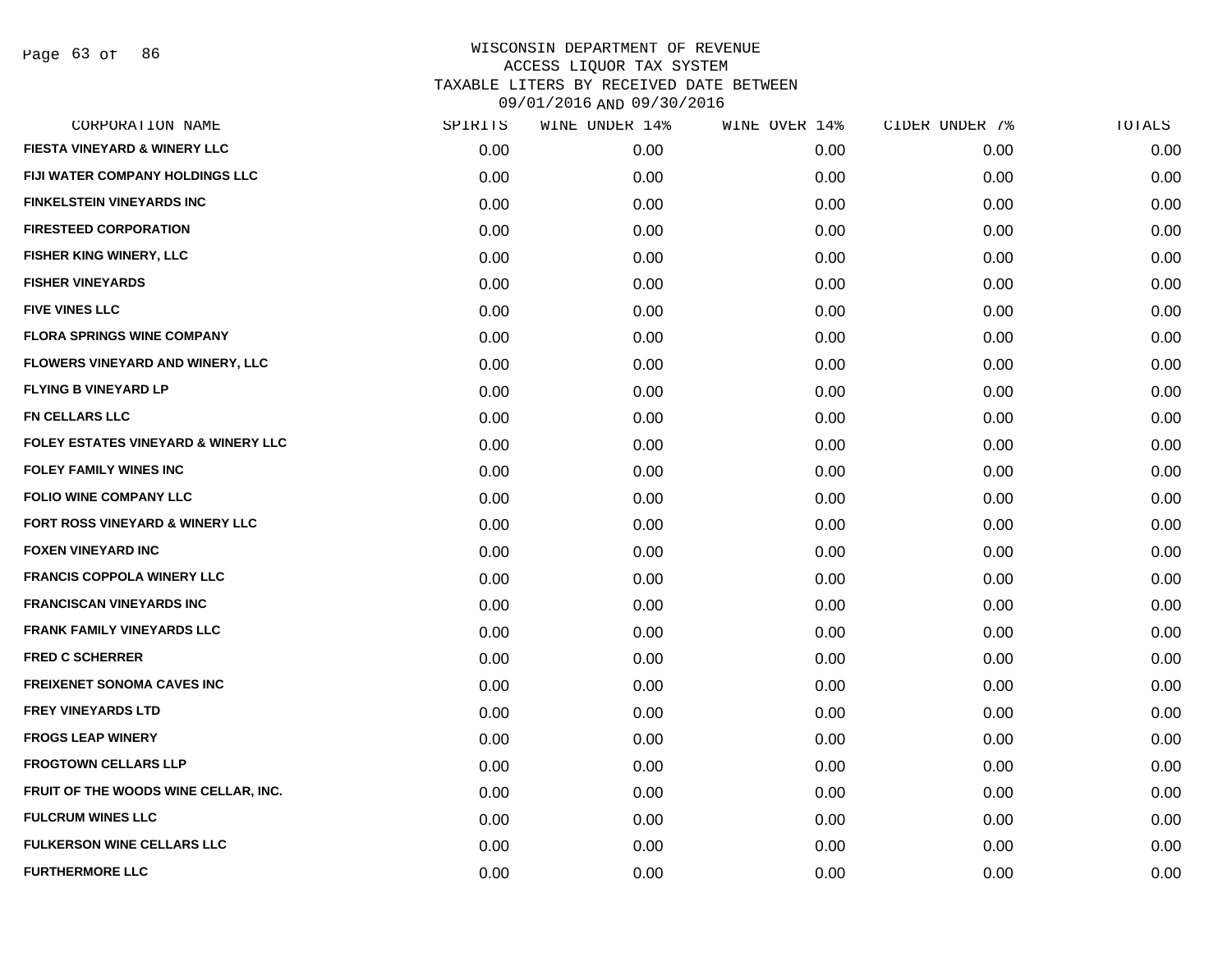# WISCONSIN DEPARTMENT OF REVENUE
## ACCESS LIQUOR TAX SYSTEM
## TAXABLE LITERS BY RECEIVED DATE BETWEEN 09/01/2016 AND 09/30/2016

| CORPORATION NAME | SPIRITS | WINE UNDER 14% | WINE OVER 14% | CIDER UNDER 7% | TOTALS |
|---|---|---|---|---|---|
| FIESTA VINEYARD & WINERY LLC | 0.00 | 0.00 | 0.00 | 0.00 | 0.00 |
| FIJI WATER COMPANY HOLDINGS LLC | 0.00 | 0.00 | 0.00 | 0.00 | 0.00 |
| FINKELSTEIN VINEYARDS INC | 0.00 | 0.00 | 0.00 | 0.00 | 0.00 |
| FIRESTEED CORPORATION | 0.00 | 0.00 | 0.00 | 0.00 | 0.00 |
| FISHER KING WINERY, LLC | 0.00 | 0.00 | 0.00 | 0.00 | 0.00 |
| FISHER VINEYARDS | 0.00 | 0.00 | 0.00 | 0.00 | 0.00 |
| FIVE VINES LLC | 0.00 | 0.00 | 0.00 | 0.00 | 0.00 |
| FLORA SPRINGS WINE COMPANY | 0.00 | 0.00 | 0.00 | 0.00 | 0.00 |
| FLOWERS VINEYARD AND WINERY, LLC | 0.00 | 0.00 | 0.00 | 0.00 | 0.00 |
| FLYING B VINEYARD LP | 0.00 | 0.00 | 0.00 | 0.00 | 0.00 |
| FN CELLARS LLC | 0.00 | 0.00 | 0.00 | 0.00 | 0.00 |
| FOLEY ESTATES VINEYARD & WINERY LLC | 0.00 | 0.00 | 0.00 | 0.00 | 0.00 |
| FOLEY FAMILY WINES INC | 0.00 | 0.00 | 0.00 | 0.00 | 0.00 |
| FOLIO WINE COMPANY LLC | 0.00 | 0.00 | 0.00 | 0.00 | 0.00 |
| FORT ROSS VINEYARD & WINERY LLC | 0.00 | 0.00 | 0.00 | 0.00 | 0.00 |
| FOXEN VINEYARD INC | 0.00 | 0.00 | 0.00 | 0.00 | 0.00 |
| FRANCIS COPPOLA WINERY LLC | 0.00 | 0.00 | 0.00 | 0.00 | 0.00 |
| FRANCISCAN VINEYARDS INC | 0.00 | 0.00 | 0.00 | 0.00 | 0.00 |
| FRANK FAMILY VINEYARDS LLC | 0.00 | 0.00 | 0.00 | 0.00 | 0.00 |
| FRED C SCHERRER | 0.00 | 0.00 | 0.00 | 0.00 | 0.00 |
| FREIXENET SONOMA CAVES INC | 0.00 | 0.00 | 0.00 | 0.00 | 0.00 |
| FREY VINEYARDS LTD | 0.00 | 0.00 | 0.00 | 0.00 | 0.00 |
| FROGS LEAP WINERY | 0.00 | 0.00 | 0.00 | 0.00 | 0.00 |
| FROGTOWN CELLARS LLP | 0.00 | 0.00 | 0.00 | 0.00 | 0.00 |
| FRUIT OF THE WOODS WINE CELLAR, INC. | 0.00 | 0.00 | 0.00 | 0.00 | 0.00 |
| FULCRUM WINES LLC | 0.00 | 0.00 | 0.00 | 0.00 | 0.00 |
| FULKERSON WINE CELLARS LLC | 0.00 | 0.00 | 0.00 | 0.00 | 0.00 |
| FURTHERMORE LLC | 0.00 | 0.00 | 0.00 | 0.00 | 0.00 |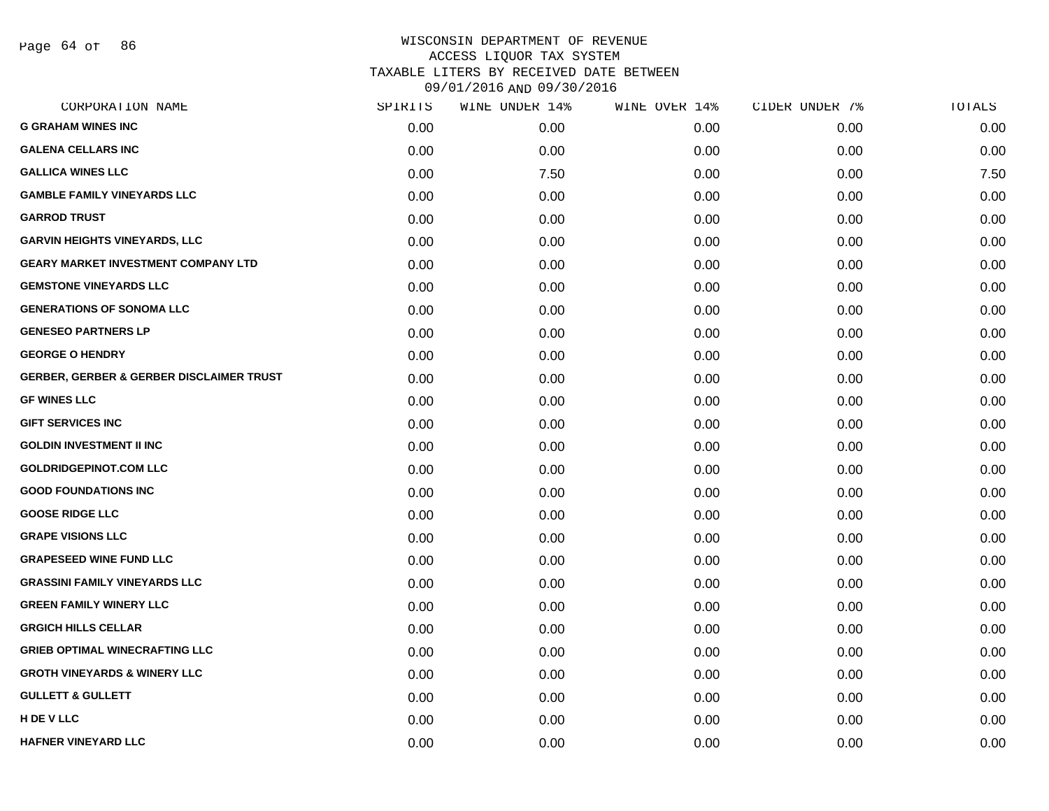WISCONSIN DEPARTMENT OF REVENUE
ACCESS LIQUOR TAX SYSTEM
TAXABLE LITERS BY RECEIVED DATE BETWEEN
09/01/2016 AND 09/30/2016

| CORPORATION NAME | SPIRITS | WINE UNDER 14% | WINE OVER 14% | CIDER UNDER 7% | TOTALS |
|---|---|---|---|---|---|
| G GRAHAM WINES INC | 0.00 | 0.00 | 0.00 | 0.00 | 0.00 |
| GALENA CELLARS INC | 0.00 | 0.00 | 0.00 | 0.00 | 0.00 |
| GALLICA WINES LLC | 0.00 | 7.50 | 0.00 | 0.00 | 7.50 |
| GAMBLE FAMILY VINEYARDS LLC | 0.00 | 0.00 | 0.00 | 0.00 | 0.00 |
| GARROD TRUST | 0.00 | 0.00 | 0.00 | 0.00 | 0.00 |
| GARVIN HEIGHTS VINEYARDS, LLC | 0.00 | 0.00 | 0.00 | 0.00 | 0.00 |
| GEARY MARKET INVESTMENT COMPANY LTD | 0.00 | 0.00 | 0.00 | 0.00 | 0.00 |
| GEMSTONE VINEYARDS LLC | 0.00 | 0.00 | 0.00 | 0.00 | 0.00 |
| GENERATIONS OF SONOMA LLC | 0.00 | 0.00 | 0.00 | 0.00 | 0.00 |
| GENESEO PARTNERS LP | 0.00 | 0.00 | 0.00 | 0.00 | 0.00 |
| GEORGE O HENDRY | 0.00 | 0.00 | 0.00 | 0.00 | 0.00 |
| GERBER, GERBER & GERBER DISCLAIMER TRUST | 0.00 | 0.00 | 0.00 | 0.00 | 0.00 |
| GF WINES LLC | 0.00 | 0.00 | 0.00 | 0.00 | 0.00 |
| GIFT SERVICES INC | 0.00 | 0.00 | 0.00 | 0.00 | 0.00 |
| GOLDIN INVESTMENT II INC | 0.00 | 0.00 | 0.00 | 0.00 | 0.00 |
| GOLDRIDGEPINOT.COM LLC | 0.00 | 0.00 | 0.00 | 0.00 | 0.00 |
| GOOD FOUNDATIONS INC | 0.00 | 0.00 | 0.00 | 0.00 | 0.00 |
| GOOSE RIDGE LLC | 0.00 | 0.00 | 0.00 | 0.00 | 0.00 |
| GRAPE VISIONS LLC | 0.00 | 0.00 | 0.00 | 0.00 | 0.00 |
| GRAPESEED WINE FUND LLC | 0.00 | 0.00 | 0.00 | 0.00 | 0.00 |
| GRASSINI FAMILY VINEYARDS LLC | 0.00 | 0.00 | 0.00 | 0.00 | 0.00 |
| GREEN FAMILY WINERY LLC | 0.00 | 0.00 | 0.00 | 0.00 | 0.00 |
| GRGICH HILLS CELLAR | 0.00 | 0.00 | 0.00 | 0.00 | 0.00 |
| GRIEB OPTIMAL WINECRAFTING LLC | 0.00 | 0.00 | 0.00 | 0.00 | 0.00 |
| GROTH VINEYARDS & WINERY LLC | 0.00 | 0.00 | 0.00 | 0.00 | 0.00 |
| GULLETT & GULLETT | 0.00 | 0.00 | 0.00 | 0.00 | 0.00 |
| H DE V LLC | 0.00 | 0.00 | 0.00 | 0.00 | 0.00 |
| HAFNER VINEYARD LLC | 0.00 | 0.00 | 0.00 | 0.00 | 0.00 |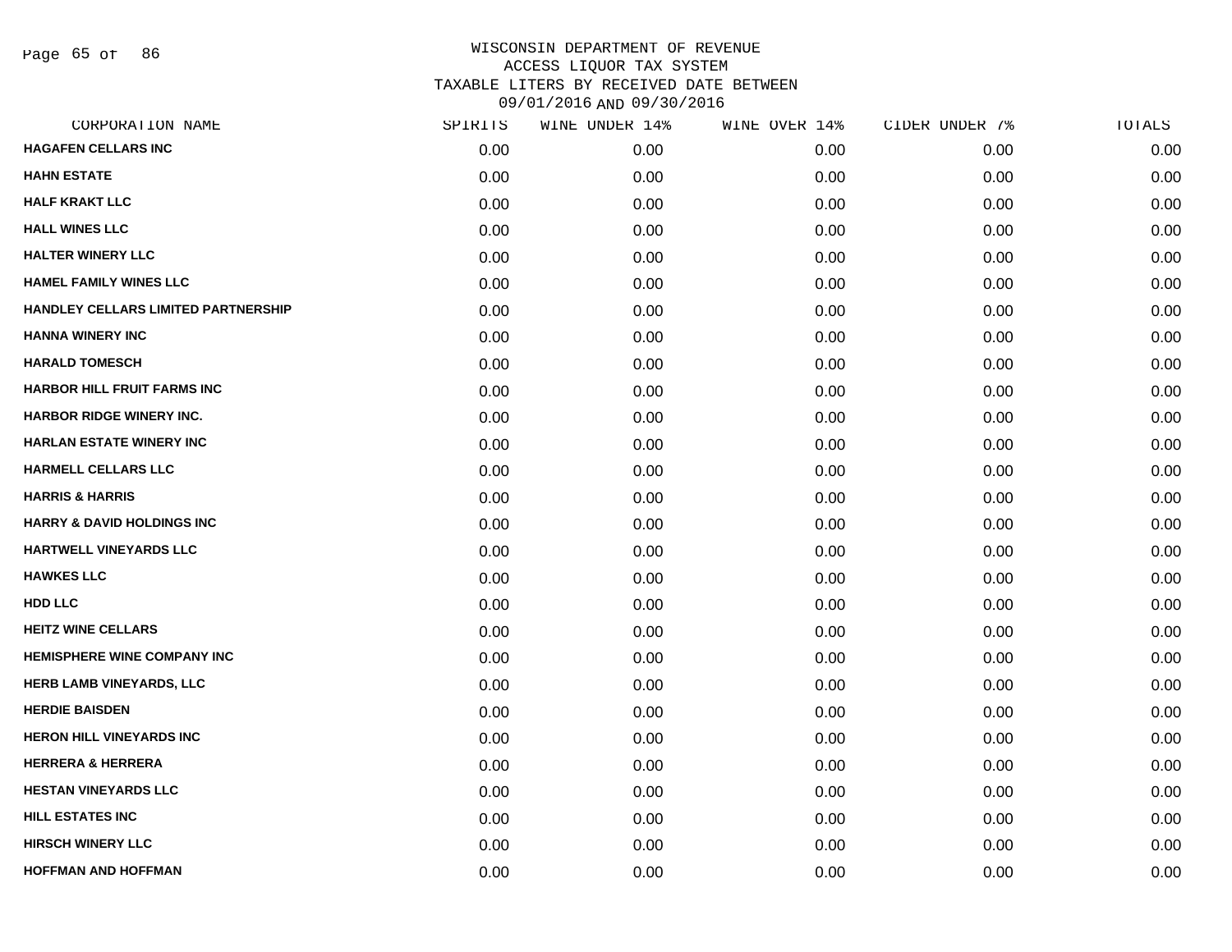# WISCONSIN DEPARTMENT OF REVENUE
## ACCESS LIQUOR TAX SYSTEM
## TAXABLE LITERS BY RECEIVED DATE BETWEEN 09/01/2016 AND 09/30/2016

| CORPORATION NAME | SPIRITS | WINE UNDER 14% | WINE OVER 14% | CIDER UNDER 7% | TOTALS |
|---|---|---|---|---|---|
| **HAGAFEN CELLARS INC** | 0.00 | 0.00 | 0.00 | 0.00 | 0.00 |
| **HAHN ESTATE** | 0.00 | 0.00 | 0.00 | 0.00 | 0.00 |
| **HALF KRAKT LLC** | 0.00 | 0.00 | 0.00 | 0.00 | 0.00 |
| **HALL WINES LLC** | 0.00 | 0.00 | 0.00 | 0.00 | 0.00 |
| **HALTER WINERY LLC** | 0.00 | 0.00 | 0.00 | 0.00 | 0.00 |
| **HAMEL FAMILY WINES LLC** | 0.00 | 0.00 | 0.00 | 0.00 | 0.00 |
| **HANDLEY CELLARS LIMITED PARTNERSHIP** | 0.00 | 0.00 | 0.00 | 0.00 | 0.00 |
| **HANNA WINERY INC** | 0.00 | 0.00 | 0.00 | 0.00 | 0.00 |
| **HARALD TOMESCH** | 0.00 | 0.00 | 0.00 | 0.00 | 0.00 |
| **HARBOR HILL FRUIT FARMS INC** | 0.00 | 0.00 | 0.00 | 0.00 | 0.00 |
| **HARBOR RIDGE WINERY INC.** | 0.00 | 0.00 | 0.00 | 0.00 | 0.00 |
| **HARLAN ESTATE WINERY INC** | 0.00 | 0.00 | 0.00 | 0.00 | 0.00 |
| **HARMELL CELLARS LLC** | 0.00 | 0.00 | 0.00 | 0.00 | 0.00 |
| **HARRIS & HARRIS** | 0.00 | 0.00 | 0.00 | 0.00 | 0.00 |
| **HARRY & DAVID HOLDINGS INC** | 0.00 | 0.00 | 0.00 | 0.00 | 0.00 |
| **HARTWELL VINEYARDS LLC** | 0.00 | 0.00 | 0.00 | 0.00 | 0.00 |
| **HAWKES LLC** | 0.00 | 0.00 | 0.00 | 0.00 | 0.00 |
| **HDD LLC** | 0.00 | 0.00 | 0.00 | 0.00 | 0.00 |
| **HEITZ WINE CELLARS** | 0.00 | 0.00 | 0.00 | 0.00 | 0.00 |
| **HEMISPHERE WINE COMPANY INC** | 0.00 | 0.00 | 0.00 | 0.00 | 0.00 |
| **HERB LAMB VINEYARDS, LLC** | 0.00 | 0.00 | 0.00 | 0.00 | 0.00 |
| **HERDIE BAISDEN** | 0.00 | 0.00 | 0.00 | 0.00 | 0.00 |
| **HERON HILL VINEYARDS INC** | 0.00 | 0.00 | 0.00 | 0.00 | 0.00 |
| **HERRERA & HERRERA** | 0.00 | 0.00 | 0.00 | 0.00 | 0.00 |
| **HESTAN VINEYARDS LLC** | 0.00 | 0.00 | 0.00 | 0.00 | 0.00 |
| **HILL ESTATES INC** | 0.00 | 0.00 | 0.00 | 0.00 | 0.00 |
| **HIRSCH WINERY LLC** | 0.00 | 0.00 | 0.00 | 0.00 | 0.00 |
| **HOFFMAN AND HOFFMAN** | 0.00 | 0.00 | 0.00 | 0.00 | 0.00 |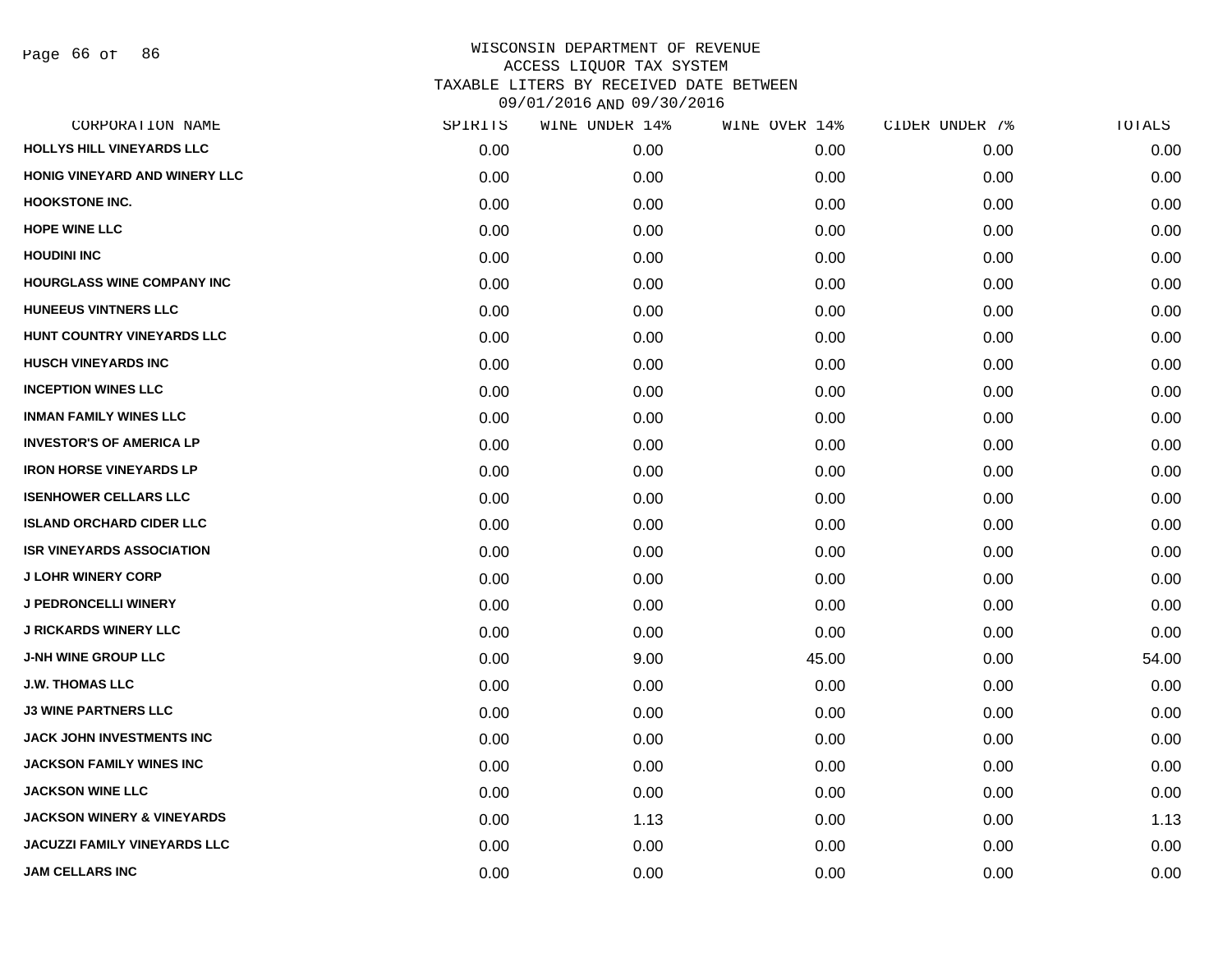# WISCONSIN DEPARTMENT OF REVENUE
## ACCESS LIQUOR TAX SYSTEM
## TAXABLE LITERS BY RECEIVED DATE BETWEEN 09/01/2016 AND 09/30/2016

| CORPORATION NAME | SPIRITS | WINE UNDER 14% | WINE OVER 14% | CIDER UNDER 7% | TOTALS |
|---|---|---|---|---|---|
| HOLLYS HILL VINEYARDS LLC | 0.00 | 0.00 | 0.00 | 0.00 | 0.00 |
| HONIG VINEYARD AND WINERY LLC | 0.00 | 0.00 | 0.00 | 0.00 | 0.00 |
| HOOKSTONE INC. | 0.00 | 0.00 | 0.00 | 0.00 | 0.00 |
| HOPE WINE LLC | 0.00 | 0.00 | 0.00 | 0.00 | 0.00 |
| HOUDINI INC | 0.00 | 0.00 | 0.00 | 0.00 | 0.00 |
| HOURGLASS WINE COMPANY INC | 0.00 | 0.00 | 0.00 | 0.00 | 0.00 |
| HUNEEUS VINTNERS LLC | 0.00 | 0.00 | 0.00 | 0.00 | 0.00 |
| HUNT COUNTRY VINEYARDS LLC | 0.00 | 0.00 | 0.00 | 0.00 | 0.00 |
| HUSCH VINEYARDS INC | 0.00 | 0.00 | 0.00 | 0.00 | 0.00 |
| INCEPTION WINES LLC | 0.00 | 0.00 | 0.00 | 0.00 | 0.00 |
| INMAN FAMILY WINES LLC | 0.00 | 0.00 | 0.00 | 0.00 | 0.00 |
| INVESTOR'S OF AMERICA LP | 0.00 | 0.00 | 0.00 | 0.00 | 0.00 |
| IRON HORSE VINEYARDS LP | 0.00 | 0.00 | 0.00 | 0.00 | 0.00 |
| ISENHOWER CELLARS LLC | 0.00 | 0.00 | 0.00 | 0.00 | 0.00 |
| ISLAND ORCHARD CIDER LLC | 0.00 | 0.00 | 0.00 | 0.00 | 0.00 |
| ISR VINEYARDS ASSOCIATION | 0.00 | 0.00 | 0.00 | 0.00 | 0.00 |
| J LOHR WINERY CORP | 0.00 | 0.00 | 0.00 | 0.00 | 0.00 |
| J PEDRONCELLI WINERY | 0.00 | 0.00 | 0.00 | 0.00 | 0.00 |
| J RICKARDS WINERY LLC | 0.00 | 0.00 | 0.00 | 0.00 | 0.00 |
| J-NH WINE GROUP LLC | 0.00 | 9.00 | 45.00 | 0.00 | 54.00 |
| J.W. THOMAS LLC | 0.00 | 0.00 | 0.00 | 0.00 | 0.00 |
| J3 WINE PARTNERS LLC | 0.00 | 0.00 | 0.00 | 0.00 | 0.00 |
| JACK JOHN INVESTMENTS INC | 0.00 | 0.00 | 0.00 | 0.00 | 0.00 |
| JACKSON FAMILY WINES INC | 0.00 | 0.00 | 0.00 | 0.00 | 0.00 |
| JACKSON WINE LLC | 0.00 | 0.00 | 0.00 | 0.00 | 0.00 |
| JACKSON WINERY & VINEYARDS | 0.00 | 1.13 | 0.00 | 0.00 | 1.13 |
| JACUZZI FAMILY VINEYARDS LLC | 0.00 | 0.00 | 0.00 | 0.00 | 0.00 |
| JAM CELLARS INC | 0.00 | 0.00 | 0.00 | 0.00 | 0.00 |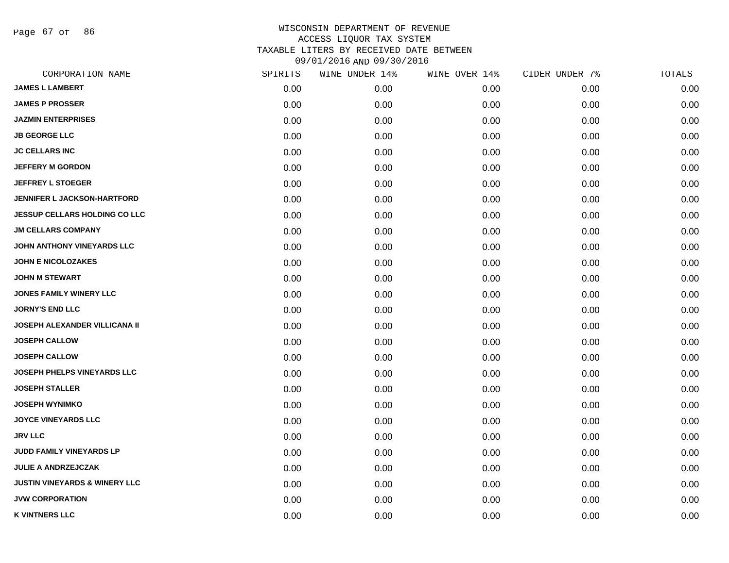# WISCONSIN DEPARTMENT OF REVENUE
## ACCESS LIQUOR TAX SYSTEM
## TAXABLE LITERS BY RECEIVED DATE BETWEEN 09/01/2016 AND 09/30/2016

| CORPORATION NAME | SPIRITS | WINE UNDER 14% | WINE OVER 14% | CIDER UNDER 7% | TOTALS |
|---|---|---|---|---|---|
| JAMES L LAMBERT | 0.00 | 0.00 | 0.00 | 0.00 | 0.00 |
| JAMES P PROSSER | 0.00 | 0.00 | 0.00 | 0.00 | 0.00 |
| JAZMIN ENTERPRISES | 0.00 | 0.00 | 0.00 | 0.00 | 0.00 |
| JB GEORGE LLC | 0.00 | 0.00 | 0.00 | 0.00 | 0.00 |
| JC CELLARS INC | 0.00 | 0.00 | 0.00 | 0.00 | 0.00 |
| JEFFERY M GORDON | 0.00 | 0.00 | 0.00 | 0.00 | 0.00 |
| JEFFREY L STOEGER | 0.00 | 0.00 | 0.00 | 0.00 | 0.00 |
| JENNIFER L JACKSON-HARTFORD | 0.00 | 0.00 | 0.00 | 0.00 | 0.00 |
| JESSUP CELLARS HOLDING CO LLC | 0.00 | 0.00 | 0.00 | 0.00 | 0.00 |
| JM CELLARS COMPANY | 0.00 | 0.00 | 0.00 | 0.00 | 0.00 |
| JOHN ANTHONY VINEYARDS LLC | 0.00 | 0.00 | 0.00 | 0.00 | 0.00 |
| JOHN E NICOLOZAKES | 0.00 | 0.00 | 0.00 | 0.00 | 0.00 |
| JOHN M STEWART | 0.00 | 0.00 | 0.00 | 0.00 | 0.00 |
| JONES FAMILY WINERY LLC | 0.00 | 0.00 | 0.00 | 0.00 | 0.00 |
| JORNY'S END LLC | 0.00 | 0.00 | 0.00 | 0.00 | 0.00 |
| JOSEPH ALEXANDER VILLICANA II | 0.00 | 0.00 | 0.00 | 0.00 | 0.00 |
| JOSEPH CALLOW | 0.00 | 0.00 | 0.00 | 0.00 | 0.00 |
| JOSEPH CALLOW | 0.00 | 0.00 | 0.00 | 0.00 | 0.00 |
| JOSEPH PHELPS VINEYARDS LLC | 0.00 | 0.00 | 0.00 | 0.00 | 0.00 |
| JOSEPH STALLER | 0.00 | 0.00 | 0.00 | 0.00 | 0.00 |
| JOSEPH WYNIMKO | 0.00 | 0.00 | 0.00 | 0.00 | 0.00 |
| JOYCE VINEYARDS LLC | 0.00 | 0.00 | 0.00 | 0.00 | 0.00 |
| JRV LLC | 0.00 | 0.00 | 0.00 | 0.00 | 0.00 |
| JUDD FAMILY VINEYARDS LP | 0.00 | 0.00 | 0.00 | 0.00 | 0.00 |
| JULIE A ANDRZEJCZAK | 0.00 | 0.00 | 0.00 | 0.00 | 0.00 |
| JUSTIN VINEYARDS & WINERY LLC | 0.00 | 0.00 | 0.00 | 0.00 | 0.00 |
| JVW CORPORATION | 0.00 | 0.00 | 0.00 | 0.00 | 0.00 |
| K VINTNERS LLC | 0.00 | 0.00 | 0.00 | 0.00 | 0.00 |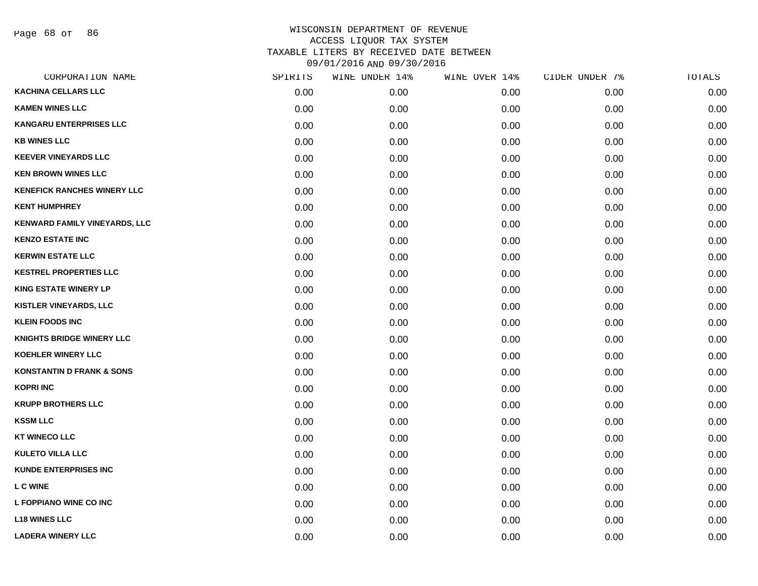WISCONSIN DEPARTMENT OF REVENUE
ACCESS LIQUOR TAX SYSTEM
TAXABLE LITERS BY RECEIVED DATE BETWEEN
09/01/2016 AND 09/30/2016

| CORPORATION NAME | SPIRITS | WINE UNDER 14% | WINE OVER 14% | CIDER UNDER 7% | TOTALS |
|---|---|---|---|---|---|
| KACHINA CELLARS LLC | 0.00 | 0.00 | 0.00 | 0.00 | 0.00 |
| KAMEN WINES LLC | 0.00 | 0.00 | 0.00 | 0.00 | 0.00 |
| KANGARU ENTERPRISES LLC | 0.00 | 0.00 | 0.00 | 0.00 | 0.00 |
| KB WINES LLC | 0.00 | 0.00 | 0.00 | 0.00 | 0.00 |
| KEEVER VINEYARDS LLC | 0.00 | 0.00 | 0.00 | 0.00 | 0.00 |
| KEN BROWN WINES LLC | 0.00 | 0.00 | 0.00 | 0.00 | 0.00 |
| KENEFICK RANCHES WINERY LLC | 0.00 | 0.00 | 0.00 | 0.00 | 0.00 |
| KENT HUMPHREY | 0.00 | 0.00 | 0.00 | 0.00 | 0.00 |
| KENWARD FAMILY VINEYARDS, LLC | 0.00 | 0.00 | 0.00 | 0.00 | 0.00 |
| KENZO ESTATE INC | 0.00 | 0.00 | 0.00 | 0.00 | 0.00 |
| KERWIN ESTATE LLC | 0.00 | 0.00 | 0.00 | 0.00 | 0.00 |
| KESTREL PROPERTIES LLC | 0.00 | 0.00 | 0.00 | 0.00 | 0.00 |
| KING ESTATE WINERY LP | 0.00 | 0.00 | 0.00 | 0.00 | 0.00 |
| KISTLER VINEYARDS, LLC | 0.00 | 0.00 | 0.00 | 0.00 | 0.00 |
| KLEIN FOODS INC | 0.00 | 0.00 | 0.00 | 0.00 | 0.00 |
| KNIGHTS BRIDGE WINERY LLC | 0.00 | 0.00 | 0.00 | 0.00 | 0.00 |
| KOEHLER WINERY LLC | 0.00 | 0.00 | 0.00 | 0.00 | 0.00 |
| KONSTANTIN D FRANK & SONS | 0.00 | 0.00 | 0.00 | 0.00 | 0.00 |
| KOPRI INC | 0.00 | 0.00 | 0.00 | 0.00 | 0.00 |
| KRUPP BROTHERS LLC | 0.00 | 0.00 | 0.00 | 0.00 | 0.00 |
| KSSM LLC | 0.00 | 0.00 | 0.00 | 0.00 | 0.00 |
| KT WINECO LLC | 0.00 | 0.00 | 0.00 | 0.00 | 0.00 |
| KULETO VILLA LLC | 0.00 | 0.00 | 0.00 | 0.00 | 0.00 |
| KUNDE ENTERPRISES INC | 0.00 | 0.00 | 0.00 | 0.00 | 0.00 |
| L C WINE | 0.00 | 0.00 | 0.00 | 0.00 | 0.00 |
| L FOPPIANO WINE CO INC | 0.00 | 0.00 | 0.00 | 0.00 | 0.00 |
| L18 WINES LLC | 0.00 | 0.00 | 0.00 | 0.00 | 0.00 |
| LADERA WINERY LLC | 0.00 | 0.00 | 0.00 | 0.00 | 0.00 |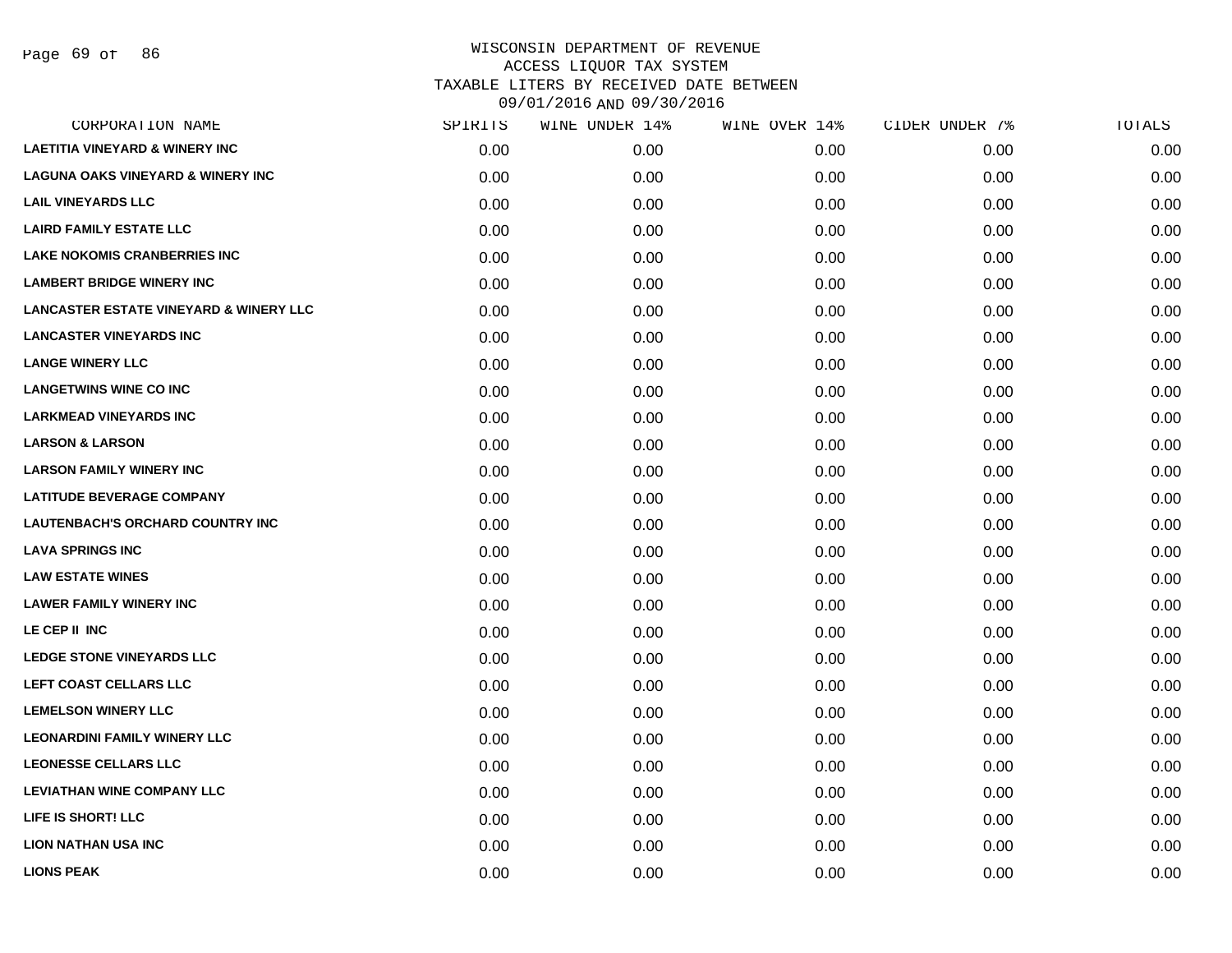# WISCONSIN DEPARTMENT OF REVENUE
## ACCESS LIQUOR TAX SYSTEM
## TAXABLE LITERS BY RECEIVED DATE BETWEEN 09/01/2016 AND 09/30/2016

| CORPORATION NAME | SPIRITS | WINE UNDER 14% | WINE OVER 14% | CIDER UNDER 7% | TOTALS |
|---|---|---|---|---|---|
| LAETITIA VINEYARD & WINERY INC | 0.00 | 0.00 | 0.00 | 0.00 | 0.00 |
| LAGUNA OAKS VINEYARD & WINERY INC | 0.00 | 0.00 | 0.00 | 0.00 | 0.00 |
| LAIL VINEYARDS LLC | 0.00 | 0.00 | 0.00 | 0.00 | 0.00 |
| LAIRD FAMILY ESTATE LLC | 0.00 | 0.00 | 0.00 | 0.00 | 0.00 |
| LAKE NOKOMIS CRANBERRIES INC | 0.00 | 0.00 | 0.00 | 0.00 | 0.00 |
| LAMBERT BRIDGE WINERY INC | 0.00 | 0.00 | 0.00 | 0.00 | 0.00 |
| LANCASTER ESTATE VINEYARD & WINERY LLC | 0.00 | 0.00 | 0.00 | 0.00 | 0.00 |
| LANCASTER VINEYARDS INC | 0.00 | 0.00 | 0.00 | 0.00 | 0.00 |
| LANGE WINERY LLC | 0.00 | 0.00 | 0.00 | 0.00 | 0.00 |
| LANGETWINS WINE CO INC | 0.00 | 0.00 | 0.00 | 0.00 | 0.00 |
| LARKMEAD VINEYARDS INC | 0.00 | 0.00 | 0.00 | 0.00 | 0.00 |
| LARSON & LARSON | 0.00 | 0.00 | 0.00 | 0.00 | 0.00 |
| LARSON FAMILY WINERY INC | 0.00 | 0.00 | 0.00 | 0.00 | 0.00 |
| LATITUDE BEVERAGE COMPANY | 0.00 | 0.00 | 0.00 | 0.00 | 0.00 |
| LAUTENBACH'S ORCHARD COUNTRY INC | 0.00 | 0.00 | 0.00 | 0.00 | 0.00 |
| LAVA SPRINGS INC | 0.00 | 0.00 | 0.00 | 0.00 | 0.00 |
| LAW ESTATE WINES | 0.00 | 0.00 | 0.00 | 0.00 | 0.00 |
| LAWER FAMILY WINERY INC | 0.00 | 0.00 | 0.00 | 0.00 | 0.00 |
| LE CEP II INC | 0.00 | 0.00 | 0.00 | 0.00 | 0.00 |
| LEDGE STONE VINEYARDS LLC | 0.00 | 0.00 | 0.00 | 0.00 | 0.00 |
| LEFT COAST CELLARS LLC | 0.00 | 0.00 | 0.00 | 0.00 | 0.00 |
| LEMELSON WINERY LLC | 0.00 | 0.00 | 0.00 | 0.00 | 0.00 |
| LEONARDINI FAMILY WINERY LLC | 0.00 | 0.00 | 0.00 | 0.00 | 0.00 |
| LEONESSE CELLARS LLC | 0.00 | 0.00 | 0.00 | 0.00 | 0.00 |
| LEVIATHAN WINE COMPANY LLC | 0.00 | 0.00 | 0.00 | 0.00 | 0.00 |
| LIFE IS SHORT! LLC | 0.00 | 0.00 | 0.00 | 0.00 | 0.00 |
| LION NATHAN USA INC | 0.00 | 0.00 | 0.00 | 0.00 | 0.00 |
| LIONS PEAK | 0.00 | 0.00 | 0.00 | 0.00 | 0.00 |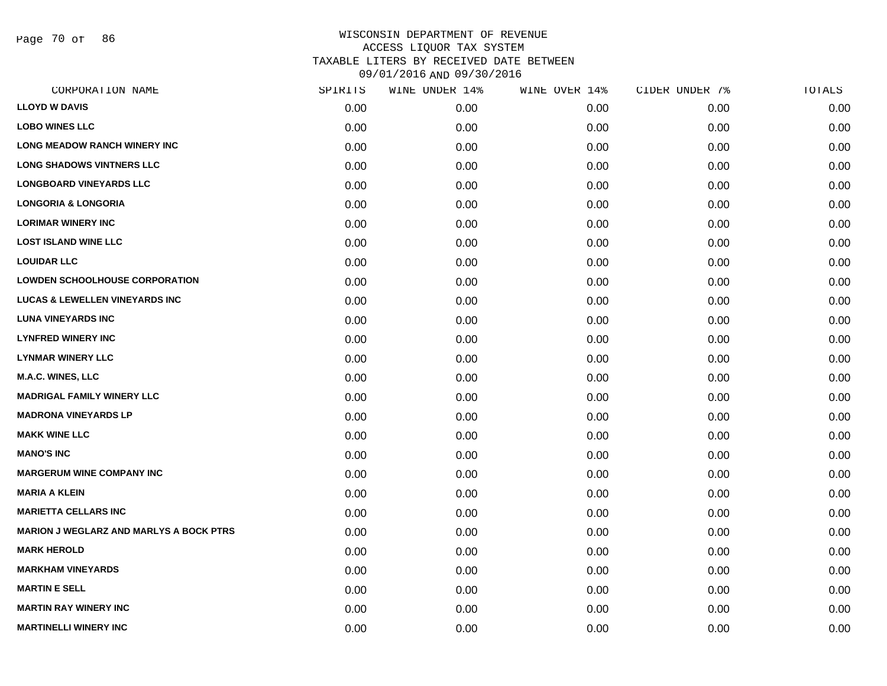# WISCONSIN DEPARTMENT OF REVENUE
## ACCESS LIQUOR TAX SYSTEM
## TAXABLE LITERS BY RECEIVED DATE BETWEEN 09/01/2016 AND 09/30/2016

| CORPORATION NAME | SPIRITS | WINE UNDER 14% | WINE OVER 14% | CIDER UNDER 7% | TOTALS |
|---|---|---|---|---|---|
| LLOYD W DAVIS | 0.00 | 0.00 | 0.00 | 0.00 | 0.00 |
| LOBO WINES LLC | 0.00 | 0.00 | 0.00 | 0.00 | 0.00 |
| LONG MEADOW RANCH WINERY INC | 0.00 | 0.00 | 0.00 | 0.00 | 0.00 |
| LONG SHADOWS VINTNERS LLC | 0.00 | 0.00 | 0.00 | 0.00 | 0.00 |
| LONGBOARD VINEYARDS LLC | 0.00 | 0.00 | 0.00 | 0.00 | 0.00 |
| LONGORIA & LONGORIA | 0.00 | 0.00 | 0.00 | 0.00 | 0.00 |
| LORIMAR WINERY INC | 0.00 | 0.00 | 0.00 | 0.00 | 0.00 |
| LOST ISLAND WINE LLC | 0.00 | 0.00 | 0.00 | 0.00 | 0.00 |
| LOUIDAR LLC | 0.00 | 0.00 | 0.00 | 0.00 | 0.00 |
| LOWDEN SCHOOLHOUSE CORPORATION | 0.00 | 0.00 | 0.00 | 0.00 | 0.00 |
| LUCAS & LEWELLEN VINEYARDS INC | 0.00 | 0.00 | 0.00 | 0.00 | 0.00 |
| LUNA VINEYARDS INC | 0.00 | 0.00 | 0.00 | 0.00 | 0.00 |
| LYNFRED WINERY INC | 0.00 | 0.00 | 0.00 | 0.00 | 0.00 |
| LYNMAR WINERY LLC | 0.00 | 0.00 | 0.00 | 0.00 | 0.00 |
| M.A.C. WINES, LLC | 0.00 | 0.00 | 0.00 | 0.00 | 0.00 |
| MADRIGAL FAMILY WINERY LLC | 0.00 | 0.00 | 0.00 | 0.00 | 0.00 |
| MADRONA VINEYARDS LP | 0.00 | 0.00 | 0.00 | 0.00 | 0.00 |
| MAKK WINE LLC | 0.00 | 0.00 | 0.00 | 0.00 | 0.00 |
| MANO'S INC | 0.00 | 0.00 | 0.00 | 0.00 | 0.00 |
| MARGERUM WINE COMPANY INC | 0.00 | 0.00 | 0.00 | 0.00 | 0.00 |
| MARIA A KLEIN | 0.00 | 0.00 | 0.00 | 0.00 | 0.00 |
| MARIETTA CELLARS INC | 0.00 | 0.00 | 0.00 | 0.00 | 0.00 |
| MARION J WEGLARZ AND MARLYS A BOCK PTRS | 0.00 | 0.00 | 0.00 | 0.00 | 0.00 |
| MARK HEROLD | 0.00 | 0.00 | 0.00 | 0.00 | 0.00 |
| MARKHAM VINEYARDS | 0.00 | 0.00 | 0.00 | 0.00 | 0.00 |
| MARTIN E SELL | 0.00 | 0.00 | 0.00 | 0.00 | 0.00 |
| MARTIN RAY WINERY INC | 0.00 | 0.00 | 0.00 | 0.00 | 0.00 |
| MARTINELLI WINERY INC | 0.00 | 0.00 | 0.00 | 0.00 | 0.00 |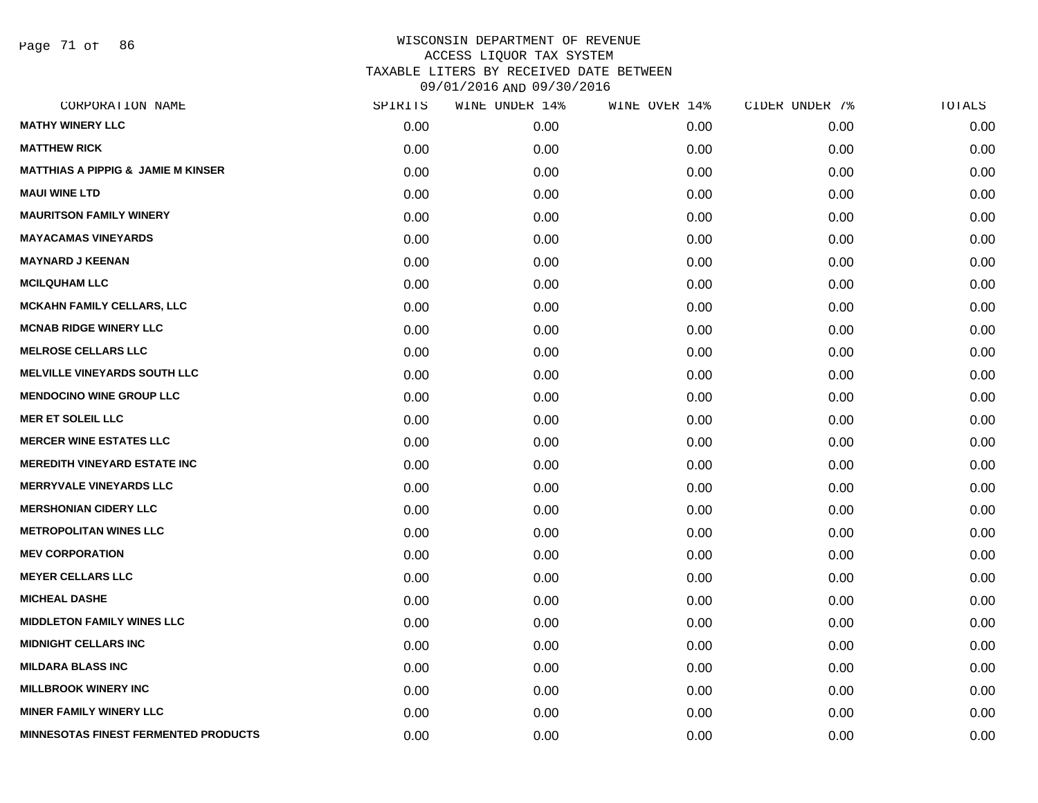# WISCONSIN DEPARTMENT OF REVENUE
ACCESS LIQUOR TAX SYSTEM
TAXABLE LITERS BY RECEIVED DATE BETWEEN
09/01/2016 AND 09/30/2016

| CORPORATION NAME | SPIRITS | WINE UNDER 14% | WINE OVER 14% | CIDER UNDER 7% | TOTALS |
|---|---|---|---|---|---|
| MATHY WINERY LLC | 0.00 | 0.00 | 0.00 | 0.00 | 0.00 |
| MATTHEW RICK | 0.00 | 0.00 | 0.00 | 0.00 | 0.00 |
| MATTHIAS A PIPPIG & JAMIE M KINSER | 0.00 | 0.00 | 0.00 | 0.00 | 0.00 |
| MAUI WINE LTD | 0.00 | 0.00 | 0.00 | 0.00 | 0.00 |
| MAURITSON FAMILY WINERY | 0.00 | 0.00 | 0.00 | 0.00 | 0.00 |
| MAYACAMAS VINEYARDS | 0.00 | 0.00 | 0.00 | 0.00 | 0.00 |
| MAYNARD J KEENAN | 0.00 | 0.00 | 0.00 | 0.00 | 0.00 |
| MCILQUHAM LLC | 0.00 | 0.00 | 0.00 | 0.00 | 0.00 |
| MCKAHN FAMILY CELLARS, LLC | 0.00 | 0.00 | 0.00 | 0.00 | 0.00 |
| MCNAB RIDGE WINERY LLC | 0.00 | 0.00 | 0.00 | 0.00 | 0.00 |
| MELROSE CELLARS LLC | 0.00 | 0.00 | 0.00 | 0.00 | 0.00 |
| MELVILLE VINEYARDS SOUTH LLC | 0.00 | 0.00 | 0.00 | 0.00 | 0.00 |
| MENDOCINO WINE GROUP LLC | 0.00 | 0.00 | 0.00 | 0.00 | 0.00 |
| MER ET SOLEIL LLC | 0.00 | 0.00 | 0.00 | 0.00 | 0.00 |
| MERCER WINE ESTATES LLC | 0.00 | 0.00 | 0.00 | 0.00 | 0.00 |
| MEREDITH VINEYARD ESTATE INC | 0.00 | 0.00 | 0.00 | 0.00 | 0.00 |
| MERRYVALE VINEYARDS LLC | 0.00 | 0.00 | 0.00 | 0.00 | 0.00 |
| MERSHONIAN CIDERY LLC | 0.00 | 0.00 | 0.00 | 0.00 | 0.00 |
| METROPOLITAN WINES LLC | 0.00 | 0.00 | 0.00 | 0.00 | 0.00 |
| MEV CORPORATION | 0.00 | 0.00 | 0.00 | 0.00 | 0.00 |
| MEYER CELLARS LLC | 0.00 | 0.00 | 0.00 | 0.00 | 0.00 |
| MICHEAL DASHE | 0.00 | 0.00 | 0.00 | 0.00 | 0.00 |
| MIDDLETON FAMILY WINES LLC | 0.00 | 0.00 | 0.00 | 0.00 | 0.00 |
| MIDNIGHT CELLARS INC | 0.00 | 0.00 | 0.00 | 0.00 | 0.00 |
| MILDARA BLASS INC | 0.00 | 0.00 | 0.00 | 0.00 | 0.00 |
| MILLBROOK WINERY INC | 0.00 | 0.00 | 0.00 | 0.00 | 0.00 |
| MINER FAMILY WINERY LLC | 0.00 | 0.00 | 0.00 | 0.00 | 0.00 |
| MINNESOTAS FINEST FERMENTED PRODUCTS | 0.00 | 0.00 | 0.00 | 0.00 | 0.00 |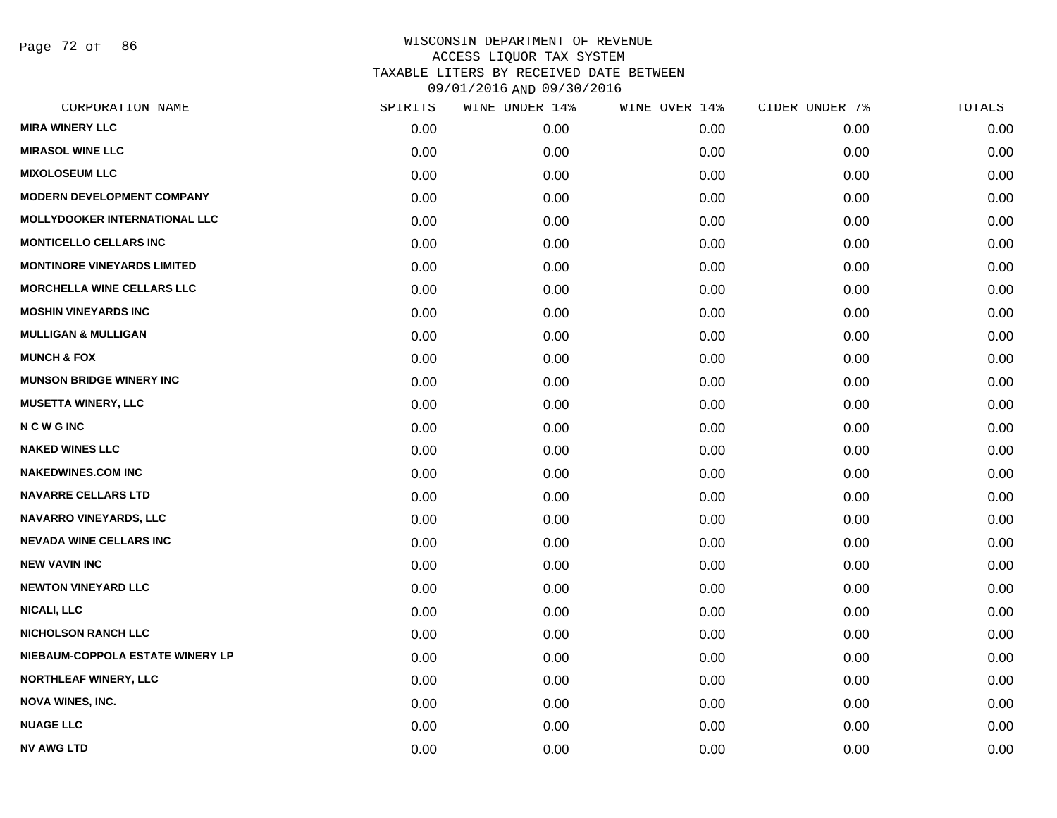WISCONSIN DEPARTMENT OF REVENUE
ACCESS LIQUOR TAX SYSTEM
TAXABLE LITERS BY RECEIVED DATE BETWEEN
09/01/2016 AND 09/30/2016

| CORPORATION NAME | SPIRITS | WINE UNDER 14% | WINE OVER 14% | CIDER UNDER 7% | TOTALS |
|---|---|---|---|---|---|
| MIRA WINERY LLC | 0.00 | 0.00 | 0.00 | 0.00 | 0.00 |
| MIRASOL WINE LLC | 0.00 | 0.00 | 0.00 | 0.00 | 0.00 |
| MIXOLOSEUM LLC | 0.00 | 0.00 | 0.00 | 0.00 | 0.00 |
| MODERN DEVELOPMENT COMPANY | 0.00 | 0.00 | 0.00 | 0.00 | 0.00 |
| MOLLYDOOKER INTERNATIONAL LLC | 0.00 | 0.00 | 0.00 | 0.00 | 0.00 |
| MONTICELLO CELLARS INC | 0.00 | 0.00 | 0.00 | 0.00 | 0.00 |
| MONTINORE VINEYARDS LIMITED | 0.00 | 0.00 | 0.00 | 0.00 | 0.00 |
| MORCHELLA WINE CELLARS LLC | 0.00 | 0.00 | 0.00 | 0.00 | 0.00 |
| MOSHIN VINEYARDS INC | 0.00 | 0.00 | 0.00 | 0.00 | 0.00 |
| MULLIGAN & MULLIGAN | 0.00 | 0.00 | 0.00 | 0.00 | 0.00 |
| MUNCH & FOX | 0.00 | 0.00 | 0.00 | 0.00 | 0.00 |
| MUNSON BRIDGE WINERY INC | 0.00 | 0.00 | 0.00 | 0.00 | 0.00 |
| MUSETTA WINERY, LLC | 0.00 | 0.00 | 0.00 | 0.00 | 0.00 |
| N C W G INC | 0.00 | 0.00 | 0.00 | 0.00 | 0.00 |
| NAKED WINES LLC | 0.00 | 0.00 | 0.00 | 0.00 | 0.00 |
| NAKEDWINES.COM INC | 0.00 | 0.00 | 0.00 | 0.00 | 0.00 |
| NAVARRE CELLARS LTD | 0.00 | 0.00 | 0.00 | 0.00 | 0.00 |
| NAVARRO VINEYARDS, LLC | 0.00 | 0.00 | 0.00 | 0.00 | 0.00 |
| NEVADA WINE CELLARS INC | 0.00 | 0.00 | 0.00 | 0.00 | 0.00 |
| NEW VAVIN INC | 0.00 | 0.00 | 0.00 | 0.00 | 0.00 |
| NEWTON VINEYARD LLC | 0.00 | 0.00 | 0.00 | 0.00 | 0.00 |
| NICALI, LLC | 0.00 | 0.00 | 0.00 | 0.00 | 0.00 |
| NICHOLSON RANCH LLC | 0.00 | 0.00 | 0.00 | 0.00 | 0.00 |
| NIEBAUM-COPPOLA ESTATE WINERY LP | 0.00 | 0.00 | 0.00 | 0.00 | 0.00 |
| NORTHLEAF WINERY, LLC | 0.00 | 0.00 | 0.00 | 0.00 | 0.00 |
| NOVA WINES, INC. | 0.00 | 0.00 | 0.00 | 0.00 | 0.00 |
| NUAGE LLC | 0.00 | 0.00 | 0.00 | 0.00 | 0.00 |
| NV AWG LTD | 0.00 | 0.00 | 0.00 | 0.00 | 0.00 |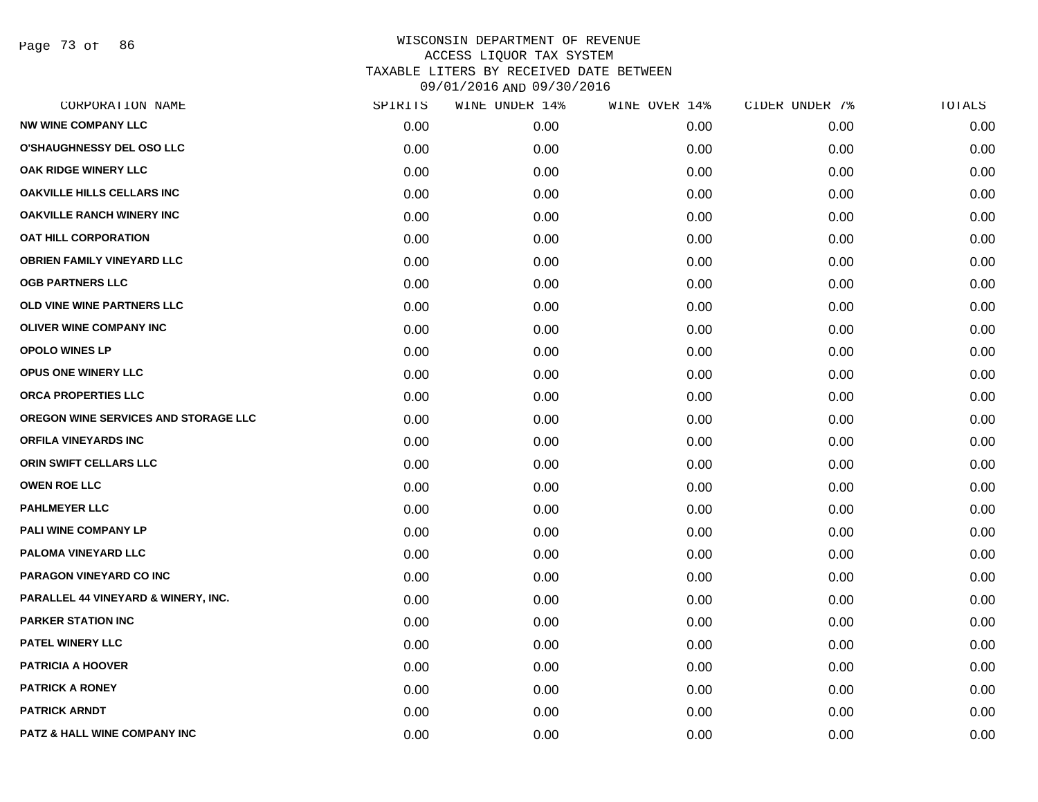# WISCONSIN DEPARTMENT OF REVENUE
## ACCESS LIQUOR TAX SYSTEM
### TAXABLE LITERS BY RECEIVED DATE BETWEEN 09/01/2016 AND 09/30/2016

| CORPORATION NAME | SPIRITS | WINE UNDER 14% | WINE OVER 14% | CIDER UNDER 7% | TOTALS |
|---|---|---|---|---|---|
| NW WINE COMPANY LLC | 0.00 | 0.00 | 0.00 | 0.00 | 0.00 |
| O'SHAUGHNESSY DEL OSO LLC | 0.00 | 0.00 | 0.00 | 0.00 | 0.00 |
| OAK RIDGE WINERY LLC | 0.00 | 0.00 | 0.00 | 0.00 | 0.00 |
| OAKVILLE HILLS CELLARS INC | 0.00 | 0.00 | 0.00 | 0.00 | 0.00 |
| OAKVILLE RANCH WINERY INC | 0.00 | 0.00 | 0.00 | 0.00 | 0.00 |
| OAT HILL CORPORATION | 0.00 | 0.00 | 0.00 | 0.00 | 0.00 |
| OBRIEN FAMILY VINEYARD LLC | 0.00 | 0.00 | 0.00 | 0.00 | 0.00 |
| OGB PARTNERS LLC | 0.00 | 0.00 | 0.00 | 0.00 | 0.00 |
| OLD VINE WINE PARTNERS LLC | 0.00 | 0.00 | 0.00 | 0.00 | 0.00 |
| OLIVER WINE COMPANY INC | 0.00 | 0.00 | 0.00 | 0.00 | 0.00 |
| OPOLO WINES LP | 0.00 | 0.00 | 0.00 | 0.00 | 0.00 |
| OPUS ONE WINERY LLC | 0.00 | 0.00 | 0.00 | 0.00 | 0.00 |
| ORCA PROPERTIES LLC | 0.00 | 0.00 | 0.00 | 0.00 | 0.00 |
| OREGON WINE SERVICES AND STORAGE LLC | 0.00 | 0.00 | 0.00 | 0.00 | 0.00 |
| ORFILA VINEYARDS INC | 0.00 | 0.00 | 0.00 | 0.00 | 0.00 |
| ORIN SWIFT CELLARS LLC | 0.00 | 0.00 | 0.00 | 0.00 | 0.00 |
| OWEN ROE LLC | 0.00 | 0.00 | 0.00 | 0.00 | 0.00 |
| PAHLMEYER LLC | 0.00 | 0.00 | 0.00 | 0.00 | 0.00 |
| PALI WINE COMPANY LP | 0.00 | 0.00 | 0.00 | 0.00 | 0.00 |
| PALOMA VINEYARD LLC | 0.00 | 0.00 | 0.00 | 0.00 | 0.00 |
| PARAGON VINEYARD CO INC | 0.00 | 0.00 | 0.00 | 0.00 | 0.00 |
| PARALLEL 44 VINEYARD & WINERY, INC. | 0.00 | 0.00 | 0.00 | 0.00 | 0.00 |
| PARKER STATION INC | 0.00 | 0.00 | 0.00 | 0.00 | 0.00 |
| PATEL WINERY LLC | 0.00 | 0.00 | 0.00 | 0.00 | 0.00 |
| PATRICIA A HOOVER | 0.00 | 0.00 | 0.00 | 0.00 | 0.00 |
| PATRICK A RONEY | 0.00 | 0.00 | 0.00 | 0.00 | 0.00 |
| PATRICK ARNDT | 0.00 | 0.00 | 0.00 | 0.00 | 0.00 |
| PATZ & HALL WINE COMPANY INC | 0.00 | 0.00 | 0.00 | 0.00 | 0.00 |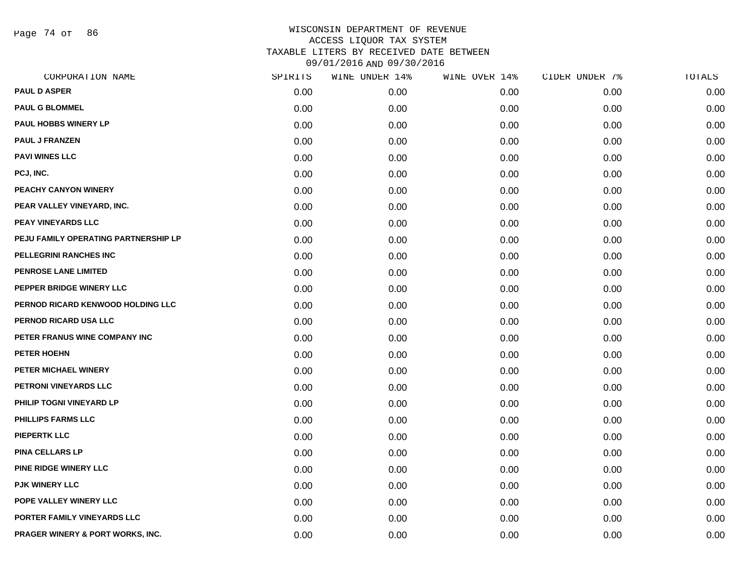# WISCONSIN DEPARTMENT OF REVENUE
## ACCESS LIQUOR TAX SYSTEM
## TAXABLE LITERS BY RECEIVED DATE BETWEEN 09/01/2016 AND 09/30/2016

| CORPORATION NAME | SPIRITS | WINE UNDER 14% | WINE OVER 14% | CIDER UNDER 7% | TOTALS |
|---|---|---|---|---|---|
| PAUL D ASPER | 0.00 | 0.00 | 0.00 | 0.00 | 0.00 |
| PAUL G BLOMMEL | 0.00 | 0.00 | 0.00 | 0.00 | 0.00 |
| PAUL HOBBS WINERY LP | 0.00 | 0.00 | 0.00 | 0.00 | 0.00 |
| PAUL J FRANZEN | 0.00 | 0.00 | 0.00 | 0.00 | 0.00 |
| PAVI WINES LLC | 0.00 | 0.00 | 0.00 | 0.00 | 0.00 |
| PCJ, INC. | 0.00 | 0.00 | 0.00 | 0.00 | 0.00 |
| PEACHY CANYON WINERY | 0.00 | 0.00 | 0.00 | 0.00 | 0.00 |
| PEAR VALLEY VINEYARD, INC. | 0.00 | 0.00 | 0.00 | 0.00 | 0.00 |
| PEAY VINEYARDS LLC | 0.00 | 0.00 | 0.00 | 0.00 | 0.00 |
| PEJU FAMILY OPERATING PARTNERSHIP LP | 0.00 | 0.00 | 0.00 | 0.00 | 0.00 |
| PELLEGRINI RANCHES INC | 0.00 | 0.00 | 0.00 | 0.00 | 0.00 |
| PENROSE LANE LIMITED | 0.00 | 0.00 | 0.00 | 0.00 | 0.00 |
| PEPPER BRIDGE WINERY LLC | 0.00 | 0.00 | 0.00 | 0.00 | 0.00 |
| PERNOD RICARD KENWOOD HOLDING LLC | 0.00 | 0.00 | 0.00 | 0.00 | 0.00 |
| PERNOD RICARD USA LLC | 0.00 | 0.00 | 0.00 | 0.00 | 0.00 |
| PETER FRANUS WINE COMPANY INC | 0.00 | 0.00 | 0.00 | 0.00 | 0.00 |
| PETER HOEHN | 0.00 | 0.00 | 0.00 | 0.00 | 0.00 |
| PETER MICHAEL WINERY | 0.00 | 0.00 | 0.00 | 0.00 | 0.00 |
| PETRONI VINEYARDS LLC | 0.00 | 0.00 | 0.00 | 0.00 | 0.00 |
| PHILIP TOGNI VINEYARD LP | 0.00 | 0.00 | 0.00 | 0.00 | 0.00 |
| PHILLIPS FARMS LLC | 0.00 | 0.00 | 0.00 | 0.00 | 0.00 |
| PIEPERTK LLC | 0.00 | 0.00 | 0.00 | 0.00 | 0.00 |
| PINA CELLARS LP | 0.00 | 0.00 | 0.00 | 0.00 | 0.00 |
| PINE RIDGE WINERY LLC | 0.00 | 0.00 | 0.00 | 0.00 | 0.00 |
| PJK WINERY LLC | 0.00 | 0.00 | 0.00 | 0.00 | 0.00 |
| POPE VALLEY WINERY LLC | 0.00 | 0.00 | 0.00 | 0.00 | 0.00 |
| PORTER FAMILY VINEYARDS LLC | 0.00 | 0.00 | 0.00 | 0.00 | 0.00 |
| PRAGER WINERY & PORT WORKS, INC. | 0.00 | 0.00 | 0.00 | 0.00 | 0.00 |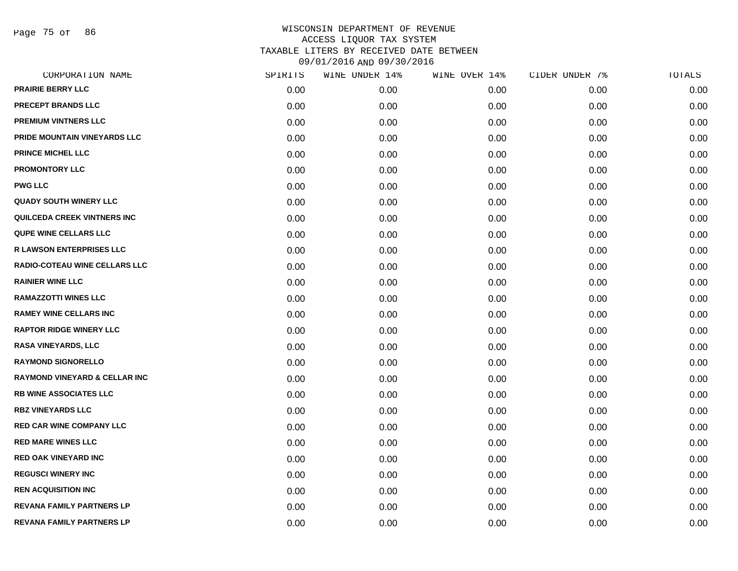# WISCONSIN DEPARTMENT OF REVENUE
## ACCESS LIQUOR TAX SYSTEM
### TAXABLE LITERS BY RECEIVED DATE BETWEEN 09/01/2016 AND 09/30/2016

| CORPORATION NAME | SPIRITS | WINE UNDER 14% | WINE OVER 14% | CIDER UNDER 7% | TOTALS |
|---|---|---|---|---|---|
| PRAIRIE BERRY LLC | 0.00 | 0.00 | 0.00 | 0.00 | 0.00 |
| PRECEPT BRANDS LLC | 0.00 | 0.00 | 0.00 | 0.00 | 0.00 |
| PREMIUM VINTNERS LLC | 0.00 | 0.00 | 0.00 | 0.00 | 0.00 |
| PRIDE MOUNTAIN VINEYARDS LLC | 0.00 | 0.00 | 0.00 | 0.00 | 0.00 |
| PRINCE MICHEL LLC | 0.00 | 0.00 | 0.00 | 0.00 | 0.00 |
| PROMONTORY LLC | 0.00 | 0.00 | 0.00 | 0.00 | 0.00 |
| PWG LLC | 0.00 | 0.00 | 0.00 | 0.00 | 0.00 |
| QUADY SOUTH WINERY LLC | 0.00 | 0.00 | 0.00 | 0.00 | 0.00 |
| QUILCEDA CREEK VINTNERS INC | 0.00 | 0.00 | 0.00 | 0.00 | 0.00 |
| QUPE WINE CELLARS LLC | 0.00 | 0.00 | 0.00 | 0.00 | 0.00 |
| R LAWSON ENTERPRISES LLC | 0.00 | 0.00 | 0.00 | 0.00 | 0.00 |
| RADIO-COTEAU WINE CELLARS LLC | 0.00 | 0.00 | 0.00 | 0.00 | 0.00 |
| RAINIER WINE LLC | 0.00 | 0.00 | 0.00 | 0.00 | 0.00 |
| RAMAZZOTTI WINES LLC | 0.00 | 0.00 | 0.00 | 0.00 | 0.00 |
| RAMEY WINE CELLARS INC | 0.00 | 0.00 | 0.00 | 0.00 | 0.00 |
| RAPTOR RIDGE WINERY LLC | 0.00 | 0.00 | 0.00 | 0.00 | 0.00 |
| RASA VINEYARDS, LLC | 0.00 | 0.00 | 0.00 | 0.00 | 0.00 |
| RAYMOND SIGNORELLO | 0.00 | 0.00 | 0.00 | 0.00 | 0.00 |
| RAYMOND VINEYARD & CELLAR INC | 0.00 | 0.00 | 0.00 | 0.00 | 0.00 |
| RB WINE ASSOCIATES LLC | 0.00 | 0.00 | 0.00 | 0.00 | 0.00 |
| RBZ VINEYARDS LLC | 0.00 | 0.00 | 0.00 | 0.00 | 0.00 |
| RED CAR WINE COMPANY LLC | 0.00 | 0.00 | 0.00 | 0.00 | 0.00 |
| RED MARE WINES LLC | 0.00 | 0.00 | 0.00 | 0.00 | 0.00 |
| RED OAK VINEYARD INC | 0.00 | 0.00 | 0.00 | 0.00 | 0.00 |
| REGUSCI WINERY INC | 0.00 | 0.00 | 0.00 | 0.00 | 0.00 |
| REN ACQUISITION INC | 0.00 | 0.00 | 0.00 | 0.00 | 0.00 |
| REVANA FAMILY PARTNERS LP | 0.00 | 0.00 | 0.00 | 0.00 | 0.00 |
| REVANA FAMILY PARTNERS LP | 0.00 | 0.00 | 0.00 | 0.00 | 0.00 |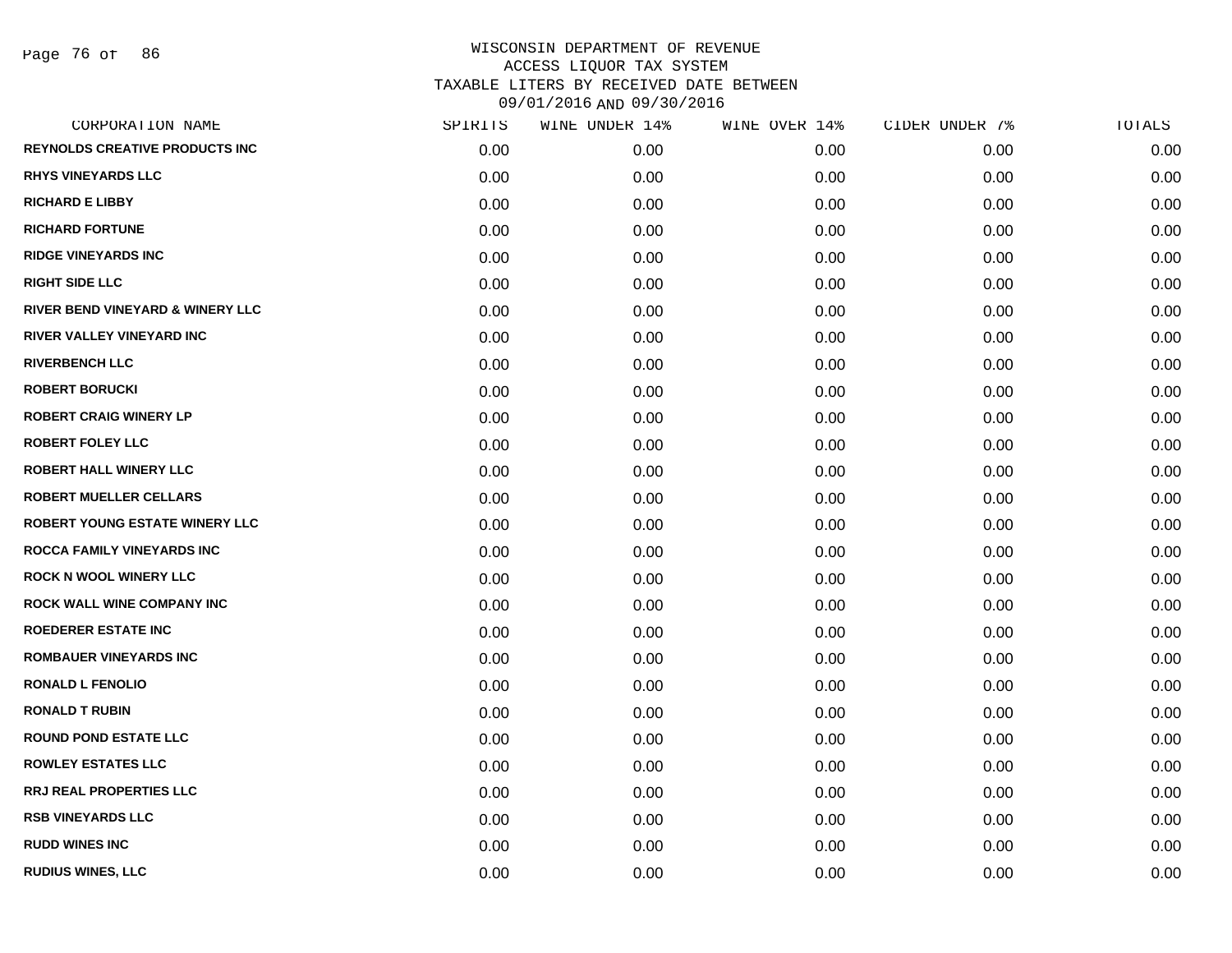WISCONSIN DEPARTMENT OF REVENUE
ACCESS LIQUOR TAX SYSTEM
TAXABLE LITERS BY RECEIVED DATE BETWEEN
09/01/2016 AND 09/30/2016

| CORPORATION NAME | SPIRITS | WINE UNDER 14% | WINE OVER 14% | CIDER UNDER 7% | TOTALS |
|---|---|---|---|---|---|
| REYNOLDS CREATIVE PRODUCTS INC | 0.00 | 0.00 | 0.00 | 0.00 | 0.00 |
| RHYS VINEYARDS LLC | 0.00 | 0.00 | 0.00 | 0.00 | 0.00 |
| RICHARD E LIBBY | 0.00 | 0.00 | 0.00 | 0.00 | 0.00 |
| RICHARD FORTUNE | 0.00 | 0.00 | 0.00 | 0.00 | 0.00 |
| RIDGE VINEYARDS INC | 0.00 | 0.00 | 0.00 | 0.00 | 0.00 |
| RIGHT SIDE LLC | 0.00 | 0.00 | 0.00 | 0.00 | 0.00 |
| RIVER BEND VINEYARD & WINERY LLC | 0.00 | 0.00 | 0.00 | 0.00 | 0.00 |
| RIVER VALLEY VINEYARD INC | 0.00 | 0.00 | 0.00 | 0.00 | 0.00 |
| RIVERBENCH LLC | 0.00 | 0.00 | 0.00 | 0.00 | 0.00 |
| ROBERT BORUCKI | 0.00 | 0.00 | 0.00 | 0.00 | 0.00 |
| ROBERT CRAIG WINERY LP | 0.00 | 0.00 | 0.00 | 0.00 | 0.00 |
| ROBERT FOLEY LLC | 0.00 | 0.00 | 0.00 | 0.00 | 0.00 |
| ROBERT HALL WINERY LLC | 0.00 | 0.00 | 0.00 | 0.00 | 0.00 |
| ROBERT MUELLER CELLARS | 0.00 | 0.00 | 0.00 | 0.00 | 0.00 |
| ROBERT YOUNG ESTATE WINERY LLC | 0.00 | 0.00 | 0.00 | 0.00 | 0.00 |
| ROCCA FAMILY VINEYARDS INC | 0.00 | 0.00 | 0.00 | 0.00 | 0.00 |
| ROCK N WOOL WINERY LLC | 0.00 | 0.00 | 0.00 | 0.00 | 0.00 |
| ROCK WALL WINE COMPANY INC | 0.00 | 0.00 | 0.00 | 0.00 | 0.00 |
| ROEDERER ESTATE INC | 0.00 | 0.00 | 0.00 | 0.00 | 0.00 |
| ROMBAUER VINEYARDS INC | 0.00 | 0.00 | 0.00 | 0.00 | 0.00 |
| RONALD L FENOLIO | 0.00 | 0.00 | 0.00 | 0.00 | 0.00 |
| RONALD T RUBIN | 0.00 | 0.00 | 0.00 | 0.00 | 0.00 |
| ROUND POND ESTATE LLC | 0.00 | 0.00 | 0.00 | 0.00 | 0.00 |
| ROWLEY ESTATES LLC | 0.00 | 0.00 | 0.00 | 0.00 | 0.00 |
| RRJ REAL PROPERTIES LLC | 0.00 | 0.00 | 0.00 | 0.00 | 0.00 |
| RSB VINEYARDS LLC | 0.00 | 0.00 | 0.00 | 0.00 | 0.00 |
| RUDD WINES INC | 0.00 | 0.00 | 0.00 | 0.00 | 0.00 |
| RUDIUS WINES, LLC | 0.00 | 0.00 | 0.00 | 0.00 | 0.00 |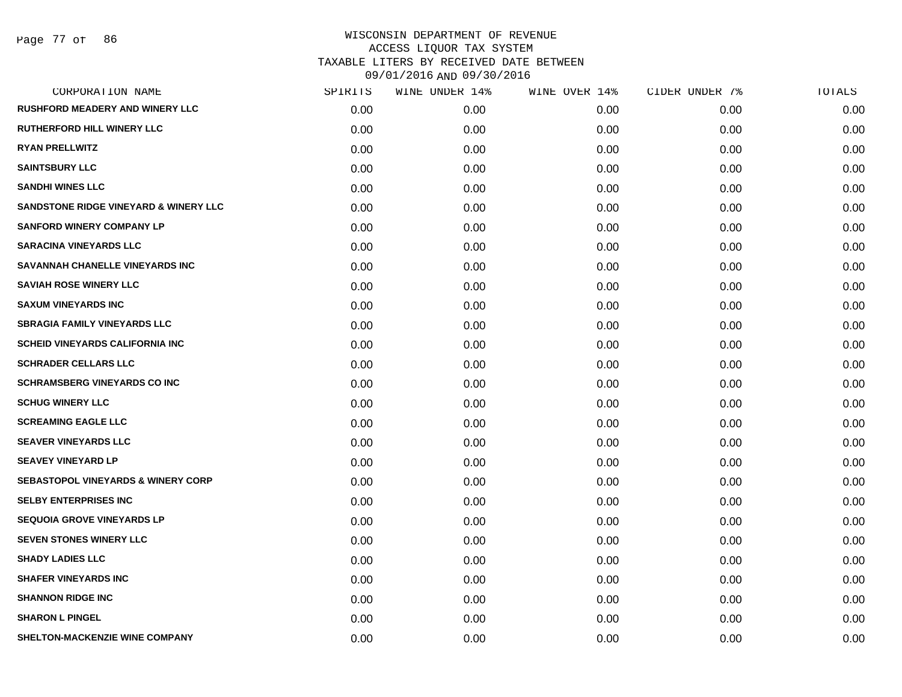# WISCONSIN DEPARTMENT OF REVENUE
## ACCESS LIQUOR TAX SYSTEM
## TAXABLE LITERS BY RECEIVED DATE BETWEEN 09/01/2016 AND 09/30/2016

| CORPORATION NAME | SPIRITS | WINE UNDER 14% | WINE OVER 14% | CIDER UNDER 7% | TOTALS |
|---|---|---|---|---|---|
| RUSHFORD MEADERY AND WINERY LLC | 0.00 | 0.00 | 0.00 | 0.00 | 0.00 |
| RUTHERFORD HILL WINERY LLC | 0.00 | 0.00 | 0.00 | 0.00 | 0.00 |
| RYAN PRELLWITZ | 0.00 | 0.00 | 0.00 | 0.00 | 0.00 |
| SAINTSBURY LLC | 0.00 | 0.00 | 0.00 | 0.00 | 0.00 |
| SANDHI WINES LLC | 0.00 | 0.00 | 0.00 | 0.00 | 0.00 |
| SANDSTONE RIDGE VINEYARD & WINERY LLC | 0.00 | 0.00 | 0.00 | 0.00 | 0.00 |
| SANFORD WINERY COMPANY LP | 0.00 | 0.00 | 0.00 | 0.00 | 0.00 |
| SARACINA VINEYARDS LLC | 0.00 | 0.00 | 0.00 | 0.00 | 0.00 |
| SAVANNAH CHANELLE VINEYARDS INC | 0.00 | 0.00 | 0.00 | 0.00 | 0.00 |
| SAVIAH ROSE WINERY LLC | 0.00 | 0.00 | 0.00 | 0.00 | 0.00 |
| SAXUM VINEYARDS INC | 0.00 | 0.00 | 0.00 | 0.00 | 0.00 |
| SBRAGIA FAMILY VINEYARDS LLC | 0.00 | 0.00 | 0.00 | 0.00 | 0.00 |
| SCHEID VINEYARDS CALIFORNIA INC | 0.00 | 0.00 | 0.00 | 0.00 | 0.00 |
| SCHRADER CELLARS LLC | 0.00 | 0.00 | 0.00 | 0.00 | 0.00 |
| SCHRAMSBERG VINEYARDS CO INC | 0.00 | 0.00 | 0.00 | 0.00 | 0.00 |
| SCHUG WINERY LLC | 0.00 | 0.00 | 0.00 | 0.00 | 0.00 |
| SCREAMING EAGLE LLC | 0.00 | 0.00 | 0.00 | 0.00 | 0.00 |
| SEAVER VINEYARDS LLC | 0.00 | 0.00 | 0.00 | 0.00 | 0.00 |
| SEAVEY VINEYARD LP | 0.00 | 0.00 | 0.00 | 0.00 | 0.00 |
| SEBASTOPOL VINEYARDS & WINERY CORP | 0.00 | 0.00 | 0.00 | 0.00 | 0.00 |
| SELBY ENTERPRISES INC | 0.00 | 0.00 | 0.00 | 0.00 | 0.00 |
| SEQUOIA GROVE VINEYARDS LP | 0.00 | 0.00 | 0.00 | 0.00 | 0.00 |
| SEVEN STONES WINERY LLC | 0.00 | 0.00 | 0.00 | 0.00 | 0.00 |
| SHADY LADIES LLC | 0.00 | 0.00 | 0.00 | 0.00 | 0.00 |
| SHAFER VINEYARDS INC | 0.00 | 0.00 | 0.00 | 0.00 | 0.00 |
| SHANNON RIDGE INC | 0.00 | 0.00 | 0.00 | 0.00 | 0.00 |
| SHARON L PINGEL | 0.00 | 0.00 | 0.00 | 0.00 | 0.00 |
| SHELTON-MACKENZIE WINE COMPANY | 0.00 | 0.00 | 0.00 | 0.00 | 0.00 |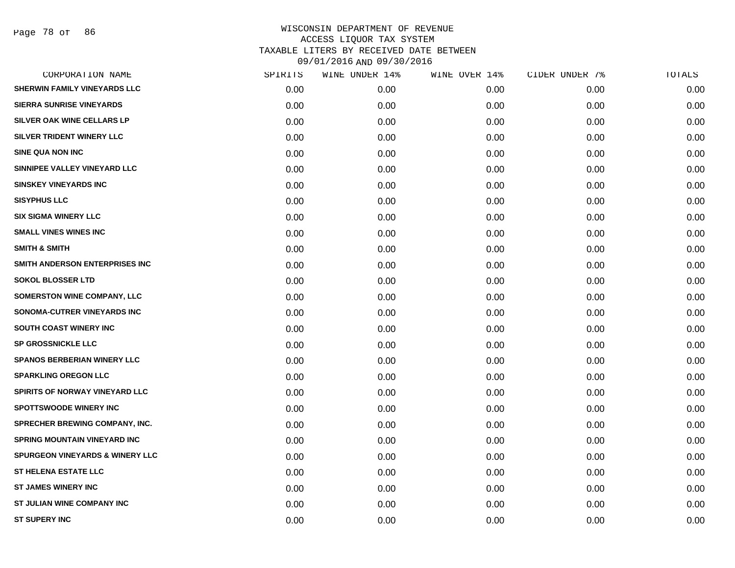WISCONSIN DEPARTMENT OF REVENUE
ACCESS LIQUOR TAX SYSTEM
TAXABLE LITERS BY RECEIVED DATE BETWEEN
09/01/2016 AND 09/30/2016

| CORPORATION NAME | SPIRITS | WINE UNDER 14% | WINE OVER 14% | CIDER UNDER 7% | TOTALS |
|---|---|---|---|---|---|
| SHERWIN FAMILY VINEYARDS LLC | 0.00 | 0.00 | 0.00 | 0.00 | 0.00 |
| SIERRA SUNRISE VINEYARDS | 0.00 | 0.00 | 0.00 | 0.00 | 0.00 |
| SILVER OAK WINE CELLARS LP | 0.00 | 0.00 | 0.00 | 0.00 | 0.00 |
| SILVER TRIDENT WINERY LLC | 0.00 | 0.00 | 0.00 | 0.00 | 0.00 |
| SINE QUA NON INC | 0.00 | 0.00 | 0.00 | 0.00 | 0.00 |
| SINNIPEE VALLEY VINEYARD LLC | 0.00 | 0.00 | 0.00 | 0.00 | 0.00 |
| SINSKEY VINEYARDS INC | 0.00 | 0.00 | 0.00 | 0.00 | 0.00 |
| SISYPHUS LLC | 0.00 | 0.00 | 0.00 | 0.00 | 0.00 |
| SIX SIGMA WINERY LLC | 0.00 | 0.00 | 0.00 | 0.00 | 0.00 |
| SMALL VINES WINES INC | 0.00 | 0.00 | 0.00 | 0.00 | 0.00 |
| SMITH & SMITH | 0.00 | 0.00 | 0.00 | 0.00 | 0.00 |
| SMITH ANDERSON ENTERPRISES INC | 0.00 | 0.00 | 0.00 | 0.00 | 0.00 |
| SOKOL BLOSSER LTD | 0.00 | 0.00 | 0.00 | 0.00 | 0.00 |
| SOMERSTON WINE COMPANY, LLC | 0.00 | 0.00 | 0.00 | 0.00 | 0.00 |
| SONOMA-CUTRER VINEYARDS INC | 0.00 | 0.00 | 0.00 | 0.00 | 0.00 |
| SOUTH COAST WINERY INC | 0.00 | 0.00 | 0.00 | 0.00 | 0.00 |
| SP GROSSNICKLE LLC | 0.00 | 0.00 | 0.00 | 0.00 | 0.00 |
| SPANOS BERBERIAN WINERY LLC | 0.00 | 0.00 | 0.00 | 0.00 | 0.00 |
| SPARKLING OREGON LLC | 0.00 | 0.00 | 0.00 | 0.00 | 0.00 |
| SPIRITS OF NORWAY VINEYARD LLC | 0.00 | 0.00 | 0.00 | 0.00 | 0.00 |
| SPOTTSWOODE WINERY INC | 0.00 | 0.00 | 0.00 | 0.00 | 0.00 |
| SPRECHER BREWING COMPANY, INC. | 0.00 | 0.00 | 0.00 | 0.00 | 0.00 |
| SPRING MOUNTAIN VINEYARD INC | 0.00 | 0.00 | 0.00 | 0.00 | 0.00 |
| SPURGEON VINEYARDS & WINERY LLC | 0.00 | 0.00 | 0.00 | 0.00 | 0.00 |
| ST HELENA ESTATE LLC | 0.00 | 0.00 | 0.00 | 0.00 | 0.00 |
| ST JAMES WINERY INC | 0.00 | 0.00 | 0.00 | 0.00 | 0.00 |
| ST JULIAN WINE COMPANY INC | 0.00 | 0.00 | 0.00 | 0.00 | 0.00 |
| ST SUPERY INC | 0.00 | 0.00 | 0.00 | 0.00 | 0.00 |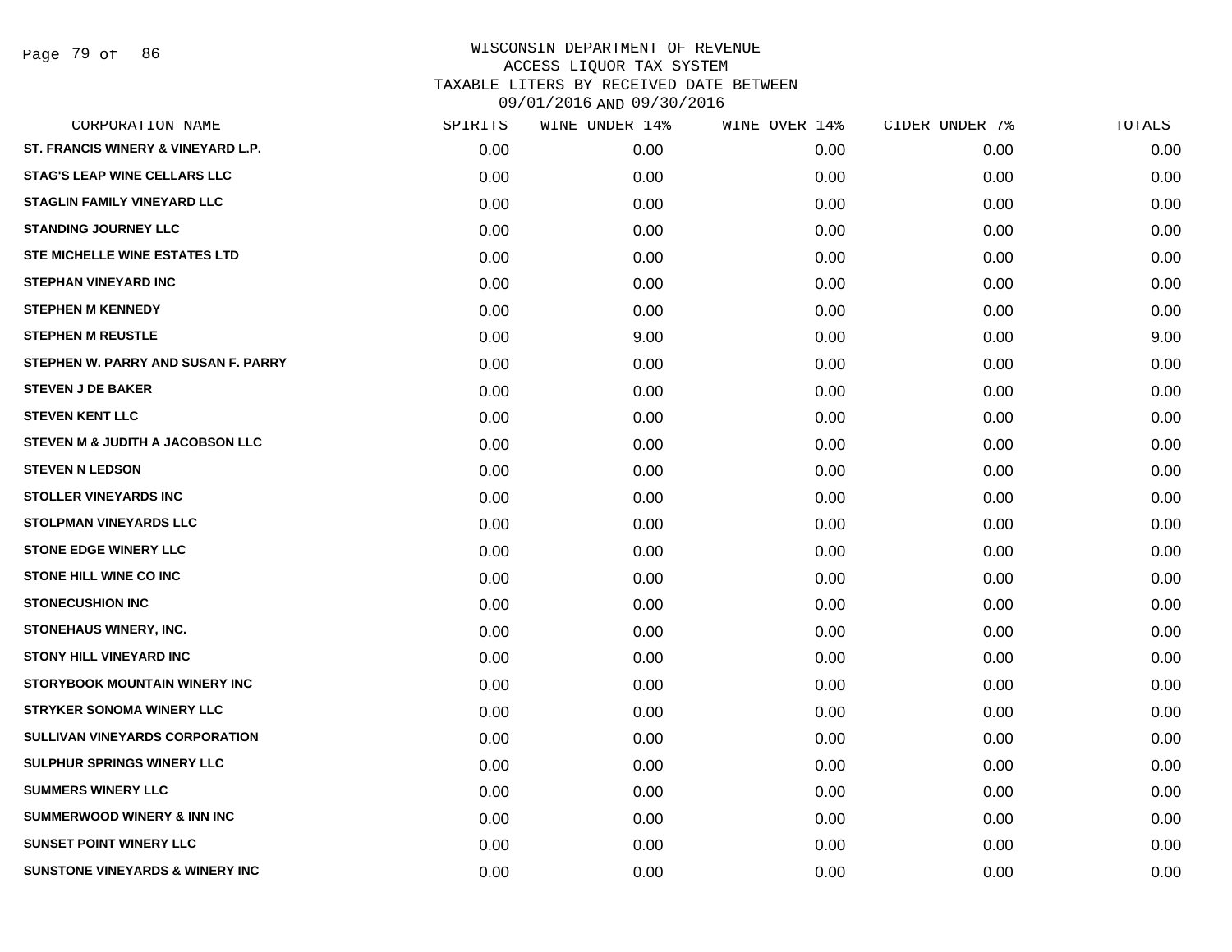WISCONSIN DEPARTMENT OF REVENUE
ACCESS LIQUOR TAX SYSTEM
TAXABLE LITERS BY RECEIVED DATE BETWEEN
09/01/2016 AND 09/30/2016

| CORPORATION NAME | SPIRITS | WINE UNDER 14% | WINE OVER 14% | CIDER UNDER 7% | TOTALS |
|---|---|---|---|---|---|
| ST. FRANCIS WINERY & VINEYARD L.P. | 0.00 | 0.00 | 0.00 | 0.00 | 0.00 |
| STAG'S LEAP WINE CELLARS LLC | 0.00 | 0.00 | 0.00 | 0.00 | 0.00 |
| STAGLIN FAMILY VINEYARD LLC | 0.00 | 0.00 | 0.00 | 0.00 | 0.00 |
| STANDING JOURNEY LLC | 0.00 | 0.00 | 0.00 | 0.00 | 0.00 |
| STE MICHELLE WINE ESTATES LTD | 0.00 | 0.00 | 0.00 | 0.00 | 0.00 |
| STEPHAN VINEYARD INC | 0.00 | 0.00 | 0.00 | 0.00 | 0.00 |
| STEPHEN M KENNEDY | 0.00 | 0.00 | 0.00 | 0.00 | 0.00 |
| STEPHEN M REUSTLE | 0.00 | 9.00 | 0.00 | 0.00 | 9.00 |
| STEPHEN W. PARRY AND SUSAN F. PARRY | 0.00 | 0.00 | 0.00 | 0.00 | 0.00 |
| STEVEN J DE BAKER | 0.00 | 0.00 | 0.00 | 0.00 | 0.00 |
| STEVEN KENT LLC | 0.00 | 0.00 | 0.00 | 0.00 | 0.00 |
| STEVEN M & JUDITH A JACOBSON LLC | 0.00 | 0.00 | 0.00 | 0.00 | 0.00 |
| STEVEN N LEDSON | 0.00 | 0.00 | 0.00 | 0.00 | 0.00 |
| STOLLER VINEYARDS INC | 0.00 | 0.00 | 0.00 | 0.00 | 0.00 |
| STOLPMAN VINEYARDS LLC | 0.00 | 0.00 | 0.00 | 0.00 | 0.00 |
| STONE EDGE WINERY LLC | 0.00 | 0.00 | 0.00 | 0.00 | 0.00 |
| STONE HILL WINE CO INC | 0.00 | 0.00 | 0.00 | 0.00 | 0.00 |
| STONECUSHION INC | 0.00 | 0.00 | 0.00 | 0.00 | 0.00 |
| STONEHAUS WINERY, INC. | 0.00 | 0.00 | 0.00 | 0.00 | 0.00 |
| STONY HILL VINEYARD INC | 0.00 | 0.00 | 0.00 | 0.00 | 0.00 |
| STORYBOOK MOUNTAIN WINERY INC | 0.00 | 0.00 | 0.00 | 0.00 | 0.00 |
| STRYKER SONOMA WINERY LLC | 0.00 | 0.00 | 0.00 | 0.00 | 0.00 |
| SULLIVAN VINEYARDS CORPORATION | 0.00 | 0.00 | 0.00 | 0.00 | 0.00 |
| SULPHUR SPRINGS WINERY LLC | 0.00 | 0.00 | 0.00 | 0.00 | 0.00 |
| SUMMERS WINERY LLC | 0.00 | 0.00 | 0.00 | 0.00 | 0.00 |
| SUMMERWOOD WINERY & INN INC | 0.00 | 0.00 | 0.00 | 0.00 | 0.00 |
| SUNSET POINT WINERY LLC | 0.00 | 0.00 | 0.00 | 0.00 | 0.00 |
| SUNSTONE VINEYARDS & WINERY INC | 0.00 | 0.00 | 0.00 | 0.00 | 0.00 |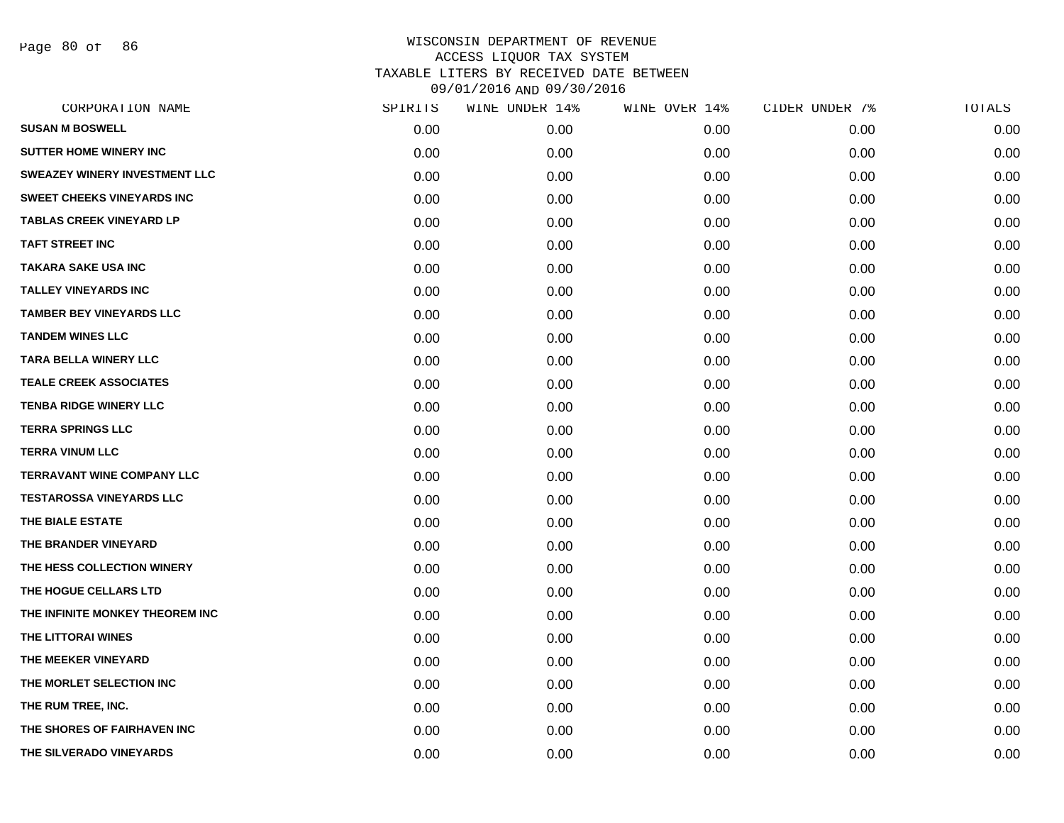# WISCONSIN DEPARTMENT OF REVENUE
## ACCESS LIQUOR TAX SYSTEM
## TAXABLE LITERS BY RECEIVED DATE BETWEEN 09/01/2016 AND 09/30/2016

| CORPORATION NAME | SPIRITS | WINE UNDER 14% | WINE OVER 14% | CIDER UNDER 7% | TOTALS |
|---|---|---|---|---|---|
| SUSAN M BOSWELL | 0.00 | 0.00 | 0.00 | 0.00 | 0.00 |
| SUTTER HOME WINERY INC | 0.00 | 0.00 | 0.00 | 0.00 | 0.00 |
| SWEAZEY WINERY INVESTMENT LLC | 0.00 | 0.00 | 0.00 | 0.00 | 0.00 |
| SWEET CHEEKS VINEYARDS INC | 0.00 | 0.00 | 0.00 | 0.00 | 0.00 |
| TABLAS CREEK VINEYARD LP | 0.00 | 0.00 | 0.00 | 0.00 | 0.00 |
| TAFT STREET INC | 0.00 | 0.00 | 0.00 | 0.00 | 0.00 |
| TAKARA SAKE USA INC | 0.00 | 0.00 | 0.00 | 0.00 | 0.00 |
| TALLEY VINEYARDS INC | 0.00 | 0.00 | 0.00 | 0.00 | 0.00 |
| TAMBER BEY VINEYARDS LLC | 0.00 | 0.00 | 0.00 | 0.00 | 0.00 |
| TANDEM WINES LLC | 0.00 | 0.00 | 0.00 | 0.00 | 0.00 |
| TARA BELLA WINERY LLC | 0.00 | 0.00 | 0.00 | 0.00 | 0.00 |
| TEALE CREEK ASSOCIATES | 0.00 | 0.00 | 0.00 | 0.00 | 0.00 |
| TENBA RIDGE WINERY LLC | 0.00 | 0.00 | 0.00 | 0.00 | 0.00 |
| TERRA SPRINGS LLC | 0.00 | 0.00 | 0.00 | 0.00 | 0.00 |
| TERRA VINUM LLC | 0.00 | 0.00 | 0.00 | 0.00 | 0.00 |
| TERRAVANT WINE COMPANY LLC | 0.00 | 0.00 | 0.00 | 0.00 | 0.00 |
| TESTAROSSA VINEYARDS LLC | 0.00 | 0.00 | 0.00 | 0.00 | 0.00 |
| THE BIALE ESTATE | 0.00 | 0.00 | 0.00 | 0.00 | 0.00 |
| THE BRANDER VINEYARD | 0.00 | 0.00 | 0.00 | 0.00 | 0.00 |
| THE HESS COLLECTION WINERY | 0.00 | 0.00 | 0.00 | 0.00 | 0.00 |
| THE HOGUE CELLARS LTD | 0.00 | 0.00 | 0.00 | 0.00 | 0.00 |
| THE INFINITE MONKEY THEOREM INC | 0.00 | 0.00 | 0.00 | 0.00 | 0.00 |
| THE LITTORAI WINES | 0.00 | 0.00 | 0.00 | 0.00 | 0.00 |
| THE MEEKER VINEYARD | 0.00 | 0.00 | 0.00 | 0.00 | 0.00 |
| THE MORLET SELECTION INC | 0.00 | 0.00 | 0.00 | 0.00 | 0.00 |
| THE RUM TREE, INC. | 0.00 | 0.00 | 0.00 | 0.00 | 0.00 |
| THE SHORES OF FAIRHAVEN INC | 0.00 | 0.00 | 0.00 | 0.00 | 0.00 |
| THE SILVERADO VINEYARDS | 0.00 | 0.00 | 0.00 | 0.00 | 0.00 |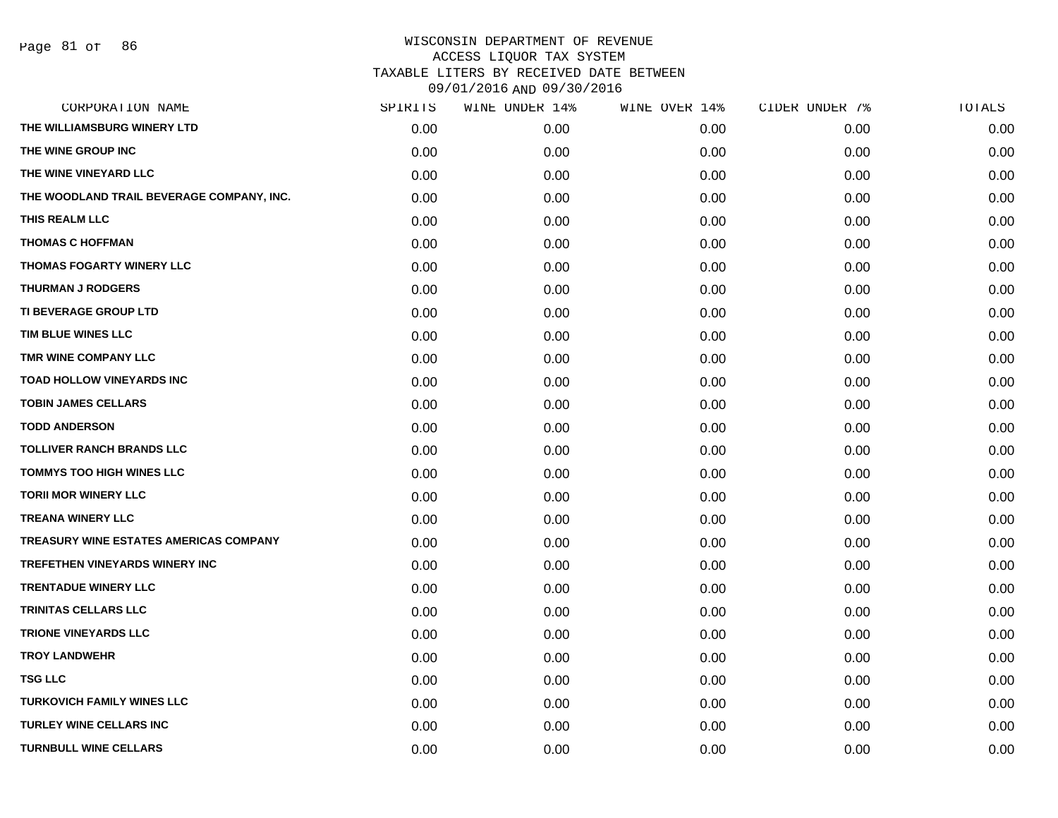# WISCONSIN DEPARTMENT OF REVENUE
## ACCESS LIQUOR TAX SYSTEM
## TAXABLE LITERS BY RECEIVED DATE BETWEEN 09/01/2016 AND 09/30/2016

| CORPORATION NAME | SPIRITS | WINE UNDER 14% | WINE OVER 14% | CIDER UNDER 7% | TOTALS |
|---|---|---|---|---|---|
| THE WILLIAMSBURG WINERY LTD | 0.00 | 0.00 | 0.00 | 0.00 | 0.00 |
| THE WINE GROUP INC | 0.00 | 0.00 | 0.00 | 0.00 | 0.00 |
| THE WINE VINEYARD LLC | 0.00 | 0.00 | 0.00 | 0.00 | 0.00 |
| THE WOODLAND TRAIL BEVERAGE COMPANY, INC. | 0.00 | 0.00 | 0.00 | 0.00 | 0.00 |
| THIS REALM LLC | 0.00 | 0.00 | 0.00 | 0.00 | 0.00 |
| THOMAS C HOFFMAN | 0.00 | 0.00 | 0.00 | 0.00 | 0.00 |
| THOMAS FOGARTY WINERY LLC | 0.00 | 0.00 | 0.00 | 0.00 | 0.00 |
| THURMAN J RODGERS | 0.00 | 0.00 | 0.00 | 0.00 | 0.00 |
| TI BEVERAGE GROUP LTD | 0.00 | 0.00 | 0.00 | 0.00 | 0.00 |
| TIM BLUE WINES LLC | 0.00 | 0.00 | 0.00 | 0.00 | 0.00 |
| TMR WINE COMPANY LLC | 0.00 | 0.00 | 0.00 | 0.00 | 0.00 |
| TOAD HOLLOW VINEYARDS INC | 0.00 | 0.00 | 0.00 | 0.00 | 0.00 |
| TOBIN JAMES CELLARS | 0.00 | 0.00 | 0.00 | 0.00 | 0.00 |
| TODD ANDERSON | 0.00 | 0.00 | 0.00 | 0.00 | 0.00 |
| TOLLIVER RANCH BRANDS LLC | 0.00 | 0.00 | 0.00 | 0.00 | 0.00 |
| TOMMYS TOO HIGH WINES LLC | 0.00 | 0.00 | 0.00 | 0.00 | 0.00 |
| TORII MOR WINERY LLC | 0.00 | 0.00 | 0.00 | 0.00 | 0.00 |
| TREANA WINERY LLC | 0.00 | 0.00 | 0.00 | 0.00 | 0.00 |
| TREASURY WINE ESTATES AMERICAS COMPANY | 0.00 | 0.00 | 0.00 | 0.00 | 0.00 |
| TREFETHEN VINEYARDS WINERY INC | 0.00 | 0.00 | 0.00 | 0.00 | 0.00 |
| TRENTADUE WINERY LLC | 0.00 | 0.00 | 0.00 | 0.00 | 0.00 |
| TRINITAS CELLARS LLC | 0.00 | 0.00 | 0.00 | 0.00 | 0.00 |
| TRIONE VINEYARDS LLC | 0.00 | 0.00 | 0.00 | 0.00 | 0.00 |
| TROY LANDWEHR | 0.00 | 0.00 | 0.00 | 0.00 | 0.00 |
| TSG LLC | 0.00 | 0.00 | 0.00 | 0.00 | 0.00 |
| TURKOVICH FAMILY WINES LLC | 0.00 | 0.00 | 0.00 | 0.00 | 0.00 |
| TURLEY WINE CELLARS INC | 0.00 | 0.00 | 0.00 | 0.00 | 0.00 |
| TURNBULL WINE CELLARS | 0.00 | 0.00 | 0.00 | 0.00 | 0.00 |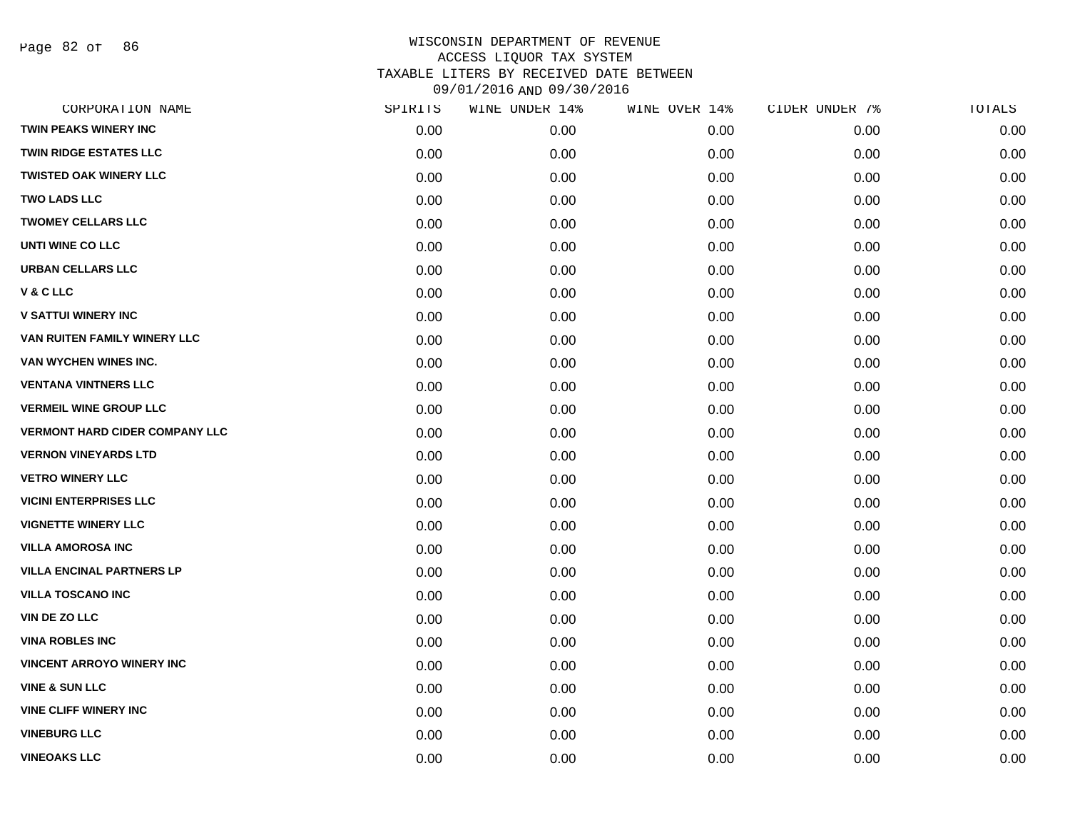# WISCONSIN DEPARTMENT OF REVENUE
## ACCESS LIQUOR TAX SYSTEM
## TAXABLE LITERS BY RECEIVED DATE BETWEEN 09/01/2016 AND 09/30/2016

| CORPORATION NAME | SPIRITS | WINE UNDER 14% | WINE OVER 14% | CIDER UNDER 7% | TOTALS |
|---|---|---|---|---|---|
| TWIN PEAKS WINERY INC | 0.00 | 0.00 | 0.00 | 0.00 | 0.00 |
| TWIN RIDGE ESTATES LLC | 0.00 | 0.00 | 0.00 | 0.00 | 0.00 |
| TWISTED OAK WINERY LLC | 0.00 | 0.00 | 0.00 | 0.00 | 0.00 |
| TWO LADS LLC | 0.00 | 0.00 | 0.00 | 0.00 | 0.00 |
| TWOMEY CELLARS LLC | 0.00 | 0.00 | 0.00 | 0.00 | 0.00 |
| UNTI WINE CO LLC | 0.00 | 0.00 | 0.00 | 0.00 | 0.00 |
| URBAN CELLARS LLC | 0.00 | 0.00 | 0.00 | 0.00 | 0.00 |
| V & C LLC | 0.00 | 0.00 | 0.00 | 0.00 | 0.00 |
| V SATTUI WINERY INC | 0.00 | 0.00 | 0.00 | 0.00 | 0.00 |
| VAN RUITEN FAMILY WINERY LLC | 0.00 | 0.00 | 0.00 | 0.00 | 0.00 |
| VAN WYCHEN WINES INC. | 0.00 | 0.00 | 0.00 | 0.00 | 0.00 |
| VENTANA VINTNERS LLC | 0.00 | 0.00 | 0.00 | 0.00 | 0.00 |
| VERMEIL WINE GROUP LLC | 0.00 | 0.00 | 0.00 | 0.00 | 0.00 |
| VERMONT HARD CIDER COMPANY LLC | 0.00 | 0.00 | 0.00 | 0.00 | 0.00 |
| VERNON VINEYARDS LTD | 0.00 | 0.00 | 0.00 | 0.00 | 0.00 |
| VETRO WINERY LLC | 0.00 | 0.00 | 0.00 | 0.00 | 0.00 |
| VICINI ENTERPRISES LLC | 0.00 | 0.00 | 0.00 | 0.00 | 0.00 |
| VIGNETTE WINERY LLC | 0.00 | 0.00 | 0.00 | 0.00 | 0.00 |
| VILLA AMOROSA INC | 0.00 | 0.00 | 0.00 | 0.00 | 0.00 |
| VILLA ENCINAL PARTNERS LP | 0.00 | 0.00 | 0.00 | 0.00 | 0.00 |
| VILLA TOSCANO INC | 0.00 | 0.00 | 0.00 | 0.00 | 0.00 |
| VIN DE ZO LLC | 0.00 | 0.00 | 0.00 | 0.00 | 0.00 |
| VINA ROBLES INC | 0.00 | 0.00 | 0.00 | 0.00 | 0.00 |
| VINCENT ARROYO WINERY INC | 0.00 | 0.00 | 0.00 | 0.00 | 0.00 |
| VINE & SUN LLC | 0.00 | 0.00 | 0.00 | 0.00 | 0.00 |
| VINE CLIFF WINERY INC | 0.00 | 0.00 | 0.00 | 0.00 | 0.00 |
| VINEBURG LLC | 0.00 | 0.00 | 0.00 | 0.00 | 0.00 |
| VINEOAKS LLC | 0.00 | 0.00 | 0.00 | 0.00 | 0.00 |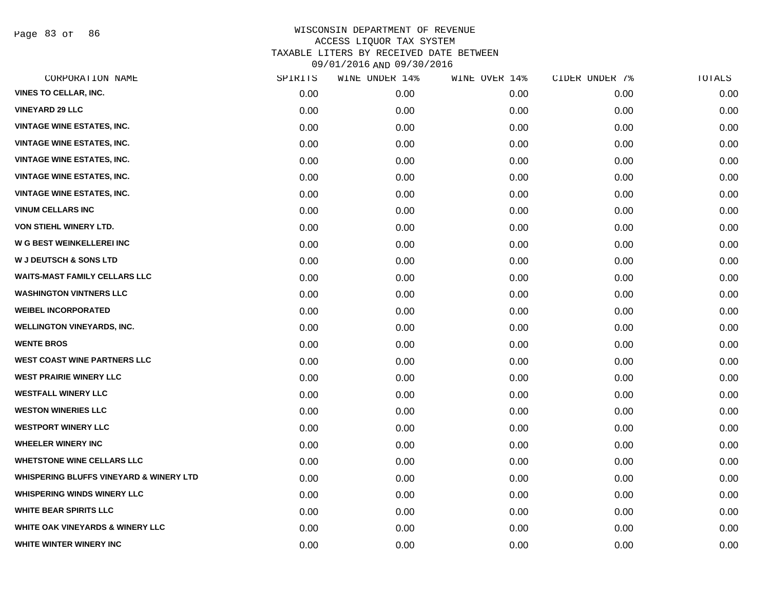WISCONSIN DEPARTMENT OF REVENUE
ACCESS LIQUOR TAX SYSTEM
TAXABLE LITERS BY RECEIVED DATE BETWEEN
09/01/2016 AND 09/30/2016

| CORPORATION NAME | SPIRITS | WINE UNDER 14% | WINE OVER 14% | CIDER UNDER 7% | TOTALS |
|---|---|---|---|---|---|
| VINES TO CELLAR, INC. | 0.00 | 0.00 | 0.00 | 0.00 | 0.00 |
| VINEYARD 29 LLC | 0.00 | 0.00 | 0.00 | 0.00 | 0.00 |
| VINTAGE WINE ESTATES, INC. | 0.00 | 0.00 | 0.00 | 0.00 | 0.00 |
| VINTAGE WINE ESTATES, INC. | 0.00 | 0.00 | 0.00 | 0.00 | 0.00 |
| VINTAGE WINE ESTATES, INC. | 0.00 | 0.00 | 0.00 | 0.00 | 0.00 |
| VINTAGE WINE ESTATES, INC. | 0.00 | 0.00 | 0.00 | 0.00 | 0.00 |
| VINTAGE WINE ESTATES, INC. | 0.00 | 0.00 | 0.00 | 0.00 | 0.00 |
| VINUM CELLARS INC | 0.00 | 0.00 | 0.00 | 0.00 | 0.00 |
| VON STIEHL WINERY LTD. | 0.00 | 0.00 | 0.00 | 0.00 | 0.00 |
| W G BEST WEINKELLEREI INC | 0.00 | 0.00 | 0.00 | 0.00 | 0.00 |
| W J DEUTSCH & SONS LTD | 0.00 | 0.00 | 0.00 | 0.00 | 0.00 |
| WAITS-MAST FAMILY CELLARS LLC | 0.00 | 0.00 | 0.00 | 0.00 | 0.00 |
| WASHINGTON VINTNERS LLC | 0.00 | 0.00 | 0.00 | 0.00 | 0.00 |
| WEIBEL INCORPORATED | 0.00 | 0.00 | 0.00 | 0.00 | 0.00 |
| WELLINGTON VINEYARDS, INC. | 0.00 | 0.00 | 0.00 | 0.00 | 0.00 |
| WENTE BROS | 0.00 | 0.00 | 0.00 | 0.00 | 0.00 |
| WEST COAST WINE PARTNERS LLC | 0.00 | 0.00 | 0.00 | 0.00 | 0.00 |
| WEST PRAIRIE WINERY LLC | 0.00 | 0.00 | 0.00 | 0.00 | 0.00 |
| WESTFALL WINERY LLC | 0.00 | 0.00 | 0.00 | 0.00 | 0.00 |
| WESTON WINERIES LLC | 0.00 | 0.00 | 0.00 | 0.00 | 0.00 |
| WESTPORT WINERY LLC | 0.00 | 0.00 | 0.00 | 0.00 | 0.00 |
| WHEELER WINERY INC | 0.00 | 0.00 | 0.00 | 0.00 | 0.00 |
| WHETSTONE WINE CELLARS LLC | 0.00 | 0.00 | 0.00 | 0.00 | 0.00 |
| WHISPERING BLUFFS VINEYARD & WINERY LTD | 0.00 | 0.00 | 0.00 | 0.00 | 0.00 |
| WHISPERING WINDS WINERY LLC | 0.00 | 0.00 | 0.00 | 0.00 | 0.00 |
| WHITE BEAR SPIRITS LLC | 0.00 | 0.00 | 0.00 | 0.00 | 0.00 |
| WHITE OAK VINEYARDS & WINERY LLC | 0.00 | 0.00 | 0.00 | 0.00 | 0.00 |
| WHITE WINTER WINERY INC | 0.00 | 0.00 | 0.00 | 0.00 | 0.00 |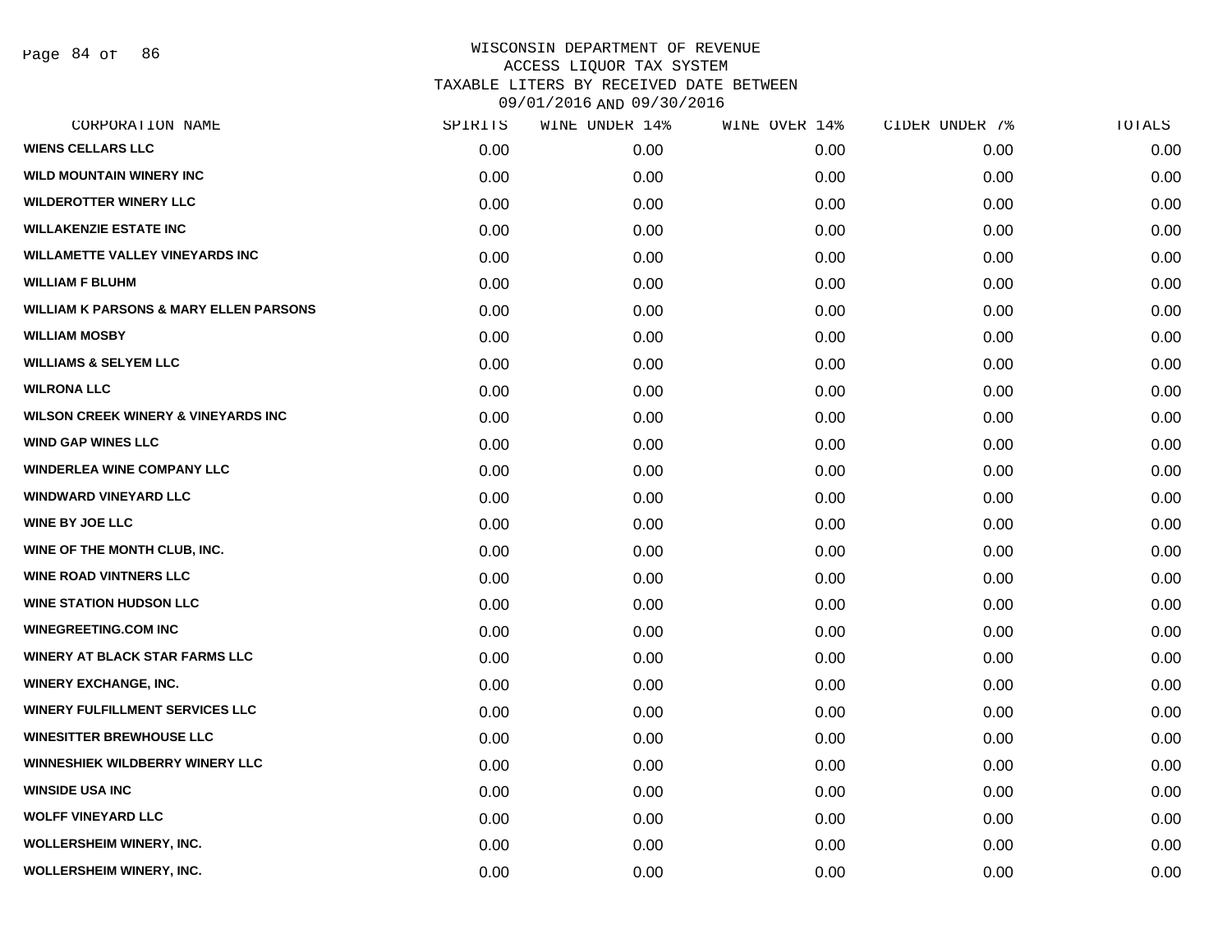WISCONSIN DEPARTMENT OF REVENUE
ACCESS LIQUOR TAX SYSTEM
TAXABLE LITERS BY RECEIVED DATE BETWEEN
09/01/2016 AND 09/30/2016

| CORPORATION NAME | SPIRITS | WINE UNDER 14% | WINE OVER 14% | CIDER UNDER 7% | TOTALS |
|---|---|---|---|---|---|
| WIENS CELLARS LLC | 0.00 | 0.00 | 0.00 | 0.00 | 0.00 |
| WILD MOUNTAIN WINERY INC | 0.00 | 0.00 | 0.00 | 0.00 | 0.00 |
| WILDEROTTER WINERY LLC | 0.00 | 0.00 | 0.00 | 0.00 | 0.00 |
| WILLAKENZIE ESTATE INC | 0.00 | 0.00 | 0.00 | 0.00 | 0.00 |
| WILLAMETTE VALLEY VINEYARDS INC | 0.00 | 0.00 | 0.00 | 0.00 | 0.00 |
| WILLIAM F BLUHM | 0.00 | 0.00 | 0.00 | 0.00 | 0.00 |
| WILLIAM K PARSONS & MARY ELLEN PARSONS | 0.00 | 0.00 | 0.00 | 0.00 | 0.00 |
| WILLIAM MOSBY | 0.00 | 0.00 | 0.00 | 0.00 | 0.00 |
| WILLIAMS & SELYEM LLC | 0.00 | 0.00 | 0.00 | 0.00 | 0.00 |
| WILRONA LLC | 0.00 | 0.00 | 0.00 | 0.00 | 0.00 |
| WILSON CREEK WINERY & VINEYARDS INC | 0.00 | 0.00 | 0.00 | 0.00 | 0.00 |
| WIND GAP WINES LLC | 0.00 | 0.00 | 0.00 | 0.00 | 0.00 |
| WINDERLEA WINE COMPANY LLC | 0.00 | 0.00 | 0.00 | 0.00 | 0.00 |
| WINDWARD VINEYARD LLC | 0.00 | 0.00 | 0.00 | 0.00 | 0.00 |
| WINE BY JOE LLC | 0.00 | 0.00 | 0.00 | 0.00 | 0.00 |
| WINE OF THE MONTH CLUB, INC. | 0.00 | 0.00 | 0.00 | 0.00 | 0.00 |
| WINE ROAD VINTNERS LLC | 0.00 | 0.00 | 0.00 | 0.00 | 0.00 |
| WINE STATION HUDSON LLC | 0.00 | 0.00 | 0.00 | 0.00 | 0.00 |
| WINEGREETING.COM INC | 0.00 | 0.00 | 0.00 | 0.00 | 0.00 |
| WINERY AT BLACK STAR FARMS LLC | 0.00 | 0.00 | 0.00 | 0.00 | 0.00 |
| WINERY EXCHANGE, INC. | 0.00 | 0.00 | 0.00 | 0.00 | 0.00 |
| WINERY FULFILLMENT SERVICES LLC | 0.00 | 0.00 | 0.00 | 0.00 | 0.00 |
| WINESITTER BREWHOUSE LLC | 0.00 | 0.00 | 0.00 | 0.00 | 0.00 |
| WINNESHIEK WILDBERRY WINERY LLC | 0.00 | 0.00 | 0.00 | 0.00 | 0.00 |
| WINSIDE USA INC | 0.00 | 0.00 | 0.00 | 0.00 | 0.00 |
| WOLFF VINEYARD LLC | 0.00 | 0.00 | 0.00 | 0.00 | 0.00 |
| WOLLERSHEIM WINERY, INC. | 0.00 | 0.00 | 0.00 | 0.00 | 0.00 |
| WOLLERSHEIM WINERY, INC. | 0.00 | 0.00 | 0.00 | 0.00 | 0.00 |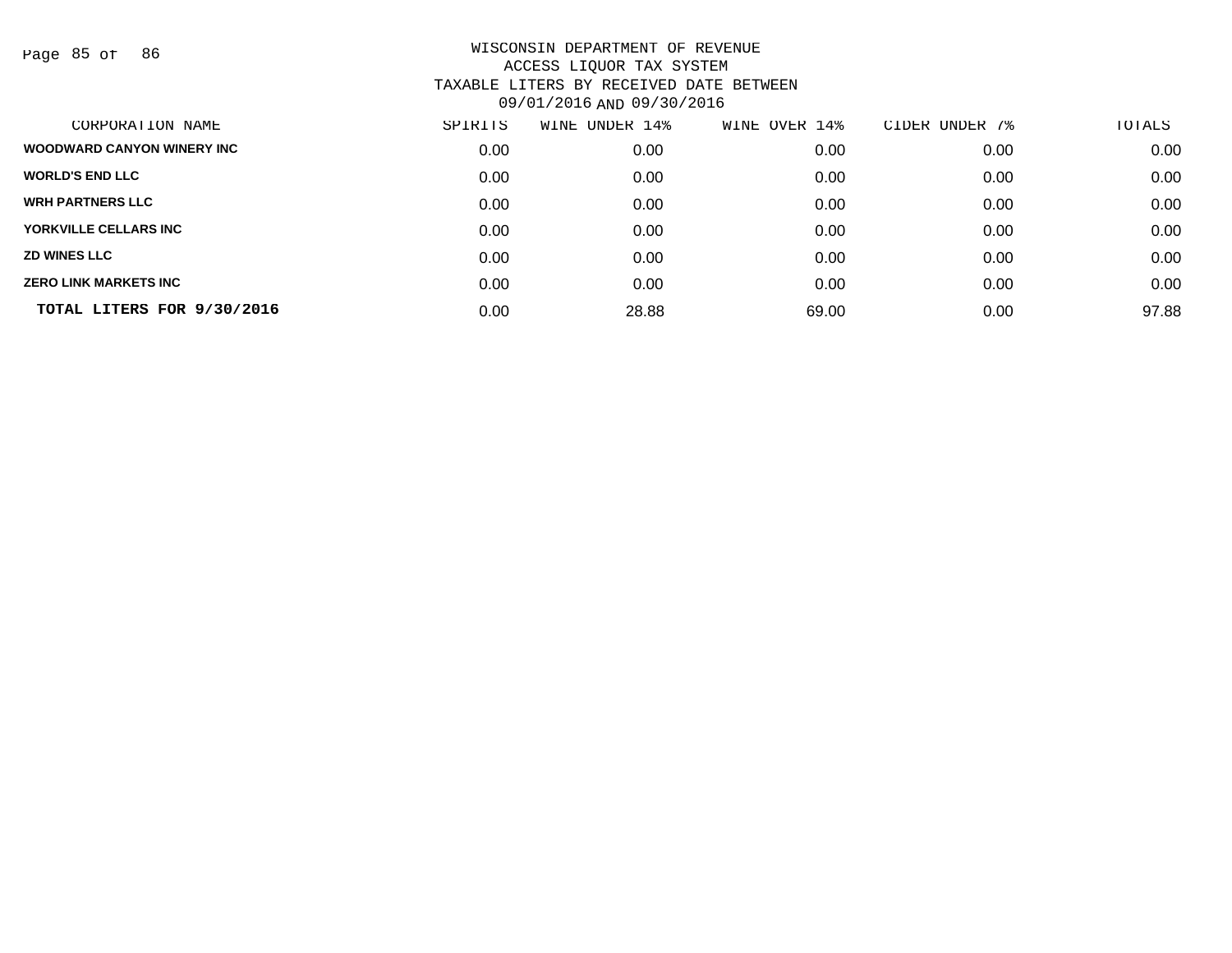# WISCONSIN DEPARTMENT OF REVENUE
## ACCESS LIQUOR TAX SYSTEM
## TAXABLE LITERS BY RECEIVED DATE BETWEEN 09/01/2016 AND 09/30/2016

| CORPORATION NAME | SPIRITS | WINE UNDER 14% | WINE OVER 14% | CIDER UNDER 7% | TOTALS |
|---|---|---|---|---|---|
| **WOODWARD CANYON WINERY INC** | 0.00 | 0.00 | 0.00 | 0.00 | 0.00 |
| **WORLD'S END LLC** | 0.00 | 0.00 | 0.00 | 0.00 | 0.00 |
| **WRH PARTNERS LLC** | 0.00 | 0.00 | 0.00 | 0.00 | 0.00 |
| **YORKVILLE CELLARS INC** | 0.00 | 0.00 | 0.00 | 0.00 | 0.00 |
| **ZD WINES LLC** | 0.00 | 0.00 | 0.00 | 0.00 | 0.00 |
| **ZERO LINK MARKETS INC** | 0.00 | 0.00 | 0.00 | 0.00 | 0.00 |
| **TOTAL LITERS FOR 9/30/2016** | 0.00 | 28.88 | 69.00 | 0.00 | 97.88 |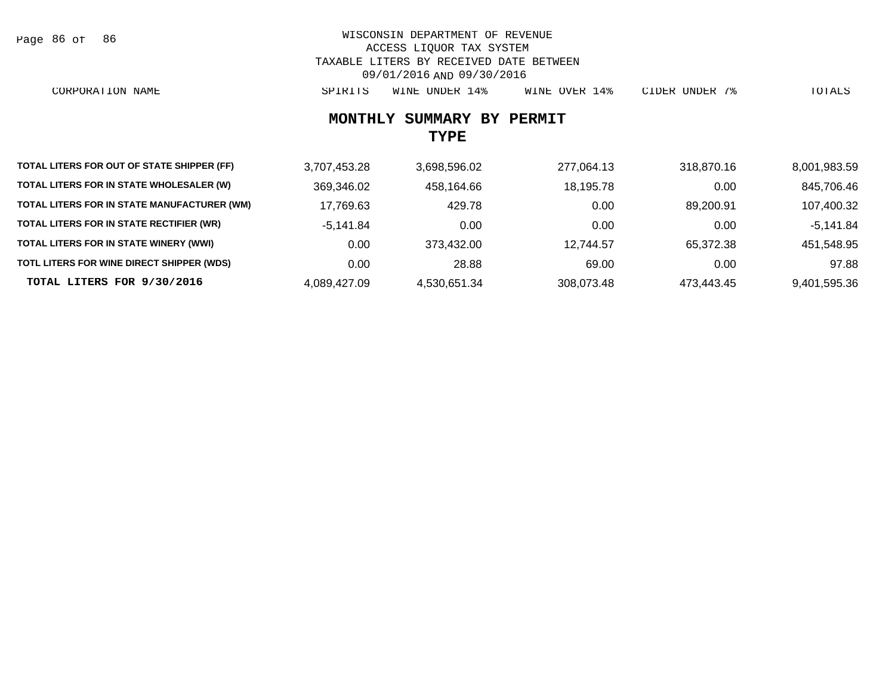WISCONSIN DEPARTMENT OF REVENUE
ACCESS LIQUOR TAX SYSTEM
TAXABLE LITERS BY RECEIVED DATE BETWEEN
09/01/2016 AND 09/30/2016

## MONTHLY SUMMARY BY PERMIT TYPE

| CORPORATION NAME | SPIRITS | WINE UNDER 14% | WINE OVER 14% | CIDER UNDER 7% | TOTALS |
|---|---|---|---|---|---|
| TOTAL LITERS FOR OUT OF STATE SHIPPER (FF) | 3,707,453.28 | 3,698,596.02 | 277,064.13 | 318,870.16 | 8,001,983.59 |
| TOTAL LITERS FOR IN STATE WHOLESALER (W) | 369,346.02 | 458,164.66 | 18,195.78 | 0.00 | 845,706.46 |
| TOTAL LITERS FOR IN STATE MANUFACTURER (WM) | 17,769.63 | 429.78 | 0.00 | 89,200.91 | 107,400.32 |
| TOTAL LITERS FOR IN STATE RECTIFIER (WR) | -5,141.84 | 0.00 | 0.00 | 0.00 | -5,141.84 |
| TOTAL LITERS FOR IN STATE WINERY (WWI) | 0.00 | 373,432.00 | 12,744.57 | 65,372.38 | 451,548.95 |
| TOTL LITERS FOR WINE DIRECT SHIPPER (WDS) | 0.00 | 28.88 | 69.00 | 0.00 | 97.88 |
| **TOTAL LITERS FOR 9/30/2016** | 4,089,427.09 | 4,530,651.34 | 308,073.48 | 473,443.45 | 9,401,595.36 |